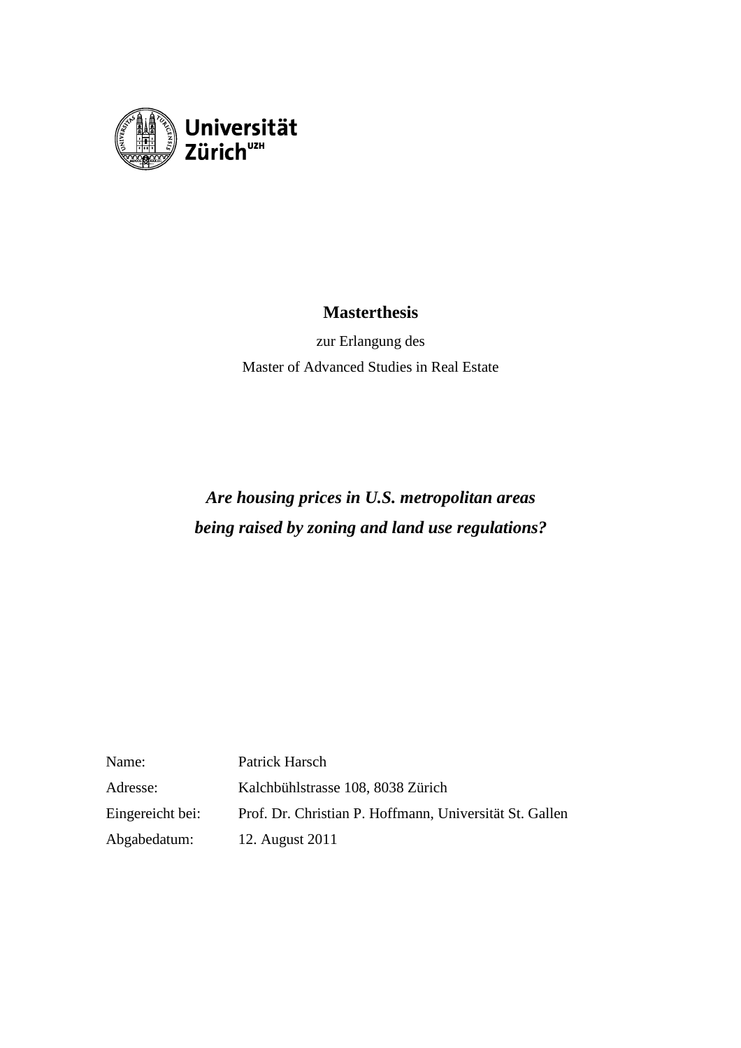Universität Zürich[UZH]

**Masterthesis**

zur Erlangung des

Master of Advanced Studies in Real Estate

# *Are housing prices in U.S. metropolitan areas being raised by zoning and land use regulations?*

| | |
|---|---|
| Name: | Patrick Harsch |
| Adresse: | Kalchbühlstrasse 108, 8038 Zürich |
| Eingereicht bei: | Prof. Dr. Christian P. Hoffmann, Universität St. Gallen |
| Abgabedatum: | 12. August 2011 |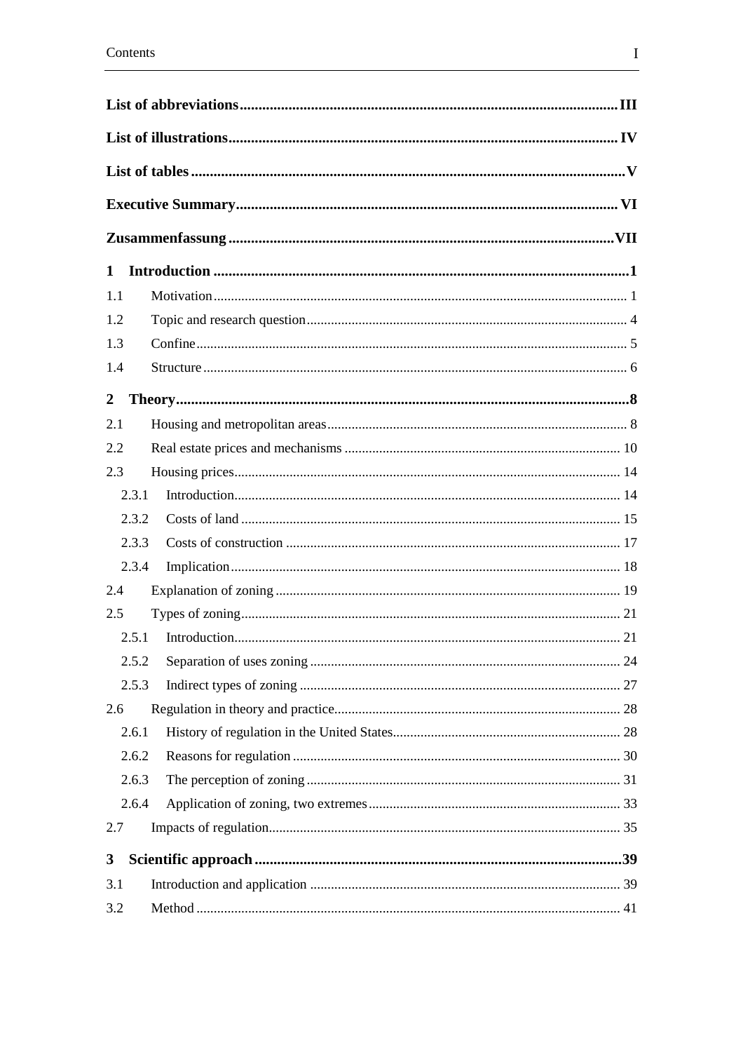# Contents

**List of abbreviations** ..... **III**

**List of illustrations** ..... **IV**

**List of tables** ..... **V**

**Executive Summary** ..... **VI**

**Zusammenfassung** ..... **VII**

**1 Introduction** ..... **1**

1.1 Motivation ..... 1

1.2 Topic and research question ..... 4

1.3 Confine ..... 5

1.4 Structure ..... 6

**2 Theory** ..... **8**

2.1 Housing and metropolitan areas ..... 8

2.2 Real estate prices and mechanisms ..... 10

2.3 Housing prices ..... 14

2.3.1 Introduction ..... 14

2.3.2 Costs of land ..... 15

2.3.3 Costs of construction ..... 17

2.3.4 Implication ..... 18

2.4 Explanation of zoning ..... 19

2.5 Types of zoning ..... 21

2.5.1 Introduction ..... 21

2.5.2 Separation of uses zoning ..... 24

2.5.3 Indirect types of zoning ..... 27

2.6 Regulation in theory and practice ..... 28

2.6.1 History of regulation in the United States ..... 28

2.6.2 Reasons for regulation ..... 30

2.6.3 The perception of zoning ..... 31

2.6.4 Application of zoning, two extremes ..... 33

2.7 Impacts of regulation ..... 35

**3 Scientific approach** ..... **39**

3.1 Introduction and application ..... 39

3.2 Method ..... 41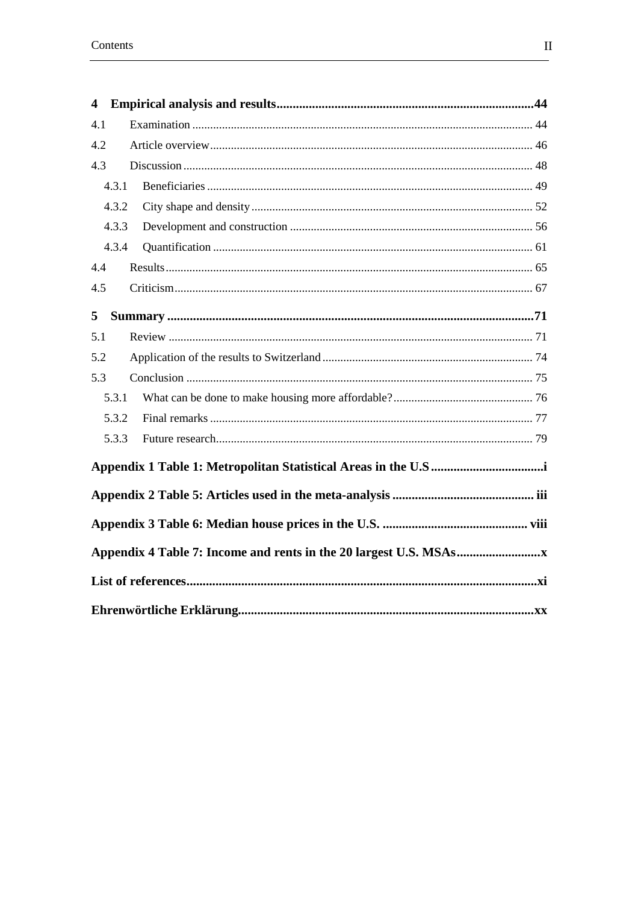**4 Empirical analysis and results** ..... **44**

4.1 Examination ..... 44

4.2 Article overview ..... 46

4.3 Discussion ..... 48

4.3.1 Beneficiaries ..... 49

4.3.2 City shape and density ..... 52

4.3.3 Development and construction ..... 56

4.3.4 Quantification ..... 61

4.4 Results ..... 65

4.5 Criticism ..... 67

**5 Summary** ..... **71**

5.1 Review ..... 71

5.2 Application of the results to Switzerland ..... 74

5.3 Conclusion ..... 75

5.3.1 What can be done to make housing more affordable? ..... 76

5.3.2 Final remarks ..... 77

5.3.3 Future research ..... 79

**Appendix 1 Table 1: Metropolitan Statistical Areas in the U.S** ..... **i**

**Appendix 2 Table 5: Articles used in the meta-analysis** ..... **iii**

**Appendix 3 Table 6: Median house prices in the U.S.** ..... **viii**

**Appendix 4 Table 7: Income and rents in the 20 largest U.S. MSAs** ..... **x**

**List of references** ..... **xi**

**Ehrenwörtliche Erklärung** ..... **xx**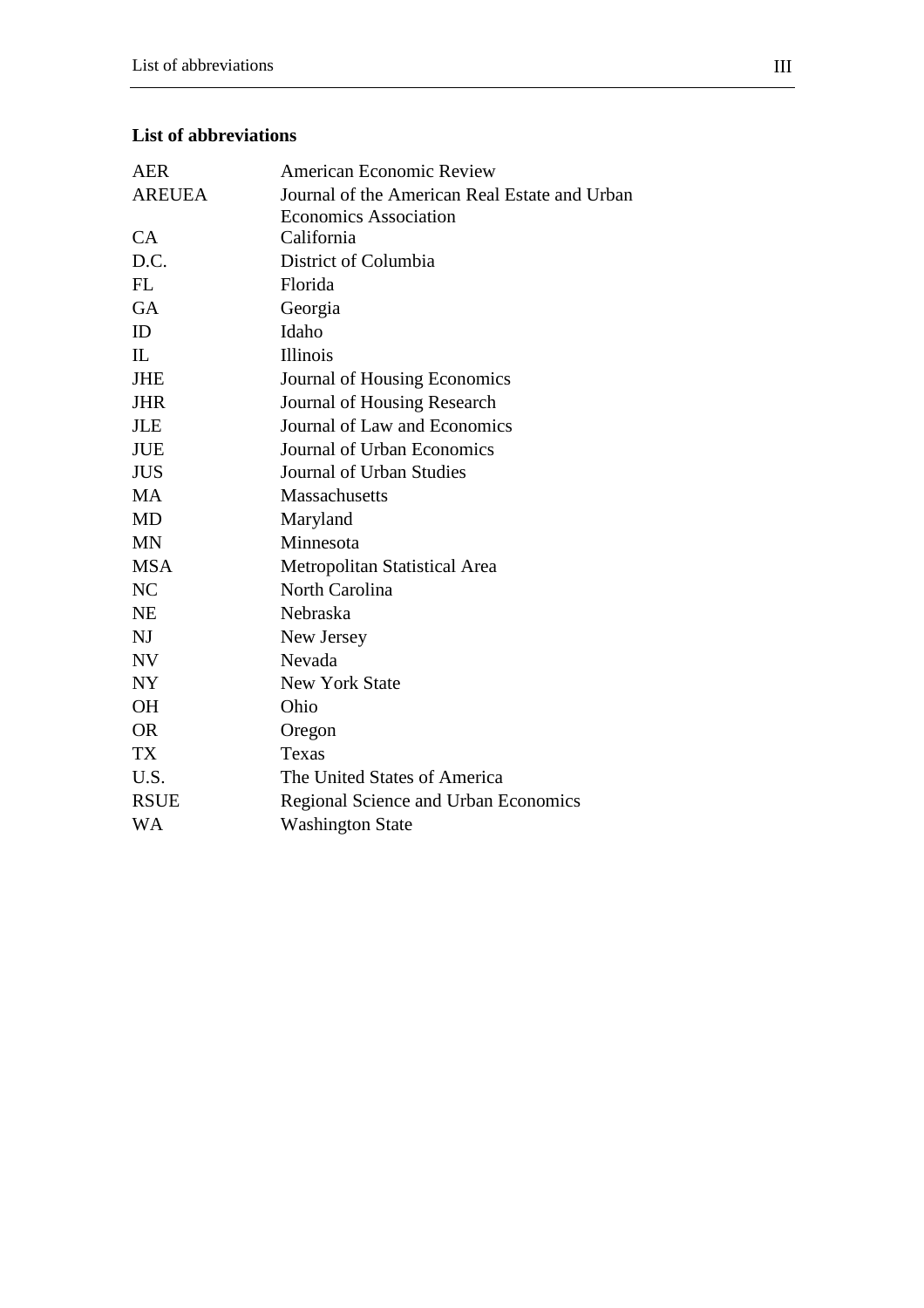## List of abbreviations

| | |
|---|---|
| AER | American Economic Review |
| AREUEA | Journal of the American Real Estate and Urban Economics Association |
| CA | California |
| D.C. | District of Columbia |
| FL | Florida |
| GA | Georgia |
| ID | Idaho |
| IL | Illinois |
| JHE | Journal of Housing Economics |
| JHR | Journal of Housing Research |
| JLE | Journal of Law and Economics |
| JUE | Journal of Urban Economics |
| JUS | Journal of Urban Studies |
| MA | Massachusetts |
| MD | Maryland |
| MN | Minnesota |
| MSA | Metropolitan Statistical Area |
| NC | North Carolina |
| NE | Nebraska |
| NJ | New Jersey |
| NV | Nevada |
| NY | New York State |
| OH | Ohio |
| OR | Oregon |
| TX | Texas |
| U.S. | The United States of America |
| RSUE | Regional Science and Urban Economics |
| WA | Washington State |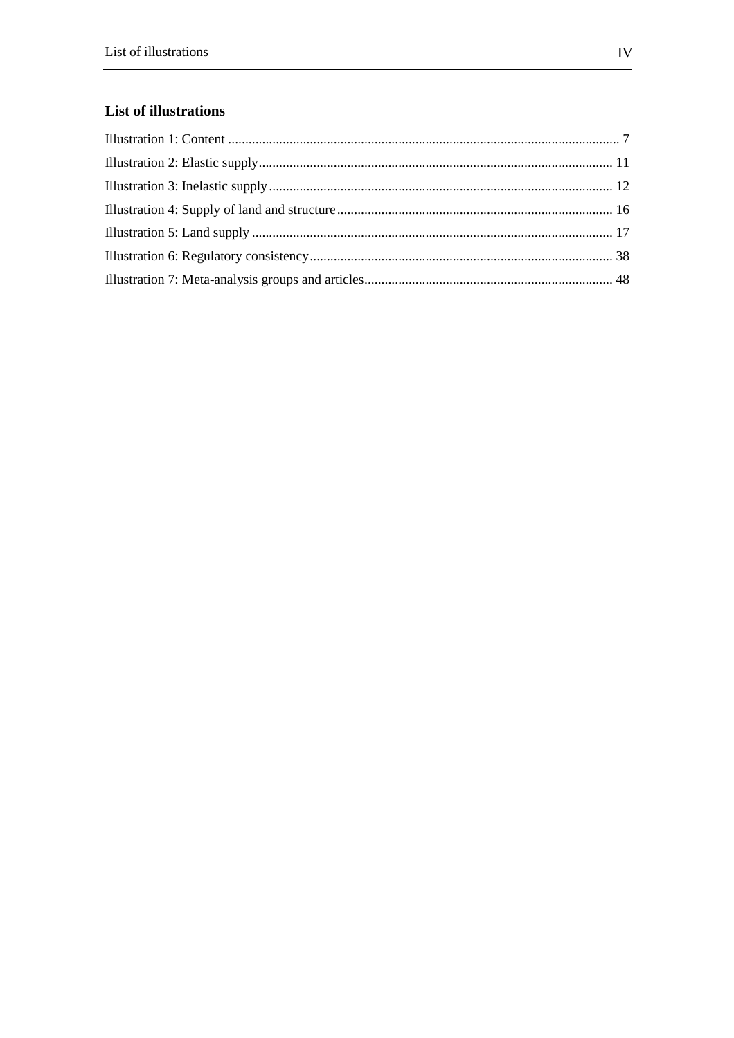## List of illustrations

Illustration 1: Content ........................................................................................................ 7

Illustration 2: Elastic supply....................................................................................................... 11

Illustration 3: Inelastic supply.................................................................................................... 12

Illustration 4: Supply of land and structure................................................................................ 16

Illustration 5: Land supply ......................................................................................................... 17

Illustration 6: Regulatory consistency........................................................................................ 38

Illustration 7: Meta-analysis groups and articles........................................................................ 48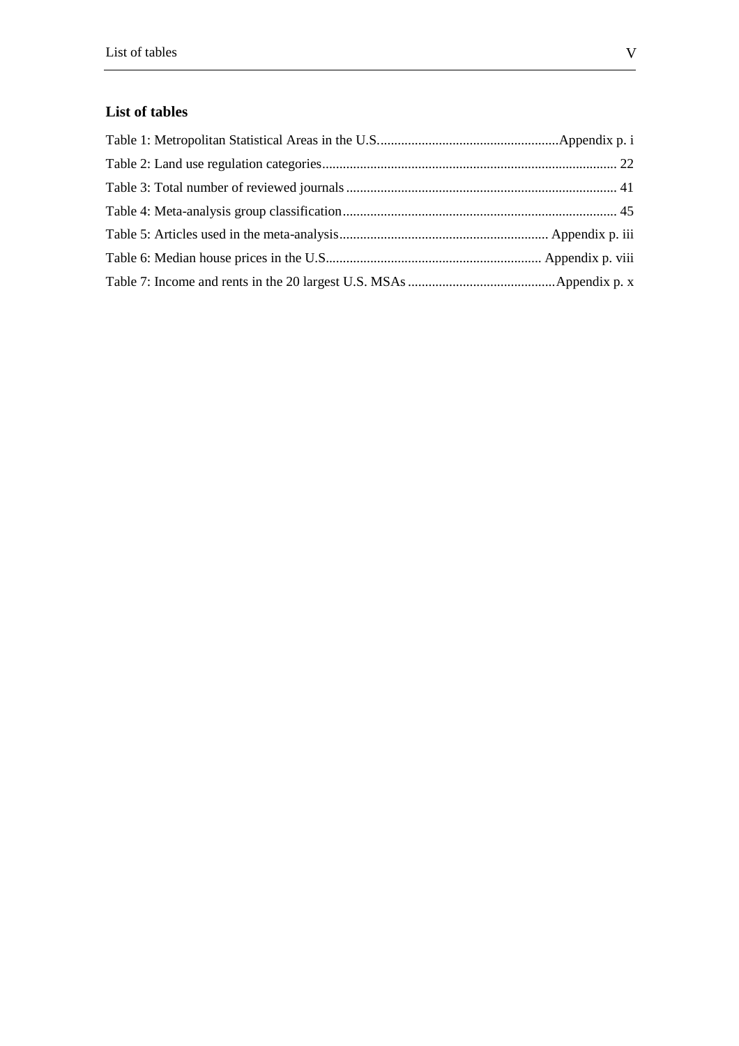## List of tables

Table 1: Metropolitan Statistical Areas in the U.S. .................................................... Appendix p. i

Table 2: Land use regulation categories ..................................................................................... 22

Table 3: Total number of reviewed journals ............................................................................... 41

Table 4: Meta-analysis group classification ................................................................................ 45

Table 5: Articles used in the meta-analysis ............................................................. Appendix p. iii

Table 6: Median house prices in the U.S. ............................................................... Appendix p. viii

Table 7: Income and rents in the 20 largest U.S. MSAs ........................................... Appendix p. x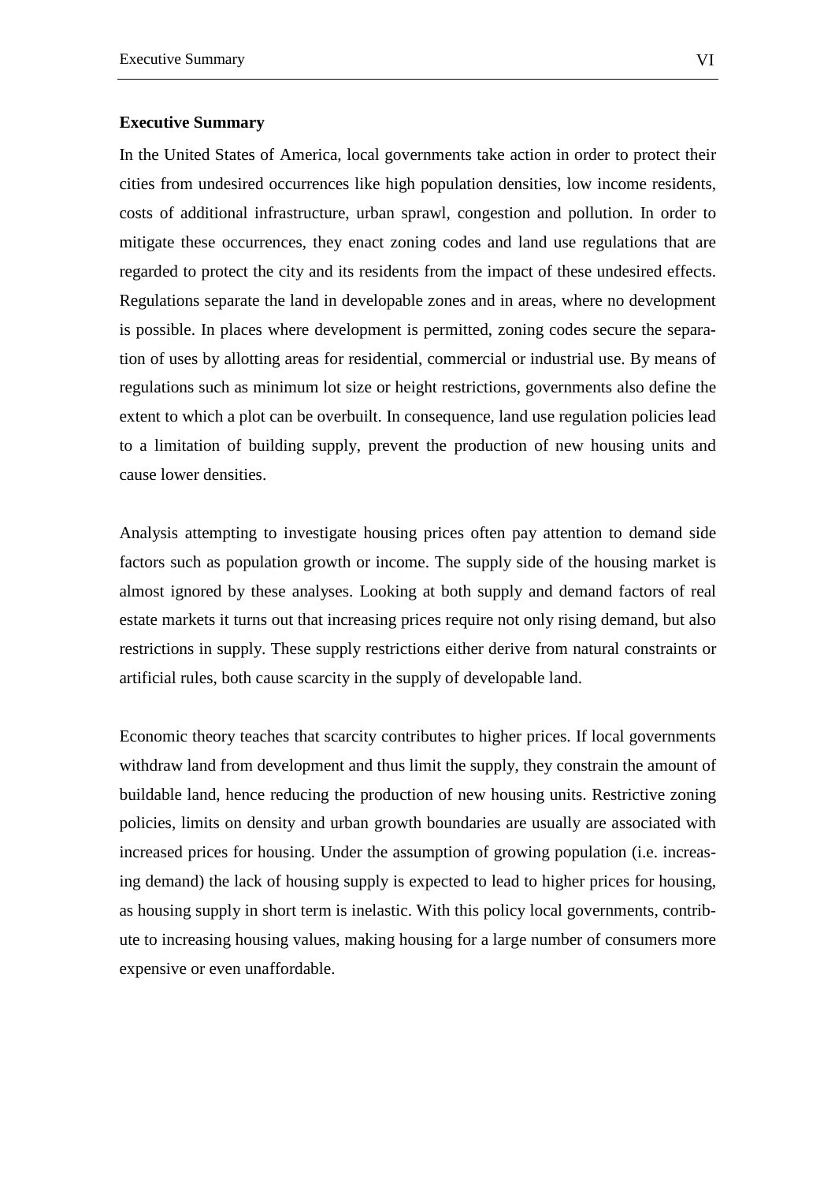**Executive Summary**

In the United States of America, local governments take action in order to protect their cities from undesired occurrences like high population densities, low income residents, costs of additional infrastructure, urban sprawl, congestion and pollution. In order to mitigate these occurrences, they enact zoning codes and land use regulations that are regarded to protect the city and its residents from the impact of these undesired effects. Regulations separate the land in developable zones and in areas, where no development is possible. In places where development is permitted, zoning codes secure the separation of uses by allotting areas for residential, commercial or industrial use. By means of regulations such as minimum lot size or height restrictions, governments also define the extent to which a plot can be overbuilt. In consequence, land use regulation policies lead to a limitation of building supply, prevent the production of new housing units and cause lower densities.

Analysis attempting to investigate housing prices often pay attention to demand side factors such as population growth or income. The supply side of the housing market is almost ignored by these analyses. Looking at both supply and demand factors of real estate markets it turns out that increasing prices require not only rising demand, but also restrictions in supply. These supply restrictions either derive from natural constraints or artificial rules, both cause scarcity in the supply of developable land.

Economic theory teaches that scarcity contributes to higher prices. If local governments withdraw land from development and thus limit the supply, they constrain the amount of buildable land, hence reducing the production of new housing units. Restrictive zoning policies, limits on density and urban growth boundaries are usually are associated with increased prices for housing. Under the assumption of growing population (i.e. increasing demand) the lack of housing supply is expected to lead to higher prices for housing, as housing supply in short term is inelastic. With this policy local governments, contribute to increasing housing values, making housing for a large number of consumers more expensive or even unaffordable.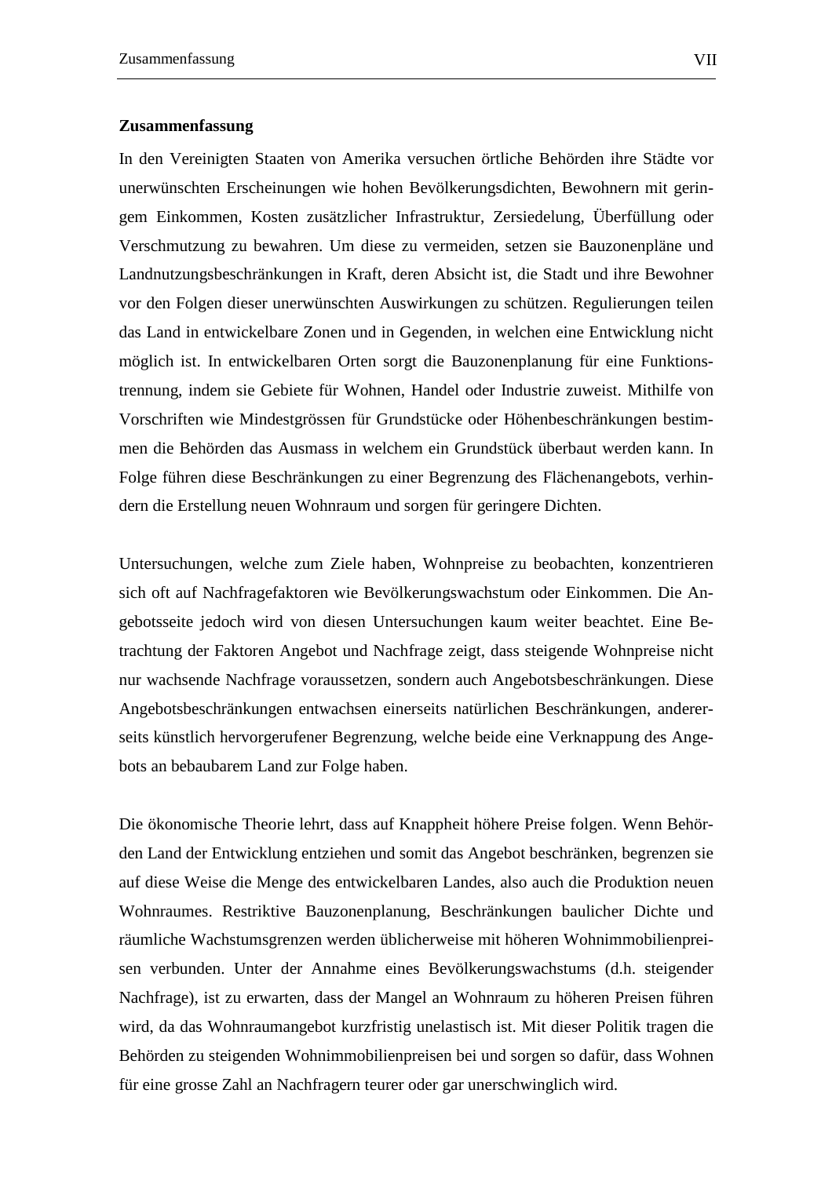## Zusammenfassung

In den Vereinigten Staaten von Amerika versuchen örtliche Behörden ihre Städte vor unerwünschten Erscheinungen wie hohen Bevölkerungsdichten, Bewohnern mit geringem Einkommen, Kosten zusätzlicher Infrastruktur, Zersiedelung, Überfüllung oder Verschmutzung zu bewahren. Um diese zu vermeiden, setzen sie Bauzonenpläne und Landnutzungsbeschränkungen in Kraft, deren Absicht ist, die Stadt und ihre Bewohner vor den Folgen dieser unerwünschten Auswirkungen zu schützen. Regulierungen teilen das Land in entwickelbare Zonen und in Gegenden, in welchen eine Entwicklung nicht möglich ist. In entwickelbaren Orten sorgt die Bauzonenplanung für eine Funktionstrennung, indem sie Gebiete für Wohnen, Handel oder Industrie zuweist. Mithilfe von Vorschriften wie Mindestgrössen für Grundstücke oder Höhenbeschränkungen bestimmen die Behörden das Ausmass in welchem ein Grundstück überbaut werden kann. In Folge führen diese Beschränkungen zu einer Begrenzung des Flächenangebots, verhindern die Erstellung neuen Wohnraum und sorgen für geringere Dichten.

Untersuchungen, welche zum Ziele haben, Wohnpreise zu beobachten, konzentrieren sich oft auf Nachfragefaktoren wie Bevölkerungswachstum oder Einkommen. Die Angebotsseite jedoch wird von diesen Untersuchungen kaum weiter beachtet. Eine Betrachtung der Faktoren Angebot und Nachfrage zeigt, dass steigende Wohnpreise nicht nur wachsende Nachfrage voraussetzen, sondern auch Angebotsbeschränkungen. Diese Angebotsbeschränkungen entwachsen einerseits natürlichen Beschränkungen, andererseits künstlich hervorgerufener Begrenzung, welche beide eine Verknappung des Angebots an bebaubarem Land zur Folge haben.

Die ökonomische Theorie lehrt, dass auf Knappheit höhere Preise folgen. Wenn Behörden Land der Entwicklung entziehen und somit das Angebot beschränken, begrenzen sie auf diese Weise die Menge des entwickelbaren Landes, also auch die Produktion neuen Wohnraumes. Restriktive Bauzonenplanung, Beschränkungen baulicher Dichte und räumliche Wachstumsgrenzen werden üblicherweise mit höheren Wohnimmobilienpreisen verbunden. Unter der Annahme eines Bevölkerungswachstums (d.h. steigender Nachfrage), ist zu erwarten, dass der Mangel an Wohnraum zu höheren Preisen führen wird, da das Wohnraumangebot kurzfristig unelastisch ist. Mit dieser Politik tragen die Behörden zu steigenden Wohnimmobilienpreisen bei und sorgen so dafür, dass Wohnen für eine grosse Zahl an Nachfragern teurer oder gar unerschwinglich wird.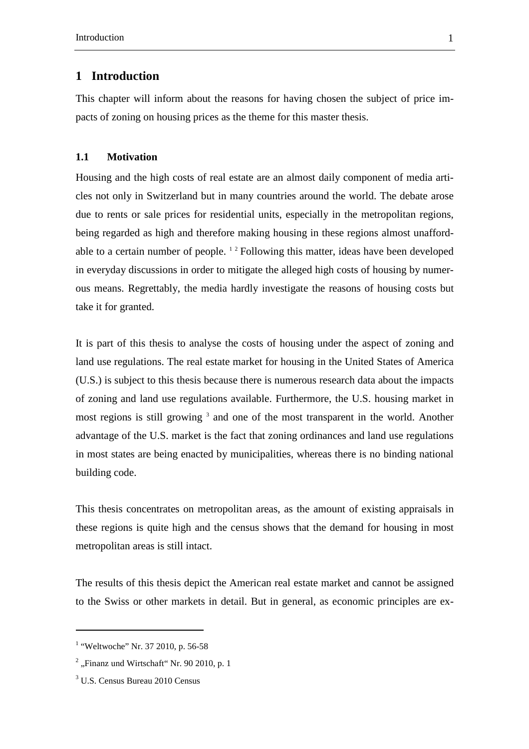# 1 Introduction

This chapter will inform about the reasons for having chosen the subject of price impacts of zoning on housing prices as the theme for this master thesis.

## 1.1 Motivation

Housing and the high costs of real estate are an almost daily component of media articles not only in Switzerland but in many countries around the world. The debate arose due to rents or sale prices for residential units, especially in the metropolitan regions, being regarded as high and therefore making housing in these regions almost unaffordable to a certain number of people. [1] [2] Following this matter, ideas have been developed in everyday discussions in order to mitigate the alleged high costs of housing by numerous means. Regrettably, the media hardly investigate the reasons of housing costs but take it for granted.

It is part of this thesis to analyse the costs of housing under the aspect of zoning and land use regulations. The real estate market for housing in the United States of America (U.S.) is subject to this thesis because there is numerous research data about the impacts of zoning and land use regulations available. Furthermore, the U.S. housing market in most regions is still growing [3] and one of the most transparent in the world. Another advantage of the U.S. market is the fact that zoning ordinances and land use regulations in most states are being enacted by municipalities, whereas there is no binding national building code.

This thesis concentrates on metropolitan areas, as the amount of existing appraisals in these regions is quite high and the census shows that the demand for housing in most metropolitan areas is still intact.

The results of this thesis depict the American real estate market and cannot be assigned to the Swiss or other markets in detail. But in general, as economic principles are ex-

---

[1] "Weltwoche" Nr. 37 2010, p. 56-58

[2] „Finanz und Wirtschaft“ Nr. 90 2010, p. 1

[3] U.S. Census Bureau 2010 Census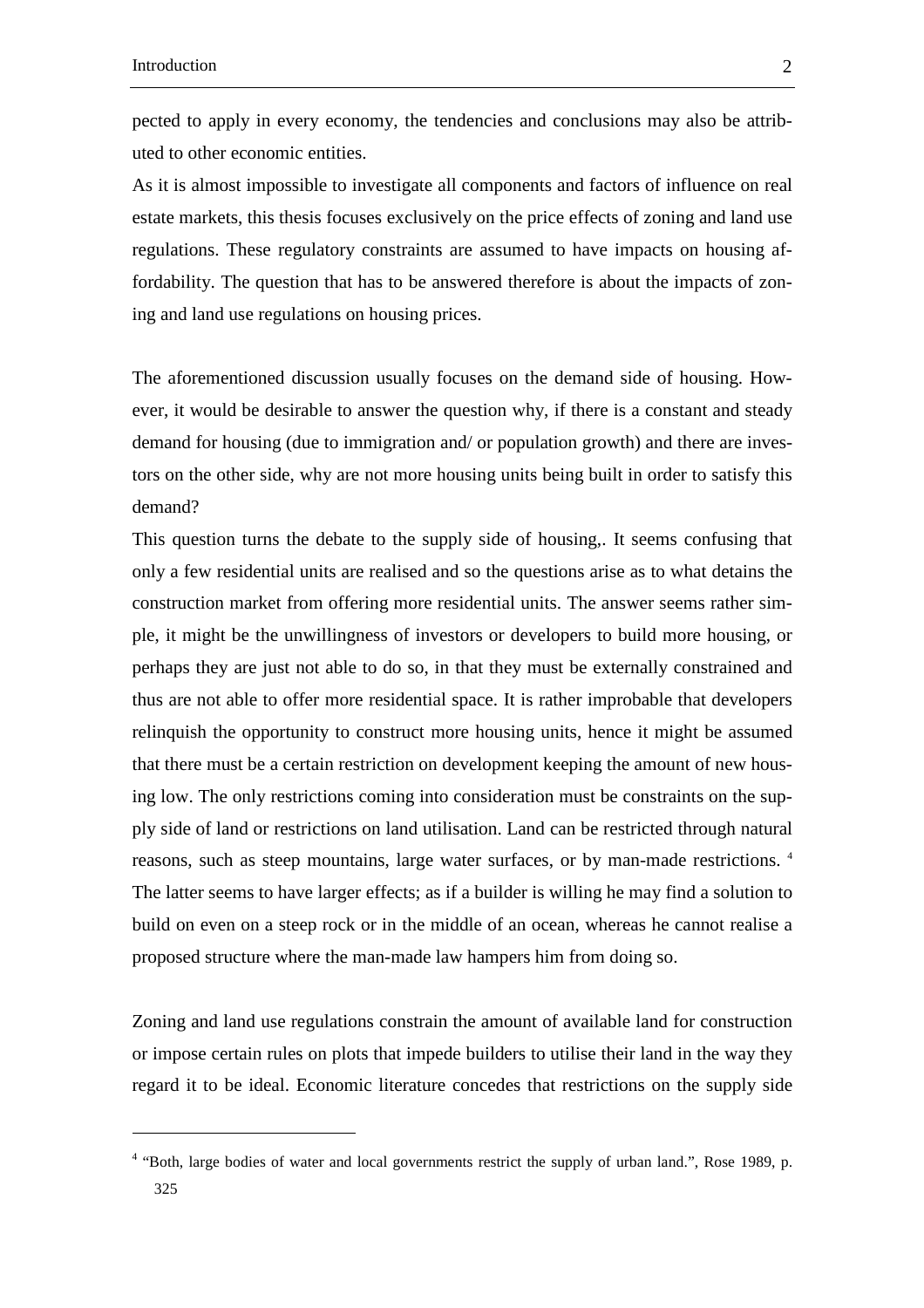pected to apply in every economy, the tendencies and conclusions may also be attributed to other economic entities.

As it is almost impossible to investigate all components and factors of influence on real estate markets, this thesis focuses exclusively on the price effects of zoning and land use regulations. These regulatory constraints are assumed to have impacts on housing affordability. The question that has to be answered therefore is about the impacts of zoning and land use regulations on housing prices.

The aforementioned discussion usually focuses on the demand side of housing. However, it would be desirable to answer the question why, if there is a constant and steady demand for housing (due to immigration and/ or population growth) and there are investors on the other side, why are not more housing units being built in order to satisfy this demand?

This question turns the debate to the supply side of housing,. It seems confusing that only a few residential units are realised and so the questions arise as to what detains the construction market from offering more residential units. The answer seems rather simple, it might be the unwillingness of investors or developers to build more housing, or perhaps they are just not able to do so, in that they must be externally constrained and thus are not able to offer more residential space. It is rather improbable that developers relinquish the opportunity to construct more housing units, hence it might be assumed that there must be a certain restriction on development keeping the amount of new housing low. The only restrictions coming into consideration must be constraints on the supply side of land or restrictions on land utilisation. Land can be restricted through natural reasons, such as steep mountains, large water surfaces, or by man-made restrictions. [4] The latter seems to have larger effects; as if a builder is willing he may find a solution to build on even on a steep rock or in the middle of an ocean, whereas he cannot realise a proposed structure where the man-made law hampers him from doing so.

Zoning and land use regulations constrain the amount of available land for construction or impose certain rules on plots that impede builders to utilise their land in the way they regard it to be ideal. Economic literature concedes that restrictions on the supply side

[4] "Both, large bodies of water and local governments restrict the supply of urban land.", Rose 1989, p. 325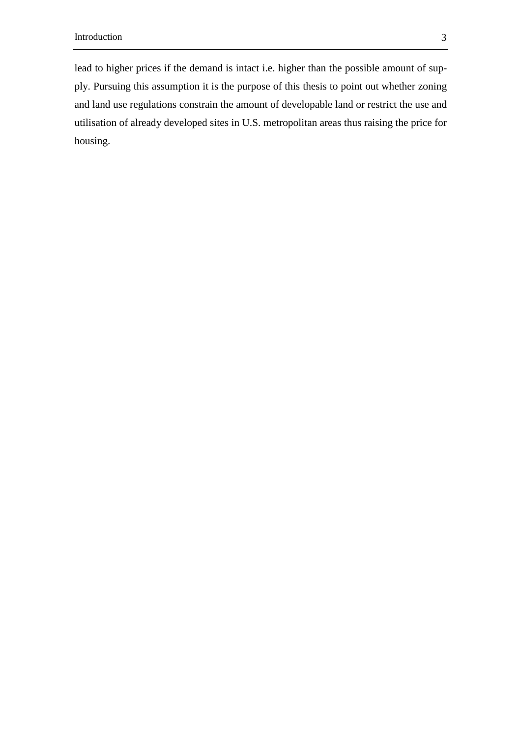lead to higher prices if the demand is intact i.e. higher than the possible amount of supply. Pursuing this assumption it is the purpose of this thesis to point out whether zoning and land use regulations constrain the amount of developable land or restrict the use and utilisation of already developed sites in U.S. metropolitan areas thus raising the price for housing.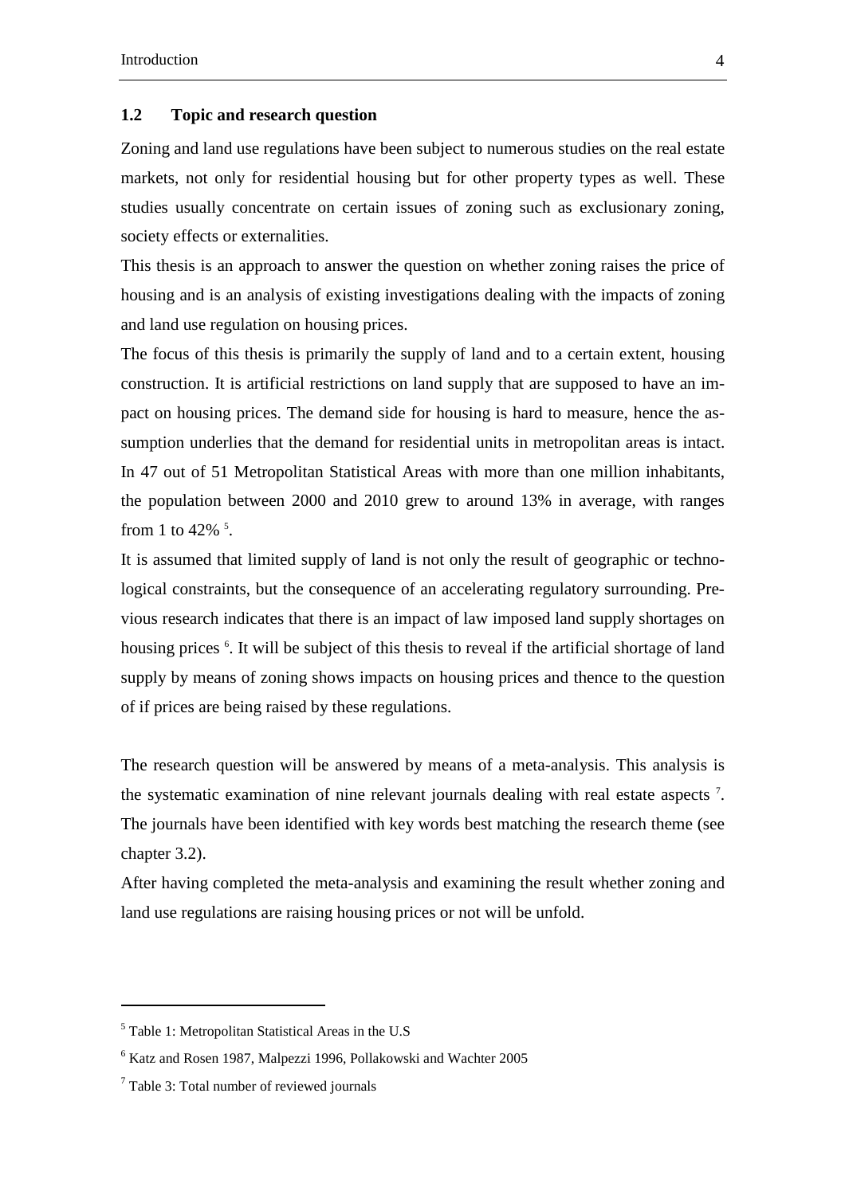## 1.2 Topic and research question

Zoning and land use regulations have been subject to numerous studies on the real estate markets, not only for residential housing but for other property types as well. These studies usually concentrate on certain issues of zoning such as exclusionary zoning, society effects or externalities.

This thesis is an approach to answer the question on whether zoning raises the price of housing and is an analysis of existing investigations dealing with the impacts of zoning and land use regulation on housing prices.

The focus of this thesis is primarily the supply of land and to a certain extent, housing construction. It is artificial restrictions on land supply that are supposed to have an impact on housing prices. The demand side for housing is hard to measure, hence the assumption underlies that the demand for residential units in metropolitan areas is intact. In 47 out of 51 Metropolitan Statistical Areas with more than one million inhabitants, the population between 2000 and 2010 grew to around 13% in average, with ranges from 1 to 42% [5].

It is assumed that limited supply of land is not only the result of geographic or technological constraints, but the consequence of an accelerating regulatory surrounding. Previous research indicates that there is an impact of law imposed land supply shortages on housing prices [6]. It will be subject of this thesis to reveal if the artificial shortage of land supply by means of zoning shows impacts on housing prices and thence to the question of if prices are being raised by these regulations.

The research question will be answered by means of a meta-analysis. This analysis is the systematic examination of nine relevant journals dealing with real estate aspects [7]. The journals have been identified with key words best matching the research theme (see chapter 3.2).

After having completed the meta-analysis and examining the result whether zoning and land use regulations are raising housing prices or not will be unfold.

---

[5] Table 1: Metropolitan Statistical Areas in the U.S

[6] Katz and Rosen 1987, Malpezzi 1996, Pollakowski and Wachter 2005

[7] Table 3: Total number of reviewed journals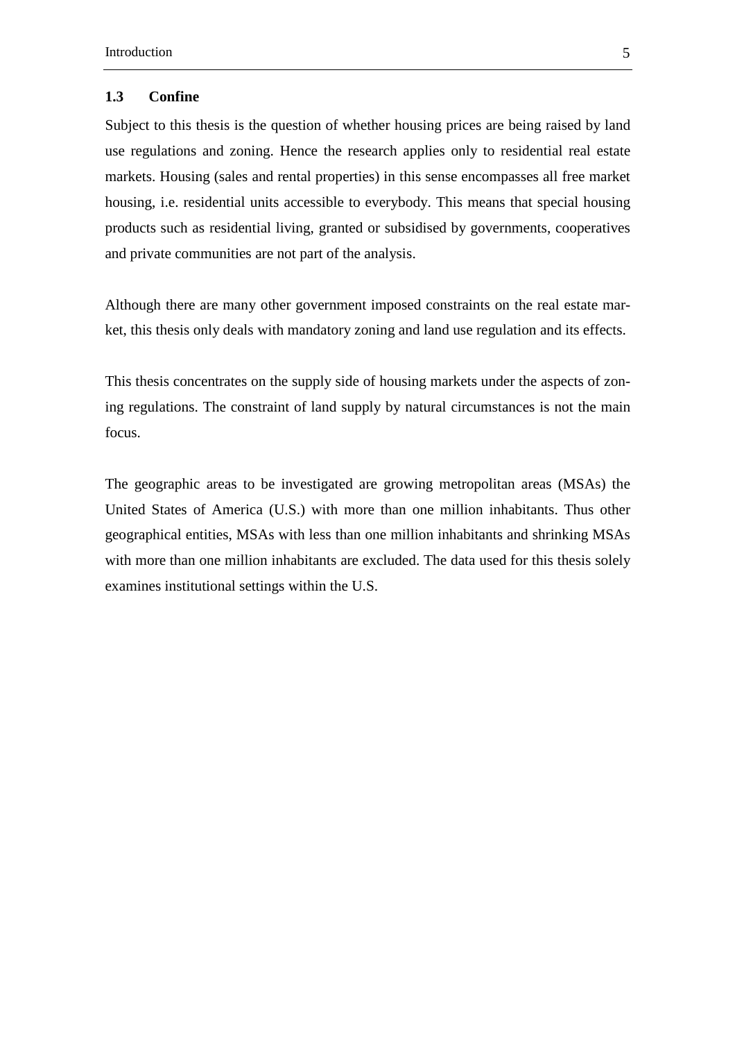## 1.3 Confine

Subject to this thesis is the question of whether housing prices are being raised by land use regulations and zoning. Hence the research applies only to residential real estate markets. Housing (sales and rental properties) in this sense encompasses all free market housing, i.e. residential units accessible to everybody. This means that special housing products such as residential living, granted or subsidised by governments, cooperatives and private communities are not part of the analysis.

Although there are many other government imposed constraints on the real estate market, this thesis only deals with mandatory zoning and land use regulation and its effects.

This thesis concentrates on the supply side of housing markets under the aspects of zoning regulations. The constraint of land supply by natural circumstances is not the main focus.

The geographic areas to be investigated are growing metropolitan areas (MSAs) the United States of America (U.S.) with more than one million inhabitants. Thus other geographical entities, MSAs with less than one million inhabitants and shrinking MSAs with more than one million inhabitants are excluded. The data used for this thesis solely examines institutional settings within the U.S.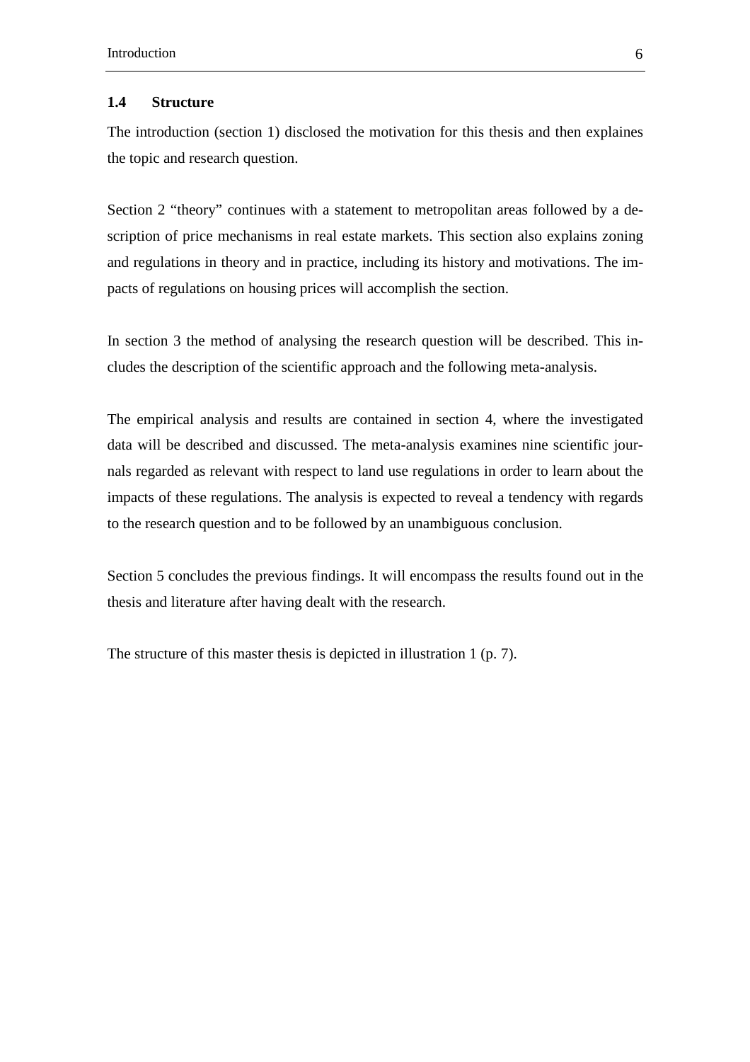## 1.4 Structure

The introduction (section 1) disclosed the motivation for this thesis and then explaines the topic and research question.

Section 2 "theory" continues with a statement to metropolitan areas followed by a description of price mechanisms in real estate markets. This section also explains zoning and regulations in theory and in practice, including its history and motivations. The impacts of regulations on housing prices will accomplish the section.

In section 3 the method of analysing the research question will be described. This includes the description of the scientific approach and the following meta-analysis.

The empirical analysis and results are contained in section 4, where the investigated data will be described and discussed. The meta-analysis examines nine scientific journals regarded as relevant with respect to land use regulations in order to learn about the impacts of these regulations. The analysis is expected to reveal a tendency with regards to the research question and to be followed by an unambiguous conclusion.

Section 5 concludes the previous findings. It will encompass the results found out in the thesis and literature after having dealt with the research.

The structure of this master thesis is depicted in illustration 1 (p. 7).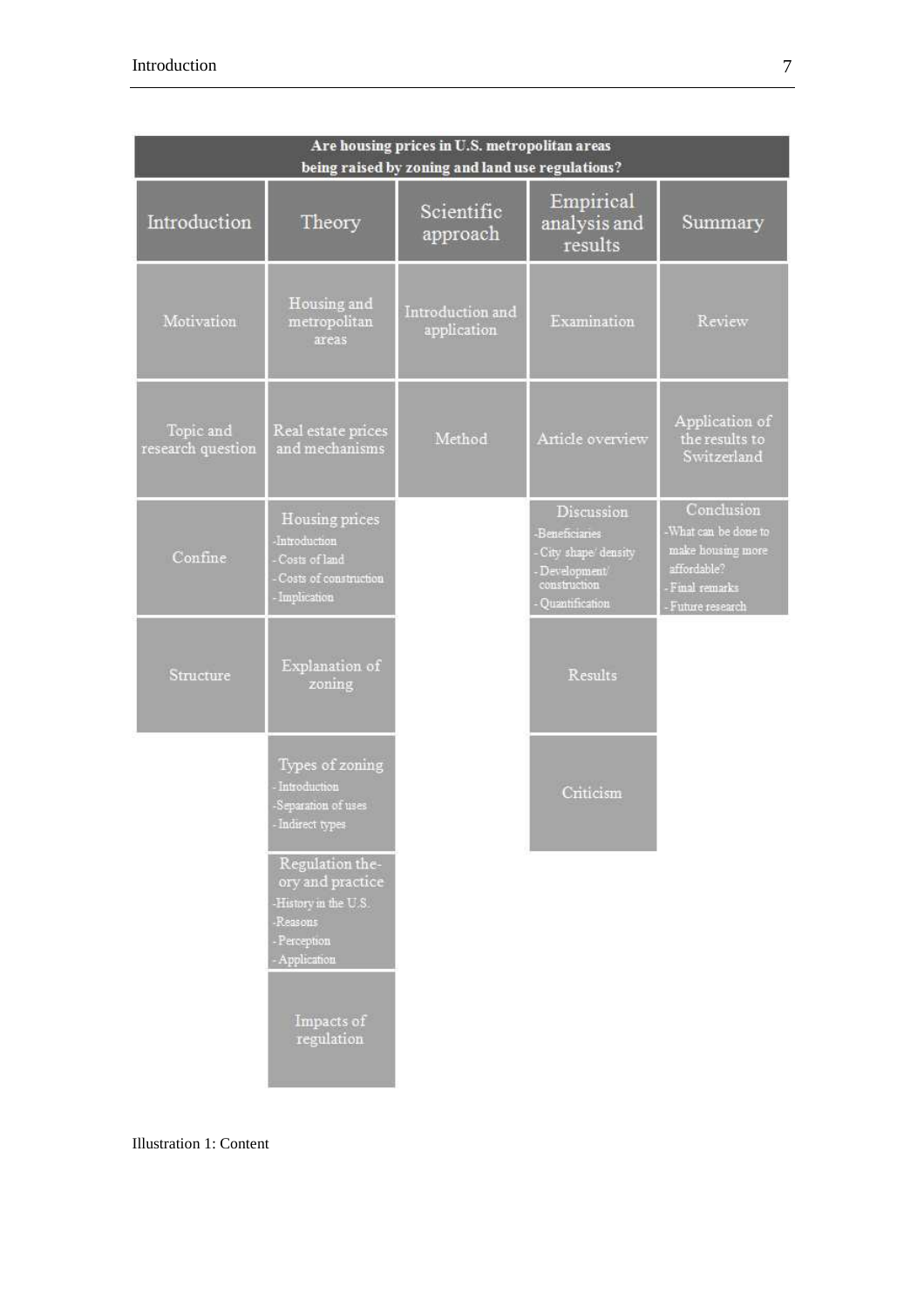**Are housing prices in U.S. metropolitan areas being raised by zoning and land use regulations?**

| Introduction | Theory | Scientific approach | Empirical analysis and results | Summary |
|---|---|---|---|---|
| Motivation | Housing and metropolitan areas | Introduction and application | Examination | Review |
| Topic and research question | Real estate prices and mechanisms | Method | Article overview | Application of the results to Switzerland |
| Confine | Housing prices<br>-Introduction<br>- Costs of land<br>- Costs of construction<br>- Implication | | Discussion<br>-Beneficiaries<br>- City shape/ density<br>- Development/ construction<br>- Quantification | Conclusion<br>-What can be done to make housing more affordable?<br>- Final remarks<br>- Future research |
| Structure | Explanation of zoning | | Results | |
| | Types of zoning<br>- Introduction<br>-Separation of uses<br>- Indirect types | | Criticism | |
| | Regulation theory and practice<br>-History in the U.S.<br>-Reasons<br>- Perception<br>- Application | | | |
| | Impacts of regulation | | | |

Illustration 1: Content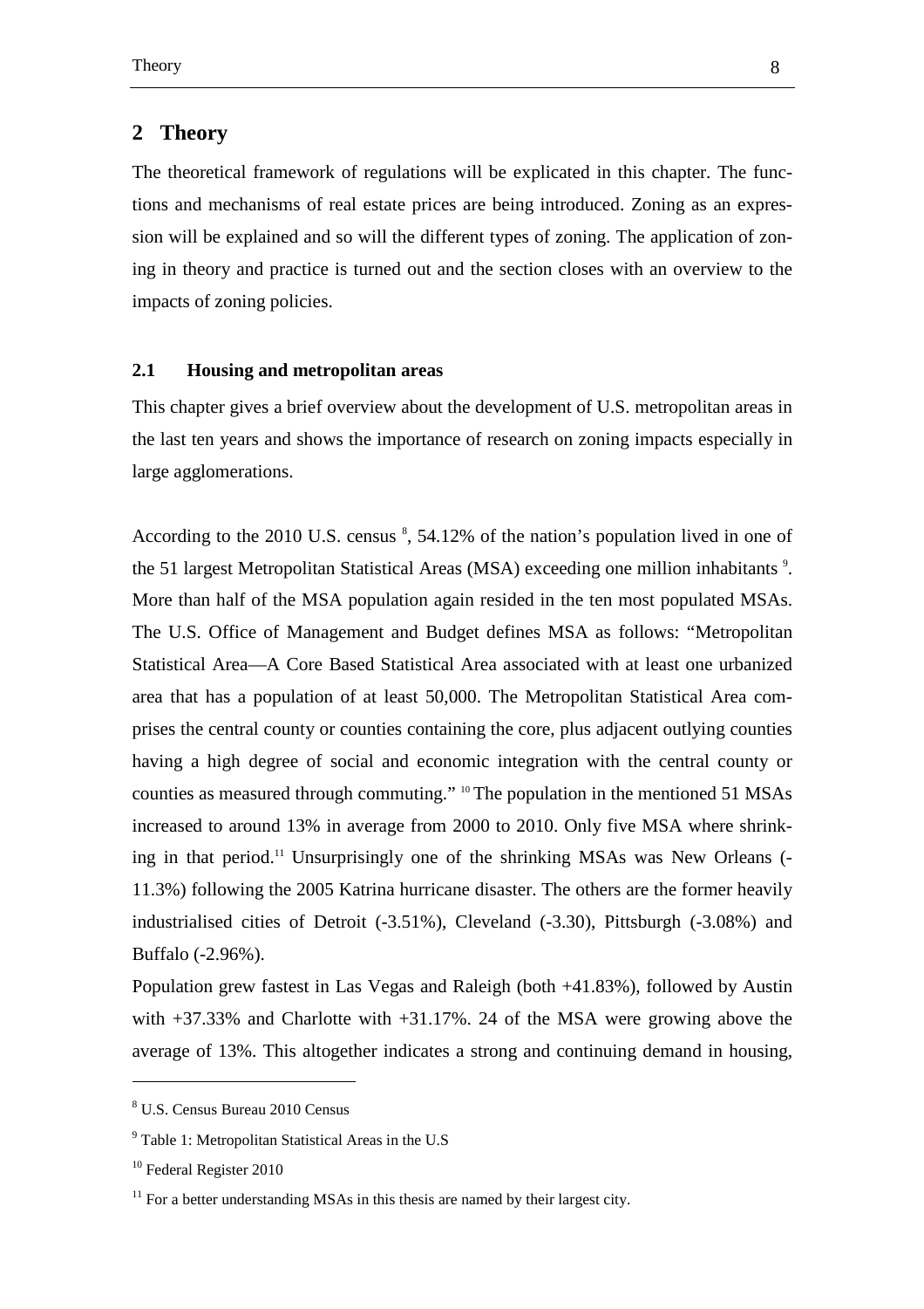# 2 Theory

The theoretical framework of regulations will be explicated in this chapter. The functions and mechanisms of real estate prices are being introduced. Zoning as an expression will be explained and so will the different types of zoning. The application of zoning in theory and practice is turned out and the section closes with an overview to the impacts of zoning policies.

## 2.1 Housing and metropolitan areas

This chapter gives a brief overview about the development of U.S. metropolitan areas in the last ten years and shows the importance of research on zoning impacts especially in large agglomerations.

According to the 2010 U.S. census [8], 54.12% of the nation's population lived in one of the 51 largest Metropolitan Statistical Areas (MSA) exceeding one million inhabitants [9]. More than half of the MSA population again resided in the ten most populated MSAs. The U.S. Office of Management and Budget defines MSA as follows: "Metropolitan Statistical Area—A Core Based Statistical Area associated with at least one urbanized area that has a population of at least 50,000. The Metropolitan Statistical Area comprises the central county or counties containing the core, plus adjacent outlying counties having a high degree of social and economic integration with the central county or counties as measured through commuting." [10] The population in the mentioned 51 MSAs increased to around 13% in average from 2000 to 2010. Only five MSA where shrinking in that period.[11] Unsurprisingly one of the shrinking MSAs was New Orleans (-11.3%) following the 2005 Katrina hurricane disaster. The others are the former heavily industrialised cities of Detroit (-3.51%), Cleveland (-3.30), Pittsburgh (-3.08%) and Buffalo (-2.96%).

Population grew fastest in Las Vegas and Raleigh (both +41.83%), followed by Austin with +37.33% and Charlotte with +31.17%. 24 of the MSA were growing above the average of 13%. This altogether indicates a strong and continuing demand in housing,

---

[8] U.S. Census Bureau 2010 Census

[9] Table 1: Metropolitan Statistical Areas in the U.S

[10] Federal Register 2010

[11] For a better understanding MSAs in this thesis are named by their largest city.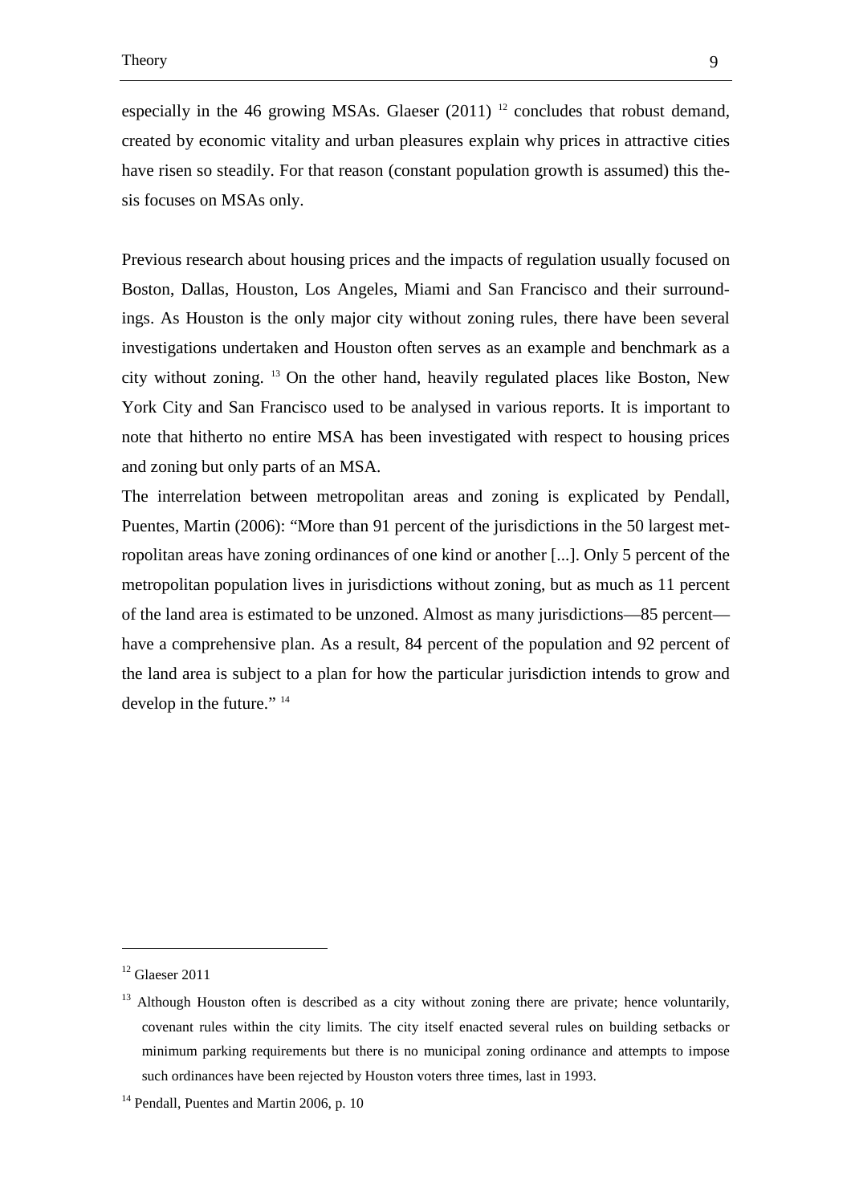especially in the 46 growing MSAs. Glaeser (2011) [12] concludes that robust demand, created by economic vitality and urban pleasures explain why prices in attractive cities have risen so steadily. For that reason (constant population growth is assumed) this thesis focuses on MSAs only.

Previous research about housing prices and the impacts of regulation usually focused on Boston, Dallas, Houston, Los Angeles, Miami and San Francisco and their surroundings. As Houston is the only major city without zoning rules, there have been several investigations undertaken and Houston often serves as an example and benchmark as a city without zoning. [13] On the other hand, heavily regulated places like Boston, New York City and San Francisco used to be analysed in various reports. It is important to note that hitherto no entire MSA has been investigated with respect to housing prices and zoning but only parts of an MSA.

The interrelation between metropolitan areas and zoning is explicated by Pendall, Puentes, Martin (2006): "More than 91 percent of the jurisdictions in the 50 largest metropolitan areas have zoning ordinances of one kind or another [...]. Only 5 percent of the metropolitan population lives in jurisdictions without zoning, but as much as 11 percent of the land area is estimated to be unzoned. Almost as many jurisdictions—85 percent—have a comprehensive plan. As a result, 84 percent of the population and 92 percent of the land area is subject to a plan for how the particular jurisdiction intends to grow and develop in the future." [14]

---

[12] Glaeser 2011

[13] Although Houston often is described as a city without zoning there are private; hence voluntarily, covenant rules within the city limits. The city itself enacted several rules on building setbacks or minimum parking requirements but there is no municipal zoning ordinance and attempts to impose such ordinances have been rejected by Houston voters three times, last in 1993.

[14] Pendall, Puentes and Martin 2006, p. 10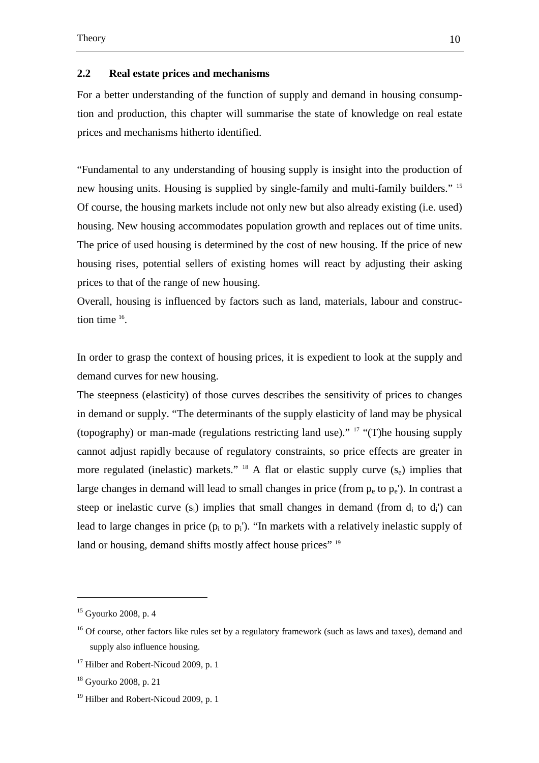## 2.2 Real estate prices and mechanisms

For a better understanding of the function of supply and demand in housing consumption and production, this chapter will summarise the state of knowledge on real estate prices and mechanisms hitherto identified.

"Fundamental to any understanding of housing supply is insight into the production of new housing units. Housing is supplied by single-family and multi-family builders." [15] Of course, the housing markets include not only new but also already existing (i.e. used) housing. New housing accommodates population growth and replaces out of time units. The price of used housing is determined by the cost of new housing. If the price of new housing rises, potential sellers of existing homes will react by adjusting their asking prices to that of the range of new housing.
Overall, housing is influenced by factors such as land, materials, labour and construction time [16].

In order to grasp the context of housing prices, it is expedient to look at the supply and demand curves for new housing.
The steepness (elasticity) of those curves describes the sensitivity of prices to changes in demand or supply. "The determinants of the supply elasticity of land may be physical (topography) or man-made (regulations restricting land use)." [17] "(T)he housing supply cannot adjust rapidly because of regulatory constraints, so price effects are greater in more regulated (inelastic) markets." [18] A flat or elastic supply curve ($s_e$) implies that large changes in demand will lead to small changes in price (from $p_e$ to $p_e'$). In contrast a steep or inelastic curve ($s_i$) implies that small changes in demand (from $d_i$ to $d_i'$) can lead to large changes in price ($p_i$ to $p_i'$). "In markets with a relatively inelastic supply of land or housing, demand shifts mostly affect house prices" [19]

---

[15] Gyourko 2008, p. 4

[16] Of course, other factors like rules set by a regulatory framework (such as laws and taxes), demand and supply also influence housing.

[17] Hilber and Robert-Nicoud 2009, p. 1

[18] Gyourko 2008, p. 21

[19] Hilber and Robert-Nicoud 2009, p. 1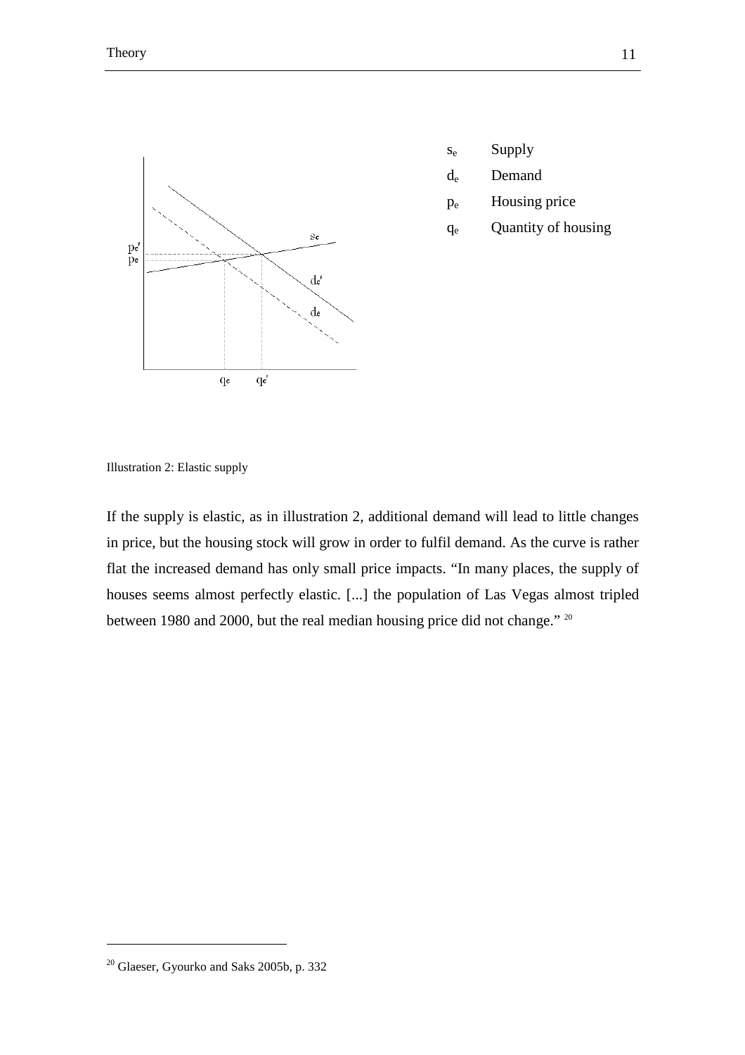| | |
|---|---|
| $s_e$ | Supply |
| $d_e$ | Demand |
| $p_e$ | Housing price |
| $q_e$ | Quantity of housing |

Illustration 2: Elastic supply

If the supply is elastic, as in illustration 2, additional demand will lead to little changes in price, but the housing stock will grow in order to fulfil demand. As the curve is rather flat the increased demand has only small price impacts. "In many places, the supply of houses seems almost perfectly elastic. [...] the population of Las Vegas almost tripled between 1980 and 2000, but the real median housing price did not change." [20]

[20] Glaeser, Gyourko and Saks 2005b, p. 332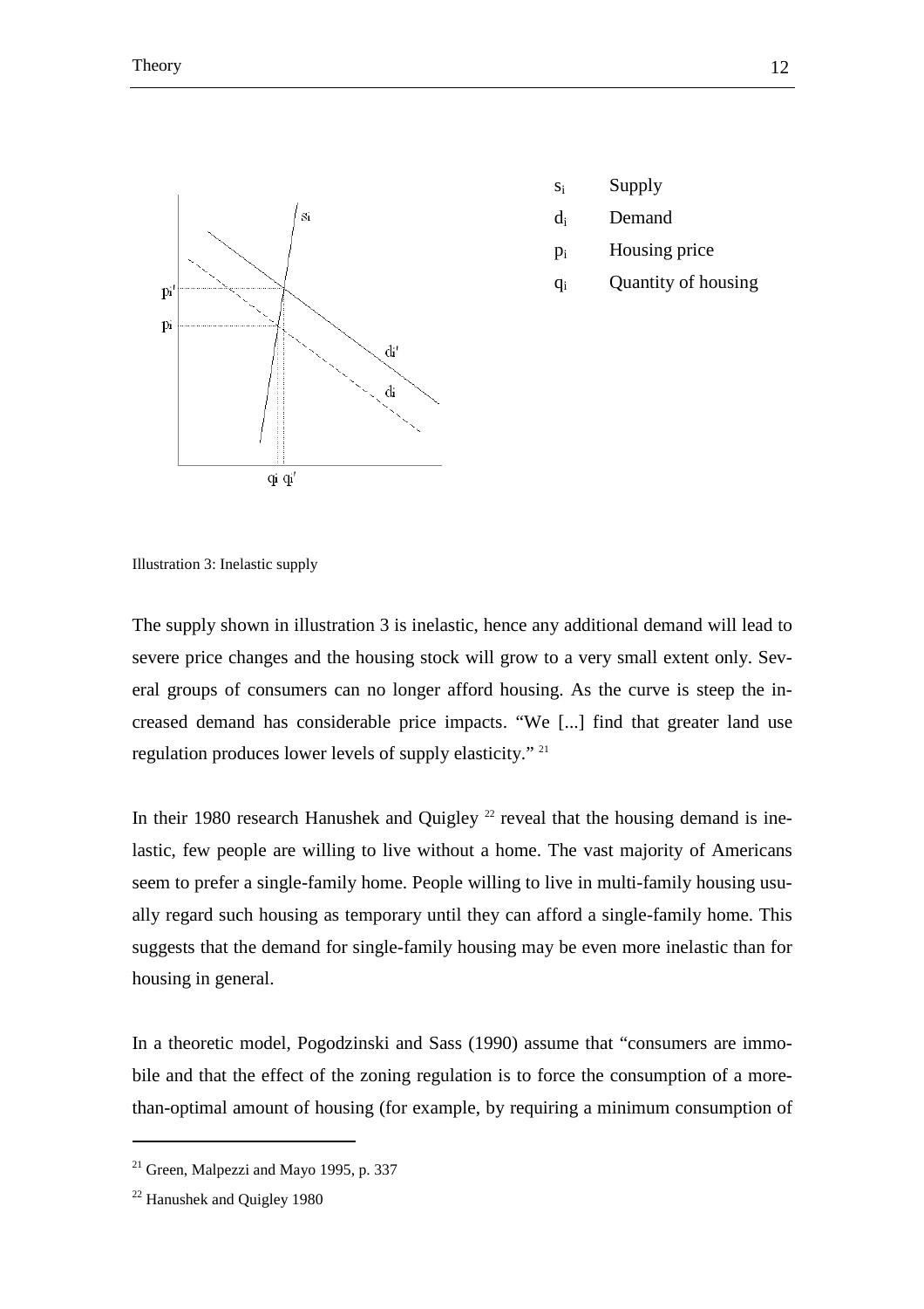| | |
|---|---|
| $s_i$ | Supply |
| $d_i$ | Demand |
| $p_i$ | Housing price |
| $q_i$ | Quantity of housing |

Illustration 3: Inelastic supply

The supply shown in illustration 3 is inelastic, hence any additional demand will lead to severe price changes and the housing stock will grow to a very small extent only. Several groups of consumers can no longer afford housing. As the curve is steep the increased demand has considerable price impacts. “We [...] find that greater land use regulation produces lower levels of supply elasticity.” [21]

In their 1980 research Hanushek and Quigley [22] reveal that the housing demand is inelastic, few people are willing to live without a home. The vast majority of Americans seem to prefer a single-family home. People willing to live in multi-family housing usually regard such housing as temporary until they can afford a single-family home. This suggests that the demand for single-family housing may be even more inelastic than for housing in general.

In a theoretic model, Pogodzinski and Sass (1990) assume that “consumers are immobile and that the effect of the zoning regulation is to force the consumption of a more-than-optimal amount of housing (for example, by requiring a minimum consumption of

---

[21] Green, Malpezzi and Mayo 1995, p. 337

[22] Hanushek and Quigley 1980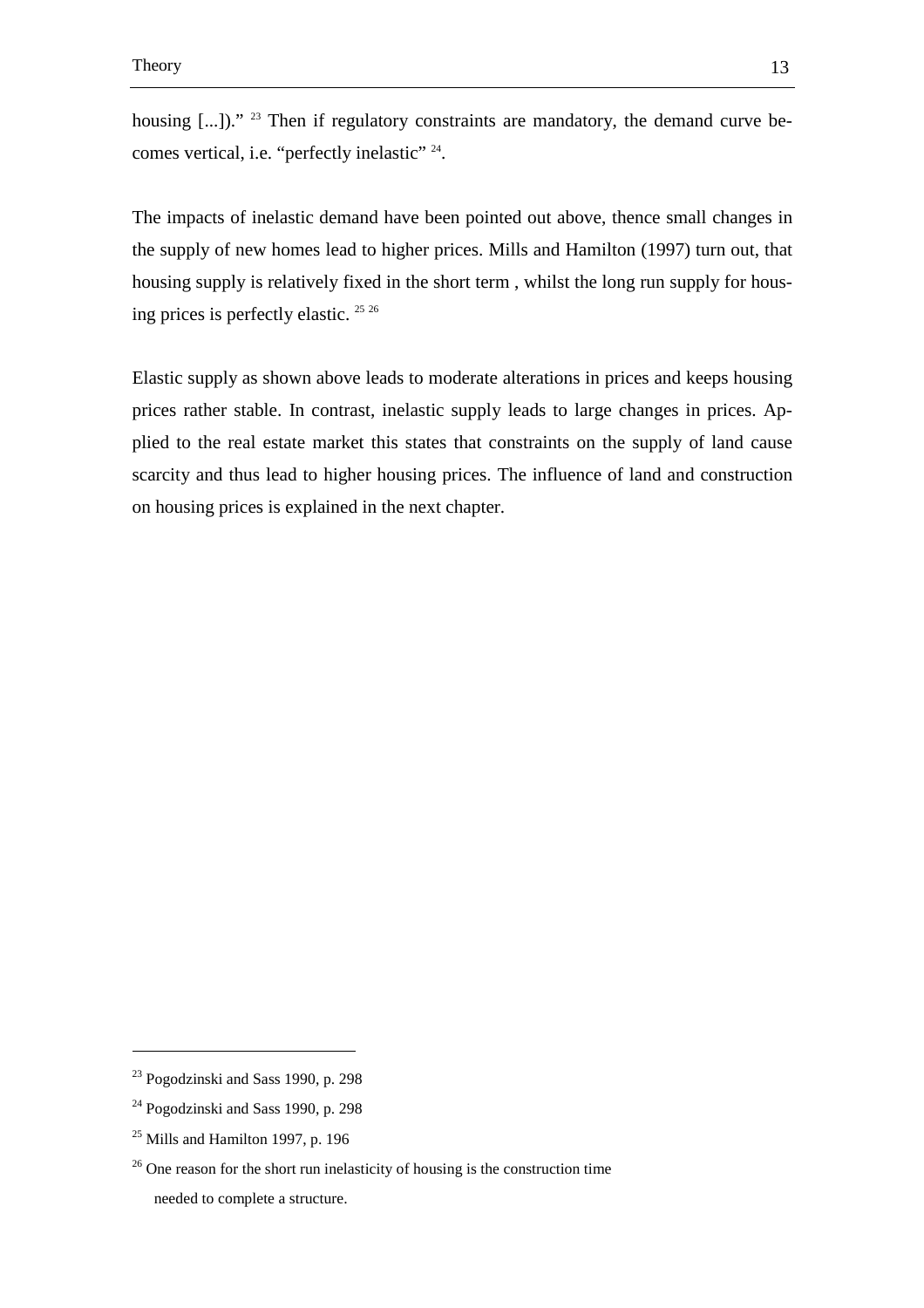housing [...])." [23] Then if regulatory constraints are mandatory, the demand curve becomes vertical, i.e. "perfectly inelastic" [24].

The impacts of inelastic demand have been pointed out above, thence small changes in the supply of new homes lead to higher prices. Mills and Hamilton (1997) turn out, that housing supply is relatively fixed in the short term , whilst the long run supply for housing prices is perfectly elastic. [25] [26]

Elastic supply as shown above leads to moderate alterations in prices and keeps housing prices rather stable. In contrast, inelastic supply leads to large changes in prices. Applied to the real estate market this states that constraints on the supply of land cause scarcity and thus lead to higher housing prices. The influence of land and construction on housing prices is explained in the next chapter.

---

[23] Pogodzinski and Sass 1990, p. 298

[24] Pogodzinski and Sass 1990, p. 298

[25] Mills and Hamilton 1997, p. 196

[26] One reason for the short run inelasticity of housing is the construction time needed to complete a structure.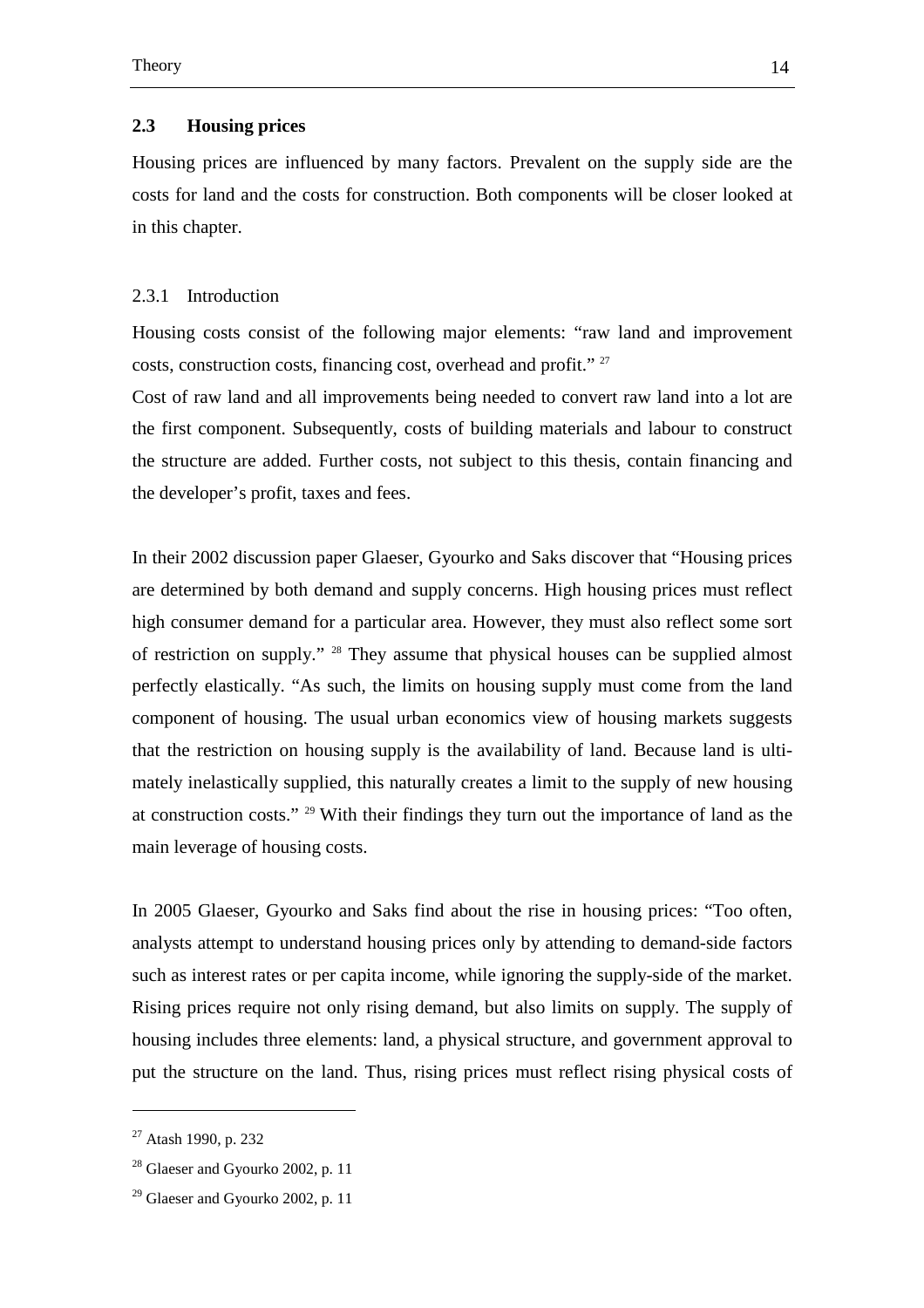## 2.3 Housing prices

Housing prices are influenced by many factors. Prevalent on the supply side are the costs for land and the costs for construction. Both components will be closer looked at in this chapter.

### 2.3.1 Introduction

Housing costs consist of the following major elements: "raw land and improvement costs, construction costs, financing cost, overhead and profit." [27]

Cost of raw land and all improvements being needed to convert raw land into a lot are the first component. Subsequently, costs of building materials and labour to construct the structure are added. Further costs, not subject to this thesis, contain financing and the developer's profit, taxes and fees.

In their 2002 discussion paper Glaeser, Gyourko and Saks discover that "Housing prices are determined by both demand and supply concerns. High housing prices must reflect high consumer demand for a particular area. However, they must also reflect some sort of restriction on supply." [28] They assume that physical houses can be supplied almost perfectly elastically. "As such, the limits on housing supply must come from the land component of housing. The usual urban economics view of housing markets suggests that the restriction on housing supply is the availability of land. Because land is ultimately inelastically supplied, this naturally creates a limit to the supply of new housing at construction costs." [29] With their findings they turn out the importance of land as the main leverage of housing costs.

In 2005 Glaeser, Gyourko and Saks find about the rise in housing prices: "Too often, analysts attempt to understand housing prices only by attending to demand-side factors such as interest rates or per capita income, while ignoring the supply-side of the market. Rising prices require not only rising demand, but also limits on supply. The supply of housing includes three elements: land, a physical structure, and government approval to put the structure on the land. Thus, rising prices must reflect rising physical costs of

---

[27] Atash 1990, p. 232

[28] Glaeser and Gyourko 2002, p. 11

[29] Glaeser and Gyourko 2002, p. 11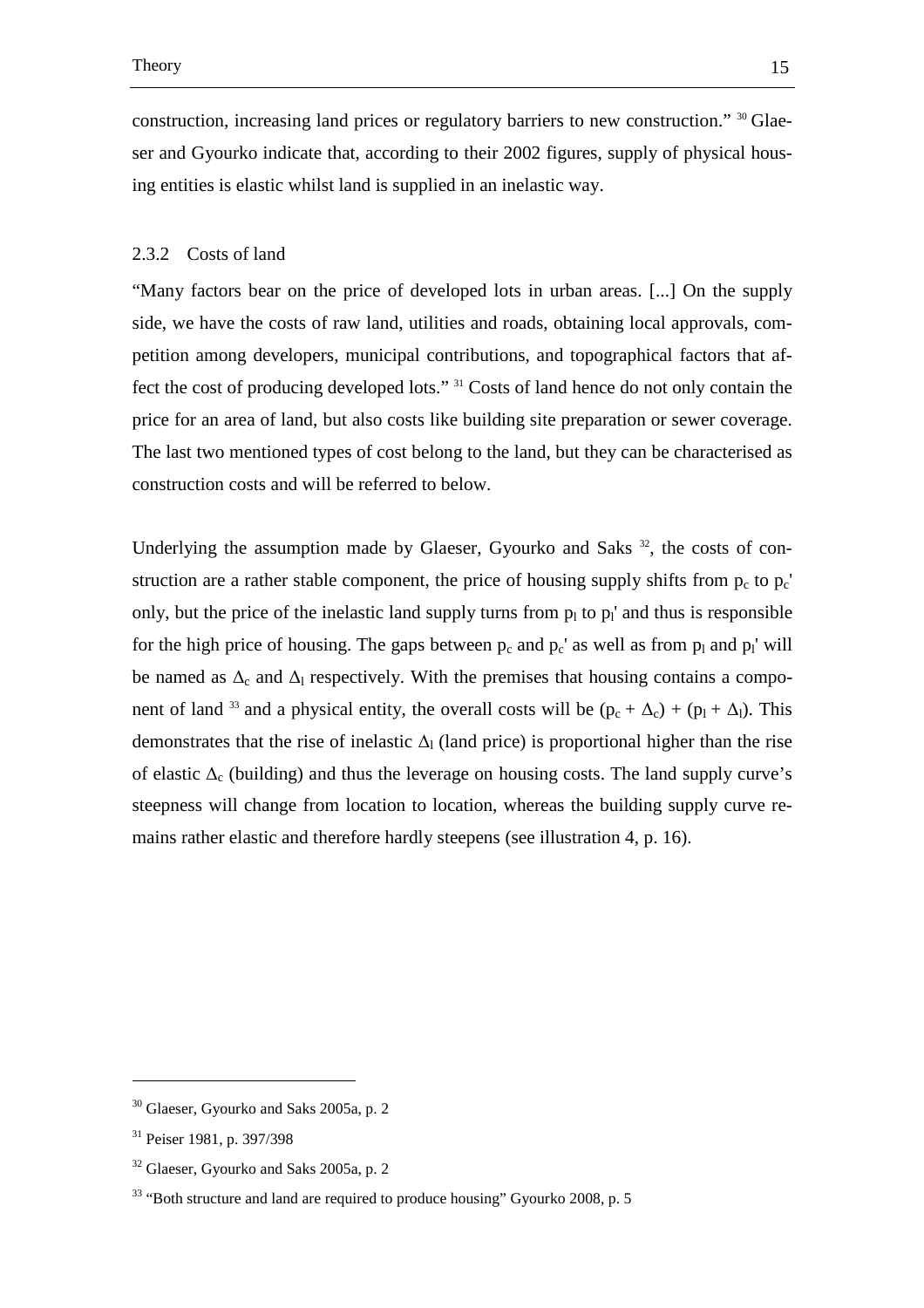construction, increasing land prices or regulatory barriers to new construction." [30] Glaeser and Gyourko indicate that, according to their 2002 figures, supply of physical housing entities is elastic whilst land is supplied in an inelastic way.

### 2.3.2 Costs of land

"Many factors bear on the price of developed lots in urban areas. [...] On the supply side, we have the costs of raw land, utilities and roads, obtaining local approvals, competition among developers, municipal contributions, and topographical factors that affect the cost of producing developed lots." [31] Costs of land hence do not only contain the price for an area of land, but also costs like building site preparation or sewer coverage. The last two mentioned types of cost belong to the land, but they can be characterised as construction costs and will be referred to below.

Underlying the assumption made by Glaeser, Gyourko and Saks [32], the costs of construction are a rather stable component, the price of housing supply shifts from $p_c$ to $p_c'$ only, but the price of the inelastic land supply turns from $p_l$ to $p_l'$ and thus is responsible for the high price of housing. The gaps between $p_c$ and $p_c'$ as well as from $p_l$ and $p_l'$ will be named as $\Delta_c$ and $\Delta_l$ respectively. With the premises that housing contains a component of land [33] and a physical entity, the overall costs will be $(p_c + \Delta_c) + (p_l + \Delta_l)$. This demonstrates that the rise of inelastic $\Delta_l$ (land price) is proportional higher than the rise of elastic $\Delta_c$ (building) and thus the leverage on housing costs. The land supply curve's steepness will change from location to location, whereas the building supply curve remains rather elastic and therefore hardly steepens (see illustration 4, p. 16).

---

[30] Glaeser, Gyourko and Saks 2005a, p. 2

[31] Peiser 1981, p. 397/398

[32] Glaeser, Gyourko and Saks 2005a, p. 2

[33] "Both structure and land are required to produce housing" Gyourko 2008, p. 5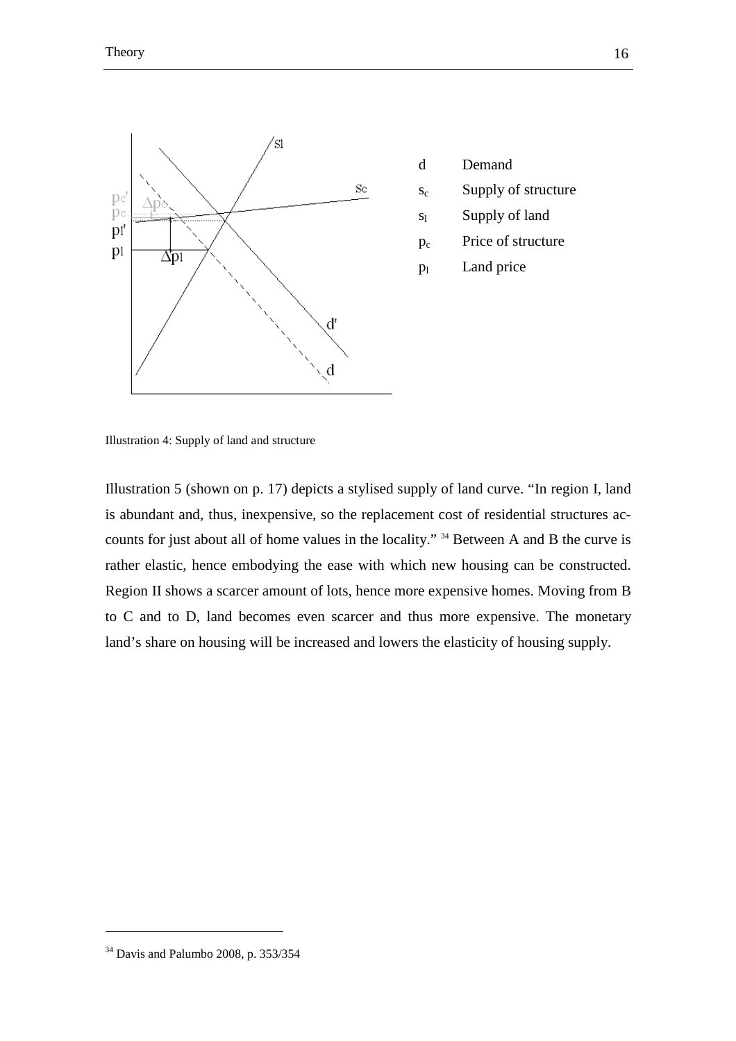| | |
|---|---|
| d | Demand |
| $s_c$ | Supply of structure |
| $s_l$ | Supply of land |
| $p_c$ | Price of structure |
| $p_l$ | Land price |

Illustration 4: Supply of land and structure

Illustration 5 (shown on p. 17) depicts a stylised supply of land curve. "In region I, land is abundant and, thus, inexpensive, so the replacement cost of residential structures accounts for just about all of home values in the locality." [34] Between A and B the curve is rather elastic, hence embodying the ease with which new housing can be constructed. Region II shows a scarcer amount of lots, hence more expensive homes. Moving from B to C and to D, land becomes even scarcer and thus more expensive. The monetary land's share on housing will be increased and lowers the elasticity of housing supply.

[34] Davis and Palumbo 2008, p. 353/354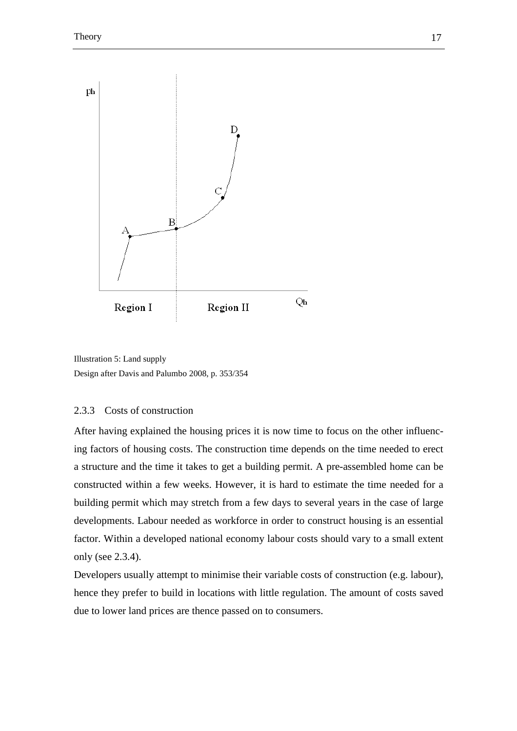Illustration 5: Land supply
Design after Davis and Palumbo 2008, p. 353/354

### 2.3.3 Costs of construction

After having explained the housing prices it is now time to focus on the other influencing factors of housing costs. The construction time depends on the time needed to erect a structure and the time it takes to get a building permit. A pre-assembled home can be constructed within a few weeks. However, it is hard to estimate the time needed for a building permit which may stretch from a few days to several years in the case of large developments. Labour needed as workforce in order to construct housing is an essential factor. Within a developed national economy labour costs should vary to a small extent only (see 2.3.4).

Developers usually attempt to minimise their variable costs of construction (e.g. labour), hence they prefer to build in locations with little regulation. The amount of costs saved due to lower land prices are thence passed on to consumers.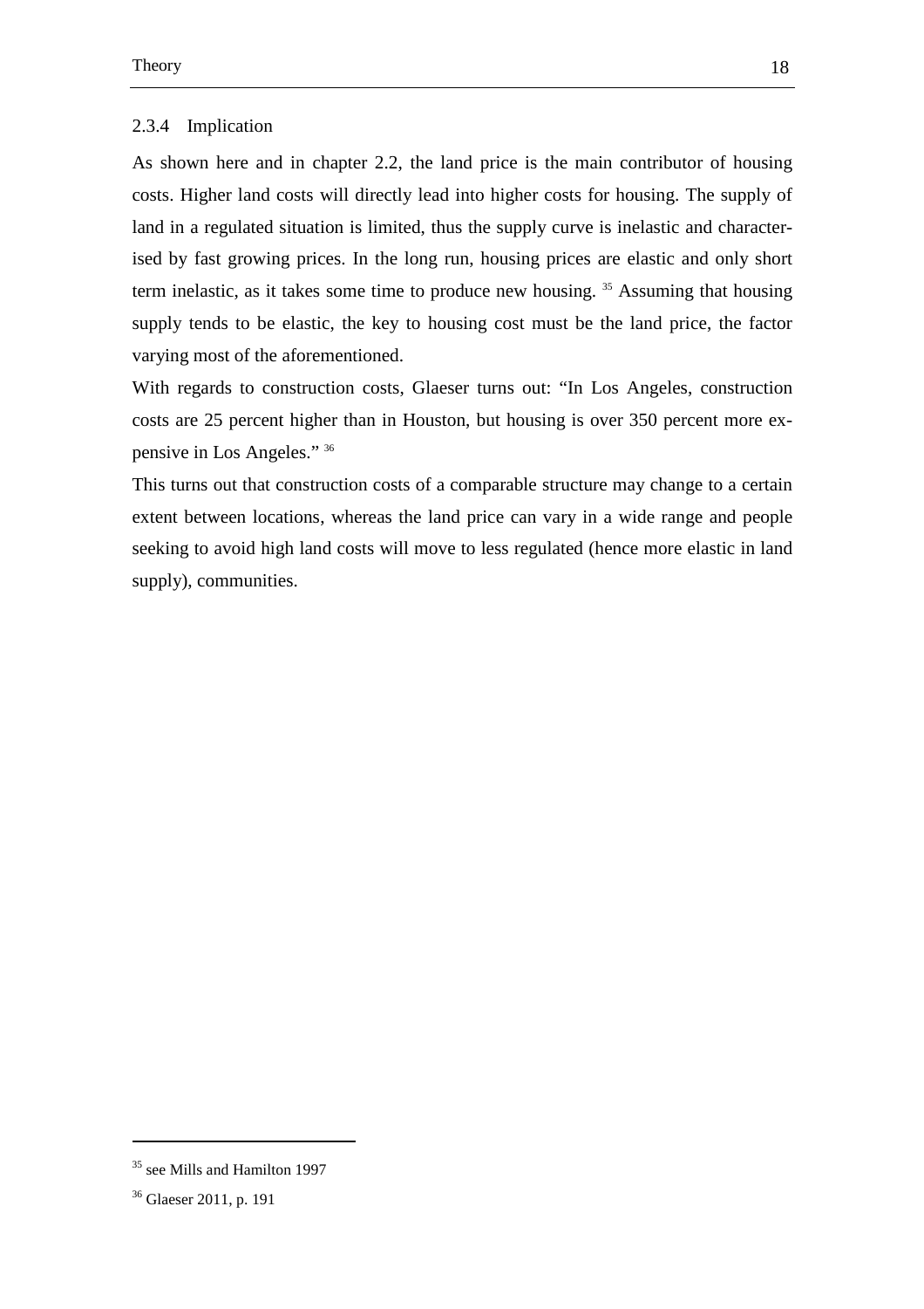### 2.3.4 Implication

As shown here and in chapter 2.2, the land price is the main contributor of housing costs. Higher land costs will directly lead into higher costs for housing. The supply of land in a regulated situation is limited, thus the supply curve is inelastic and characterised by fast growing prices. In the long run, housing prices are elastic and only short term inelastic, as it takes some time to produce new housing. [35] Assuming that housing supply tends to be elastic, the key to housing cost must be the land price, the factor varying most of the aforementioned.

With regards to construction costs, Glaeser turns out: "In Los Angeles, construction costs are 25 percent higher than in Houston, but housing is over 350 percent more expensive in Los Angeles." [36]

This turns out that construction costs of a comparable structure may change to a certain extent between locations, whereas the land price can vary in a wide range and people seeking to avoid high land costs will move to less regulated (hence more elastic in land supply), communities.

---

[35] see Mills and Hamilton 1997

[36] Glaeser 2011, p. 191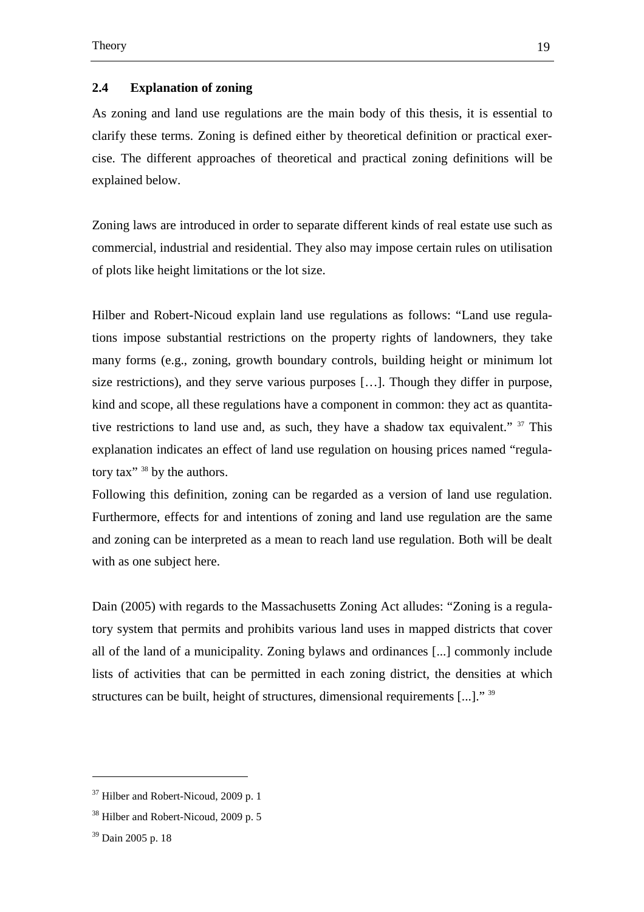## 2.4 Explanation of zoning

As zoning and land use regulations are the main body of this thesis, it is essential to clarify these terms. Zoning is defined either by theoretical definition or practical exercise. The different approaches of theoretical and practical zoning definitions will be explained below.

Zoning laws are introduced in order to separate different kinds of real estate use such as commercial, industrial and residential. They also may impose certain rules on utilisation of plots like height limitations or the lot size.

Hilber and Robert-Nicoud explain land use regulations as follows: "Land use regulations impose substantial restrictions on the property rights of landowners, they take many forms (e.g., zoning, growth boundary controls, building height or minimum lot size restrictions), and they serve various purposes […]. Though they differ in purpose, kind and scope, all these regulations have a component in common: they act as quantitative restrictions to land use and, as such, they have a shadow tax equivalent." [37] This explanation indicates an effect of land use regulation on housing prices named "regulatory tax" [38] by the authors.

Following this definition, zoning can be regarded as a version of land use regulation. Furthermore, effects for and intentions of zoning and land use regulation are the same and zoning can be interpreted as a mean to reach land use regulation. Both will be dealt with as one subject here.

Dain (2005) with regards to the Massachusetts Zoning Act alludes: "Zoning is a regulatory system that permits and prohibits various land uses in mapped districts that cover all of the land of a municipality. Zoning bylaws and ordinances [...] commonly include lists of activities that can be permitted in each zoning district, the densities at which structures can be built, height of structures, dimensional requirements [...]." [39]

---

[37] Hilber and Robert-Nicoud, 2009 p. 1

[38] Hilber and Robert-Nicoud, 2009 p. 5

[39] Dain 2005 p. 18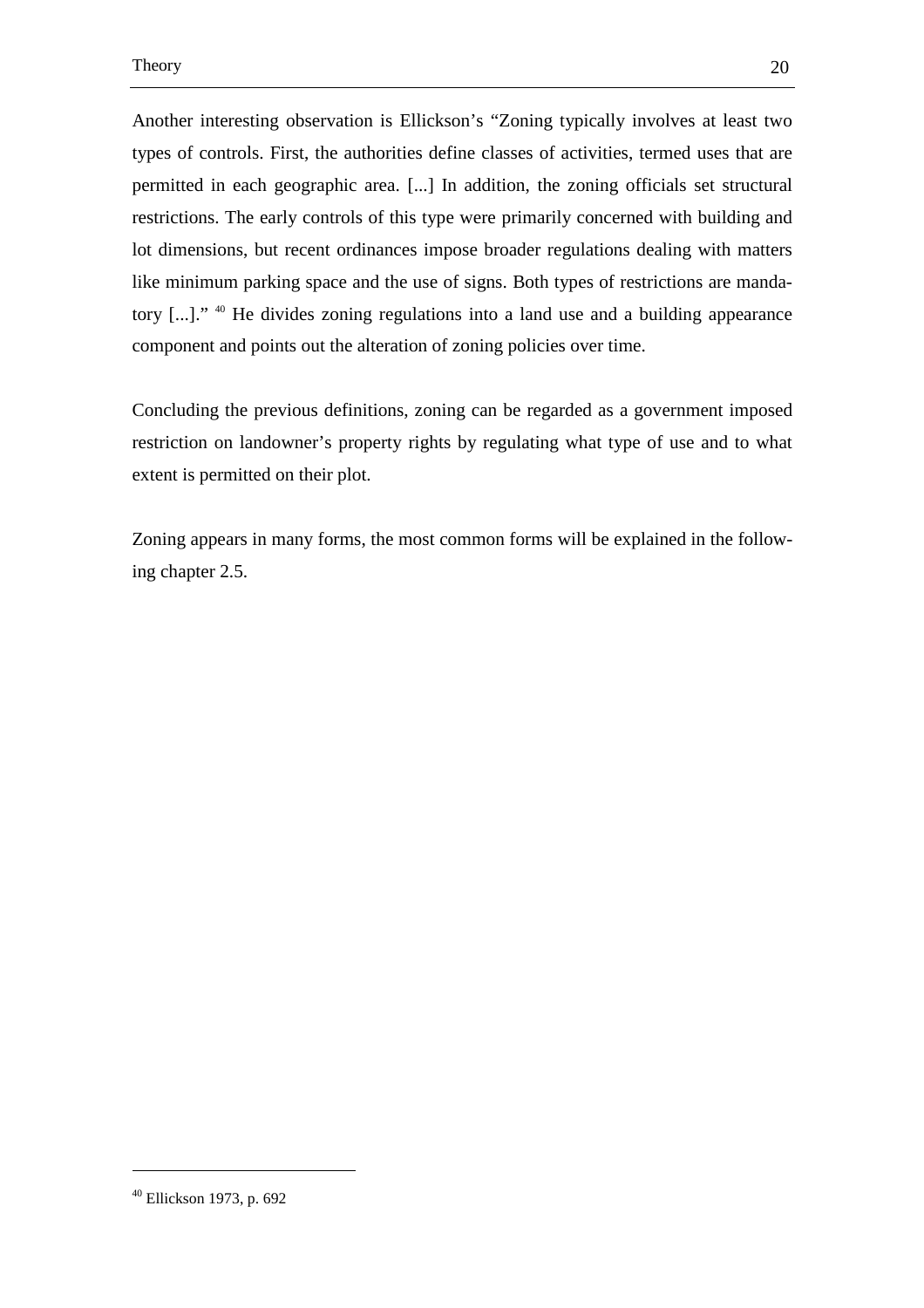Another interesting observation is Ellickson's "Zoning typically involves at least two types of controls. First, the authorities define classes of activities, termed uses that are permitted in each geographic area. [...] In addition, the zoning officials set structural restrictions. The early controls of this type were primarily concerned with building and lot dimensions, but recent ordinances impose broader regulations dealing with matters like minimum parking space and the use of signs. Both types of restrictions are mandatory [...]." [40] He divides zoning regulations into a land use and a building appearance component and points out the alteration of zoning policies over time.

Concluding the previous definitions, zoning can be regarded as a government imposed restriction on landowner's property rights by regulating what type of use and to what extent is permitted on their plot.

Zoning appears in many forms, the most common forms will be explained in the following chapter 2.5.

---

[40] Ellickson 1973, p. 692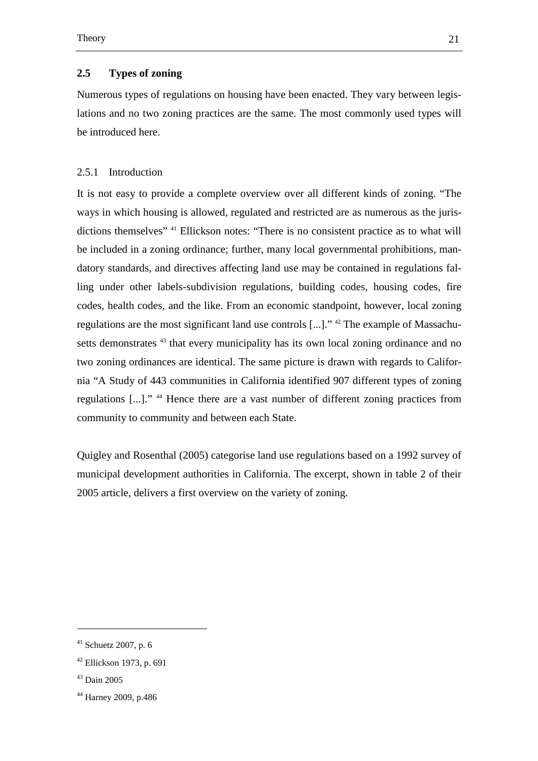## 2.5 Types of zoning

Numerous types of regulations on housing have been enacted. They vary between legislations and no two zoning practices are the same. The most commonly used types will be introduced here.

### 2.5.1 Introduction

It is not easy to provide a complete overview over all different kinds of zoning. "The ways in which housing is allowed, regulated and restricted are as numerous as the jurisdictions themselves" [41] Ellickson notes: "There is no consistent practice as to what will be included in a zoning ordinance; further, many local governmental prohibitions, mandatory standards, and directives affecting land use may be contained in regulations falling under other labels-subdivision regulations, building codes, housing codes, fire codes, health codes, and the like. From an economic standpoint, however, local zoning regulations are the most significant land use controls [...]." [42] The example of Massachusetts demonstrates [43] that every municipality has its own local zoning ordinance and no two zoning ordinances are identical. The same picture is drawn with regards to California "A Study of 443 communities in California identified 907 different types of zoning regulations [...]." [44] Hence there are a vast number of different zoning practices from community to community and between each State.

Quigley and Rosenthal (2005) categorise land use regulations based on a 1992 survey of municipal development authorities in California. The excerpt, shown in table 2 of their 2005 article, delivers a first overview on the variety of zoning.

---

[41] Schuetz 2007, p. 6

[42] Ellickson 1973, p. 691

[43] Dain 2005

[44] Harney 2009, p.486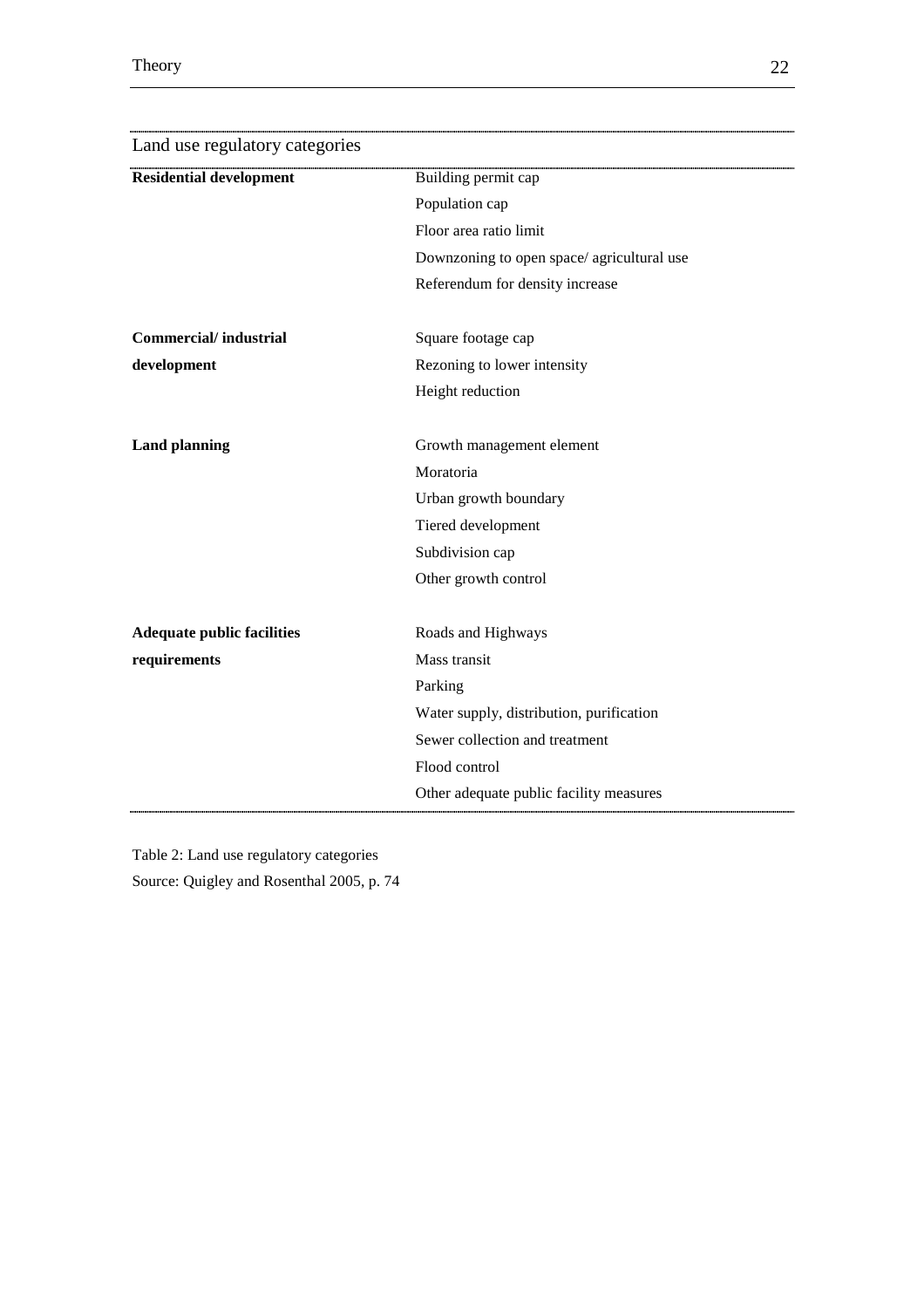| Land use regulatory categories | |
|---|---|
| **Residential development** | Building permit cap |
| | Population cap |
| | Floor area ratio limit |
| | Downzoning to open space/ agricultural use |
| | Referendum for density increase |
| **Commercial/ industrial development** | Square footage cap |
| | Rezoning to lower intensity |
| | Height reduction |
| **Land planning** | Growth management element |
| | Moratoria |
| | Urban growth boundary |
| | Tiered development |
| | Subdivision cap |
| | Other growth control |
| **Adequate public facilities requirements** | Roads and Highways |
| | Mass transit |
| | Parking |
| | Water supply, distribution, purification |
| | Sewer collection and treatment |
| | Flood control |
| | Other adequate public facility measures |

Table 2: Land use regulatory categories
Source: Quigley and Rosenthal 2005, p. 74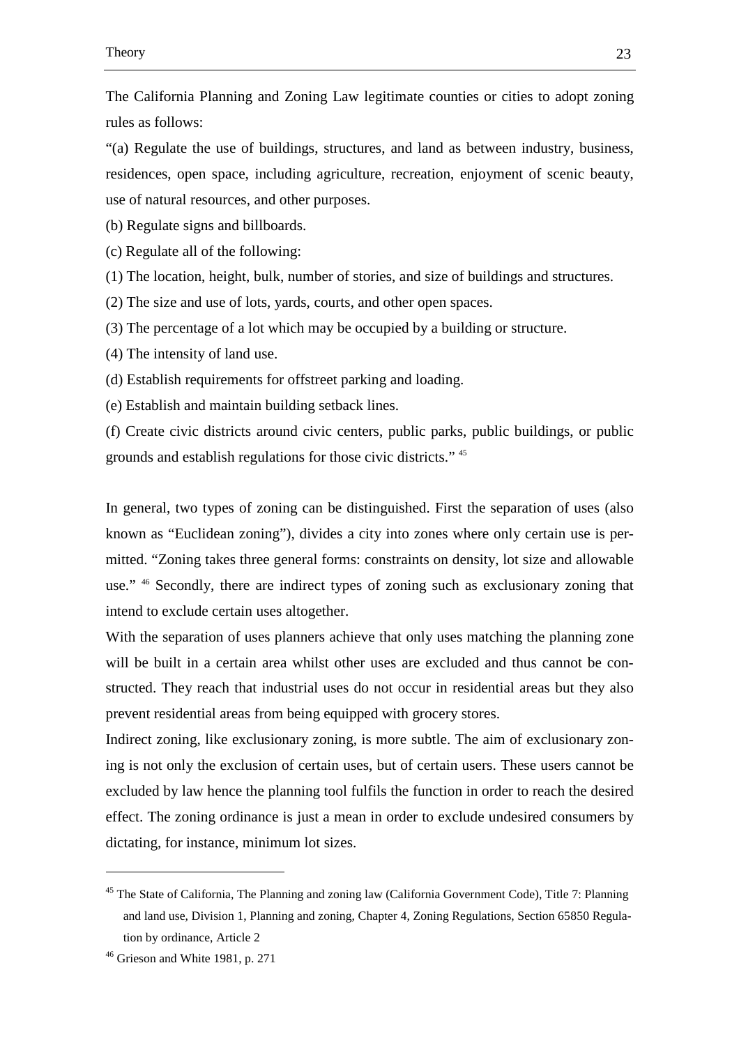The California Planning and Zoning Law legitimate counties or cities to adopt zoning rules as follows:

“(a) Regulate the use of buildings, structures, and land as between industry, business, residences, open space, including agriculture, recreation, enjoyment of scenic beauty, use of natural resources, and other purposes.

(b) Regulate signs and billboards.

(c) Regulate all of the following:

(1) The location, height, bulk, number of stories, and size of buildings and structures.

(2) The size and use of lots, yards, courts, and other open spaces.

(3) The percentage of a lot which may be occupied by a building or structure.

(4) The intensity of land use.

(d) Establish requirements for offstreet parking and loading.

(e) Establish and maintain building setback lines.

(f) Create civic districts around civic centers, public parks, public buildings, or public grounds and establish regulations for those civic districts.” [45]

In general, two types of zoning can be distinguished. First the separation of uses (also known as “Euclidean zoning”), divides a city into zones where only certain use is permitted. “Zoning takes three general forms: constraints on density, lot size and allowable use.” [46] Secondly, there are indirect types of zoning such as exclusionary zoning that intend to exclude certain uses altogether.

With the separation of uses planners achieve that only uses matching the planning zone will be built in a certain area whilst other uses are excluded and thus cannot be constructed. They reach that industrial uses do not occur in residential areas but they also prevent residential areas from being equipped with grocery stores.

Indirect zoning, like exclusionary zoning, is more subtle. The aim of exclusionary zoning is not only the exclusion of certain uses, but of certain users. These users cannot be excluded by law hence the planning tool fulfils the function in order to reach the desired effect. The zoning ordinance is just a mean in order to exclude undesired consumers by dictating, for instance, minimum lot sizes.

---

[45] The State of California, The Planning and zoning law (California Government Code), Title 7: Planning and land use, Division 1, Planning and zoning, Chapter 4, Zoning Regulations, Section 65850 Regulation by ordinance, Article 2

[46] Grieson and White 1981, p. 271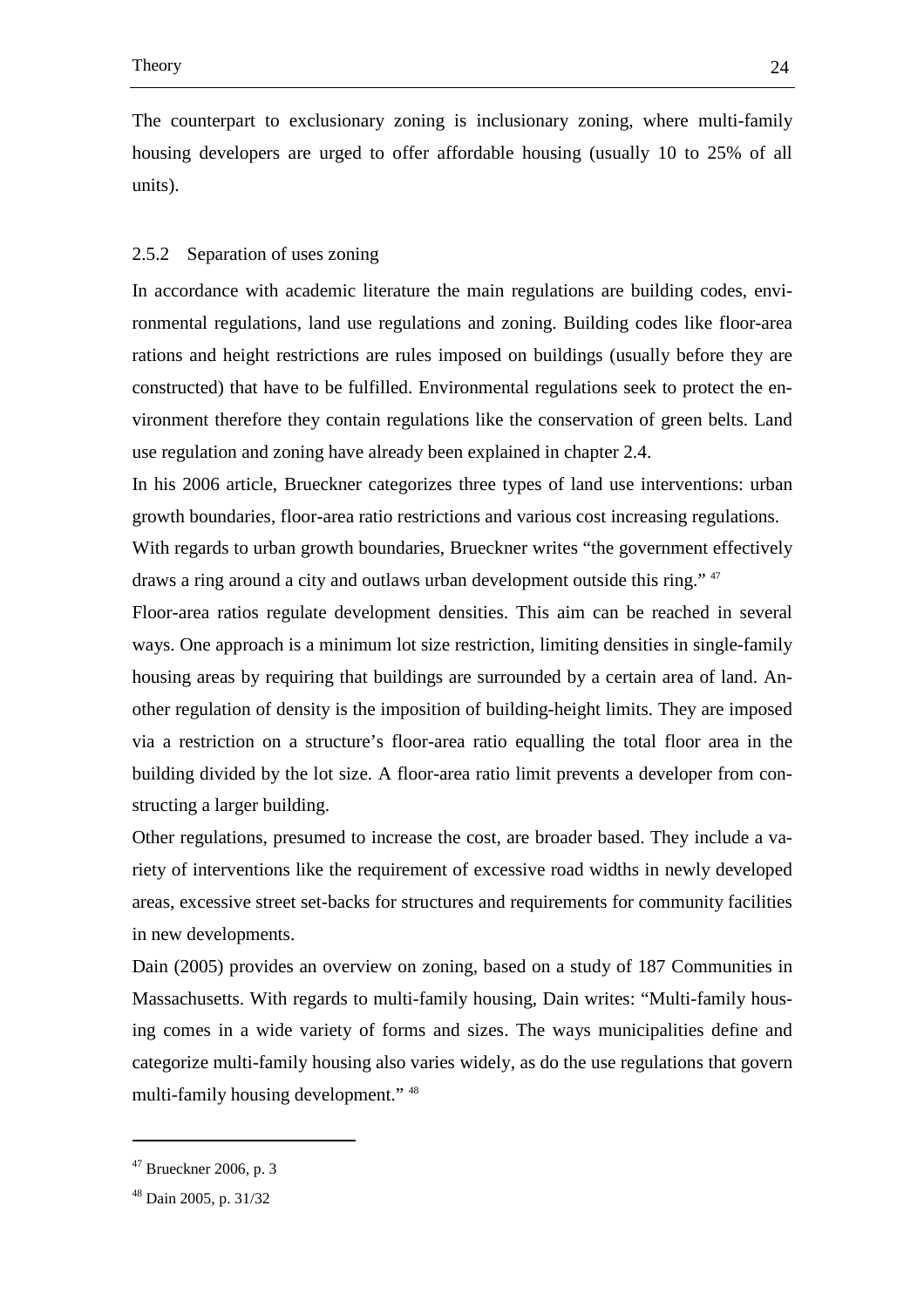The counterpart to exclusionary zoning is inclusionary zoning, where multi-family housing developers are urged to offer affordable housing (usually 10 to 25% of all units).

### 2.5.2 Separation of uses zoning

In accordance with academic literature the main regulations are building codes, environmental regulations, land use regulations and zoning. Building codes like floor-area rations and height restrictions are rules imposed on buildings (usually before they are constructed) that have to be fulfilled. Environmental regulations seek to protect the environment therefore they contain regulations like the conservation of green belts. Land use regulation and zoning have already been explained in chapter 2.4.

In his 2006 article, Brueckner categorizes three types of land use interventions: urban growth boundaries, floor-area ratio restrictions and various cost increasing regulations.

With regards to urban growth boundaries, Brueckner writes “the government effectively draws a ring around a city and outlaws urban development outside this ring.” [47]

Floor-area ratios regulate development densities. This aim can be reached in several ways. One approach is a minimum lot size restriction, limiting densities in single-family housing areas by requiring that buildings are surrounded by a certain area of land. Another regulation of density is the imposition of building-height limits. They are imposed via a restriction on a structure’s floor-area ratio equalling the total floor area in the building divided by the lot size. A floor-area ratio limit prevents a developer from constructing a larger building.

Other regulations, presumed to increase the cost, are broader based. They include a variety of interventions like the requirement of excessive road widths in newly developed areas, excessive street set-backs for structures and requirements for community facilities in new developments.

Dain (2005) provides an overview on zoning, based on a study of 187 Communities in Massachusetts. With regards to multi-family housing, Dain writes: “Multi-family housing comes in a wide variety of forms and sizes. The ways municipalities define and categorize multi-family housing also varies widely, as do the use regulations that govern multi-family housing development.” [48]

---

[47] Brueckner 2006, p. 3

[48] Dain 2005, p. 31/32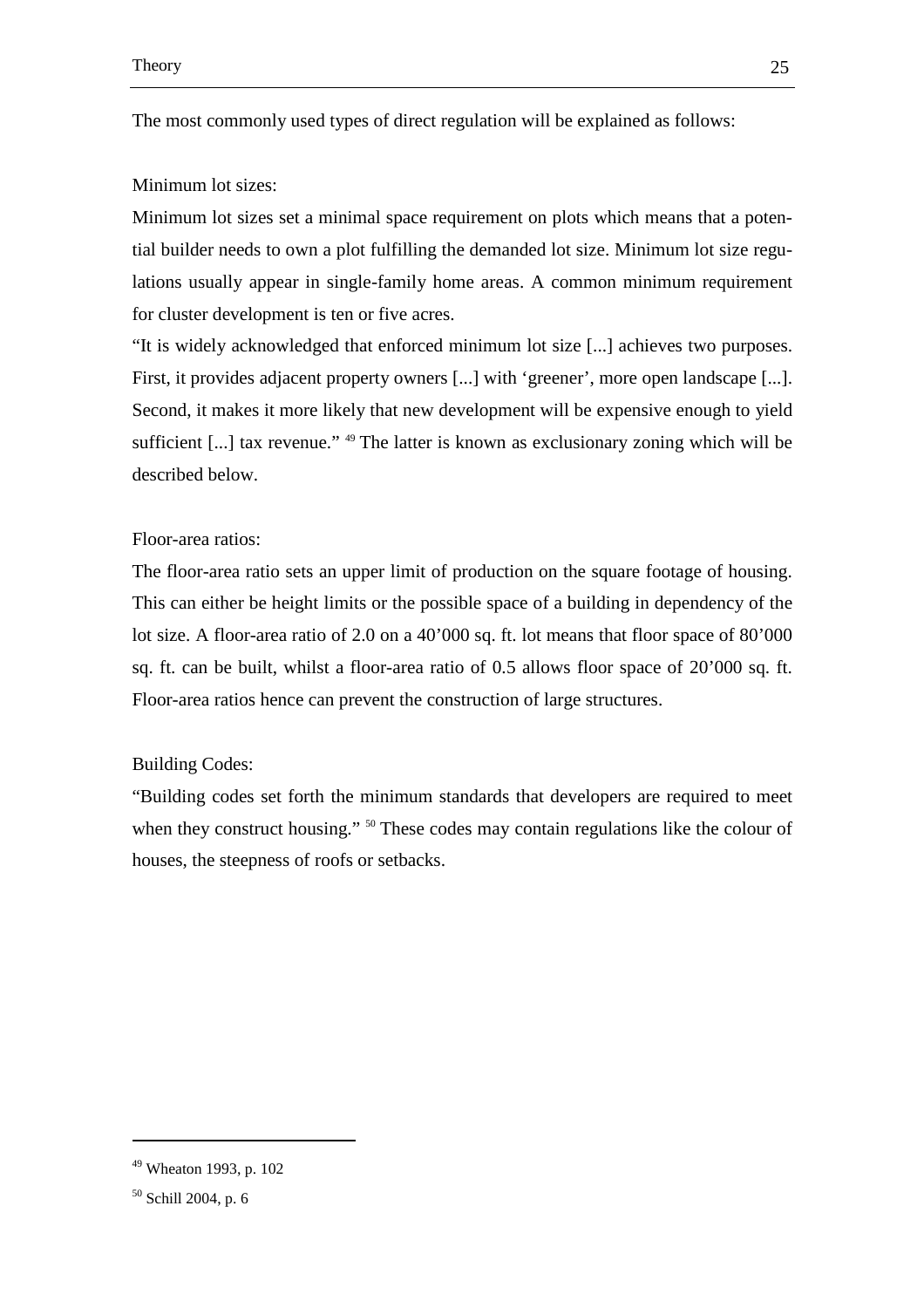The most commonly used types of direct regulation will be explained as follows:

Minimum lot sizes:

Minimum lot sizes set a minimal space requirement on plots which means that a potential builder needs to own a plot fulfilling the demanded lot size. Minimum lot size regulations usually appear in single-family home areas. A common minimum requirement for cluster development is ten or five acres.

"It is widely acknowledged that enforced minimum lot size [...] achieves two purposes. First, it provides adjacent property owners [...] with 'greener', more open landscape [...]. Second, it makes it more likely that new development will be expensive enough to yield sufficient [...] tax revenue." [49] The latter is known as exclusionary zoning which will be described below.

Floor-area ratios:

The floor-area ratio sets an upper limit of production on the square footage of housing. This can either be height limits or the possible space of a building in dependency of the lot size. A floor-area ratio of 2.0 on a 40'000 sq. ft. lot means that floor space of 80'000 sq. ft. can be built, whilst a floor-area ratio of 0.5 allows floor space of 20'000 sq. ft. Floor-area ratios hence can prevent the construction of large structures.

Building Codes:

"Building codes set forth the minimum standards that developers are required to meet when they construct housing." [50] These codes may contain regulations like the colour of houses, the steepness of roofs or setbacks.

---

[49] Wheaton 1993, p. 102

[50] Schill 2004, p. 6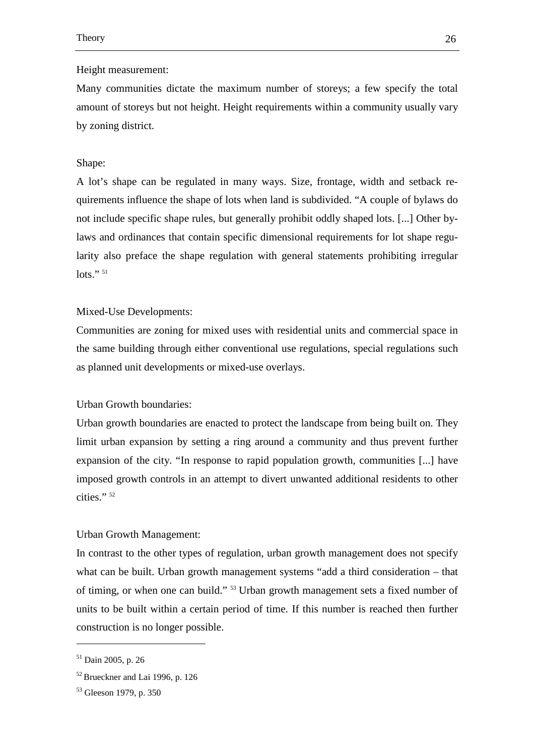Height measurement:

Many communities dictate the maximum number of storeys; a few specify the total amount of storeys but not height. Height requirements within a community usually vary by zoning district.

Shape:

A lot's shape can be regulated in many ways. Size, frontage, width and setback requirements influence the shape of lots when land is subdivided. "A couple of bylaws do not include specific shape rules, but generally prohibit oddly shaped lots. [...] Other bylaws and ordinances that contain specific dimensional requirements for lot shape regularity also preface the shape regulation with general statements prohibiting irregular lots." [51]

Mixed-Use Developments:

Communities are zoning for mixed uses with residential units and commercial space in the same building through either conventional use regulations, special regulations such as planned unit developments or mixed-use overlays.

Urban Growth boundaries:

Urban growth boundaries are enacted to protect the landscape from being built on. They limit urban expansion by setting a ring around a community and thus prevent further expansion of the city. "In response to rapid population growth, communities [...] have imposed growth controls in an attempt to divert unwanted additional residents to other cities." [52]

Urban Growth Management:

In contrast to the other types of regulation, urban growth management does not specify what can be built. Urban growth management systems "add a third consideration – that of timing, or when one can build." [53] Urban growth management sets a fixed number of units to be built within a certain period of time. If this number is reached then further construction is no longer possible.

---

[51] Dain 2005, p. 26

[52] Brueckner and Lai 1996, p. 126

[53] Gleeson 1979, p. 350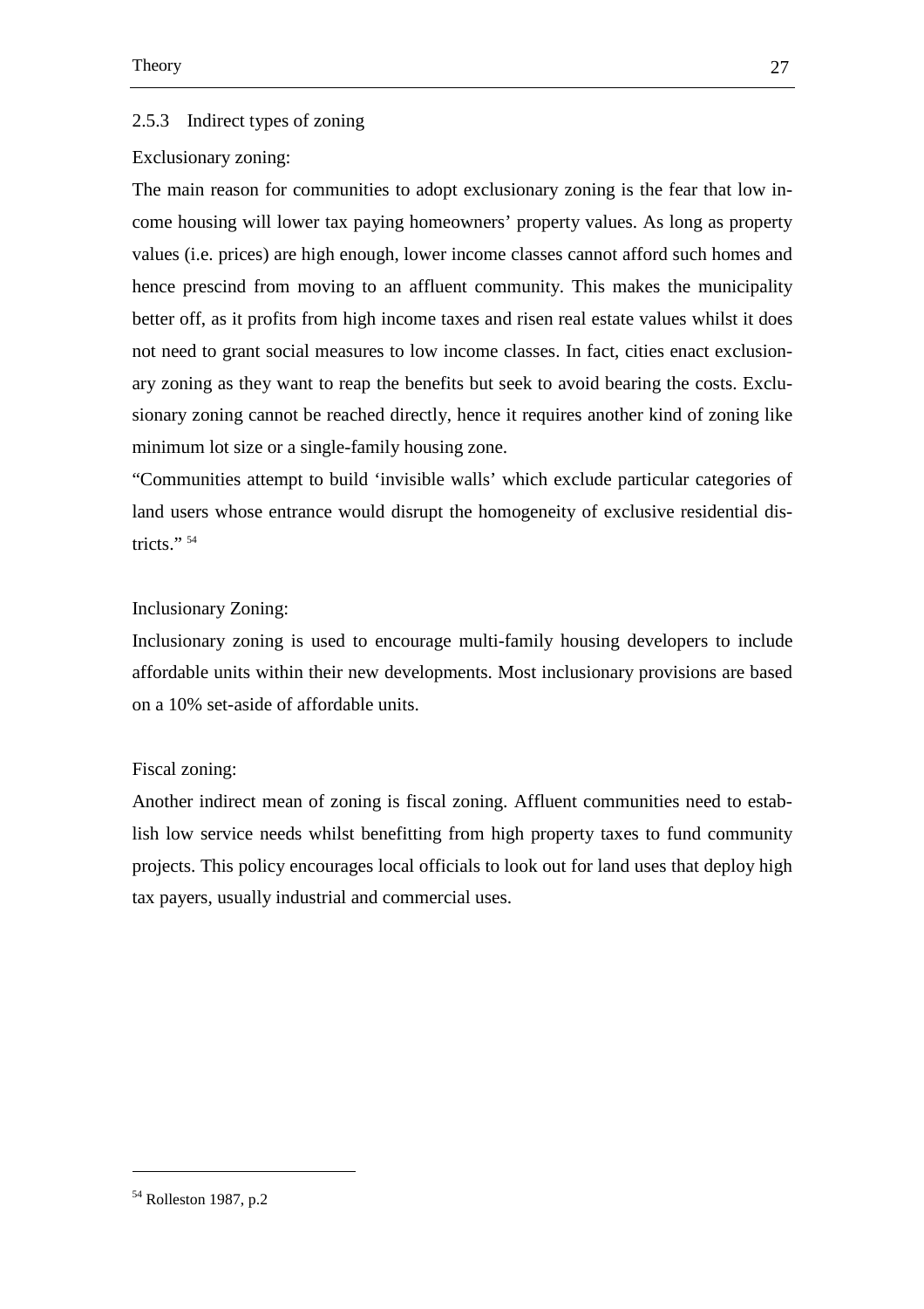### 2.5.3 Indirect types of zoning

Exclusionary zoning:

The main reason for communities to adopt exclusionary zoning is the fear that low income housing will lower tax paying homeowners' property values. As long as property values (i.e. prices) are high enough, lower income classes cannot afford such homes and hence prescind from moving to an affluent community. This makes the municipality better off, as it profits from high income taxes and risen real estate values whilst it does not need to grant social measures to low income classes. In fact, cities enact exclusionary zoning as they want to reap the benefits but seek to avoid bearing the costs. Exclusionary zoning cannot be reached directly, hence it requires another kind of zoning like minimum lot size or a single-family housing zone.

"Communities attempt to build 'invisible walls' which exclude particular categories of land users whose entrance would disrupt the homogeneity of exclusive residential districts." [54]

Inclusionary Zoning:

Inclusionary zoning is used to encourage multi-family housing developers to include affordable units within their new developments. Most inclusionary provisions are based on a 10% set-aside of affordable units.

Fiscal zoning:

Another indirect mean of zoning is fiscal zoning. Affluent communities need to establish low service needs whilst benefitting from high property taxes to fund community projects. This policy encourages local officials to look out for land uses that deploy high tax payers, usually industrial and commercial uses.

---

[54] Rolleston 1987, p.2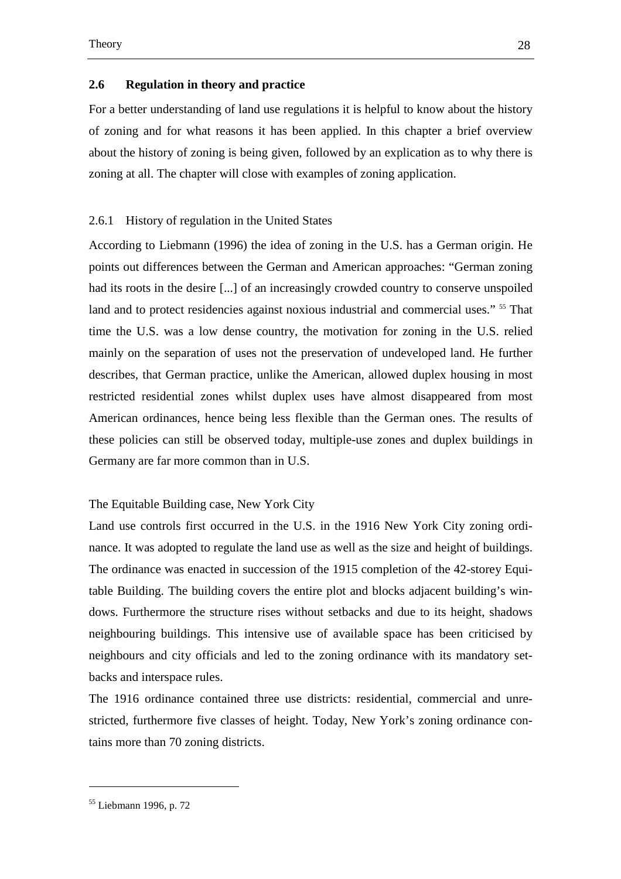## 2.6 Regulation in theory and practice

For a better understanding of land use regulations it is helpful to know about the history of zoning and for what reasons it has been applied. In this chapter a brief overview about the history of zoning is being given, followed by an explication as to why there is zoning at all. The chapter will close with examples of zoning application.

### 2.6.1 History of regulation in the United States

According to Liebmann (1996) the idea of zoning in the U.S. has a German origin. He points out differences between the German and American approaches: "German zoning had its roots in the desire [...] of an increasingly crowded country to conserve unspoiled land and to protect residencies against noxious industrial and commercial uses." [55] That time the U.S. was a low dense country, the motivation for zoning in the U.S. relied mainly on the separation of uses not the preservation of undeveloped land. He further describes, that German practice, unlike the American, allowed duplex housing in most restricted residential zones whilst duplex uses have almost disappeared from most American ordinances, hence being less flexible than the German ones. The results of these policies can still be observed today, multiple-use zones and duplex buildings in Germany are far more common than in U.S.

The Equitable Building case, New York City

Land use controls first occurred in the U.S. in the 1916 New York City zoning ordinance. It was adopted to regulate the land use as well as the size and height of buildings. The ordinance was enacted in succession of the 1915 completion of the 42-storey Equitable Building. The building covers the entire plot and blocks adjacent building's windows. Furthermore the structure rises without setbacks and due to its height, shadows neighbouring buildings. This intensive use of available space has been criticised by neighbours and city officials and led to the zoning ordinance with its mandatory setbacks and interspace rules.

The 1916 ordinance contained three use districts: residential, commercial and unrestricted, furthermore five classes of height. Today, New York's zoning ordinance contains more than 70 zoning districts.

[55] Liebmann 1996, p. 72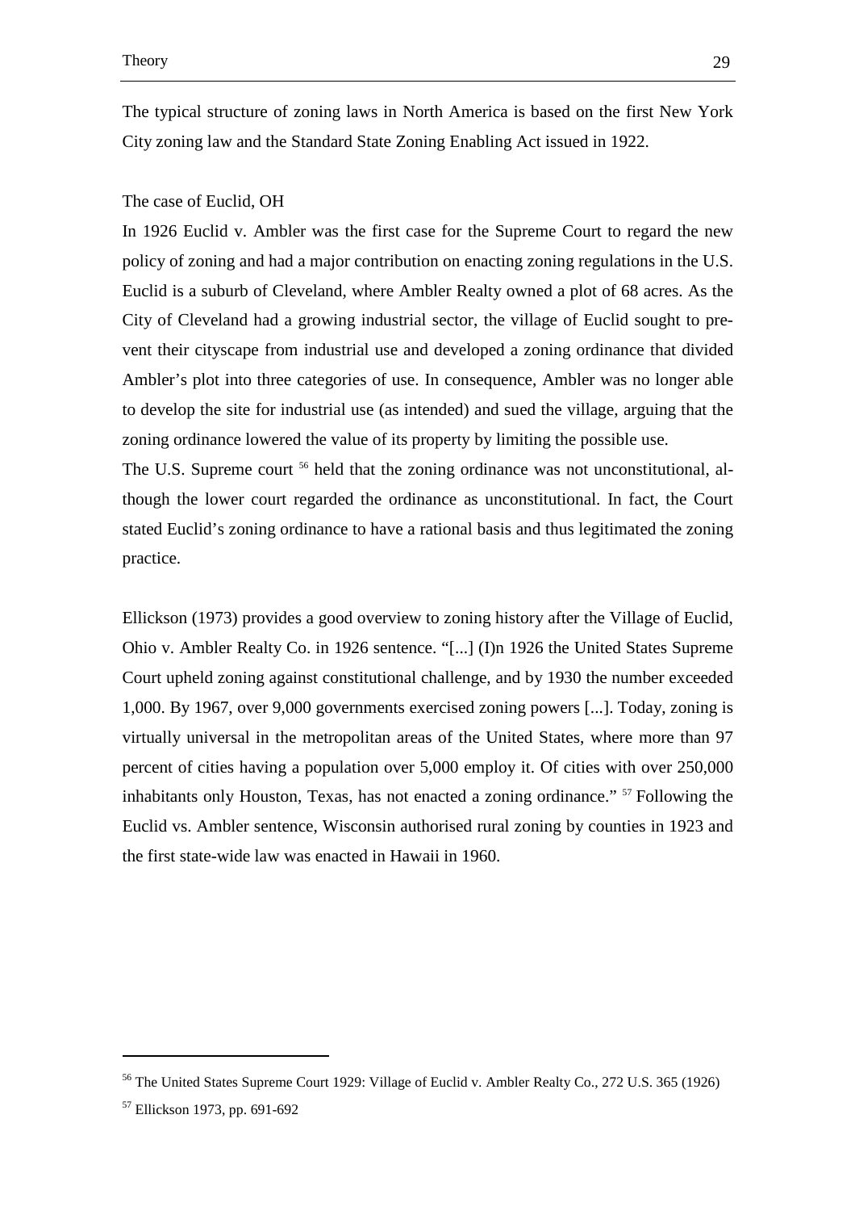The typical structure of zoning laws in North America is based on the first New York City zoning law and the Standard State Zoning Enabling Act issued in 1922.

The case of Euclid, OH

In 1926 Euclid v. Ambler was the first case for the Supreme Court to regard the new policy of zoning and had a major contribution on enacting zoning regulations in the U.S. Euclid is a suburb of Cleveland, where Ambler Realty owned a plot of 68 acres. As the City of Cleveland had a growing industrial sector, the village of Euclid sought to prevent their cityscape from industrial use and developed a zoning ordinance that divided Ambler's plot into three categories of use. In consequence, Ambler was no longer able to develop the site for industrial use (as intended) and sued the village, arguing that the zoning ordinance lowered the value of its property by limiting the possible use.

The U.S. Supreme court [56] held that the zoning ordinance was not unconstitutional, although the lower court regarded the ordinance as unconstitutional. In fact, the Court stated Euclid's zoning ordinance to have a rational basis and thus legitimated the zoning practice.

Ellickson (1973) provides a good overview to zoning history after the Village of Euclid, Ohio v. Ambler Realty Co. in 1926 sentence. "[...] (I)n 1926 the United States Supreme Court upheld zoning against constitutional challenge, and by 1930 the number exceeded 1,000. By 1967, over 9,000 governments exercised zoning powers [...]. Today, zoning is virtually universal in the metropolitan areas of the United States, where more than 97 percent of cities having a population over 5,000 employ it. Of cities with over 250,000 inhabitants only Houston, Texas, has not enacted a zoning ordinance." [57] Following the Euclid vs. Ambler sentence, Wisconsin authorised rural zoning by counties in 1923 and the first state-wide law was enacted in Hawaii in 1960.

---

[56] The United States Supreme Court 1929: Village of Euclid v. Ambler Realty Co., 272 U.S. 365 (1926)

[57] Ellickson 1973, pp. 691-692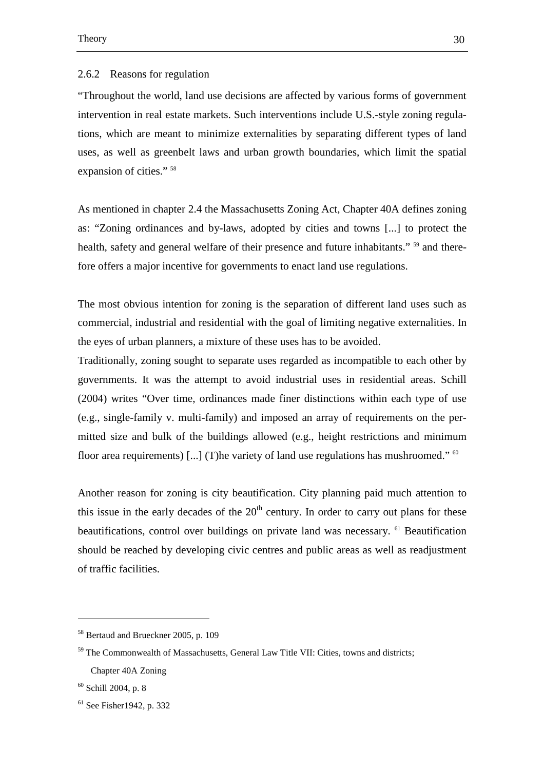### 2.6.2 Reasons for regulation

"Throughout the world, land use decisions are affected by various forms of government intervention in real estate markets. Such interventions include U.S.-style zoning regulations, which are meant to minimize externalities by separating different types of land uses, as well as greenbelt laws and urban growth boundaries, which limit the spatial expansion of cities." [58]

As mentioned in chapter 2.4 the Massachusetts Zoning Act, Chapter 40A defines zoning as: "Zoning ordinances and by-laws, adopted by cities and towns [...] to protect the health, safety and general welfare of their presence and future inhabitants." [59] and therefore offers a major incentive for governments to enact land use regulations.

The most obvious intention for zoning is the separation of different land uses such as commercial, industrial and residential with the goal of limiting negative externalities. In the eyes of urban planners, a mixture of these uses has to be avoided.
Traditionally, zoning sought to separate uses regarded as incompatible to each other by governments. It was the attempt to avoid industrial uses in residential areas. Schill (2004) writes "Over time, ordinances made finer distinctions within each type of use (e.g., single-family v. multi-family) and imposed an array of requirements on the permitted size and bulk of the buildings allowed (e.g., height restrictions and minimum floor area requirements) [...] (T)he variety of land use regulations has mushroomed." [60]

Another reason for zoning is city beautification. City planning paid much attention to this issue in the early decades of the 20th century. In order to carry out plans for these beautifications, control over buildings on private land was necessary. [61] Beautification should be reached by developing civic centres and public areas as well as readjustment of traffic facilities.

---

[58] Bertaud and Brueckner 2005, p. 109

[59] The Commonwealth of Massachusetts, General Law Title VII: Cities, towns and districts; Chapter 40A Zoning

[60] Schill 2004, p. 8

[61] See Fisher1942, p. 332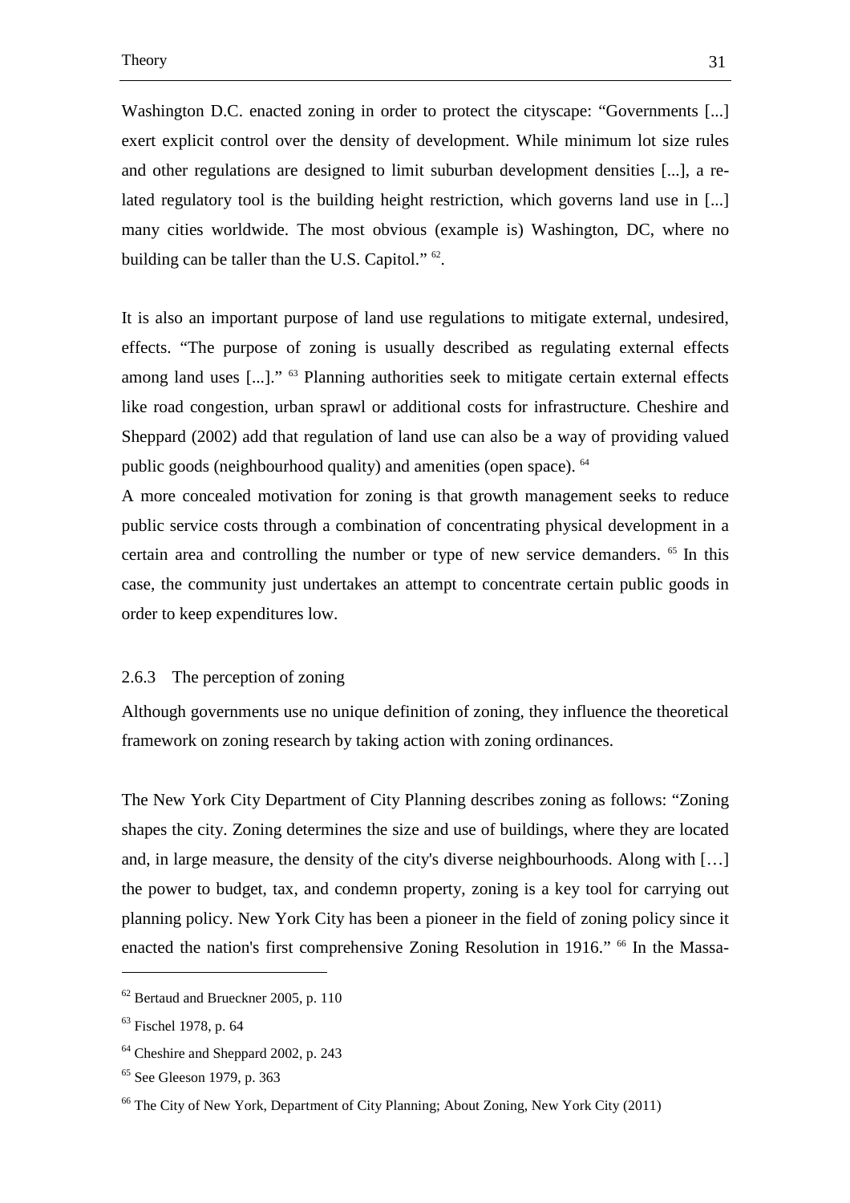Washington D.C. enacted zoning in order to protect the cityscape: "Governments [...] exert explicit control over the density of development. While minimum lot size rules and other regulations are designed to limit suburban development densities [...], a related regulatory tool is the building height restriction, which governs land use in [...] many cities worldwide. The most obvious (example is) Washington, DC, where no building can be taller than the U.S. Capitol." [62].

It is also an important purpose of land use regulations to mitigate external, undesired, effects. "The purpose of zoning is usually described as regulating external effects among land uses [...]." [63] Planning authorities seek to mitigate certain external effects like road congestion, urban sprawl or additional costs for infrastructure. Cheshire and Sheppard (2002) add that regulation of land use can also be a way of providing valued public goods (neighbourhood quality) and amenities (open space). [64]

A more concealed motivation for zoning is that growth management seeks to reduce public service costs through a combination of concentrating physical development in a certain area and controlling the number or type of new service demanders. [65] In this case, the community just undertakes an attempt to concentrate certain public goods in order to keep expenditures low.

### 2.6.3 The perception of zoning

Although governments use no unique definition of zoning, they influence the theoretical framework on zoning research by taking action with zoning ordinances.

The New York City Department of City Planning describes zoning as follows: "Zoning shapes the city. Zoning determines the size and use of buildings, where they are located and, in large measure, the density of the city's diverse neighbourhoods. Along with […] the power to budget, tax, and condemn property, zoning is a key tool for carrying out planning policy. New York City has been a pioneer in the field of zoning policy since it enacted the nation's first comprehensive Zoning Resolution in 1916." [66] In the Massa-

---

[62] Bertaud and Brueckner 2005, p. 110

[63] Fischel 1978, p. 64

[64] Cheshire and Sheppard 2002, p. 243

[65] See Gleeson 1979, p. 363

[66] The City of New York, Department of City Planning; About Zoning, New York City (2011)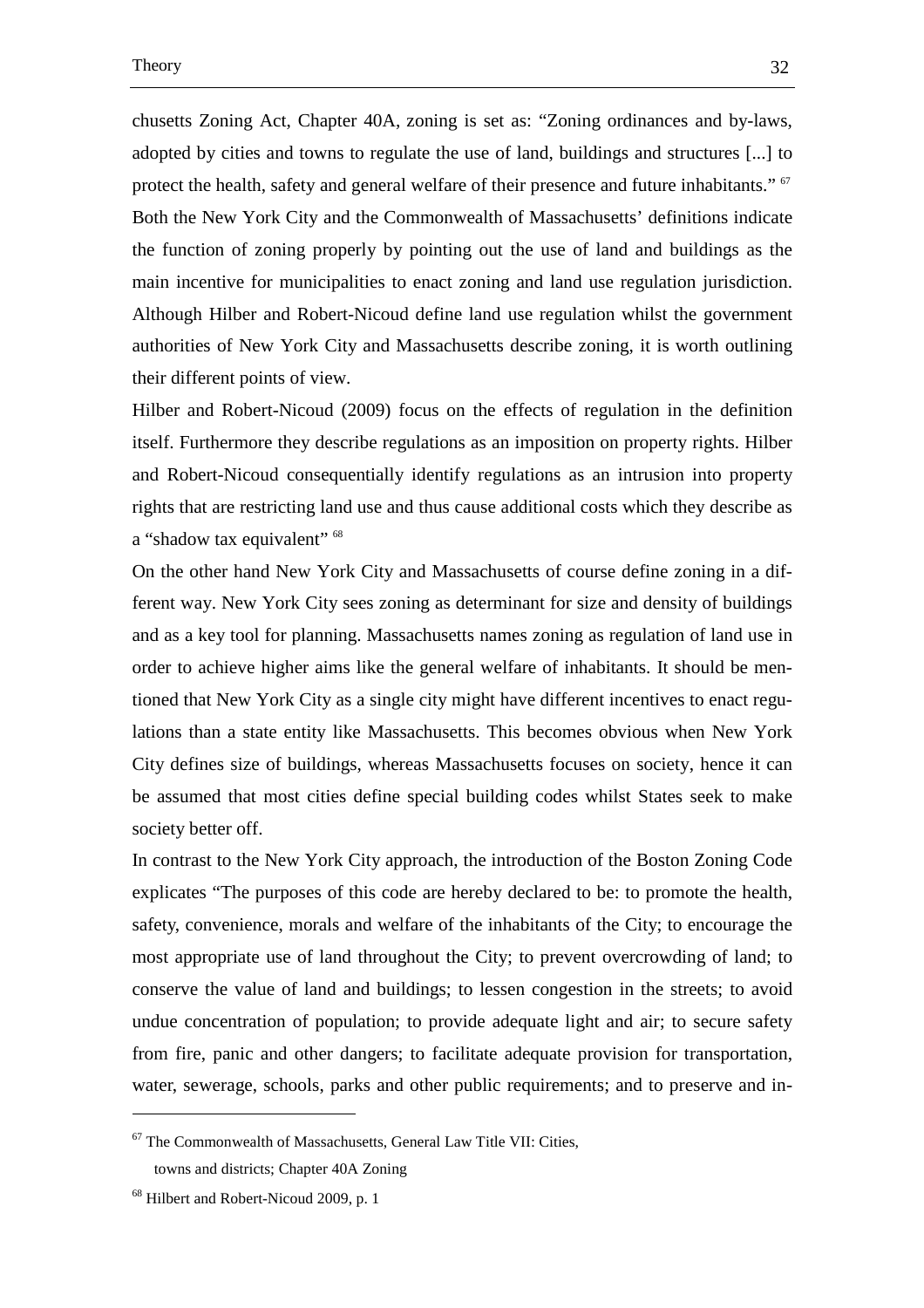chusetts Zoning Act, Chapter 40A, zoning is set as: “Zoning ordinances and by-laws, adopted by cities and towns to regulate the use of land, buildings and structures [...] to protect the health, safety and general welfare of their presence and future inhabitants.” [67] Both the New York City and the Commonwealth of Massachusetts’ definitions indicate the function of zoning properly by pointing out the use of land and buildings as the main incentive for municipalities to enact zoning and land use regulation jurisdiction. Although Hilber and Robert-Nicoud define land use regulation whilst the government authorities of New York City and Massachusetts describe zoning, it is worth outlining their different points of view.

Hilber and Robert-Nicoud (2009) focus on the effects of regulation in the definition itself. Furthermore they describe regulations as an imposition on property rights. Hilber and Robert-Nicoud consequentially identify regulations as an intrusion into property rights that are restricting land use and thus cause additional costs which they describe as a “shadow tax equivalent” [68]

On the other hand New York City and Massachusetts of course define zoning in a different way. New York City sees zoning as determinant for size and density of buildings and as a key tool for planning. Massachusetts names zoning as regulation of land use in order to achieve higher aims like the general welfare of inhabitants. It should be mentioned that New York City as a single city might have different incentives to enact regulations than a state entity like Massachusetts. This becomes obvious when New York City defines size of buildings, whereas Massachusetts focuses on society, hence it can be assumed that most cities define special building codes whilst States seek to make society better off.

In contrast to the New York City approach, the introduction of the Boston Zoning Code explicates “The purposes of this code are hereby declared to be: to promote the health, safety, convenience, morals and welfare of the inhabitants of the City; to encourage the most appropriate use of land throughout the City; to prevent overcrowding of land; to conserve the value of land and buildings; to lessen congestion in the streets; to avoid undue concentration of population; to provide adequate light and air; to secure safety from fire, panic and other dangers; to facilitate adequate provision for transportation, water, sewerage, schools, parks and other public requirements; and to preserve and in-

---

[67] The Commonwealth of Massachusetts, General Law Title VII: Cities, towns and districts; Chapter 40A Zoning

[68] Hilbert and Robert-Nicoud 2009, p. 1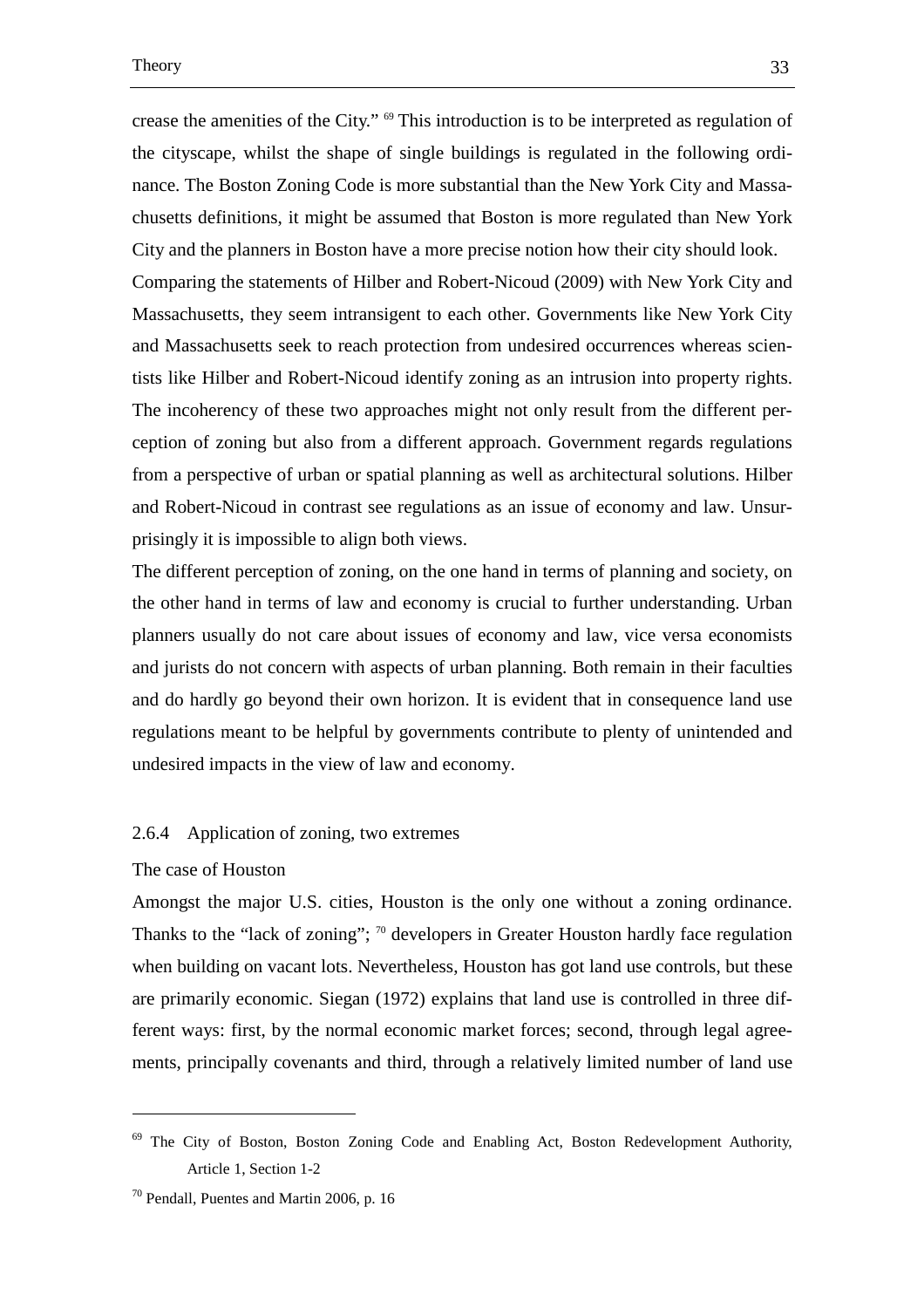crease the amenities of the City." [69] This introduction is to be interpreted as regulation of the cityscape, whilst the shape of single buildings is regulated in the following ordinance. The Boston Zoning Code is more substantial than the New York City and Massachusetts definitions, it might be assumed that Boston is more regulated than New York City and the planners in Boston have a more precise notion how their city should look.

Comparing the statements of Hilber and Robert-Nicoud (2009) with New York City and Massachusetts, they seem intransigent to each other. Governments like New York City and Massachusetts seek to reach protection from undesired occurrences whereas scientists like Hilber and Robert-Nicoud identify zoning as an intrusion into property rights. The incoherency of these two approaches might not only result from the different perception of zoning but also from a different approach. Government regards regulations from a perspective of urban or spatial planning as well as architectural solutions. Hilber and Robert-Nicoud in contrast see regulations as an issue of economy and law. Unsurprisingly it is impossible to align both views.

The different perception of zoning, on the one hand in terms of planning and society, on the other hand in terms of law and economy is crucial to further understanding. Urban planners usually do not care about issues of economy and law, vice versa economists and jurists do not concern with aspects of urban planning. Both remain in their faculties and do hardly go beyond their own horizon. It is evident that in consequence land use regulations meant to be helpful by governments contribute to plenty of unintended and undesired impacts in the view of law and economy.

### 2.6.4 Application of zoning, two extremes

The case of Houston

Amongst the major U.S. cities, Houston is the only one without a zoning ordinance. Thanks to the "lack of zoning"; [70] developers in Greater Houston hardly face regulation when building on vacant lots. Nevertheless, Houston has got land use controls, but these are primarily economic. Siegan (1972) explains that land use is controlled in three different ways: first, by the normal economic market forces; second, through legal agreements, principally covenants and third, through a relatively limited number of land use

---

[69] The City of Boston, Boston Zoning Code and Enabling Act, Boston Redevelopment Authority, Article 1, Section 1-2

[70] Pendall, Puentes and Martin 2006, p. 16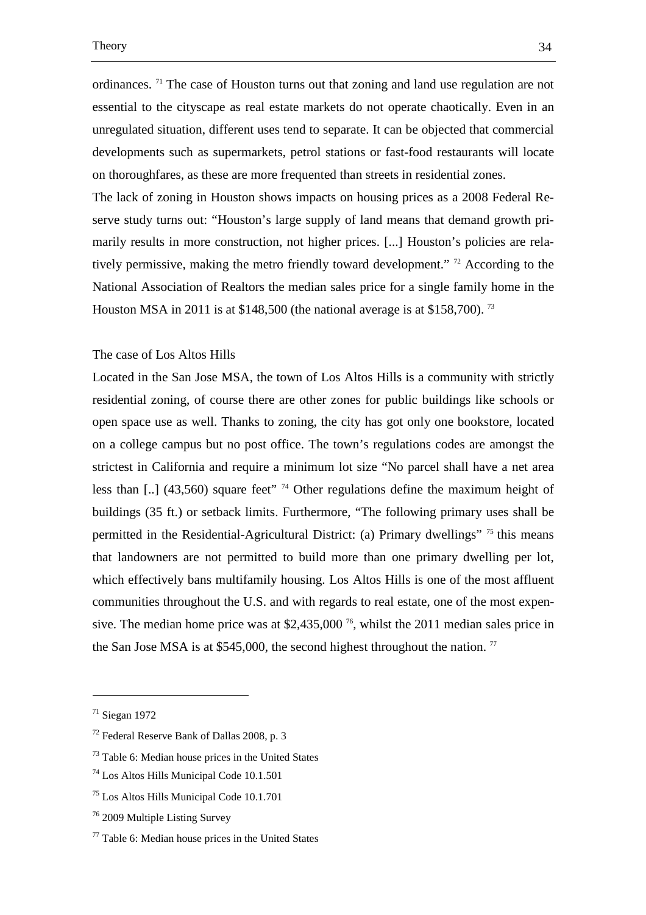ordinances. [71] The case of Houston turns out that zoning and land use regulation are not essential to the cityscape as real estate markets do not operate chaotically. Even in an unregulated situation, different uses tend to separate. It can be objected that commercial developments such as supermarkets, petrol stations or fast-food restaurants will locate on thoroughfares, as these are more frequented than streets in residential zones.

The lack of zoning in Houston shows impacts on housing prices as a 2008 Federal Reserve study turns out: "Houston's large supply of land means that demand growth primarily results in more construction, not higher prices. [...] Houston's policies are relatively permissive, making the metro friendly toward development." [72] According to the National Association of Realtors the median sales price for a single family home in the Houston MSA in 2011 is at $148,500 (the national average is at $158,700). [73]

The case of Los Altos Hills

Located in the San Jose MSA, the town of Los Altos Hills is a community with strictly residential zoning, of course there are other zones for public buildings like schools or open space use as well. Thanks to zoning, the city has got only one bookstore, located on a college campus but no post office. The town's regulations codes are amongst the strictest in California and require a minimum lot size "No parcel shall have a net area less than [..] (43,560) square feet" [74] Other regulations define the maximum height of buildings (35 ft.) or setback limits. Furthermore, "The following primary uses shall be permitted in the Residential-Agricultural District: (a) Primary dwellings" [75] this means that landowners are not permitted to build more than one primary dwelling per lot, which effectively bans multifamily housing. Los Altos Hills is one of the most affluent communities throughout the U.S. and with regards to real estate, one of the most expensive. The median home price was at $2,435,000 [76], whilst the 2011 median sales price in the San Jose MSA is at $545,000, the second highest throughout the nation. [77]

---

[71] Siegan 1972

[72] Federal Reserve Bank of Dallas 2008, p. 3

[73] Table 6: Median house prices in the United States

[74] Los Altos Hills Municipal Code 10.1.501

[75] Los Altos Hills Municipal Code 10.1.701

[76] 2009 Multiple Listing Survey

[77] Table 6: Median house prices in the United States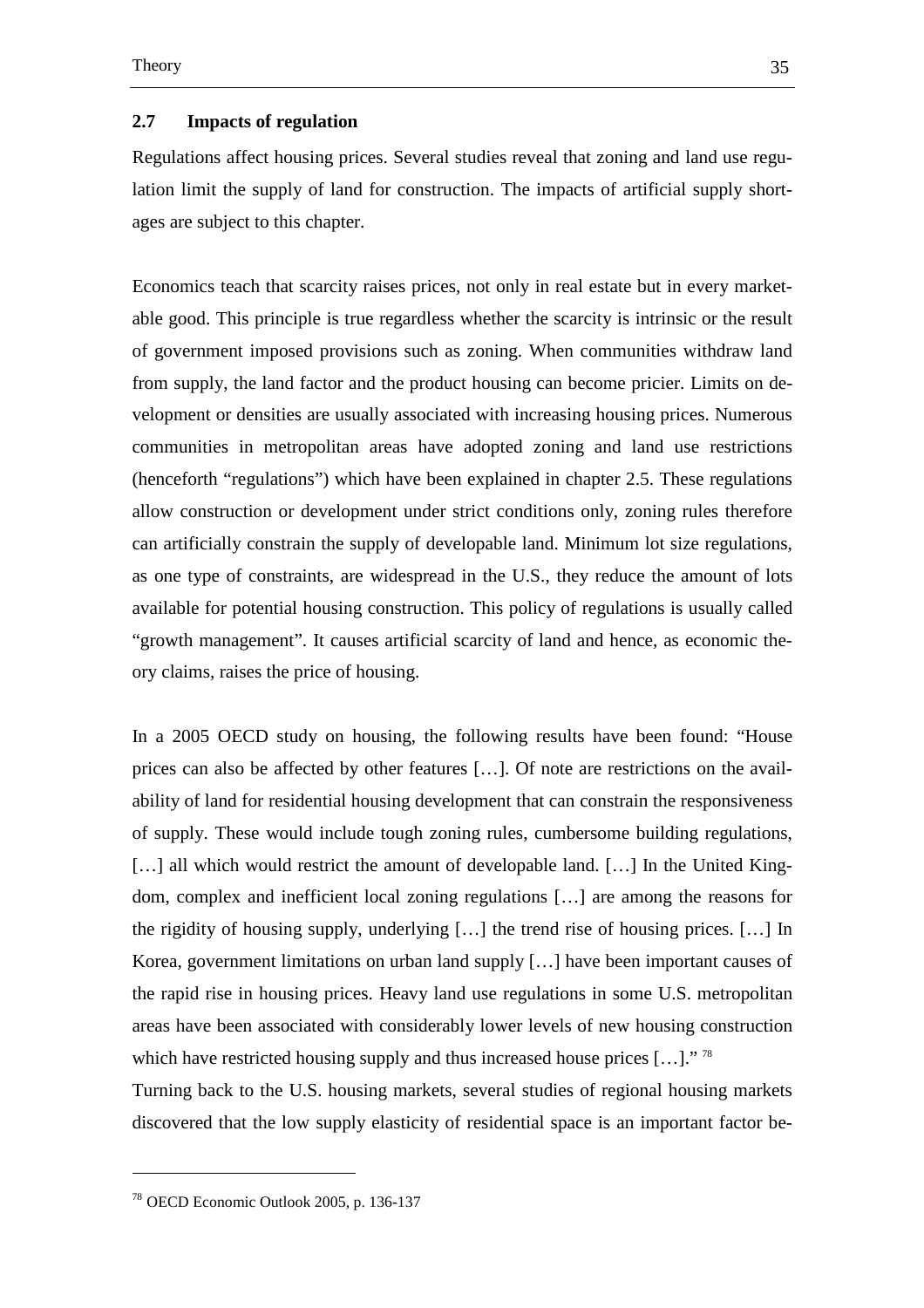## 2.7 Impacts of regulation

Regulations affect housing prices. Several studies reveal that zoning and land use regulation limit the supply of land for construction. The impacts of artificial supply shortages are subject to this chapter.

Economics teach that scarcity raises prices, not only in real estate but in every marketable good. This principle is true regardless whether the scarcity is intrinsic or the result of government imposed provisions such as zoning. When communities withdraw land from supply, the land factor and the product housing can become pricier. Limits on development or densities are usually associated with increasing housing prices. Numerous communities in metropolitan areas have adopted zoning and land use restrictions (henceforth "regulations") which have been explained in chapter 2.5. These regulations allow construction or development under strict conditions only, zoning rules therefore can artificially constrain the supply of developable land. Minimum lot size regulations, as one type of constraints, are widespread in the U.S., they reduce the amount of lots available for potential housing construction. This policy of regulations is usually called "growth management". It causes artificial scarcity of land and hence, as economic theory claims, raises the price of housing.

In a 2005 OECD study on housing, the following results have been found: "House prices can also be affected by other features […]. Of note are restrictions on the availability of land for residential housing development that can constrain the responsiveness of supply. These would include tough zoning rules, cumbersome building regulations, […] all which would restrict the amount of developable land. […] In the United Kingdom, complex and inefficient local zoning regulations […] are among the reasons for the rigidity of housing supply, underlying […] the trend rise of housing prices. […] In Korea, government limitations on urban land supply […] have been important causes of the rapid rise in housing prices. Heavy land use regulations in some U.S. metropolitan areas have been associated with considerably lower levels of new housing construction which have restricted housing supply and thus increased house prices […]." [78]

Turning back to the U.S. housing markets, several studies of regional housing markets discovered that the low supply elasticity of residential space is an important factor be-

[78] OECD Economic Outlook 2005, p. 136-137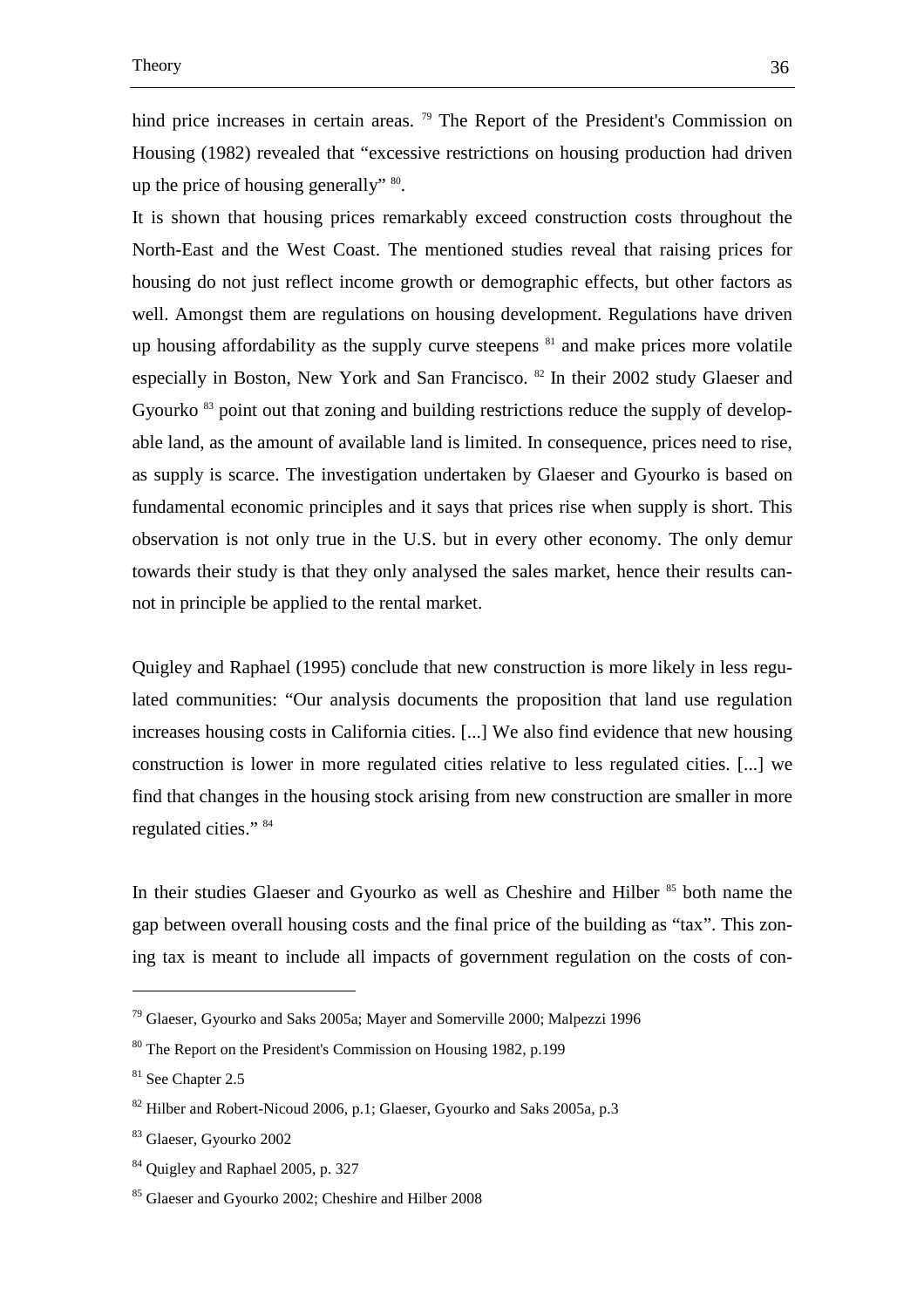hind price increases in certain areas. [79] The Report of the President's Commission on Housing (1982) revealed that "excessive restrictions on housing production had driven up the price of housing generally" [80].

It is shown that housing prices remarkably exceed construction costs throughout the North-East and the West Coast. The mentioned studies reveal that raising prices for housing do not just reflect income growth or demographic effects, but other factors as well. Amongst them are regulations on housing development. Regulations have driven up housing affordability as the supply curve steepens [81] and make prices more volatile especially in Boston, New York and San Francisco. [82] In their 2002 study Glaeser and Gyourko [83] point out that zoning and building restrictions reduce the supply of developable land, as the amount of available land is limited. In consequence, prices need to rise, as supply is scarce. The investigation undertaken by Glaeser and Gyourko is based on fundamental economic principles and it says that prices rise when supply is short. This observation is not only true in the U.S. but in every other economy. The only demur towards their study is that they only analysed the sales market, hence their results cannot in principle be applied to the rental market.

Quigley and Raphael (1995) conclude that new construction is more likely in less regulated communities: "Our analysis documents the proposition that land use regulation increases housing costs in California cities. [...] We also find evidence that new housing construction is lower in more regulated cities relative to less regulated cities. [...] we find that changes in the housing stock arising from new construction are smaller in more regulated cities." [84]

In their studies Glaeser and Gyourko as well as Cheshire and Hilber [85] both name the gap between overall housing costs and the final price of the building as "tax". This zoning tax is meant to include all impacts of government regulation on the costs of con-

---

[79] Glaeser, Gyourko and Saks 2005a; Mayer and Somerville 2000; Malpezzi 1996

[80] The Report on the President's Commission on Housing 1982, p.199

[81] See Chapter 2.5

[82] Hilber and Robert-Nicoud 2006, p.1; Glaeser, Gyourko and Saks 2005a, p.3

[83] Glaeser, Gyourko 2002

[84] Quigley and Raphael 2005, p. 327

[85] Glaeser and Gyourko 2002; Cheshire and Hilber 2008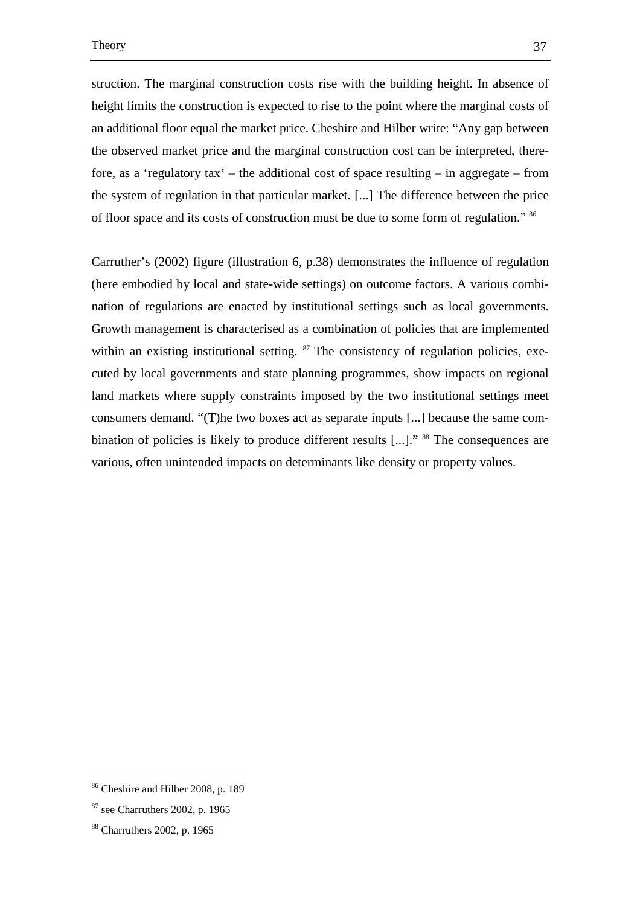struction. The marginal construction costs rise with the building height. In absence of height limits the construction is expected to rise to the point where the marginal costs of an additional floor equal the market price. Cheshire and Hilber write: "Any gap between the observed market price and the marginal construction cost can be interpreted, therefore, as a 'regulatory tax' – the additional cost of space resulting – in aggregate – from the system of regulation in that particular market. [...] The difference between the price of floor space and its costs of construction must be due to some form of regulation." [86]

Carruther's (2002) figure (illustration 6, p.38) demonstrates the influence of regulation (here embodied by local and state-wide settings) on outcome factors. A various combination of regulations are enacted by institutional settings such as local governments. Growth management is characterised as a combination of policies that are implemented within an existing institutional setting. [87] The consistency of regulation policies, executed by local governments and state planning programmes, show impacts on regional land markets where supply constraints imposed by the two institutional settings meet consumers demand. "(T)he two boxes act as separate inputs [...] because the same combination of policies is likely to produce different results [...]." [88] The consequences are various, often unintended impacts on determinants like density or property values.

---

[86] Cheshire and Hilber 2008, p. 189

[87] see Charruthers 2002, p. 1965

[88] Charruthers 2002, p. 1965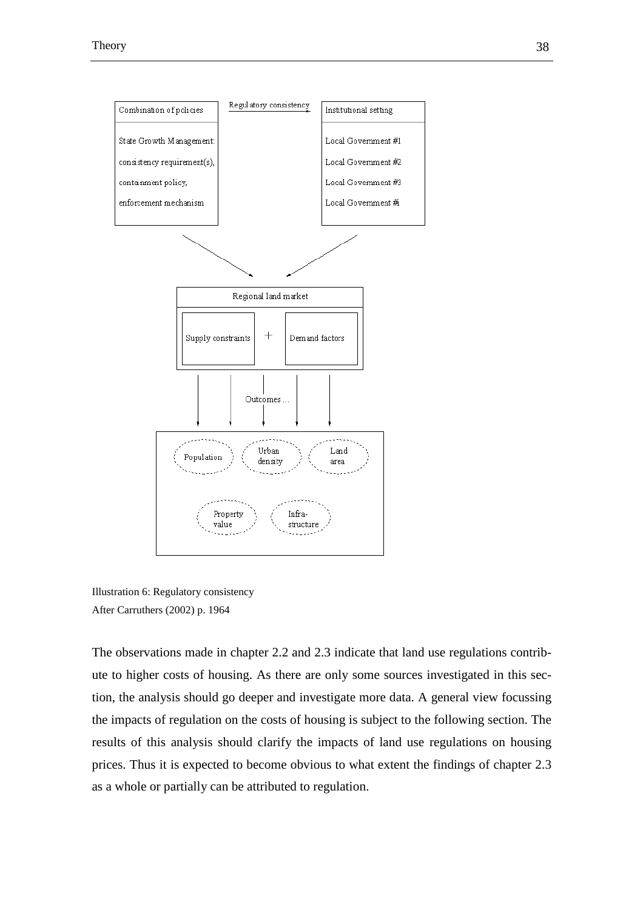Illustration 6: Regulatory consistency
After Carruthers (2002) p. 1964

The observations made in chapter 2.2 and 2.3 indicate that land use regulations contribute to higher costs of housing. As there are only some sources investigated in this section, the analysis should go deeper and investigate more data. A general view focussing the impacts of regulation on the costs of housing is subject to the following section. The results of this analysis should clarify the impacts of land use regulations on housing prices. Thus it is expected to become obvious to what extent the findings of chapter 2.3 as a whole or partially can be attributed to regulation.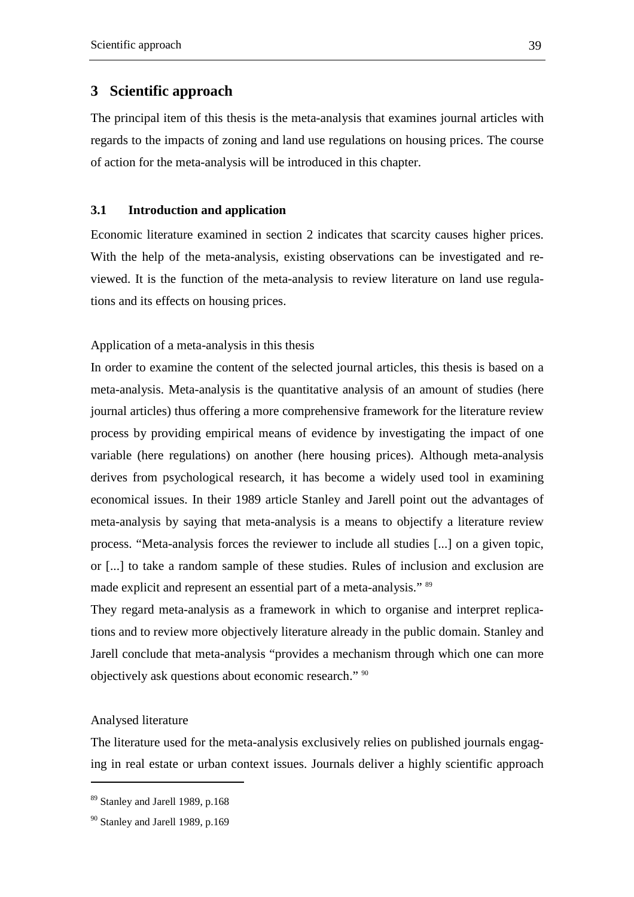# 3 Scientific approach

The principal item of this thesis is the meta-analysis that examines journal articles with regards to the impacts of zoning and land use regulations on housing prices. The course of action for the meta-analysis will be introduced in this chapter.

## 3.1 Introduction and application

Economic literature examined in section 2 indicates that scarcity causes higher prices. With the help of the meta-analysis, existing observations can be investigated and reviewed. It is the function of the meta-analysis to review literature on land use regulations and its effects on housing prices.

Application of a meta-analysis in this thesis

In order to examine the content of the selected journal articles, this thesis is based on a meta-analysis. Meta-analysis is the quantitative analysis of an amount of studies (here journal articles) thus offering a more comprehensive framework for the literature review process by providing empirical means of evidence by investigating the impact of one variable (here regulations) on another (here housing prices). Although meta-analysis derives from psychological research, it has become a widely used tool in examining economical issues. In their 1989 article Stanley and Jarell point out the advantages of meta-analysis by saying that meta-analysis is a means to objectify a literature review process. "Meta-analysis forces the reviewer to include all studies [...] on a given topic, or [...] to take a random sample of these studies. Rules of inclusion and exclusion are made explicit and represent an essential part of a meta-analysis." [89]

They regard meta-analysis as a framework in which to organise and interpret replications and to review more objectively literature already in the public domain. Stanley and Jarell conclude that meta-analysis "provides a mechanism through which one can more objectively ask questions about economic research." [90]

Analysed literature

The literature used for the meta-analysis exclusively relies on published journals engaging in real estate or urban context issues. Journals deliver a highly scientific approach

[89] Stanley and Jarell 1989, p.168

[90] Stanley and Jarell 1989, p.169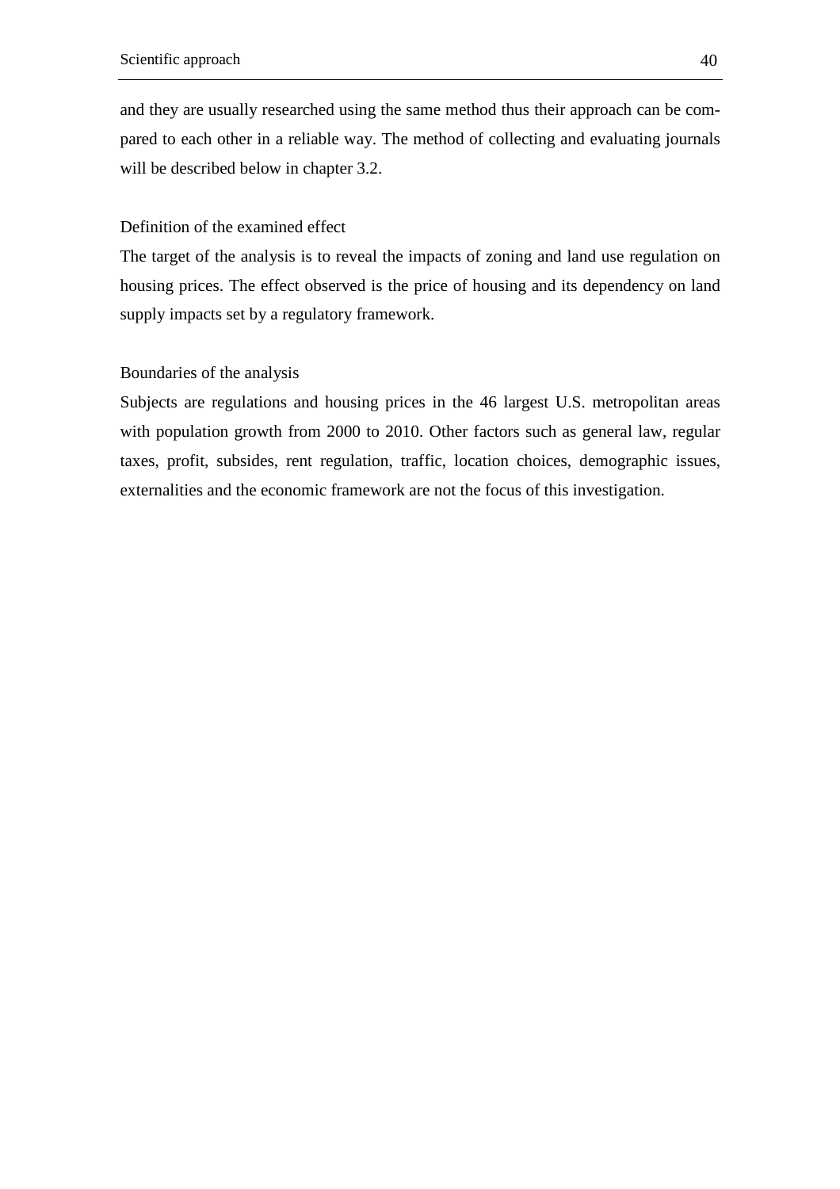and they are usually researched using the same method thus their approach can be compared to each other in a reliable way. The method of collecting and evaluating journals will be described below in chapter 3.2.

Definition of the examined effect

The target of the analysis is to reveal the impacts of zoning and land use regulation on housing prices. The effect observed is the price of housing and its dependency on land supply impacts set by a regulatory framework.

Boundaries of the analysis

Subjects are regulations and housing prices in the 46 largest U.S. metropolitan areas with population growth from 2000 to 2010. Other factors such as general law, regular taxes, profit, subsides, rent regulation, traffic, location choices, demographic issues, externalities and the economic framework are not the focus of this investigation.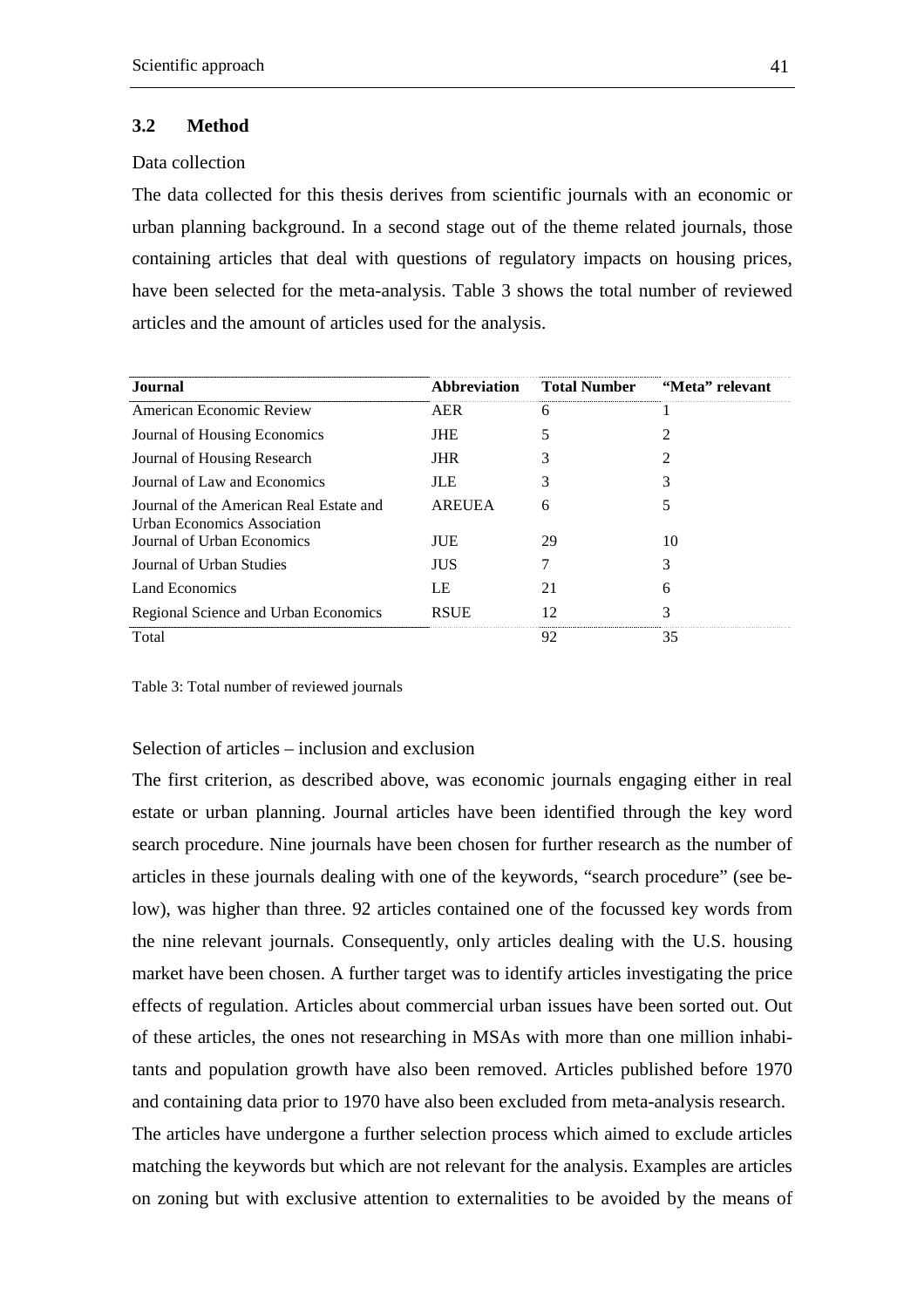## 3.2 Method

Data collection

The data collected for this thesis derives from scientific journals with an economic or urban planning background. In a second stage out of the theme related journals, those containing articles that deal with questions of regulatory impacts on housing prices, have been selected for the meta-analysis. Table 3 shows the total number of reviewed articles and the amount of articles used for the analysis.

| Journal | Abbreviation | Total Number | "Meta" relevant |
|---|---|---|---|
| American Economic Review | AER | 6 | 1 |
| Journal of Housing Economics | JHE | 5 | 2 |
| Journal of Housing Research | JHR | 3 | 2 |
| Journal of Law and Economics | JLE | 3 | 3 |
| Journal of the American Real Estate and Urban Economics Association | AREUEA | 6 | 5 |
| Journal of Urban Economics | JUE | 29 | 10 |
| Journal of Urban Studies | JUS | 7 | 3 |
| Land Economics | LE | 21 | 6 |
| Regional Science and Urban Economics | RSUE | 12 | 3 |
| Total | | 92 | 35 |

Table 3: Total number of reviewed journals

Selection of articles – inclusion and exclusion

The first criterion, as described above, was economic journals engaging either in real estate or urban planning. Journal articles have been identified through the key word search procedure. Nine journals have been chosen for further research as the number of articles in these journals dealing with one of the keywords, "search procedure" (see below), was higher than three. 92 articles contained one of the focussed key words from the nine relevant journals. Consequently, only articles dealing with the U.S. housing market have been chosen. A further target was to identify articles investigating the price effects of regulation. Articles about commercial urban issues have been sorted out. Out of these articles, the ones not researching in MSAs with more than one million inhabitants and population growth have also been removed. Articles published before 1970 and containing data prior to 1970 have also been excluded from meta-analysis research.

The articles have undergone a further selection process which aimed to exclude articles matching the keywords but which are not relevant for the analysis. Examples are articles on zoning but with exclusive attention to externalities to be avoided by the means of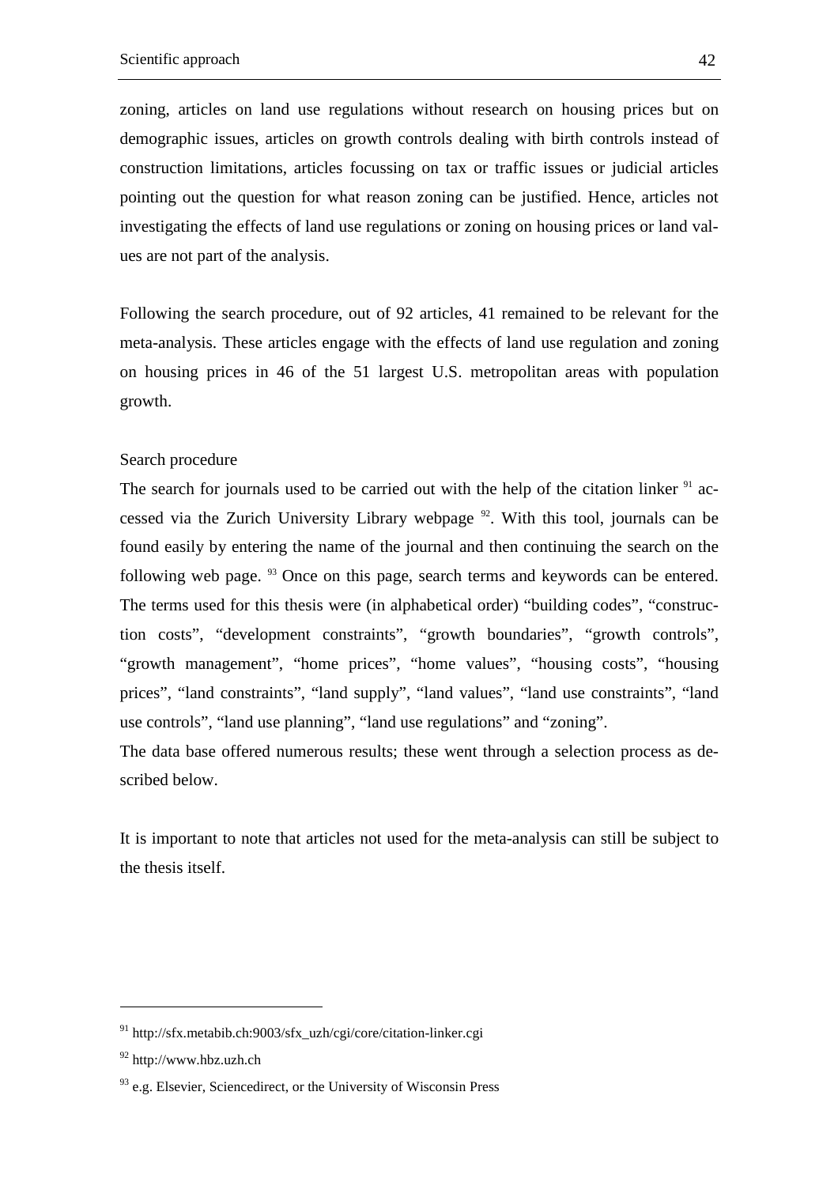zoning, articles on land use regulations without research on housing prices but on demographic issues, articles on growth controls dealing with birth controls instead of construction limitations, articles focussing on tax or traffic issues or judicial articles pointing out the question for what reason zoning can be justified. Hence, articles not investigating the effects of land use regulations or zoning on housing prices or land values are not part of the analysis.

Following the search procedure, out of 92 articles, 41 remained to be relevant for the meta-analysis. These articles engage with the effects of land use regulation and zoning on housing prices in 46 of the 51 largest U.S. metropolitan areas with population growth.

Search procedure

The search for journals used to be carried out with the help of the citation linker [91] accessed via the Zurich University Library webpage [92]. With this tool, journals can be found easily by entering the name of the journal and then continuing the search on the following web page. [93] Once on this page, search terms and keywords can be entered. The terms used for this thesis were (in alphabetical order) "building codes", "construction costs", "development constraints", "growth boundaries", "growth controls", "growth management", "home prices", "home values", "housing costs", "housing prices", "land constraints", "land supply", "land values", "land use constraints", "land use controls", "land use planning", "land use regulations" and "zoning".

The data base offered numerous results; these went through a selection process as described below.

It is important to note that articles not used for the meta-analysis can still be subject to the thesis itself.

---

[91] http://sfx.metabib.ch:9003/sfx_uzh/cgi/core/citation-linker.cgi

[92] http://www.hbz.uzh.ch

[93] e.g. Elsevier, Sciencedirect, or the University of Wisconsin Press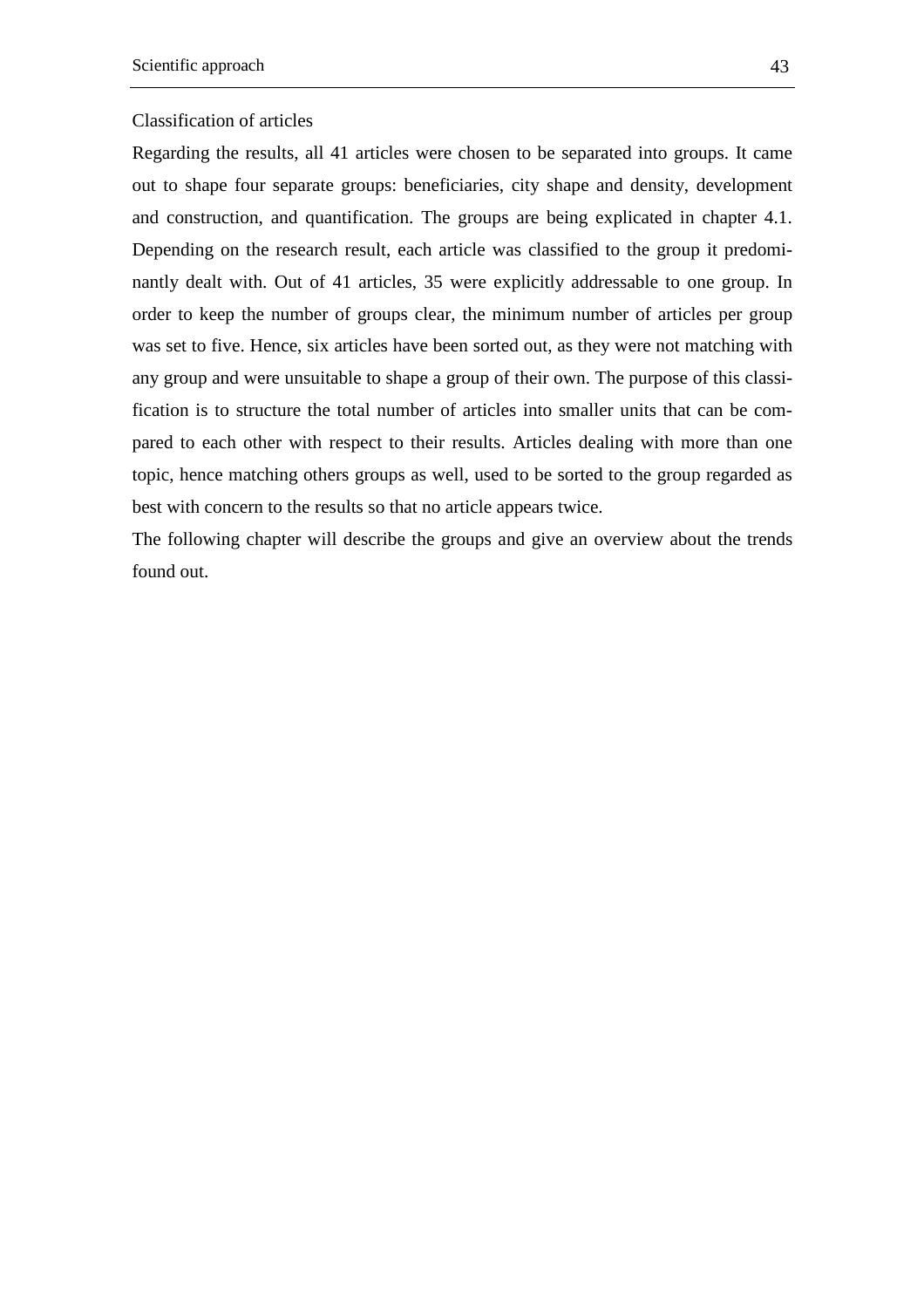### Classification of articles

Regarding the results, all 41 articles were chosen to be separated into groups. It came out to shape four separate groups: beneficiaries, city shape and density, development and construction, and quantification. The groups are being explicated in chapter 4.1. Depending on the research result, each article was classified to the group it predominantly dealt with. Out of 41 articles, 35 were explicitly addressable to one group. In order to keep the number of groups clear, the minimum number of articles per group was set to five. Hence, six articles have been sorted out, as they were not matching with any group and were unsuitable to shape a group of their own. The purpose of this classification is to structure the total number of articles into smaller units that can be compared to each other with respect to their results. Articles dealing with more than one topic, hence matching others groups as well, used to be sorted to the group regarded as best with concern to the results so that no article appears twice.

The following chapter will describe the groups and give an overview about the trends found out.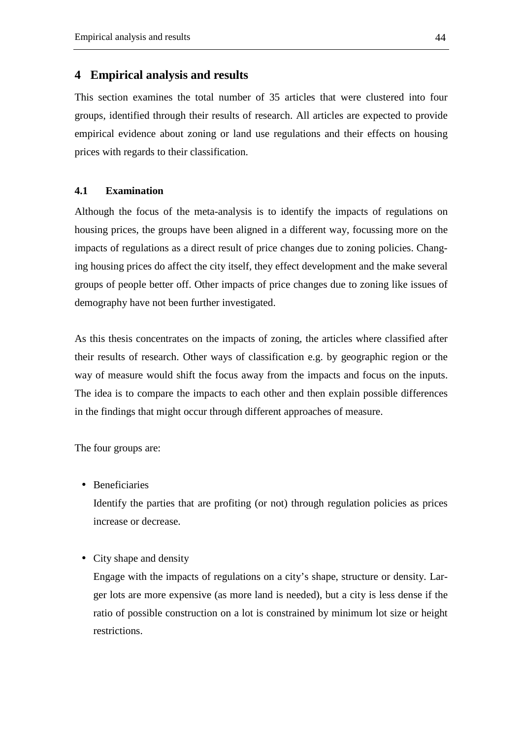# 4 Empirical analysis and results

This section examines the total number of 35 articles that were clustered into four groups, identified through their results of research. All articles are expected to provide empirical evidence about zoning or land use regulations and their effects on housing prices with regards to their classification.

## 4.1 Examination

Although the focus of the meta-analysis is to identify the impacts of regulations on housing prices, the groups have been aligned in a different way, focussing more on the impacts of regulations as a direct result of price changes due to zoning policies. Changing housing prices do affect the city itself, they effect development and the make several groups of people better off. Other impacts of price changes due to zoning like issues of demography have not been further investigated.

As this thesis concentrates on the impacts of zoning, the articles where classified after their results of research. Other ways of classification e.g. by geographic region or the way of measure would shift the focus away from the impacts and focus on the inputs. The idea is to compare the impacts to each other and then explain possible differences in the findings that might occur through different approaches of measure.

The four groups are:

- Beneficiaries

  Identify the parties that are profiting (or not) through regulation policies as prices increase or decrease.

- City shape and density

  Engage with the impacts of regulations on a city's shape, structure or density. Larger lots are more expensive (as more land is needed), but a city is less dense if the ratio of possible construction on a lot is constrained by minimum lot size or height restrictions.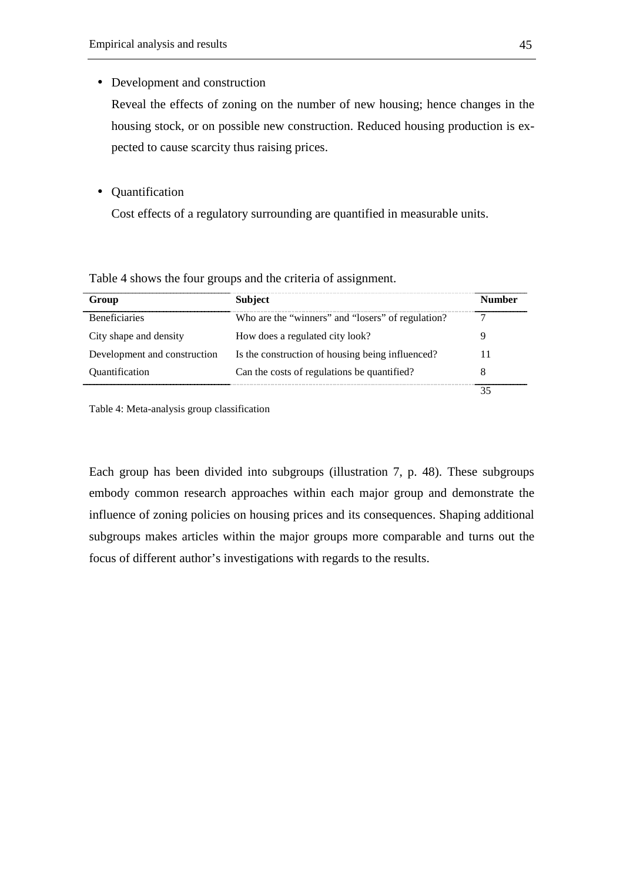- Development and construction

  Reveal the effects of zoning on the number of new housing; hence changes in the housing stock, or on possible new construction. Reduced housing production is expected to cause scarcity thus raising prices.

- Quantification

  Cost effects of a regulatory surrounding are quantified in measurable units.

Table 4 shows the four groups and the criteria of assignment.

| Group | Subject | Number |
|---|---|---|
| Beneficiaries | Who are the "winners" and "losers" of regulation? | 7 |
| City shape and density | How does a regulated city look? | 9 |
| Development and construction | Is the construction of housing being influenced? | 11 |
| Quantification | Can the costs of regulations be quantified? | 8 |
| | | 35 |

Table 4: Meta-analysis group classification

Each group has been divided into subgroups (illustration 7, p. 48). These subgroups embody common research approaches within each major group and demonstrate the influence of zoning policies on housing prices and its consequences. Shaping additional subgroups makes articles within the major groups more comparable and turns out the focus of different author's investigations with regards to the results.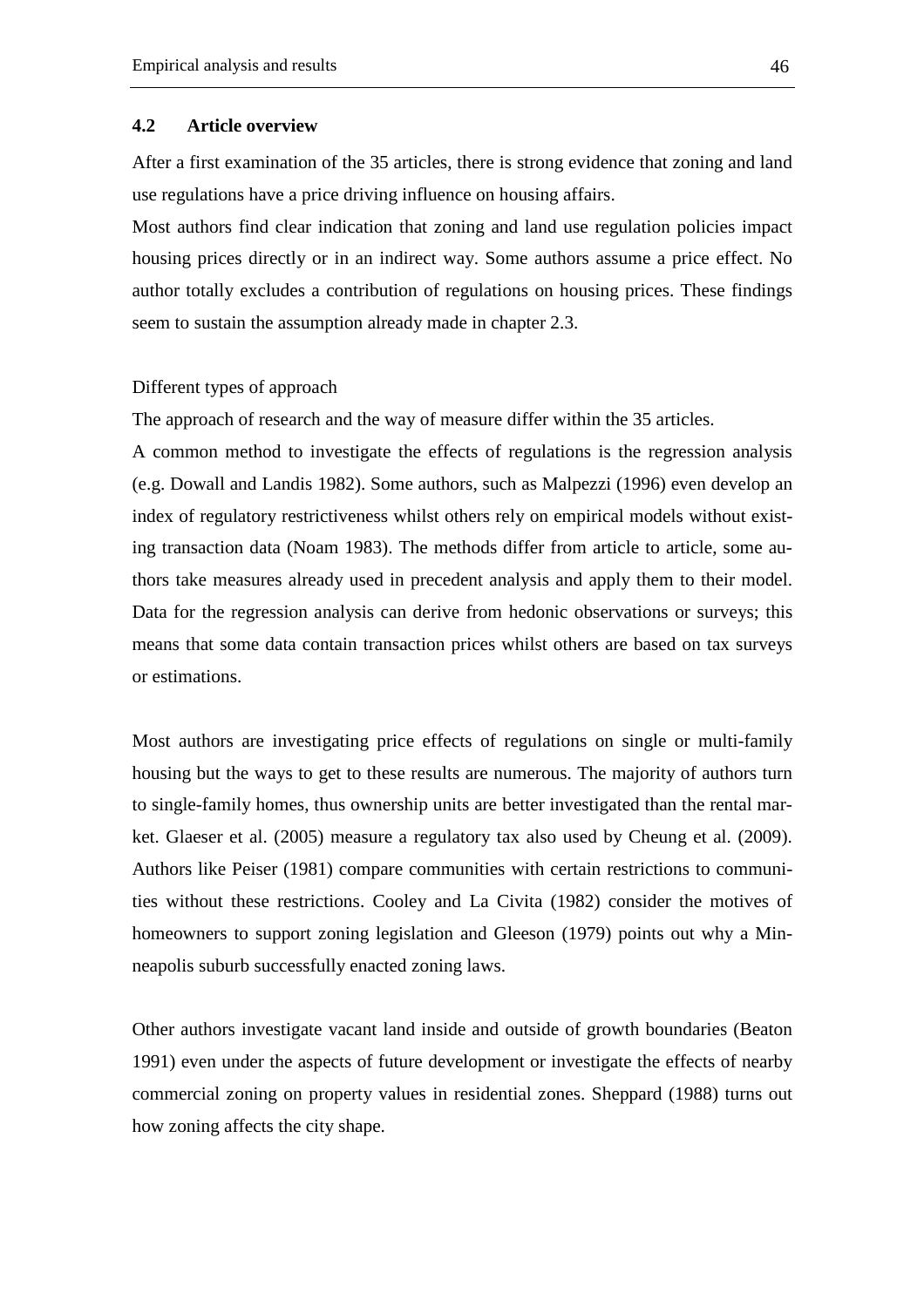## 4.2 Article overview

After a first examination of the 35 articles, there is strong evidence that zoning and land use regulations have a price driving influence on housing affairs.

Most authors find clear indication that zoning and land use regulation policies impact housing prices directly or in an indirect way. Some authors assume a price effect. No author totally excludes a contribution of regulations on housing prices. These findings seem to sustain the assumption already made in chapter 2.3.

Different types of approach

The approach of research and the way of measure differ within the 35 articles.

A common method to investigate the effects of regulations is the regression analysis (e.g. Dowall and Landis 1982). Some authors, such as Malpezzi (1996) even develop an index of regulatory restrictiveness whilst others rely on empirical models without existing transaction data (Noam 1983). The methods differ from article to article, some authors take measures already used in precedent analysis and apply them to their model. Data for the regression analysis can derive from hedonic observations or surveys; this means that some data contain transaction prices whilst others are based on tax surveys or estimations.

Most authors are investigating price effects of regulations on single or multi-family housing but the ways to get to these results are numerous. The majority of authors turn to single-family homes, thus ownership units are better investigated than the rental market. Glaeser et al. (2005) measure a regulatory tax also used by Cheung et al. (2009). Authors like Peiser (1981) compare communities with certain restrictions to communities without these restrictions. Cooley and La Civita (1982) consider the motives of homeowners to support zoning legislation and Gleeson (1979) points out why a Minneapolis suburb successfully enacted zoning laws.

Other authors investigate vacant land inside and outside of growth boundaries (Beaton 1991) even under the aspects of future development or investigate the effects of nearby commercial zoning on property values in residential zones. Sheppard (1988) turns out how zoning affects the city shape.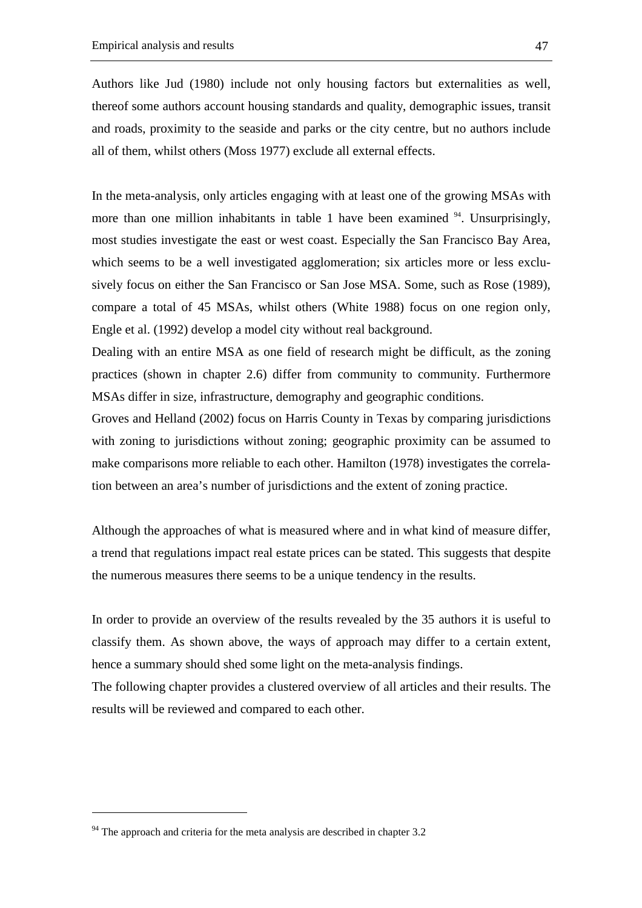Authors like Jud (1980) include not only housing factors but externalities as well, thereof some authors account housing standards and quality, demographic issues, transit and roads, proximity to the seaside and parks or the city centre, but no authors include all of them, whilst others (Moss 1977) exclude all external effects.

In the meta-analysis, only articles engaging with at least one of the growing MSAs with more than one million inhabitants in table 1 have been examined [94]. Unsurprisingly, most studies investigate the east or west coast. Especially the San Francisco Bay Area, which seems to be a well investigated agglomeration; six articles more or less exclusively focus on either the San Francisco or San Jose MSA. Some, such as Rose (1989), compare a total of 45 MSAs, whilst others (White 1988) focus on one region only, Engle et al. (1992) develop a model city without real background.

Dealing with an entire MSA as one field of research might be difficult, as the zoning practices (shown in chapter 2.6) differ from community to community. Furthermore MSAs differ in size, infrastructure, demography and geographic conditions.

Groves and Helland (2002) focus on Harris County in Texas by comparing jurisdictions with zoning to jurisdictions without zoning; geographic proximity can be assumed to make comparisons more reliable to each other. Hamilton (1978) investigates the correlation between an area's number of jurisdictions and the extent of zoning practice.

Although the approaches of what is measured where and in what kind of measure differ, a trend that regulations impact real estate prices can be stated. This suggests that despite the numerous measures there seems to be a unique tendency in the results.

In order to provide an overview of the results revealed by the 35 authors it is useful to classify them. As shown above, the ways of approach may differ to a certain extent, hence a summary should shed some light on the meta-analysis findings.

The following chapter provides a clustered overview of all articles and their results. The results will be reviewed and compared to each other.

[94] The approach and criteria for the meta analysis are described in chapter 3.2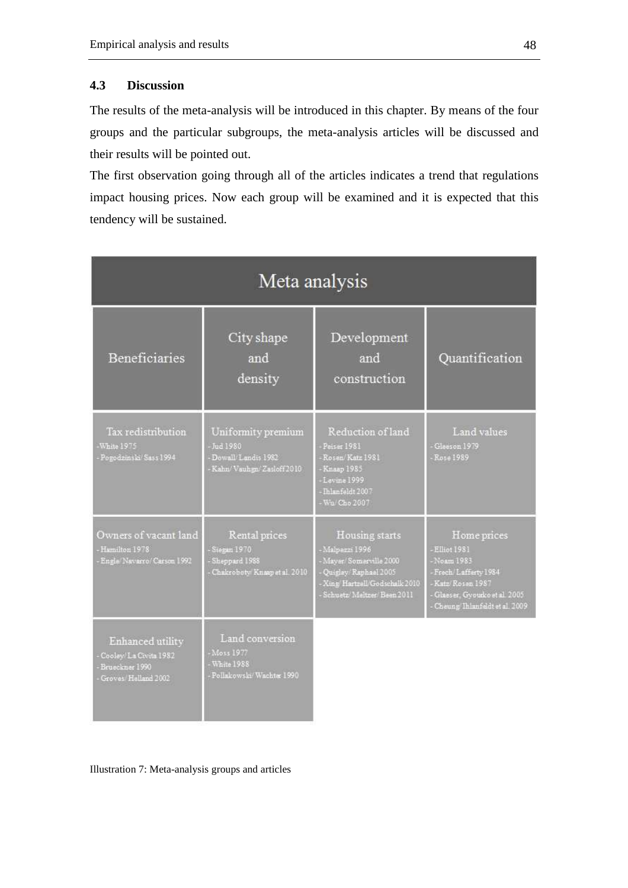## 4.3 Discussion

The results of the meta-analysis will be introduced in this chapter. By means of the four groups and the particular subgroups, the meta-analysis articles will be discussed and their results will be pointed out.

The first observation going through all of the articles indicates a trend that regulations impact housing prices. Now each group will be examined and it is expected that this tendency will be sustained.

| Meta analysis | | | |
|---|---|---|---|
| **Beneficiaries** | **City shape and density** | **Development and construction** | **Quantification** |
| **Tax redistribution**<br>- White 1975<br>- Pogodzinski/ Sass 1994 | **Uniformity premium**<br>- Jud 1980<br>- Dowall/ Landis 1982<br>- Kahn/ Vauhgn/ Zasloff 2010 | **Reduction of land**<br>- Peiser 1981<br>- Rosen/ Katz 1981<br>- Knaap 1985<br>- Levine 1999<br>- Ihlanfeldt 2007<br>- Wu/ Cho 2007 | **Land values**<br>- Gleeson 1979<br>- Rose 1989 |
| **Owners of vacant land**<br>- Hamilton 1978<br>- Engle/ Navarro/ Carson 1992 | **Rental prices**<br>- Siegan 1970<br>- Sheppard 1988<br>- Chakroboty/ Knaap et al. 2010 | **Housing starts**<br>- Malpezzi 1996<br>- Mayer/ Somerville 2000<br>- Quigley/ Raphael 2005<br>- Xing/ Hartzell/ Godschalk 2010<br>- Schuetz/ Meltzer/ Been 2011 | **Home prices**<br>- Elliot 1981<br>- Noam 1983<br>- Frech/ Lafferty 1984<br>- Katz/ Rosen 1987<br>- Glaeser, Gyourko et al. 2005<br>- Cheung/ Ihlanfeldt et al. 2009 |
| **Enhanced utility**<br>- Cooley/ La Civita 1982<br>- Brueckner 1990<br>- Groves/ Helland 2002 | **Land conversion**<br>- Moss 1977<br>- White 1988<br>- Pollakowski/ Wachter 1990 | | |

Illustration 7: Meta-analysis groups and articles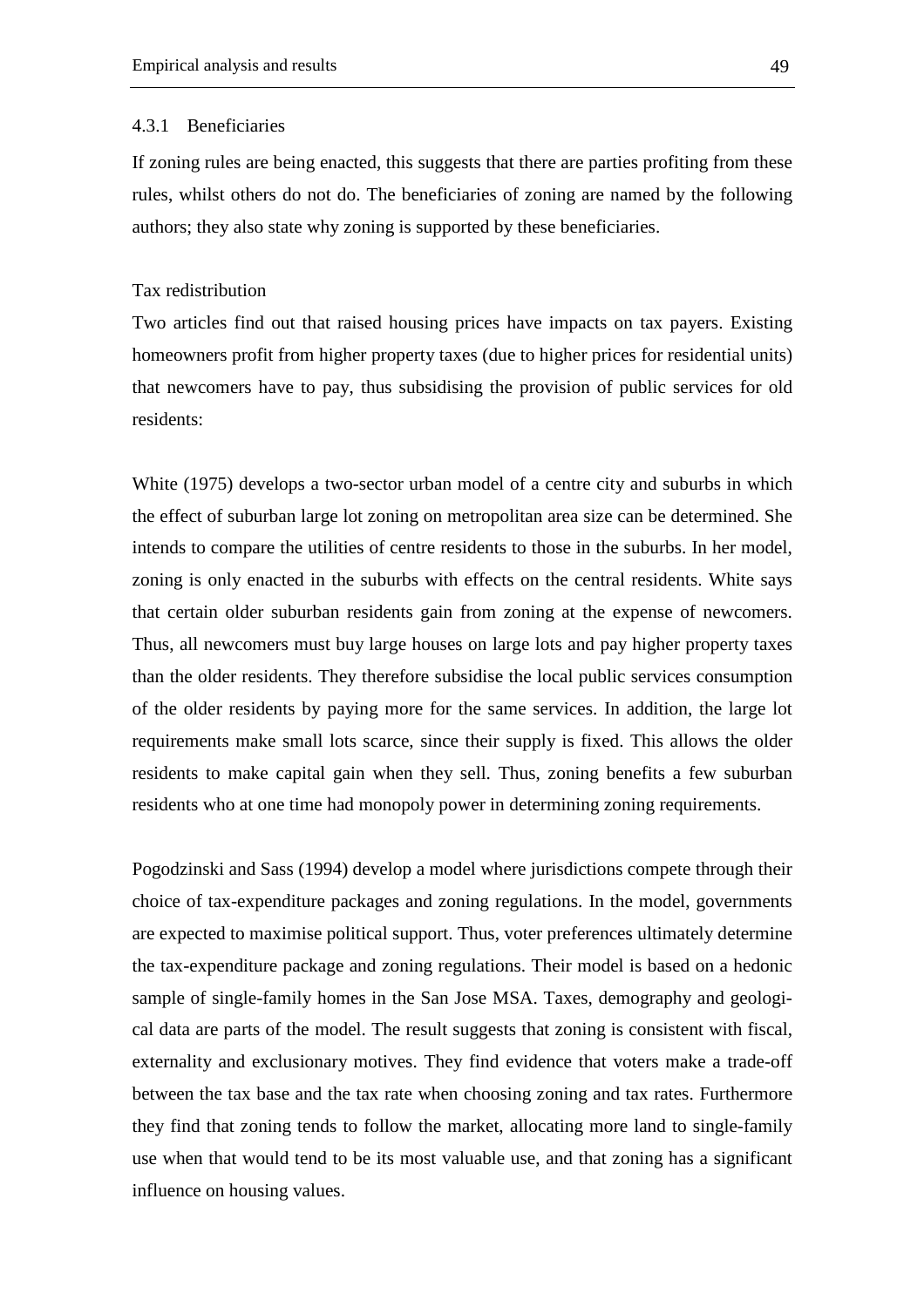### 4.3.1 Beneficiaries

If zoning rules are being enacted, this suggests that there are parties profiting from these rules, whilst others do not do. The beneficiaries of zoning are named by the following authors; they also state why zoning is supported by these beneficiaries.

Tax redistribution

Two articles find out that raised housing prices have impacts on tax payers. Existing homeowners profit from higher property taxes (due to higher prices for residential units) that newcomers have to pay, thus subsidising the provision of public services for old residents:

White (1975) develops a two-sector urban model of a centre city and suburbs in which the effect of suburban large lot zoning on metropolitan area size can be determined. She intends to compare the utilities of centre residents to those in the suburbs. In her model, zoning is only enacted in the suburbs with effects on the central residents. White says that certain older suburban residents gain from zoning at the expense of newcomers. Thus, all newcomers must buy large houses on large lots and pay higher property taxes than the older residents. They therefore subsidise the local public services consumption of the older residents by paying more for the same services. In addition, the large lot requirements make small lots scarce, since their supply is fixed. This allows the older residents to make capital gain when they sell. Thus, zoning benefits a few suburban residents who at one time had monopoly power in determining zoning requirements.

Pogodzinski and Sass (1994) develop a model where jurisdictions compete through their choice of tax-expenditure packages and zoning regulations. In the model, governments are expected to maximise political support. Thus, voter preferences ultimately determine the tax-expenditure package and zoning regulations. Their model is based on a hedonic sample of single-family homes in the San Jose MSA. Taxes, demography and geological data are parts of the model. The result suggests that zoning is consistent with fiscal, externality and exclusionary motives. They find evidence that voters make a trade-off between the tax base and the tax rate when choosing zoning and tax rates. Furthermore they find that zoning tends to follow the market, allocating more land to single-family use when that would tend to be its most valuable use, and that zoning has a significant influence on housing values.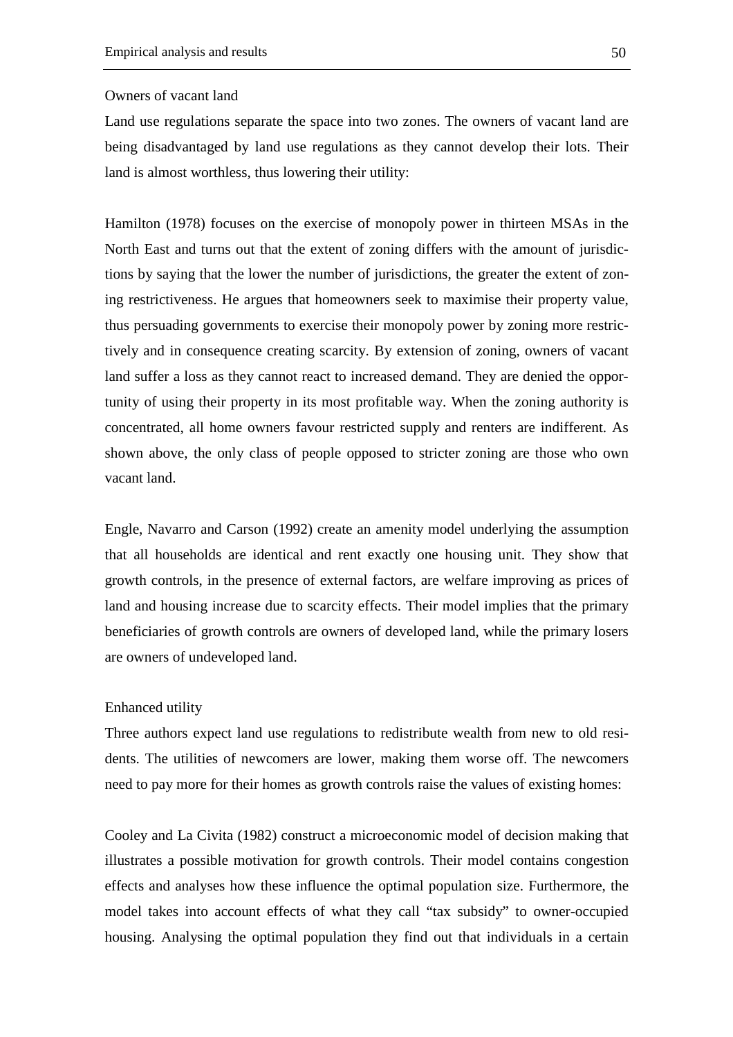Owners of vacant land

Land use regulations separate the space into two zones. The owners of vacant land are being disadvantaged by land use regulations as they cannot develop their lots. Their land is almost worthless, thus lowering their utility:

Hamilton (1978) focuses on the exercise of monopoly power in thirteen MSAs in the North East and turns out that the extent of zoning differs with the amount of jurisdictions by saying that the lower the number of jurisdictions, the greater the extent of zoning restrictiveness. He argues that homeowners seek to maximise their property value, thus persuading governments to exercise their monopoly power by zoning more restrictively and in consequence creating scarcity. By extension of zoning, owners of vacant land suffer a loss as they cannot react to increased demand. They are denied the opportunity of using their property in its most profitable way. When the zoning authority is concentrated, all home owners favour restricted supply and renters are indifferent. As shown above, the only class of people opposed to stricter zoning are those who own vacant land.

Engle, Navarro and Carson (1992) create an amenity model underlying the assumption that all households are identical and rent exactly one housing unit. They show that growth controls, in the presence of external factors, are welfare improving as prices of land and housing increase due to scarcity effects. Their model implies that the primary beneficiaries of growth controls are owners of developed land, while the primary losers are owners of undeveloped land.

Enhanced utility

Three authors expect land use regulations to redistribute wealth from new to old residents. The utilities of newcomers are lower, making them worse off. The newcomers need to pay more for their homes as growth controls raise the values of existing homes:

Cooley and La Civita (1982) construct a microeconomic model of decision making that illustrates a possible motivation for growth controls. Their model contains congestion effects and analyses how these influence the optimal population size. Furthermore, the model takes into account effects of what they call "tax subsidy" to owner-occupied housing. Analysing the optimal population they find out that individuals in a certain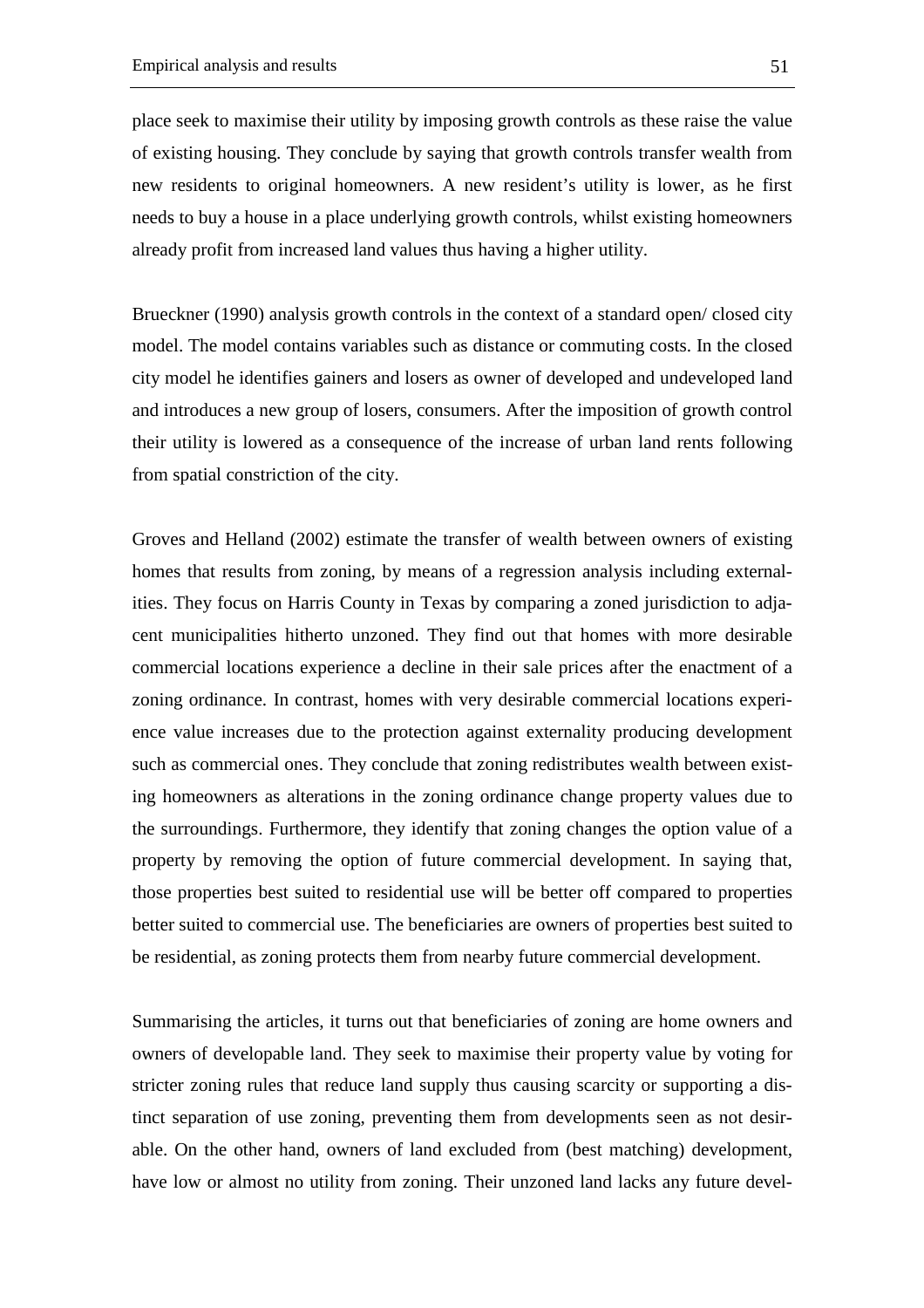place seek to maximise their utility by imposing growth controls as these raise the value of existing housing. They conclude by saying that growth controls transfer wealth from new residents to original homeowners. A new resident's utility is lower, as he first needs to buy a house in a place underlying growth controls, whilst existing homeowners already profit from increased land values thus having a higher utility.

Brueckner (1990) analysis growth controls in the context of a standard open/ closed city model. The model contains variables such as distance or commuting costs. In the closed city model he identifies gainers and losers as owner of developed and undeveloped land and introduces a new group of losers, consumers. After the imposition of growth control their utility is lowered as a consequence of the increase of urban land rents following from spatial constriction of the city.

Groves and Helland (2002) estimate the transfer of wealth between owners of existing homes that results from zoning, by means of a regression analysis including externalities. They focus on Harris County in Texas by comparing a zoned jurisdiction to adjacent municipalities hitherto unzoned. They find out that homes with more desirable commercial locations experience a decline in their sale prices after the enactment of a zoning ordinance. In contrast, homes with very desirable commercial locations experience value increases due to the protection against externality producing development such as commercial ones. They conclude that zoning redistributes wealth between existing homeowners as alterations in the zoning ordinance change property values due to the surroundings. Furthermore, they identify that zoning changes the option value of a property by removing the option of future commercial development. In saying that, those properties best suited to residential use will be better off compared to properties better suited to commercial use. The beneficiaries are owners of properties best suited to be residential, as zoning protects them from nearby future commercial development.

Summarising the articles, it turns out that beneficiaries of zoning are home owners and owners of developable land. They seek to maximise their property value by voting for stricter zoning rules that reduce land supply thus causing scarcity or supporting a distinct separation of use zoning, preventing them from developments seen as not desirable. On the other hand, owners of land excluded from (best matching) development, have low or almost no utility from zoning. Their unzoned land lacks any future devel-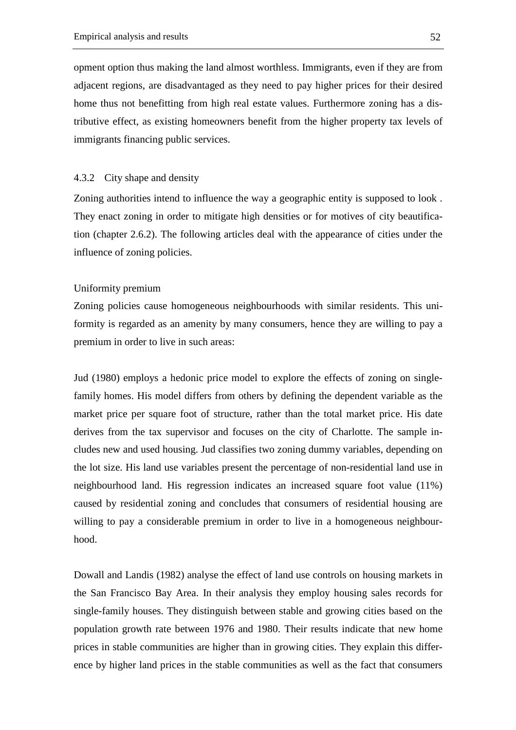opment option thus making the land almost worthless. Immigrants, even if they are from adjacent regions, are disadvantaged as they need to pay higher prices for their desired home thus not benefitting from high real estate values. Furthermore zoning has a distributive effect, as existing homeowners benefit from the higher property tax levels of immigrants financing public services.

### 4.3.2 City shape and density

Zoning authorities intend to influence the way a geographic entity is supposed to look . They enact zoning in order to mitigate high densities or for motives of city beautification (chapter 2.6.2). The following articles deal with the appearance of cities under the influence of zoning policies.

#### Uniformity premium

Zoning policies cause homogeneous neighbourhoods with similar residents. This uniformity is regarded as an amenity by many consumers, hence they are willing to pay a premium in order to live in such areas:

Jud (1980) employs a hedonic price model to explore the effects of zoning on single-family homes. His model differs from others by defining the dependent variable as the market price per square foot of structure, rather than the total market price. His date derives from the tax supervisor and focuses on the city of Charlotte. The sample includes new and used housing. Jud classifies two zoning dummy variables, depending on the lot size. His land use variables present the percentage of non-residential land use in neighbourhood land. His regression indicates an increased square foot value (11%) caused by residential zoning and concludes that consumers of residential housing are willing to pay a considerable premium in order to live in a homogeneous neighbourhood.

Dowall and Landis (1982) analyse the effect of land use controls on housing markets in the San Francisco Bay Area. In their analysis they employ housing sales records for single-family houses. They distinguish between stable and growing cities based on the population growth rate between 1976 and 1980. Their results indicate that new home prices in stable communities are higher than in growing cities. They explain this difference by higher land prices in the stable communities as well as the fact that consumers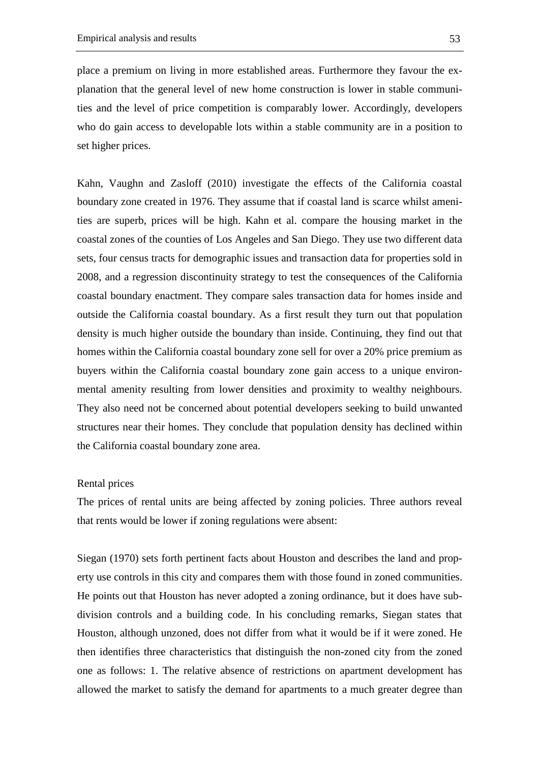place a premium on living in more established areas. Furthermore they favour the explanation that the general level of new home construction is lower in stable communities and the level of price competition is comparably lower. Accordingly, developers who do gain access to developable lots within a stable community are in a position to set higher prices.

Kahn, Vaughn and Zasloff (2010) investigate the effects of the California coastal boundary zone created in 1976. They assume that if coastal land is scarce whilst amenities are superb, prices will be high. Kahn et al. compare the housing market in the coastal zones of the counties of Los Angeles and San Diego. They use two different data sets, four census tracts for demographic issues and transaction data for properties sold in 2008, and a regression discontinuity strategy to test the consequences of the California coastal boundary enactment. They compare sales transaction data for homes inside and outside the California coastal boundary. As a first result they turn out that population density is much higher outside the boundary than inside. Continuing, they find out that homes within the California coastal boundary zone sell for over a 20% price premium as buyers within the California coastal boundary zone gain access to a unique environmental amenity resulting from lower densities and proximity to wealthy neighbours. They also need not be concerned about potential developers seeking to build unwanted structures near their homes. They conclude that population density has declined within the California coastal boundary zone area.

Rental prices

The prices of rental units are being affected by zoning policies. Three authors reveal that rents would be lower if zoning regulations were absent:

Siegan (1970) sets forth pertinent facts about Houston and describes the land and property use controls in this city and compares them with those found in zoned communities. He points out that Houston has never adopted a zoning ordinance, but it does have subdivision controls and a building code. In his concluding remarks, Siegan states that Houston, although unzoned, does not differ from what it would be if it were zoned. He then identifies three characteristics that distinguish the non-zoned city from the zoned one as follows: 1. The relative absence of restrictions on apartment development has allowed the market to satisfy the demand for apartments to a much greater degree than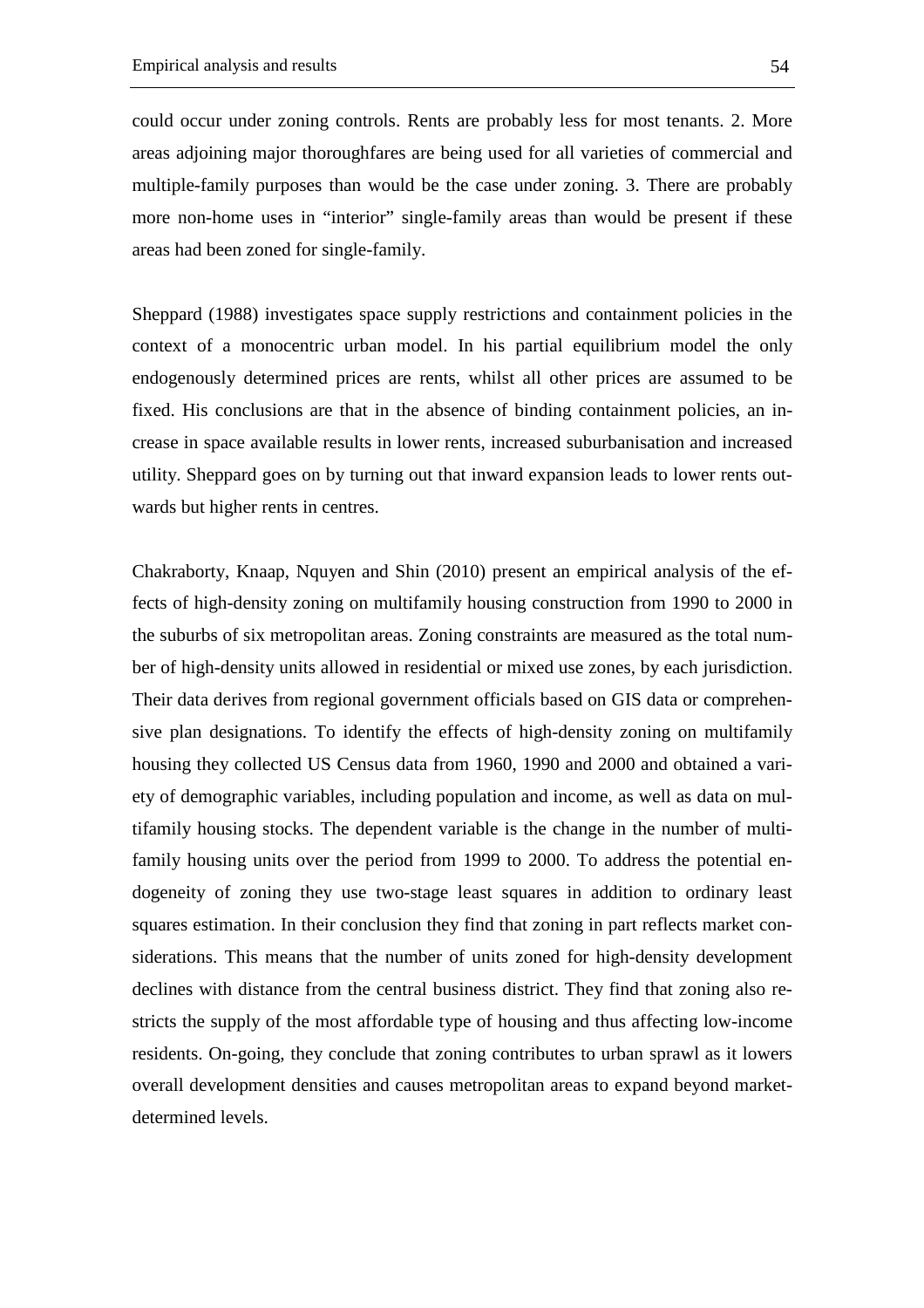could occur under zoning controls. Rents are probably less for most tenants. 2. More areas adjoining major thoroughfares are being used for all varieties of commercial and multiple-family purposes than would be the case under zoning. 3. There are probably more non-home uses in "interior" single-family areas than would be present if these areas had been zoned for single-family.

Sheppard (1988) investigates space supply restrictions and containment policies in the context of a monocentric urban model. In his partial equilibrium model the only endogenously determined prices are rents, whilst all other prices are assumed to be fixed. His conclusions are that in the absence of binding containment policies, an increase in space available results in lower rents, increased suburbanisation and increased utility. Sheppard goes on by turning out that inward expansion leads to lower rents outwards but higher rents in centres.

Chakraborty, Knaap, Nquyen and Shin (2010) present an empirical analysis of the effects of high-density zoning on multifamily housing construction from 1990 to 2000 in the suburbs of six metropolitan areas. Zoning constraints are measured as the total number of high-density units allowed in residential or mixed use zones, by each jurisdiction. Their data derives from regional government officials based on GIS data or comprehensive plan designations. To identify the effects of high-density zoning on multifamily housing they collected US Census data from 1960, 1990 and 2000 and obtained a variety of demographic variables, including population and income, as well as data on multifamily housing stocks. The dependent variable is the change in the number of multifamily housing units over the period from 1999 to 2000. To address the potential endogeneity of zoning they use two-stage least squares in addition to ordinary least squares estimation. In their conclusion they find that zoning in part reflects market considerations. This means that the number of units zoned for high-density development declines with distance from the central business district. They find that zoning also restricts the supply of the most affordable type of housing and thus affecting low-income residents. On-going, they conclude that zoning contributes to urban sprawl as it lowers overall development densities and causes metropolitan areas to expand beyond market-determined levels.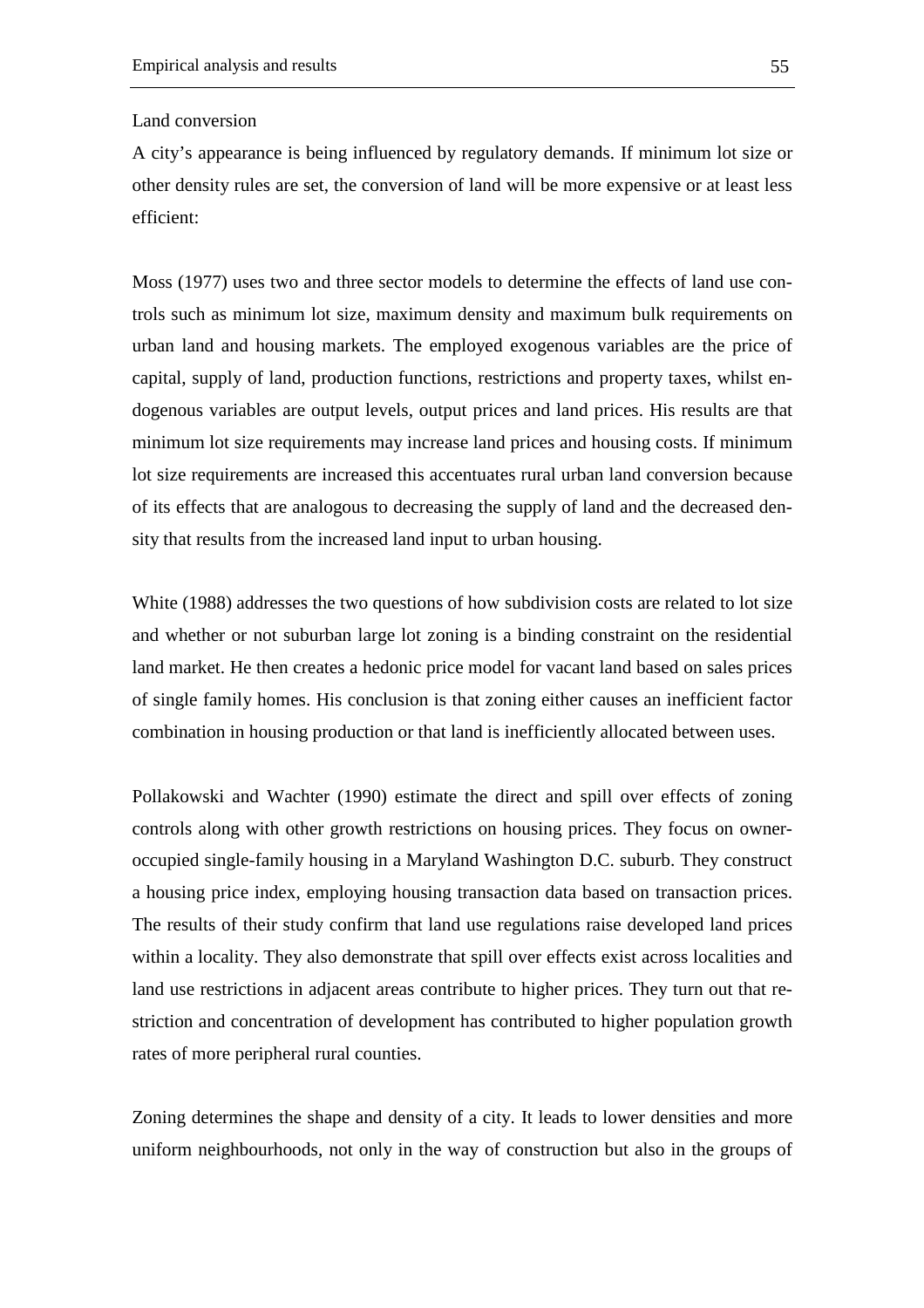Land conversion

A city's appearance is being influenced by regulatory demands. If minimum lot size or other density rules are set, the conversion of land will be more expensive or at least less efficient:

Moss (1977) uses two and three sector models to determine the effects of land use controls such as minimum lot size, maximum density and maximum bulk requirements on urban land and housing markets. The employed exogenous variables are the price of capital, supply of land, production functions, restrictions and property taxes, whilst endogenous variables are output levels, output prices and land prices. His results are that minimum lot size requirements may increase land prices and housing costs. If minimum lot size requirements are increased this accentuates rural urban land conversion because of its effects that are analogous to decreasing the supply of land and the decreased density that results from the increased land input to urban housing.

White (1988) addresses the two questions of how subdivision costs are related to lot size and whether or not suburban large lot zoning is a binding constraint on the residential land market. He then creates a hedonic price model for vacant land based on sales prices of single family homes. His conclusion is that zoning either causes an inefficient factor combination in housing production or that land is inefficiently allocated between uses.

Pollakowski and Wachter (1990) estimate the direct and spill over effects of zoning controls along with other growth restrictions on housing prices. They focus on owner-occupied single-family housing in a Maryland Washington D.C. suburb. They construct a housing price index, employing housing transaction data based on transaction prices. The results of their study confirm that land use regulations raise developed land prices within a locality. They also demonstrate that spill over effects exist across localities and land use restrictions in adjacent areas contribute to higher prices. They turn out that restriction and concentration of development has contributed to higher population growth rates of more peripheral rural counties.

Zoning determines the shape and density of a city. It leads to lower densities and more uniform neighbourhoods, not only in the way of construction but also in the groups of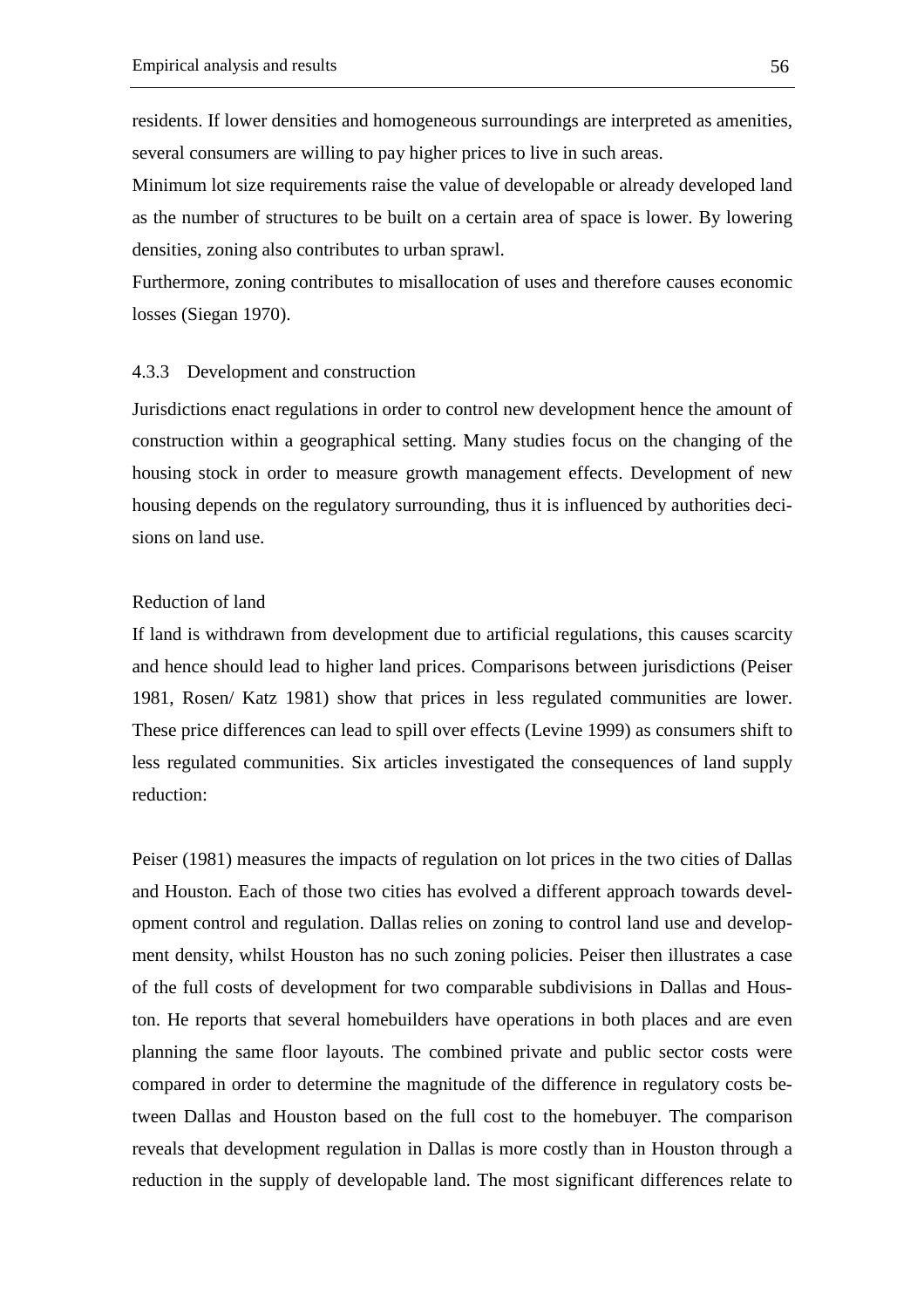residents. If lower densities and homogeneous surroundings are interpreted as amenities, several consumers are willing to pay higher prices to live in such areas.

Minimum lot size requirements raise the value of developable or already developed land as the number of structures to be built on a certain area of space is lower. By lowering densities, zoning also contributes to urban sprawl.

Furthermore, zoning contributes to misallocation of uses and therefore causes economic losses (Siegan 1970).

### 4.3.3 Development and construction

Jurisdictions enact regulations in order to control new development hence the amount of construction within a geographical setting. Many studies focus on the changing of the housing stock in order to measure growth management effects. Development of new housing depends on the regulatory surrounding, thus it is influenced by authorities decisions on land use.

Reduction of land

If land is withdrawn from development due to artificial regulations, this causes scarcity and hence should lead to higher land prices. Comparisons between jurisdictions (Peiser 1981, Rosen/ Katz 1981) show that prices in less regulated communities are lower. These price differences can lead to spill over effects (Levine 1999) as consumers shift to less regulated communities. Six articles investigated the consequences of land supply reduction:

Peiser (1981) measures the impacts of regulation on lot prices in the two cities of Dallas and Houston. Each of those two cities has evolved a different approach towards development control and regulation. Dallas relies on zoning to control land use and development density, whilst Houston has no such zoning policies. Peiser then illustrates a case of the full costs of development for two comparable subdivisions in Dallas and Houston. He reports that several homebuilders have operations in both places and are even planning the same floor layouts. The combined private and public sector costs were compared in order to determine the magnitude of the difference in regulatory costs between Dallas and Houston based on the full cost to the homebuyer. The comparison reveals that development regulation in Dallas is more costly than in Houston through a reduction in the supply of developable land. The most significant differences relate to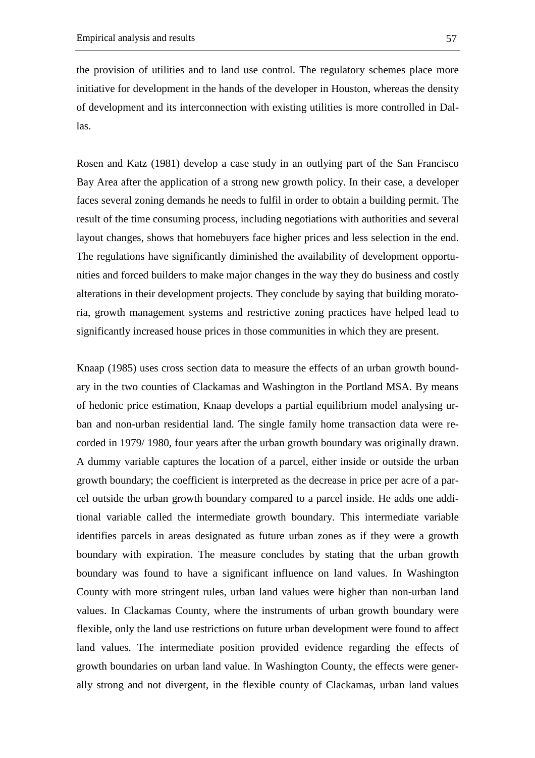the provision of utilities and to land use control. The regulatory schemes place more initiative for development in the hands of the developer in Houston, whereas the density of development and its interconnection with existing utilities is more controlled in Dallas.

Rosen and Katz (1981) develop a case study in an outlying part of the San Francisco Bay Area after the application of a strong new growth policy. In their case, a developer faces several zoning demands he needs to fulfil in order to obtain a building permit. The result of the time consuming process, including negotiations with authorities and several layout changes, shows that homebuyers face higher prices and less selection in the end. The regulations have significantly diminished the availability of development opportunities and forced builders to make major changes in the way they do business and costly alterations in their development projects. They conclude by saying that building moratoria, growth management systems and restrictive zoning practices have helped lead to significantly increased house prices in those communities in which they are present.

Knaap (1985) uses cross section data to measure the effects of an urban growth boundary in the two counties of Clackamas and Washington in the Portland MSA. By means of hedonic price estimation, Knaap develops a partial equilibrium model analysing urban and non-urban residential land. The single family home transaction data were recorded in 1979/ 1980, four years after the urban growth boundary was originally drawn. A dummy variable captures the location of a parcel, either inside or outside the urban growth boundary; the coefficient is interpreted as the decrease in price per acre of a parcel outside the urban growth boundary compared to a parcel inside. He adds one additional variable called the intermediate growth boundary. This intermediate variable identifies parcels in areas designated as future urban zones as if they were a growth boundary with expiration. The measure concludes by stating that the urban growth boundary was found to have a significant influence on land values. In Washington County with more stringent rules, urban land values were higher than non-urban land values. In Clackamas County, where the instruments of urban growth boundary were flexible, only the land use restrictions on future urban development were found to affect land values. The intermediate position provided evidence regarding the effects of growth boundaries on urban land value. In Washington County, the effects were generally strong and not divergent, in the flexible county of Clackamas, urban land values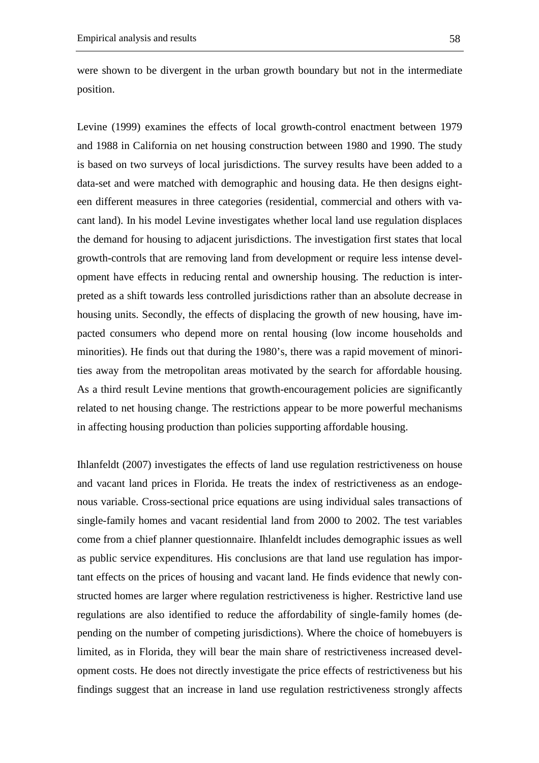were shown to be divergent in the urban growth boundary but not in the intermediate position.

Levine (1999) examines the effects of local growth-control enactment between 1979 and 1988 in California on net housing construction between 1980 and 1990. The study is based on two surveys of local jurisdictions. The survey results have been added to a data-set and were matched with demographic and housing data. He then designs eighteen different measures in three categories (residential, commercial and others with vacant land). In his model Levine investigates whether local land use regulation displaces the demand for housing to adjacent jurisdictions. The investigation first states that local growth-controls that are removing land from development or require less intense development have effects in reducing rental and ownership housing. The reduction is interpreted as a shift towards less controlled jurisdictions rather than an absolute decrease in housing units. Secondly, the effects of displacing the growth of new housing, have impacted consumers who depend more on rental housing (low income households and minorities). He finds out that during the 1980's, there was a rapid movement of minorities away from the metropolitan areas motivated by the search for affordable housing. As a third result Levine mentions that growth-encouragement policies are significantly related to net housing change. The restrictions appear to be more powerful mechanisms in affecting housing production than policies supporting affordable housing.

Ihlanfeldt (2007) investigates the effects of land use regulation restrictiveness on house and vacant land prices in Florida. He treats the index of restrictiveness as an endogenous variable. Cross-sectional price equations are using individual sales transactions of single-family homes and vacant residential land from 2000 to 2002. The test variables come from a chief planner questionnaire. Ihlanfeldt includes demographic issues as well as public service expenditures. His conclusions are that land use regulation has important effects on the prices of housing and vacant land. He finds evidence that newly constructed homes are larger where regulation restrictiveness is higher. Restrictive land use regulations are also identified to reduce the affordability of single-family homes (depending on the number of competing jurisdictions). Where the choice of homebuyers is limited, as in Florida, they will bear the main share of restrictiveness increased development costs. He does not directly investigate the price effects of restrictiveness but his findings suggest that an increase in land use regulation restrictiveness strongly affects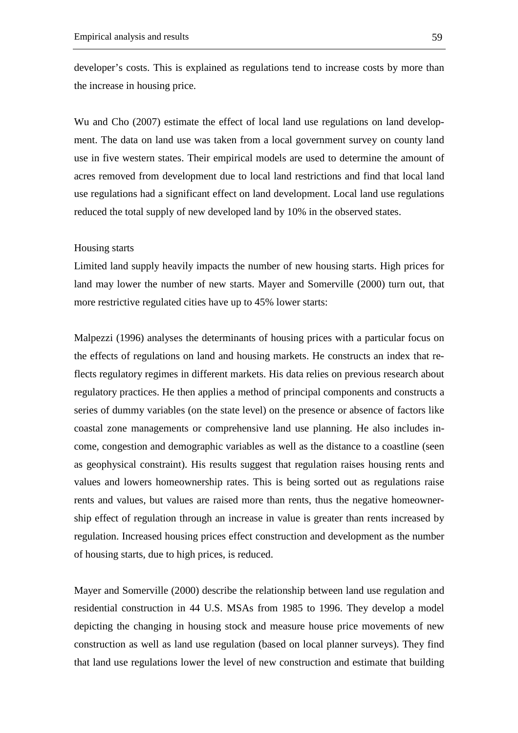developer's costs. This is explained as regulations tend to increase costs by more than the increase in housing price.

Wu and Cho (2007) estimate the effect of local land use regulations on land development. The data on land use was taken from a local government survey on county land use in five western states. Their empirical models are used to determine the amount of acres removed from development due to local land restrictions and find that local land use regulations had a significant effect on land development. Local land use regulations reduced the total supply of new developed land by 10% in the observed states.

Housing starts

Limited land supply heavily impacts the number of new housing starts. High prices for land may lower the number of new starts. Mayer and Somerville (2000) turn out, that more restrictive regulated cities have up to 45% lower starts:

Malpezzi (1996) analyses the determinants of housing prices with a particular focus on the effects of regulations on land and housing markets. He constructs an index that reflects regulatory regimes in different markets. His data relies on previous research about regulatory practices. He then applies a method of principal components and constructs a series of dummy variables (on the state level) on the presence or absence of factors like coastal zone managements or comprehensive land use planning. He also includes income, congestion and demographic variables as well as the distance to a coastline (seen as geophysical constraint). His results suggest that regulation raises housing rents and values and lowers homeownership rates. This is being sorted out as regulations raise rents and values, but values are raised more than rents, thus the negative homeownership effect of regulation through an increase in value is greater than rents increased by regulation. Increased housing prices effect construction and development as the number of housing starts, due to high prices, is reduced.

Mayer and Somerville (2000) describe the relationship between land use regulation and residential construction in 44 U.S. MSAs from 1985 to 1996. They develop a model depicting the changing in housing stock and measure house price movements of new construction as well as land use regulation (based on local planner surveys). They find that land use regulations lower the level of new construction and estimate that building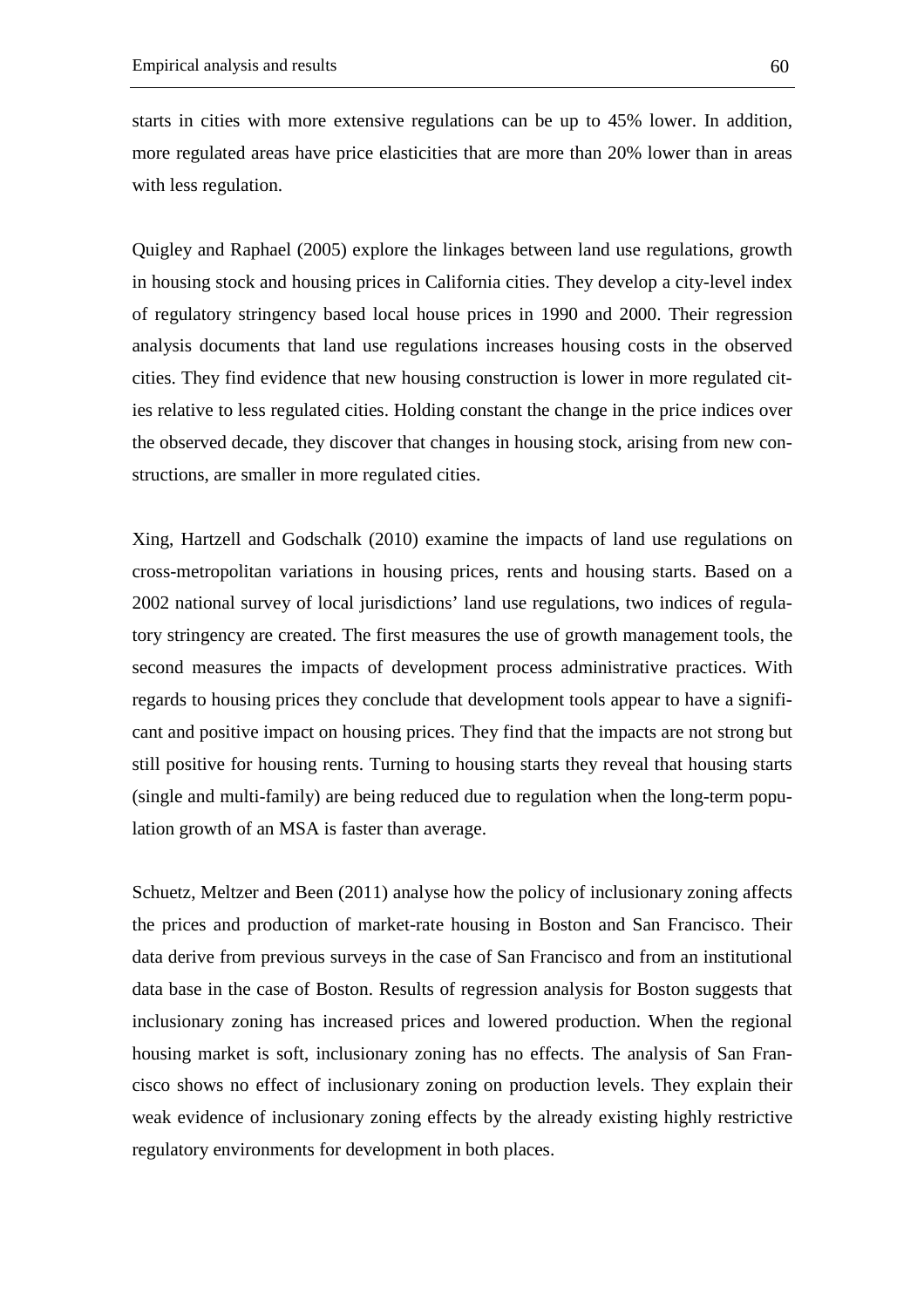starts in cities with more extensive regulations can be up to 45% lower. In addition, more regulated areas have price elasticities that are more than 20% lower than in areas with less regulation.

Quigley and Raphael (2005) explore the linkages between land use regulations, growth in housing stock and housing prices in California cities. They develop a city-level index of regulatory stringency based local house prices in 1990 and 2000. Their regression analysis documents that land use regulations increases housing costs in the observed cities. They find evidence that new housing construction is lower in more regulated cities relative to less regulated cities. Holding constant the change in the price indices over the observed decade, they discover that changes in housing stock, arising from new constructions, are smaller in more regulated cities.

Xing, Hartzell and Godschalk (2010) examine the impacts of land use regulations on cross-metropolitan variations in housing prices, rents and housing starts. Based on a 2002 national survey of local jurisdictions' land use regulations, two indices of regulatory stringency are created. The first measures the use of growth management tools, the second measures the impacts of development process administrative practices. With regards to housing prices they conclude that development tools appear to have a significant and positive impact on housing prices. They find that the impacts are not strong but still positive for housing rents. Turning to housing starts they reveal that housing starts (single and multi-family) are being reduced due to regulation when the long-term population growth of an MSA is faster than average.

Schuetz, Meltzer and Been (2011) analyse how the policy of inclusionary zoning affects the prices and production of market-rate housing in Boston and San Francisco. Their data derive from previous surveys in the case of San Francisco and from an institutional data base in the case of Boston. Results of regression analysis for Boston suggests that inclusionary zoning has increased prices and lowered production. When the regional housing market is soft, inclusionary zoning has no effects. The analysis of San Francisco shows no effect of inclusionary zoning on production levels. They explain their weak evidence of inclusionary zoning effects by the already existing highly restrictive regulatory environments for development in both places.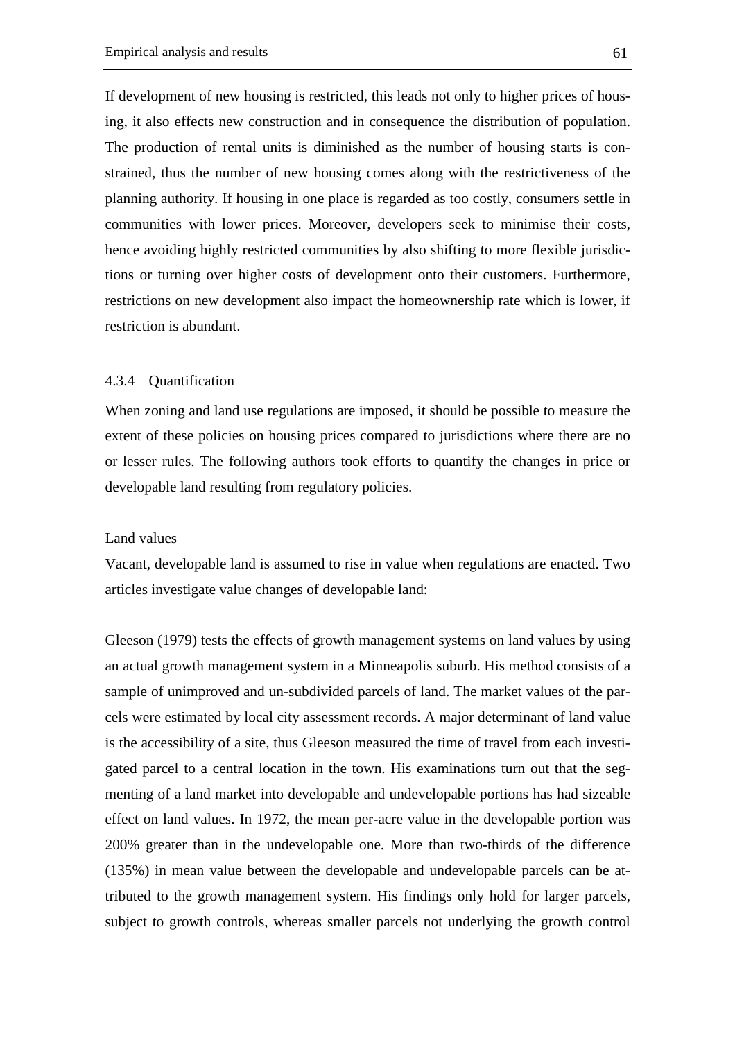If development of new housing is restricted, this leads not only to higher prices of housing, it also effects new construction and in consequence the distribution of population. The production of rental units is diminished as the number of housing starts is constrained, thus the number of new housing comes along with the restrictiveness of the planning authority. If housing in one place is regarded as too costly, consumers settle in communities with lower prices. Moreover, developers seek to minimise their costs, hence avoiding highly restricted communities by also shifting to more flexible jurisdictions or turning over higher costs of development onto their customers. Furthermore, restrictions on new development also impact the homeownership rate which is lower, if restriction is abundant.

### 4.3.4 Quantification

When zoning and land use regulations are imposed, it should be possible to measure the extent of these policies on housing prices compared to jurisdictions where there are no or lesser rules. The following authors took efforts to quantify the changes in price or developable land resulting from regulatory policies.

Land values

Vacant, developable land is assumed to rise in value when regulations are enacted. Two articles investigate value changes of developable land:

Gleeson (1979) tests the effects of growth management systems on land values by using an actual growth management system in a Minneapolis suburb. His method consists of a sample of unimproved and un-subdivided parcels of land. The market values of the parcels were estimated by local city assessment records. A major determinant of land value is the accessibility of a site, thus Gleeson measured the time of travel from each investigated parcel to a central location in the town. His examinations turn out that the segmenting of a land market into developable and undevelopable portions has had sizeable effect on land values. In 1972, the mean per-acre value in the developable portion was 200% greater than in the undevelopable one. More than two-thirds of the difference (135%) in mean value between the developable and undevelopable parcels can be attributed to the growth management system. His findings only hold for larger parcels, subject to growth controls, whereas smaller parcels not underlying the growth control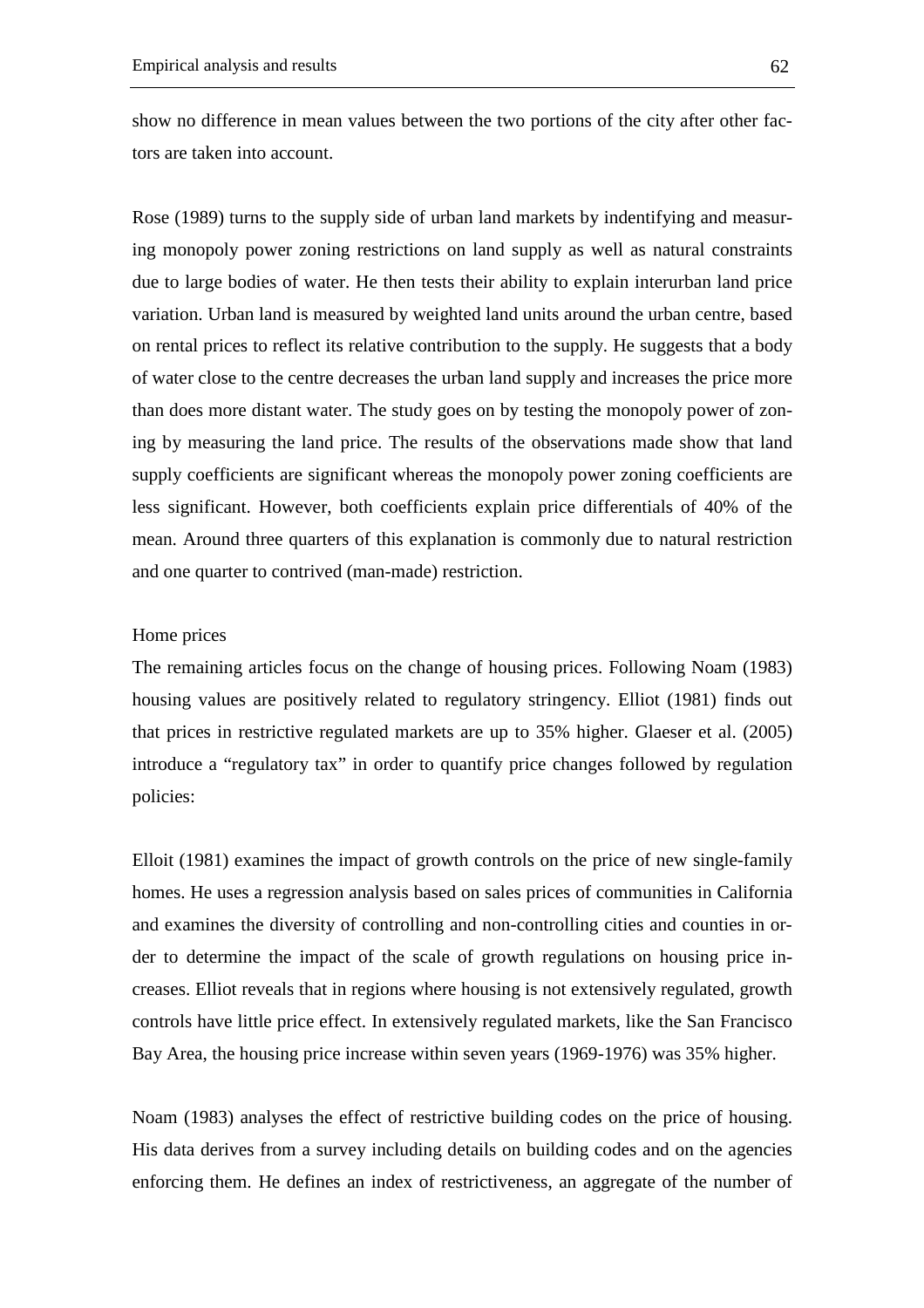show no difference in mean values between the two portions of the city after other factors are taken into account.

Rose (1989) turns to the supply side of urban land markets by indentifying and measuring monopoly power zoning restrictions on land supply as well as natural constraints due to large bodies of water. He then tests their ability to explain interurban land price variation. Urban land is measured by weighted land units around the urban centre, based on rental prices to reflect its relative contribution to the supply. He suggests that a body of water close to the centre decreases the urban land supply and increases the price more than does more distant water. The study goes on by testing the monopoly power of zoning by measuring the land price. The results of the observations made show that land supply coefficients are significant whereas the monopoly power zoning coefficients are less significant. However, both coefficients explain price differentials of 40% of the mean. Around three quarters of this explanation is commonly due to natural restriction and one quarter to contrived (man-made) restriction.

Home prices

The remaining articles focus on the change of housing prices. Following Noam (1983) housing values are positively related to regulatory stringency. Elliot (1981) finds out that prices in restrictive regulated markets are up to 35% higher. Glaeser et al. (2005) introduce a "regulatory tax" in order to quantify price changes followed by regulation policies:

Elloit (1981) examines the impact of growth controls on the price of new single-family homes. He uses a regression analysis based on sales prices of communities in California and examines the diversity of controlling and non-controlling cities and counties in order to determine the impact of the scale of growth regulations on housing price increases. Elliot reveals that in regions where housing is not extensively regulated, growth controls have little price effect. In extensively regulated markets, like the San Francisco Bay Area, the housing price increase within seven years (1969-1976) was 35% higher.

Noam (1983) analyses the effect of restrictive building codes on the price of housing. His data derives from a survey including details on building codes and on the agencies enforcing them. He defines an index of restrictiveness, an aggregate of the number of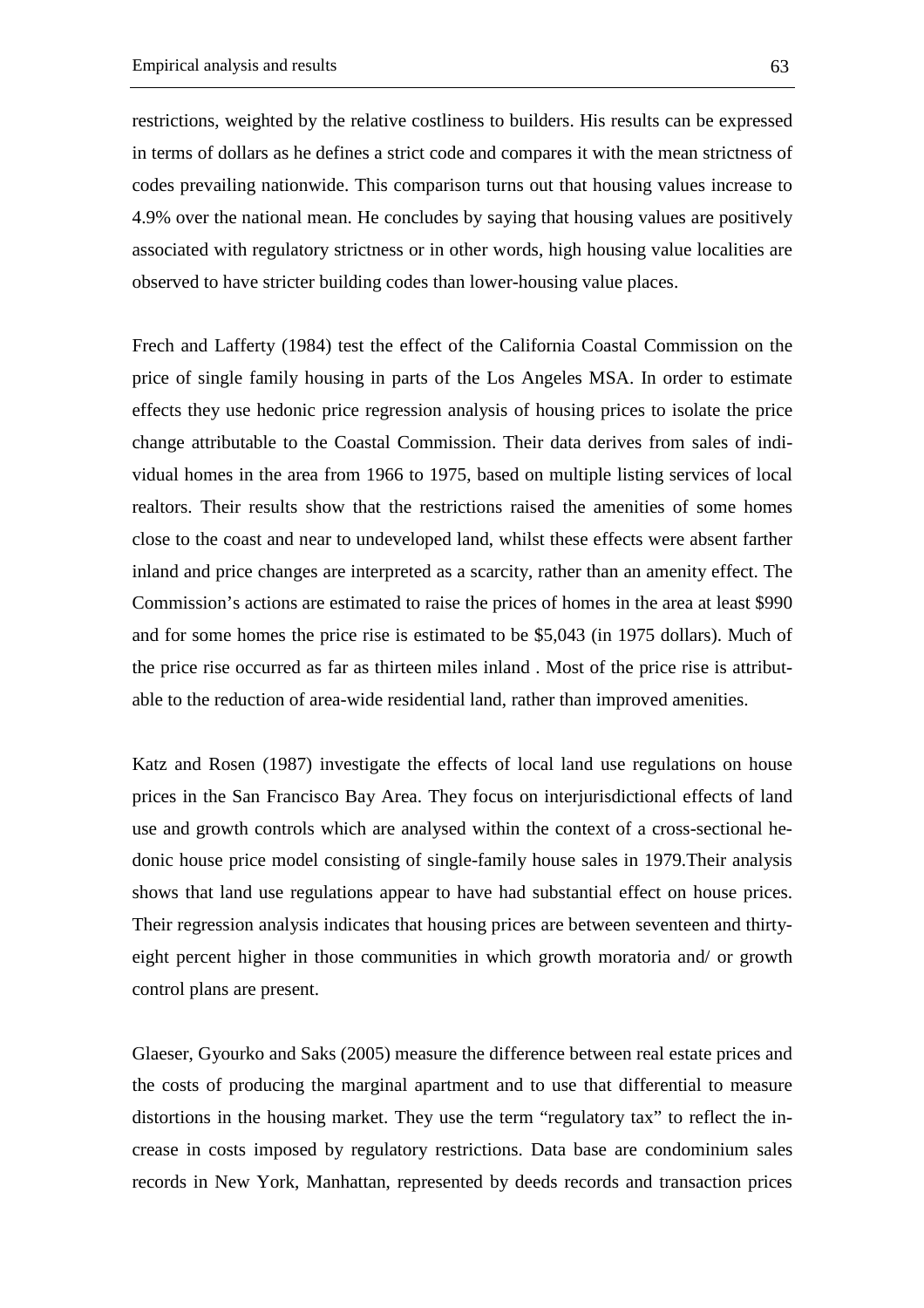restrictions, weighted by the relative costliness to builders. His results can be expressed in terms of dollars as he defines a strict code and compares it with the mean strictness of codes prevailing nationwide. This comparison turns out that housing values increase to 4.9% over the national mean. He concludes by saying that housing values are positively associated with regulatory strictness or in other words, high housing value localities are observed to have stricter building codes than lower-housing value places.

Frech and Lafferty (1984) test the effect of the California Coastal Commission on the price of single family housing in parts of the Los Angeles MSA. In order to estimate effects they use hedonic price regression analysis of housing prices to isolate the price change attributable to the Coastal Commission. Their data derives from sales of individual homes in the area from 1966 to 1975, based on multiple listing services of local realtors. Their results show that the restrictions raised the amenities of some homes close to the coast and near to undeveloped land, whilst these effects were absent farther inland and price changes are interpreted as a scarcity, rather than an amenity effect. The Commission's actions are estimated to raise the prices of homes in the area at least $990 and for some homes the price rise is estimated to be $5,043 (in 1975 dollars). Much of the price rise occurred as far as thirteen miles inland . Most of the price rise is attributable to the reduction of area-wide residential land, rather than improved amenities.

Katz and Rosen (1987) investigate the effects of local land use regulations on house prices in the San Francisco Bay Area. They focus on interjurisdictional effects of land use and growth controls which are analysed within the context of a cross-sectional hedonic house price model consisting of single-family house sales in 1979.Their analysis shows that land use regulations appear to have had substantial effect on house prices. Their regression analysis indicates that housing prices are between seventeen and thirty-eight percent higher in those communities in which growth moratoria and/ or growth control plans are present.

Glaeser, Gyourko and Saks (2005) measure the difference between real estate prices and the costs of producing the marginal apartment and to use that differential to measure distortions in the housing market. They use the term "regulatory tax" to reflect the increase in costs imposed by regulatory restrictions. Data base are condominium sales records in New York, Manhattan, represented by deeds records and transaction prices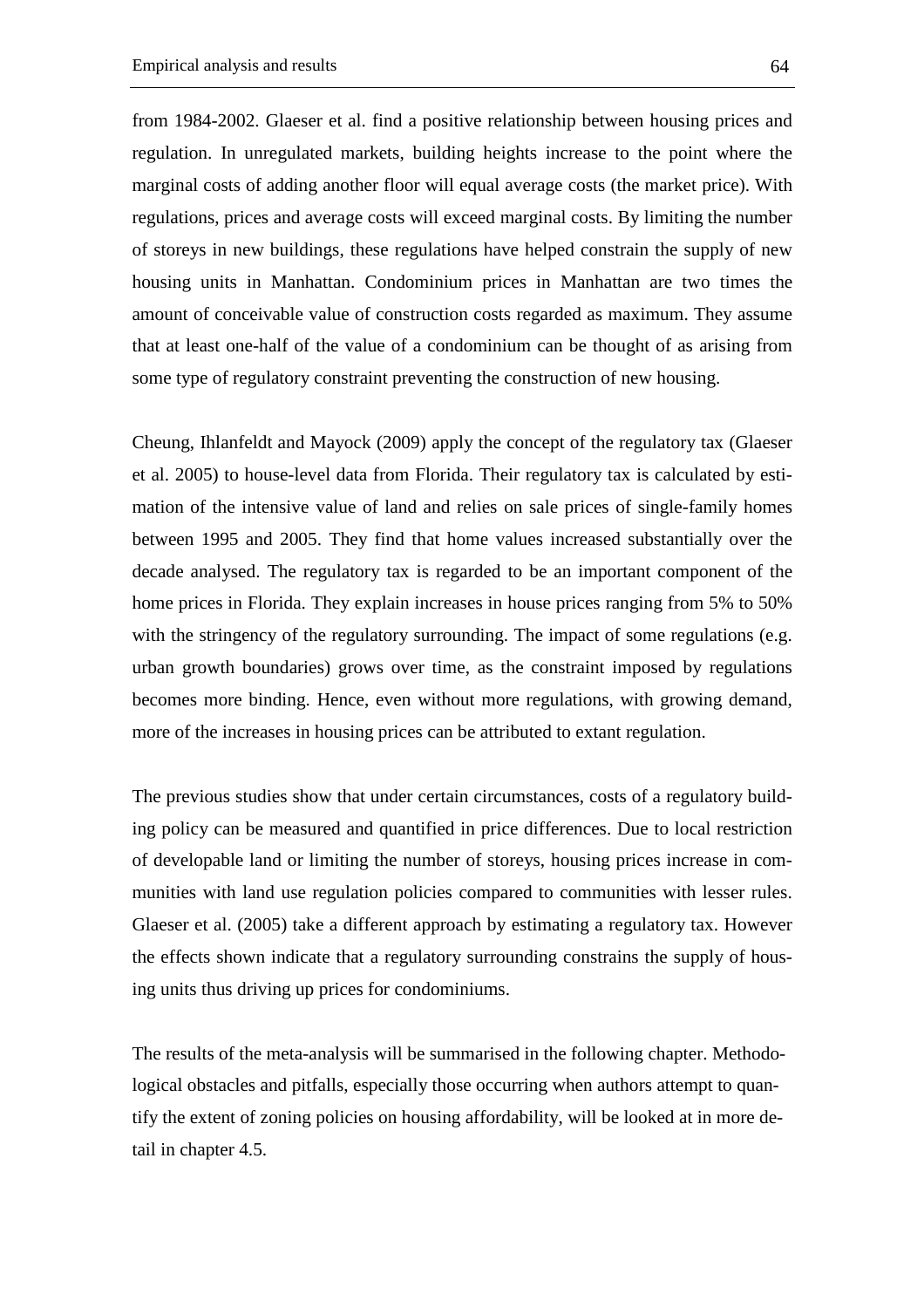from 1984-2002. Glaeser et al. find a positive relationship between housing prices and regulation. In unregulated markets, building heights increase to the point where the marginal costs of adding another floor will equal average costs (the market price). With regulations, prices and average costs will exceed marginal costs. By limiting the number of storeys in new buildings, these regulations have helped constrain the supply of new housing units in Manhattan. Condominium prices in Manhattan are two times the amount of conceivable value of construction costs regarded as maximum. They assume that at least one-half of the value of a condominium can be thought of as arising from some type of regulatory constraint preventing the construction of new housing.

Cheung, Ihlanfeldt and Mayock (2009) apply the concept of the regulatory tax (Glaeser et al. 2005) to house-level data from Florida. Their regulatory tax is calculated by estimation of the intensive value of land and relies on sale prices of single-family homes between 1995 and 2005. They find that home values increased substantially over the decade analysed. The regulatory tax is regarded to be an important component of the home prices in Florida. They explain increases in house prices ranging from 5% to 50% with the stringency of the regulatory surrounding. The impact of some regulations (e.g. urban growth boundaries) grows over time, as the constraint imposed by regulations becomes more binding. Hence, even without more regulations, with growing demand, more of the increases in housing prices can be attributed to extant regulation.

The previous studies show that under certain circumstances, costs of a regulatory building policy can be measured and quantified in price differences. Due to local restriction of developable land or limiting the number of storeys, housing prices increase in communities with land use regulation policies compared to communities with lesser rules. Glaeser et al. (2005) take a different approach by estimating a regulatory tax. However the effects shown indicate that a regulatory surrounding constrains the supply of housing units thus driving up prices for condominiums.

The results of the meta-analysis will be summarised in the following chapter. Methodological obstacles and pitfalls, especially those occurring when authors attempt to quantify the extent of zoning policies on housing affordability, will be looked at in more detail in chapter 4.5.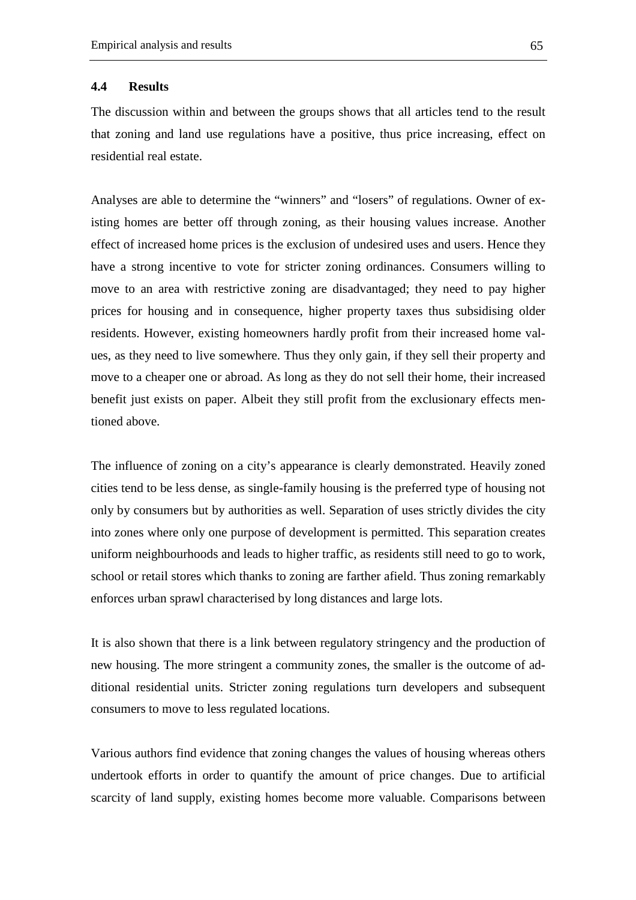## 4.4 Results

The discussion within and between the groups shows that all articles tend to the result that zoning and land use regulations have a positive, thus price increasing, effect on residential real estate.

Analyses are able to determine the "winners" and "losers" of regulations. Owner of existing homes are better off through zoning, as their housing values increase. Another effect of increased home prices is the exclusion of undesired uses and users. Hence they have a strong incentive to vote for stricter zoning ordinances. Consumers willing to move to an area with restrictive zoning are disadvantaged; they need to pay higher prices for housing and in consequence, higher property taxes thus subsidising older residents. However, existing homeowners hardly profit from their increased home values, as they need to live somewhere. Thus they only gain, if they sell their property and move to a cheaper one or abroad. As long as they do not sell their home, their increased benefit just exists on paper. Albeit they still profit from the exclusionary effects mentioned above.

The influence of zoning on a city's appearance is clearly demonstrated. Heavily zoned cities tend to be less dense, as single-family housing is the preferred type of housing not only by consumers but by authorities as well. Separation of uses strictly divides the city into zones where only one purpose of development is permitted. This separation creates uniform neighbourhoods and leads to higher traffic, as residents still need to go to work, school or retail stores which thanks to zoning are farther afield. Thus zoning remarkably enforces urban sprawl characterised by long distances and large lots.

It is also shown that there is a link between regulatory stringency and the production of new housing. The more stringent a community zones, the smaller is the outcome of additional residential units. Stricter zoning regulations turn developers and subsequent consumers to move to less regulated locations.

Various authors find evidence that zoning changes the values of housing whereas others undertook efforts in order to quantify the amount of price changes. Due to artificial scarcity of land supply, existing homes become more valuable. Comparisons between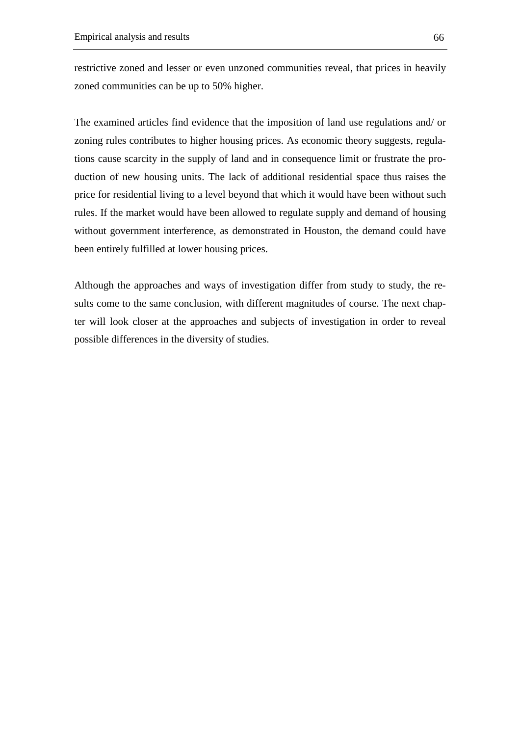restrictive zoned and lesser or even unzoned communities reveal, that prices in heavily zoned communities can be up to 50% higher.

The examined articles find evidence that the imposition of land use regulations and/ or zoning rules contributes to higher housing prices. As economic theory suggests, regulations cause scarcity in the supply of land and in consequence limit or frustrate the production of new housing units. The lack of additional residential space thus raises the price for residential living to a level beyond that which it would have been without such rules. If the market would have been allowed to regulate supply and demand of housing without government interference, as demonstrated in Houston, the demand could have been entirely fulfilled at lower housing prices.

Although the approaches and ways of investigation differ from study to study, the results come to the same conclusion, with different magnitudes of course. The next chapter will look closer at the approaches and subjects of investigation in order to reveal possible differences in the diversity of studies.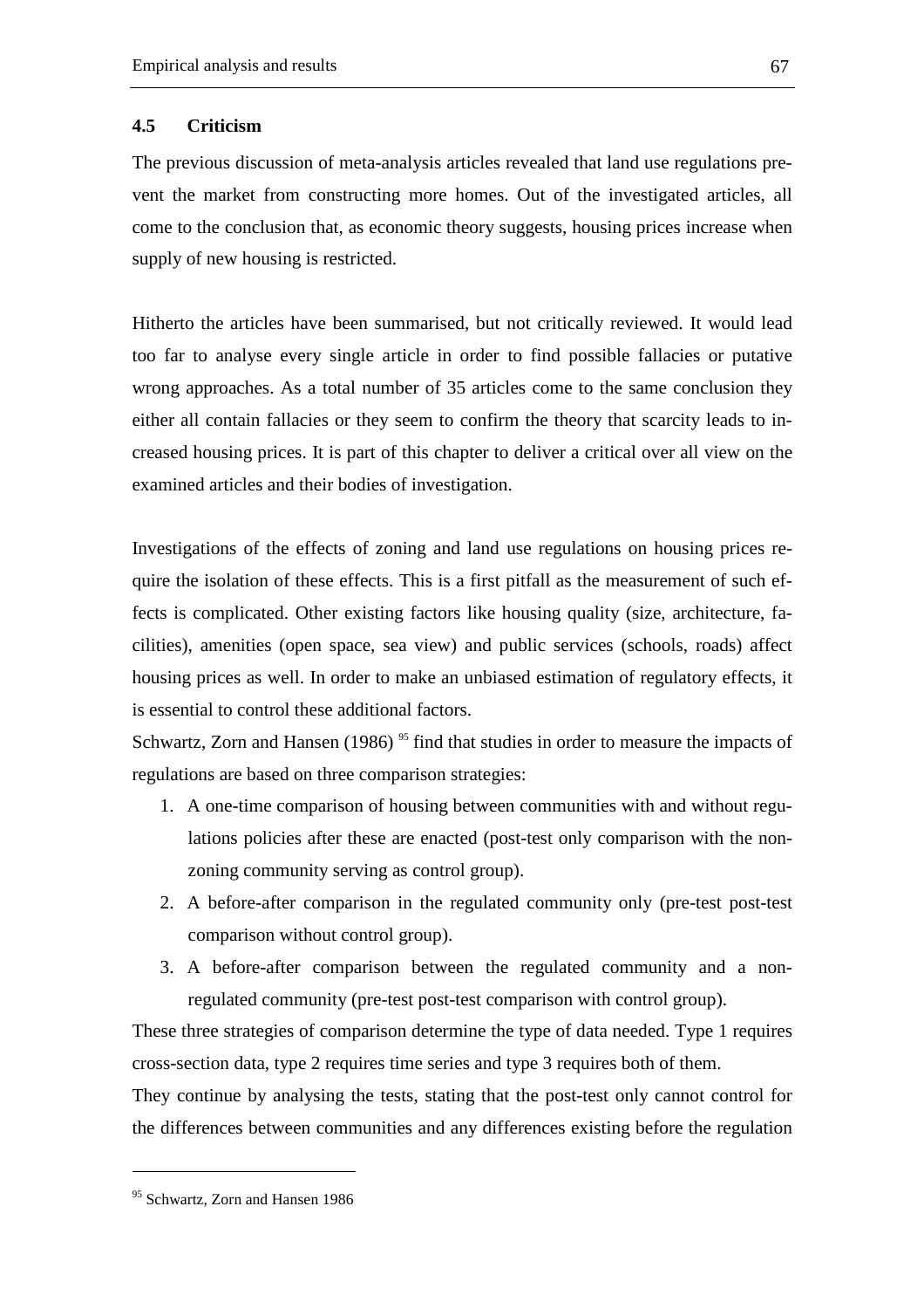### 4.5 Criticism

The previous discussion of meta-analysis articles revealed that land use regulations prevent the market from constructing more homes. Out of the investigated articles, all come to the conclusion that, as economic theory suggests, housing prices increase when supply of new housing is restricted.

Hitherto the articles have been summarised, but not critically reviewed. It would lead too far to analyse every single article in order to find possible fallacies or putative wrong approaches. As a total number of 35 articles come to the same conclusion they either all contain fallacies or they seem to confirm the theory that scarcity leads to increased housing prices. It is part of this chapter to deliver a critical over all view on the examined articles and their bodies of investigation.

Investigations of the effects of zoning and land use regulations on housing prices require the isolation of these effects. This is a first pitfall as the measurement of such effects is complicated. Other existing factors like housing quality (size, architecture, facilities), amenities (open space, sea view) and public services (schools, roads) affect housing prices as well. In order to make an unbiased estimation of regulatory effects, it is essential to control these additional factors.

Schwartz, Zorn and Hansen (1986) [95] find that studies in order to measure the impacts of regulations are based on three comparison strategies:

1. A one-time comparison of housing between communities with and without regulations policies after these are enacted (post-test only comparison with the non-zoning community serving as control group).
2. A before-after comparison in the regulated community only (pre-test post-test comparison without control group).
3. A before-after comparison between the regulated community and a non-regulated community (pre-test post-test comparison with control group).

These three strategies of comparison determine the type of data needed. Type 1 requires cross-section data, type 2 requires time series and type 3 requires both of them.

They continue by analysing the tests, stating that the post-test only cannot control for the differences between communities and any differences existing before the regulation

---

[95] Schwartz, Zorn and Hansen 1986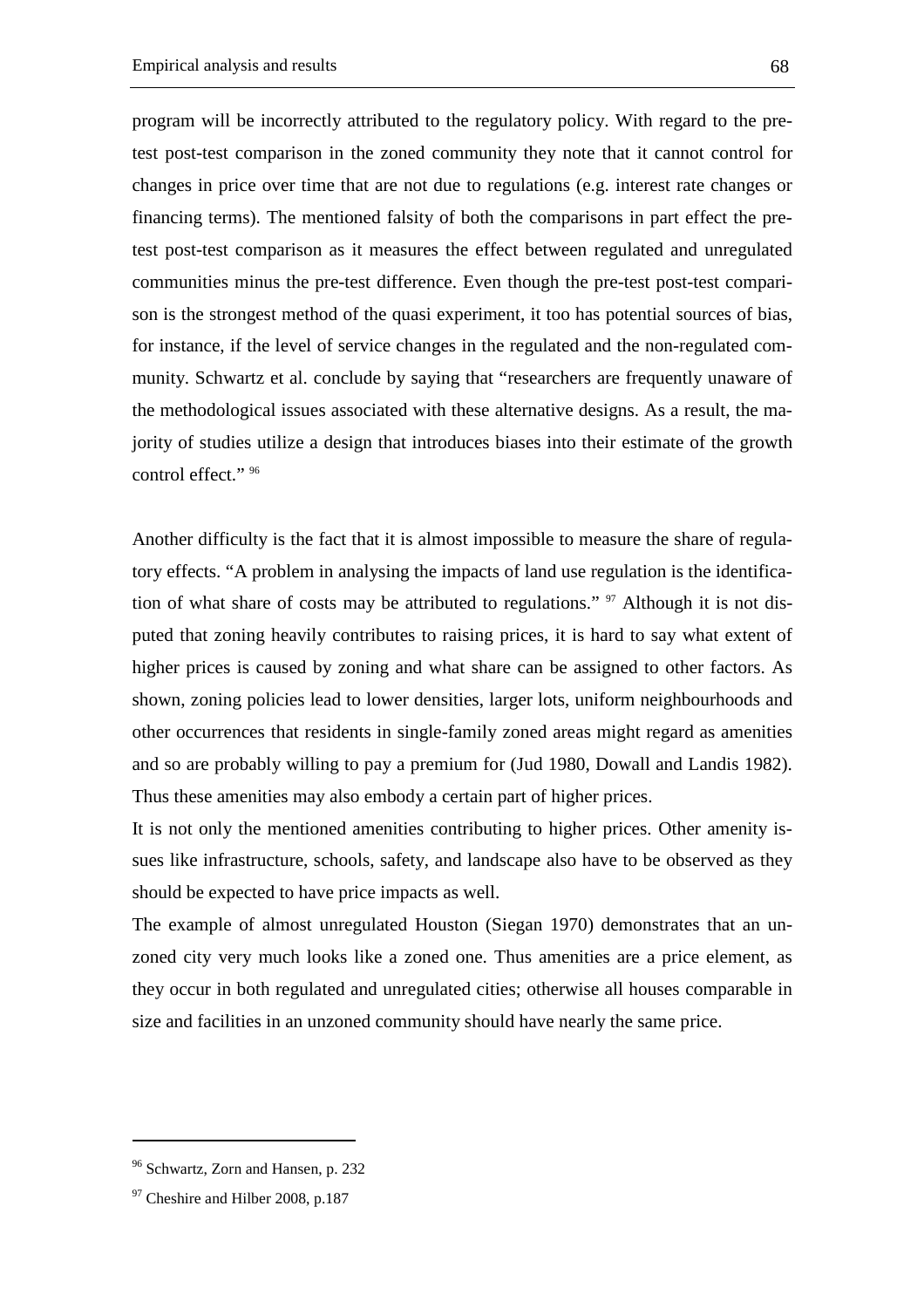program will be incorrectly attributed to the regulatory policy. With regard to the pre-test post-test comparison in the zoned community they note that it cannot control for changes in price over time that are not due to regulations (e.g. interest rate changes or financing terms). The mentioned falsity of both the comparisons in part effect the pre-test post-test comparison as it measures the effect between regulated and unregulated communities minus the pre-test difference. Even though the pre-test post-test comparison is the strongest method of the quasi experiment, it too has potential sources of bias, for instance, if the level of service changes in the regulated and the non-regulated community. Schwartz et al. conclude by saying that "researchers are frequently unaware of the methodological issues associated with these alternative designs. As a result, the majority of studies utilize a design that introduces biases into their estimate of the growth control effect." [96]

Another difficulty is the fact that it is almost impossible to measure the share of regulatory effects. "A problem in analysing the impacts of land use regulation is the identification of what share of costs may be attributed to regulations." [97] Although it is not disputed that zoning heavily contributes to raising prices, it is hard to say what extent of higher prices is caused by zoning and what share can be assigned to other factors. As shown, zoning policies lead to lower densities, larger lots, uniform neighbourhoods and other occurrences that residents in single-family zoned areas might regard as amenities and so are probably willing to pay a premium for (Jud 1980, Dowall and Landis 1982). Thus these amenities may also embody a certain part of higher prices.

It is not only the mentioned amenities contributing to higher prices. Other amenity issues like infrastructure, schools, safety, and landscape also have to be observed as they should be expected to have price impacts as well.

The example of almost unregulated Houston (Siegan 1970) demonstrates that an unzoned city very much looks like a zoned one. Thus amenities are a price element, as they occur in both regulated and unregulated cities; otherwise all houses comparable in size and facilities in an unzoned community should have nearly the same price.

---

[96] Schwartz, Zorn and Hansen, p. 232

[97] Cheshire and Hilber 2008, p.187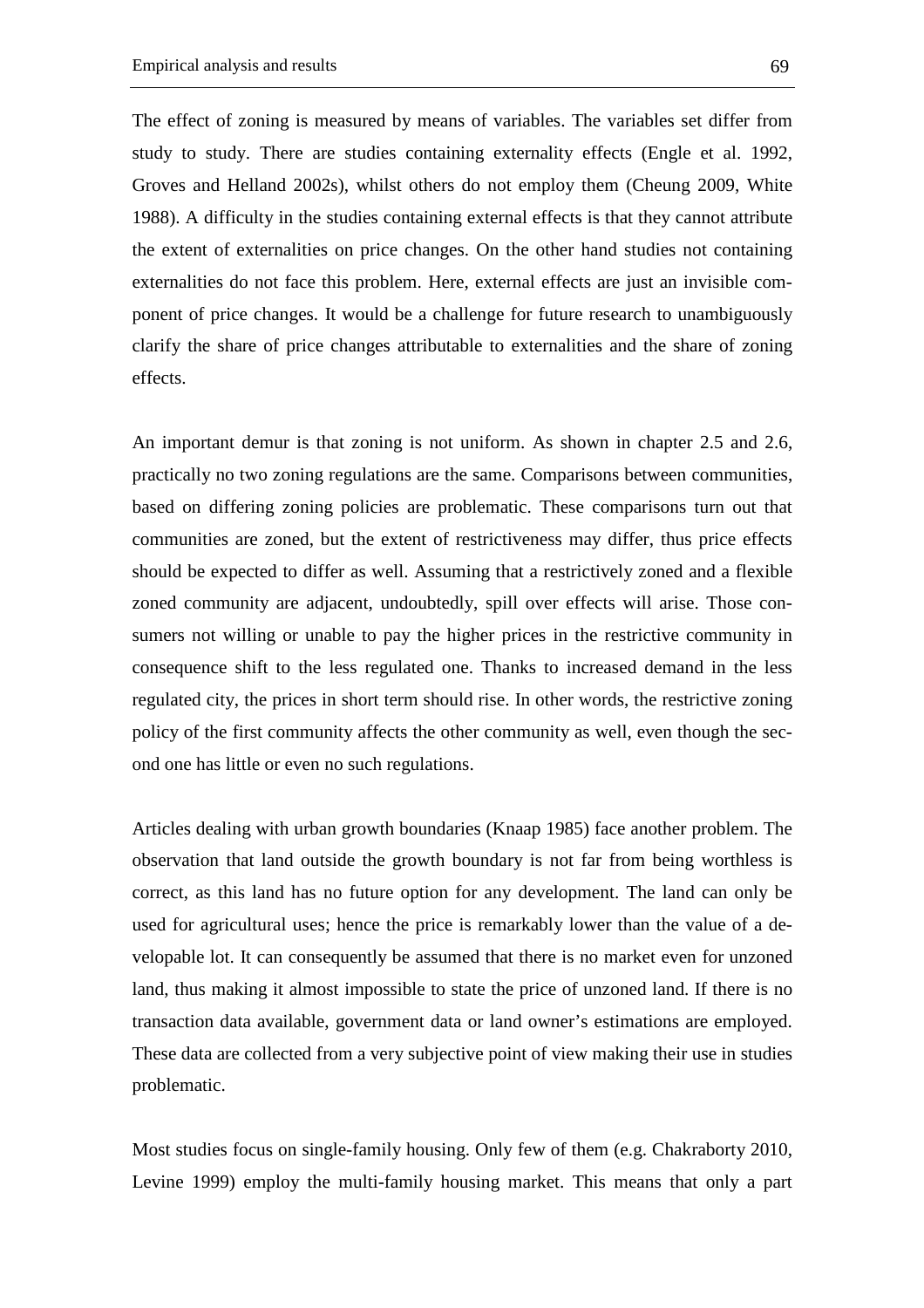The effect of zoning is measured by means of variables. The variables set differ from study to study. There are studies containing externality effects (Engle et al. 1992, Groves and Helland 2002s), whilst others do not employ them (Cheung 2009, White 1988). A difficulty in the studies containing external effects is that they cannot attribute the extent of externalities on price changes. On the other hand studies not containing externalities do not face this problem. Here, external effects are just an invisible component of price changes. It would be a challenge for future research to unambiguously clarify the share of price changes attributable to externalities and the share of zoning effects.

An important demur is that zoning is not uniform. As shown in chapter 2.5 and 2.6, practically no two zoning regulations are the same. Comparisons between communities, based on differing zoning policies are problematic. These comparisons turn out that communities are zoned, but the extent of restrictiveness may differ, thus price effects should be expected to differ as well. Assuming that a restrictively zoned and a flexible zoned community are adjacent, undoubtedly, spill over effects will arise. Those consumers not willing or unable to pay the higher prices in the restrictive community in consequence shift to the less regulated one. Thanks to increased demand in the less regulated city, the prices in short term should rise. In other words, the restrictive zoning policy of the first community affects the other community as well, even though the second one has little or even no such regulations.

Articles dealing with urban growth boundaries (Knaap 1985) face another problem. The observation that land outside the growth boundary is not far from being worthless is correct, as this land has no future option for any development. The land can only be used for agricultural uses; hence the price is remarkably lower than the value of a developable lot. It can consequently be assumed that there is no market even for unzoned land, thus making it almost impossible to state the price of unzoned land. If there is no transaction data available, government data or land owner's estimations are employed. These data are collected from a very subjective point of view making their use in studies problematic.

Most studies focus on single-family housing. Only few of them (e.g. Chakraborty 2010, Levine 1999) employ the multi-family housing market. This means that only a part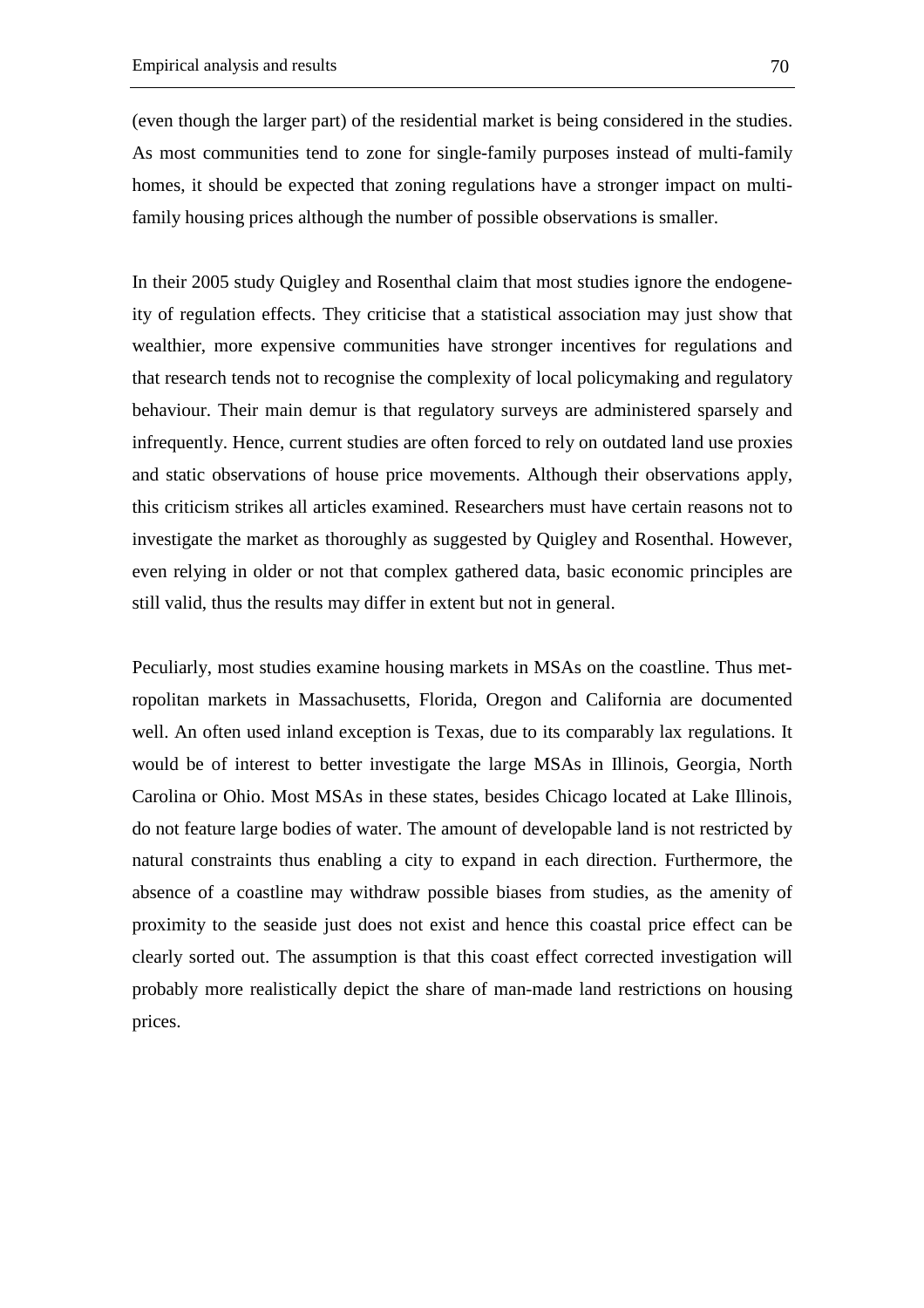(even though the larger part) of the residential market is being considered in the studies. As most communities tend to zone for single-family purposes instead of multi-family homes, it should be expected that zoning regulations have a stronger impact on multi-family housing prices although the number of possible observations is smaller.

In their 2005 study Quigley and Rosenthal claim that most studies ignore the endogeneity of regulation effects. They criticise that a statistical association may just show that wealthier, more expensive communities have stronger incentives for regulations and that research tends not to recognise the complexity of local policymaking and regulatory behaviour. Their main demur is that regulatory surveys are administered sparsely and infrequently. Hence, current studies are often forced to rely on outdated land use proxies and static observations of house price movements. Although their observations apply, this criticism strikes all articles examined. Researchers must have certain reasons not to investigate the market as thoroughly as suggested by Quigley and Rosenthal. However, even relying in older or not that complex gathered data, basic economic principles are still valid, thus the results may differ in extent but not in general.

Peculiarly, most studies examine housing markets in MSAs on the coastline. Thus metropolitan markets in Massachusetts, Florida, Oregon and California are documented well. An often used inland exception is Texas, due to its comparably lax regulations. It would be of interest to better investigate the large MSAs in Illinois, Georgia, North Carolina or Ohio. Most MSAs in these states, besides Chicago located at Lake Illinois, do not feature large bodies of water. The amount of developable land is not restricted by natural constraints thus enabling a city to expand in each direction. Furthermore, the absence of a coastline may withdraw possible biases from studies, as the amenity of proximity to the seaside just does not exist and hence this coastal price effect can be clearly sorted out. The assumption is that this coast effect corrected investigation will probably more realistically depict the share of man-made land restrictions on housing prices.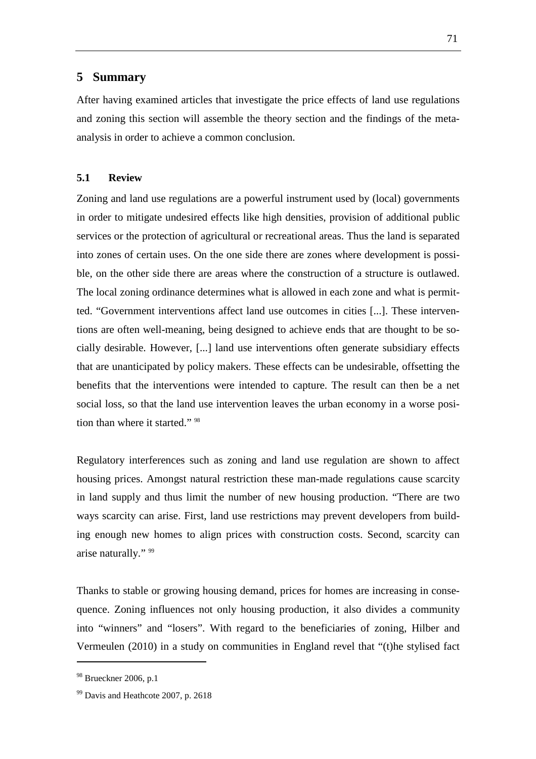# 5 Summary

After having examined articles that investigate the price effects of land use regulations and zoning this section will assemble the theory section and the findings of the meta-analysis in order to achieve a common conclusion.

## 5.1 Review

Zoning and land use regulations are a powerful instrument used by (local) governments in order to mitigate undesired effects like high densities, provision of additional public services or the protection of agricultural or recreational areas. Thus the land is separated into zones of certain uses. On the one side there are zones where development is possible, on the other side there are areas where the construction of a structure is outlawed. The local zoning ordinance determines what is allowed in each zone and what is permitted. "Government interventions affect land use outcomes in cities [...]. These interventions are often well-meaning, being designed to achieve ends that are thought to be socially desirable. However, [...] land use interventions often generate subsidiary effects that are unanticipated by policy makers. These effects can be undesirable, offsetting the benefits that the interventions were intended to capture. The result can then be a net social loss, so that the land use intervention leaves the urban economy in a worse position than where it started." [98]

Regulatory interferences such as zoning and land use regulation are shown to affect housing prices. Amongst natural restriction these man-made regulations cause scarcity in land supply and thus limit the number of new housing production. "There are two ways scarcity can arise. First, land use restrictions may prevent developers from building enough new homes to align prices with construction costs. Second, scarcity can arise naturally." [99]

Thanks to stable or growing housing demand, prices for homes are increasing in consequence. Zoning influences not only housing production, it also divides a community into "winners" and "losers". With regard to the beneficiaries of zoning, Hilber and Vermeulen (2010) in a study on communities in England revel that "(t)he stylised fact

[98] Brueckner 2006, p.1

[99] Davis and Heathcote 2007, p. 2618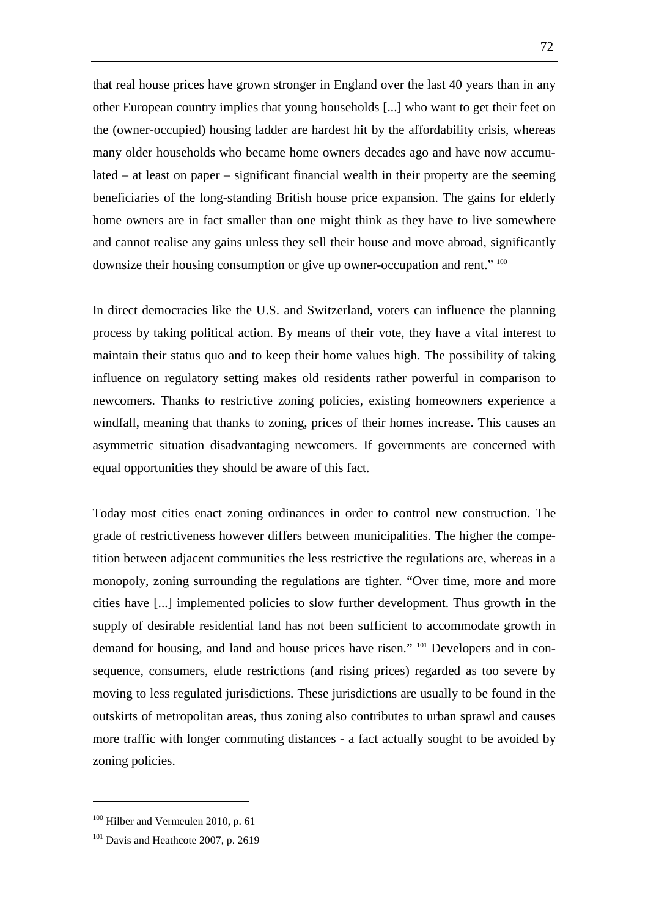that real house prices have grown stronger in England over the last 40 years than in any other European country implies that young households [...] who want to get their feet on the (owner-occupied) housing ladder are hardest hit by the affordability crisis, whereas many older households who became home owners decades ago and have now accumulated – at least on paper – significant financial wealth in their property are the seeming beneficiaries of the long-standing British house price expansion. The gains for elderly home owners are in fact smaller than one might think as they have to live somewhere and cannot realise any gains unless they sell their house and move abroad, significantly downsize their housing consumption or give up owner-occupation and rent." [100]

In direct democracies like the U.S. and Switzerland, voters can influence the planning process by taking political action. By means of their vote, they have a vital interest to maintain their status quo and to keep their home values high. The possibility of taking influence on regulatory setting makes old residents rather powerful in comparison to newcomers. Thanks to restrictive zoning policies, existing homeowners experience a windfall, meaning that thanks to zoning, prices of their homes increase. This causes an asymmetric situation disadvantaging newcomers. If governments are concerned with equal opportunities they should be aware of this fact.

Today most cities enact zoning ordinances in order to control new construction. The grade of restrictiveness however differs between municipalities. The higher the competition between adjacent communities the less restrictive the regulations are, whereas in a monopoly, zoning surrounding the regulations are tighter. "Over time, more and more cities have [...] implemented policies to slow further development. Thus growth in the supply of desirable residential land has not been sufficient to accommodate growth in demand for housing, and land and house prices have risen." [101] Developers and in consequence, consumers, elude restrictions (and rising prices) regarded as too severe by moving to less regulated jurisdictions. These jurisdictions are usually to be found in the outskirts of metropolitan areas, thus zoning also contributes to urban sprawl and causes more traffic with longer commuting distances - a fact actually sought to be avoided by zoning policies.

---

[100] Hilber and Vermeulen 2010, p. 61

[101] Davis and Heathcote 2007, p. 2619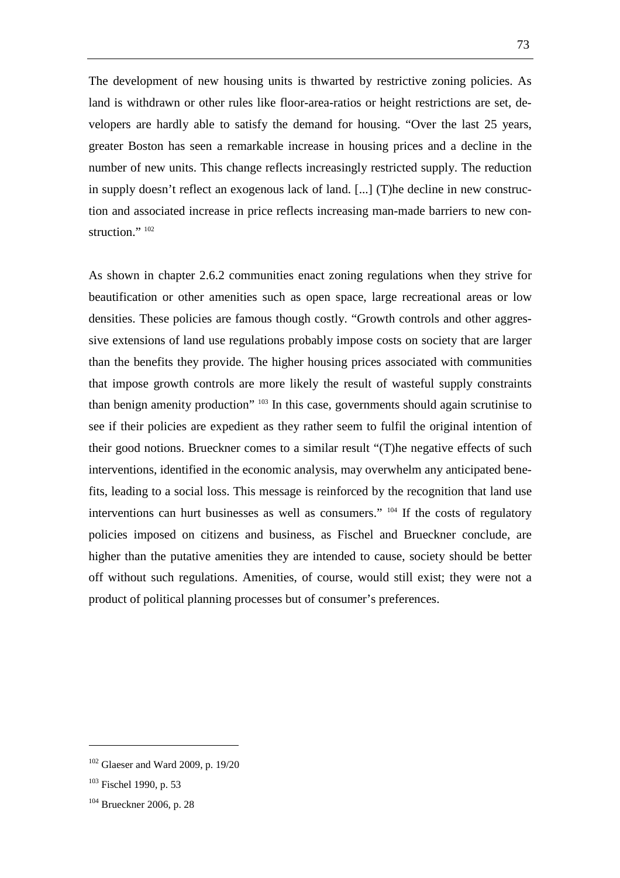The development of new housing units is thwarted by restrictive zoning policies. As land is withdrawn or other rules like floor-area-ratios or height restrictions are set, developers are hardly able to satisfy the demand for housing. "Over the last 25 years, greater Boston has seen a remarkable increase in housing prices and a decline in the number of new units. This change reflects increasingly restricted supply. The reduction in supply doesn't reflect an exogenous lack of land. [...] (T)he decline in new construction and associated increase in price reflects increasing man-made barriers to new construction." [102]

As shown in chapter 2.6.2 communities enact zoning regulations when they strive for beautification or other amenities such as open space, large recreational areas or low densities. These policies are famous though costly. "Growth controls and other aggressive extensions of land use regulations probably impose costs on society that are larger than the benefits they provide. The higher housing prices associated with communities that impose growth controls are more likely the result of wasteful supply constraints than benign amenity production" [103] In this case, governments should again scrutinise to see if their policies are expedient as they rather seem to fulfil the original intention of their good notions. Brueckner comes to a similar result "(T)he negative effects of such interventions, identified in the economic analysis, may overwhelm any anticipated benefits, leading to a social loss. This message is reinforced by the recognition that land use interventions can hurt businesses as well as consumers." [104] If the costs of regulatory policies imposed on citizens and business, as Fischel and Brueckner conclude, are higher than the putative amenities they are intended to cause, society should be better off without such regulations. Amenities, of course, would still exist; they were not a product of political planning processes but of consumer's preferences.

---

[102] Glaeser and Ward 2009, p. 19/20

[103] Fischel 1990, p. 53

[104] Brueckner 2006, p. 28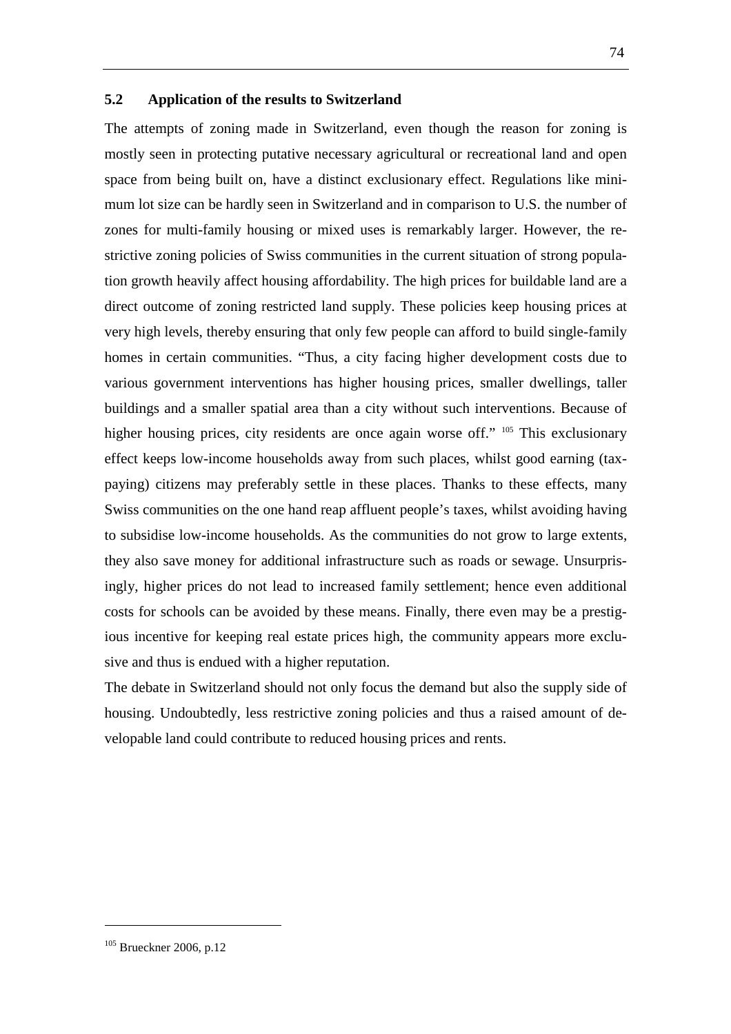## 5.2 Application of the results to Switzerland

The attempts of zoning made in Switzerland, even though the reason for zoning is mostly seen in protecting putative necessary agricultural or recreational land and open space from being built on, have a distinct exclusionary effect. Regulations like minimum lot size can be hardly seen in Switzerland and in comparison to U.S. the number of zones for multi-family housing or mixed uses is remarkably larger. However, the restrictive zoning policies of Swiss communities in the current situation of strong population growth heavily affect housing affordability. The high prices for buildable land are a direct outcome of zoning restricted land supply. These policies keep housing prices at very high levels, thereby ensuring that only few people can afford to build single-family homes in certain communities. "Thus, a city facing higher development costs due to various government interventions has higher housing prices, smaller dwellings, taller buildings and a smaller spatial area than a city without such interventions. Because of higher housing prices, city residents are once again worse off." [105] This exclusionary effect keeps low-income households away from such places, whilst good earning (tax-paying) citizens may preferably settle in these places. Thanks to these effects, many Swiss communities on the one hand reap affluent people's taxes, whilst avoiding having to subsidise low-income households. As the communities do not grow to large extents, they also save money for additional infrastructure such as roads or sewage. Unsurprisingly, higher prices do not lead to increased family settlement; hence even additional costs for schools can be avoided by these means. Finally, there even may be a prestigious incentive for keeping real estate prices high, the community appears more exclusive and thus is endued with a higher reputation.

The debate in Switzerland should not only focus the demand but also the supply side of housing. Undoubtedly, less restrictive zoning policies and thus a raised amount of developable land could contribute to reduced housing prices and rents.

---

[105] Brueckner 2006, p.12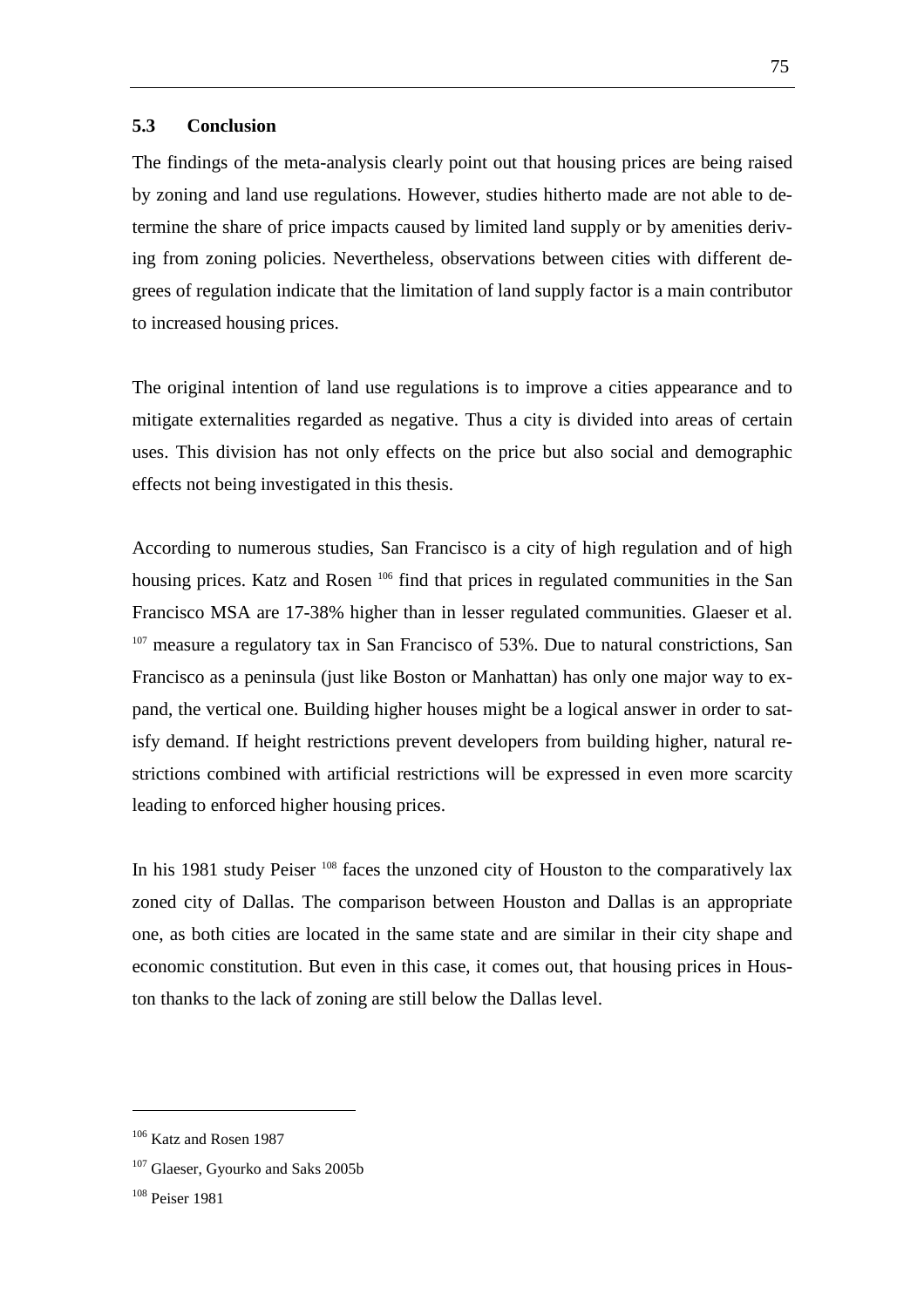## 5.3 Conclusion

The findings of the meta-analysis clearly point out that housing prices are being raised by zoning and land use regulations. However, studies hitherto made are not able to determine the share of price impacts caused by limited land supply or by amenities deriving from zoning policies. Nevertheless, observations between cities with different degrees of regulation indicate that the limitation of land supply factor is a main contributor to increased housing prices.

The original intention of land use regulations is to improve a cities appearance and to mitigate externalities regarded as negative. Thus a city is divided into areas of certain uses. This division has not only effects on the price but also social and demographic effects not being investigated in this thesis.

According to numerous studies, San Francisco is a city of high regulation and of high housing prices. Katz and Rosen [106] find that prices in regulated communities in the San Francisco MSA are 17-38% higher than in lesser regulated communities. Glaeser et al. [107] measure a regulatory tax in San Francisco of 53%. Due to natural constrictions, San Francisco as a peninsula (just like Boston or Manhattan) has only one major way to expand, the vertical one. Building higher houses might be a logical answer in order to satisfy demand. If height restrictions prevent developers from building higher, natural restrictions combined with artificial restrictions will be expressed in even more scarcity leading to enforced higher housing prices.

In his 1981 study Peiser [108] faces the unzoned city of Houston to the comparatively lax zoned city of Dallas. The comparison between Houston and Dallas is an appropriate one, as both cities are located in the same state and are similar in their city shape and economic constitution. But even in this case, it comes out, that housing prices in Houston thanks to the lack of zoning are still below the Dallas level.

---

[106] Katz and Rosen 1987

[107] Glaeser, Gyourko and Saks 2005b

[108] Peiser 1981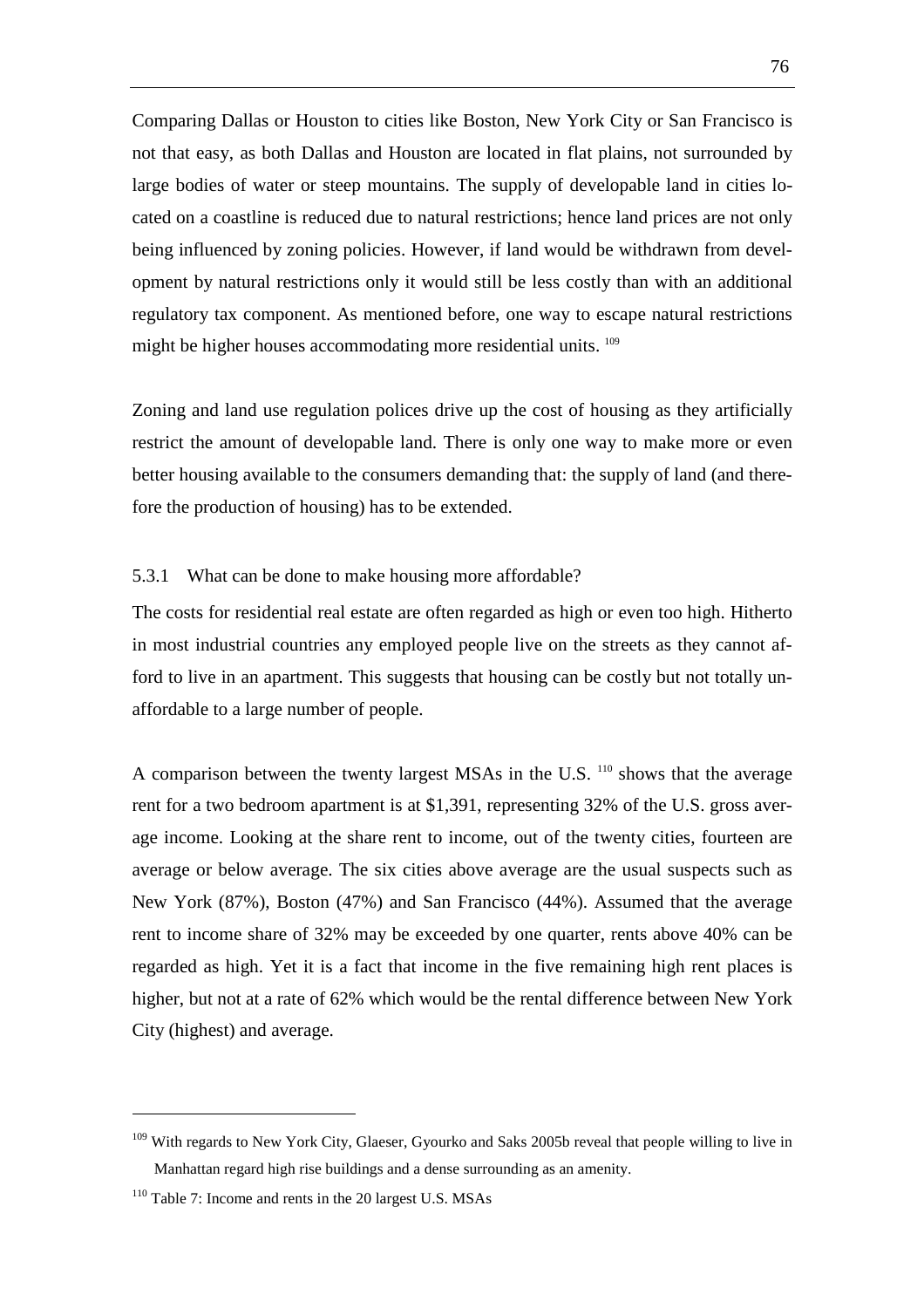Comparing Dallas or Houston to cities like Boston, New York City or San Francisco is not that easy, as both Dallas and Houston are located in flat plains, not surrounded by large bodies of water or steep mountains. The supply of developable land in cities located on a coastline is reduced due to natural restrictions; hence land prices are not only being influenced by zoning policies. However, if land would be withdrawn from development by natural restrictions only it would still be less costly than with an additional regulatory tax component. As mentioned before, one way to escape natural restrictions might be higher houses accommodating more residential units. [109]

Zoning and land use regulation polices drive up the cost of housing as they artificially restrict the amount of developable land. There is only one way to make more or even better housing available to the consumers demanding that: the supply of land (and therefore the production of housing) has to be extended.

### 5.3.1 What can be done to make housing more affordable?

The costs for residential real estate are often regarded as high or even too high. Hitherto in most industrial countries any employed people live on the streets as they cannot afford to live in an apartment. This suggests that housing can be costly but not totally unaffordable to a large number of people.

A comparison between the twenty largest MSAs in the U.S. [110] shows that the average rent for a two bedroom apartment is at \$1,391, representing 32% of the U.S. gross average income. Looking at the share rent to income, out of the twenty cities, fourteen are average or below average. The six cities above average are the usual suspects such as New York (87%), Boston (47%) and San Francisco (44%). Assumed that the average rent to income share of 32% may be exceeded by one quarter, rents above 40% can be regarded as high. Yet it is a fact that income in the five remaining high rent places is higher, but not at a rate of 62% which would be the rental difference between New York City (highest) and average.

---

[109] With regards to New York City, Glaeser, Gyourko and Saks 2005b reveal that people willing to live in Manhattan regard high rise buildings and a dense surrounding as an amenity.

[110] Table 7: Income and rents in the 20 largest U.S. MSAs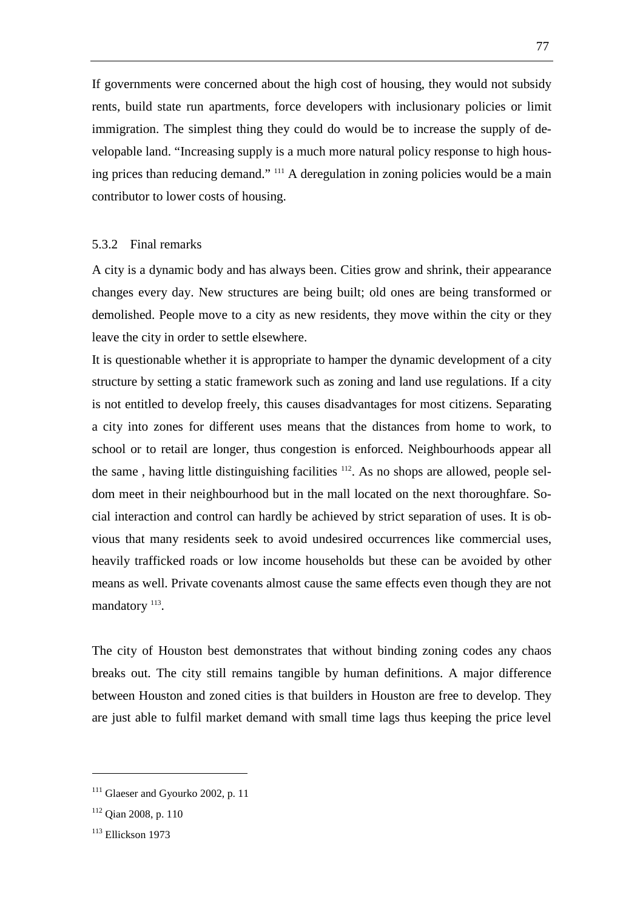If governments were concerned about the high cost of housing, they would not subsidy rents, build state run apartments, force developers with inclusionary policies or limit immigration. The simplest thing they could do would be to increase the supply of developable land. "Increasing supply is a much more natural policy response to high housing prices than reducing demand." [111] A deregulation in zoning policies would be a main contributor to lower costs of housing.

### 5.3.2 Final remarks

A city is a dynamic body and has always been. Cities grow and shrink, their appearance changes every day. New structures are being built; old ones are being transformed or demolished. People move to a city as new residents, they move within the city or they leave the city in order to settle elsewhere.

It is questionable whether it is appropriate to hamper the dynamic development of a city structure by setting a static framework such as zoning and land use regulations. If a city is not entitled to develop freely, this causes disadvantages for most citizens. Separating a city into zones for different uses means that the distances from home to work, to school or to retail are longer, thus congestion is enforced. Neighbourhoods appear all the same , having little distinguishing facilities [112]. As no shops are allowed, people seldom meet in their neighbourhood but in the mall located on the next thoroughfare. Social interaction and control can hardly be achieved by strict separation of uses. It is obvious that many residents seek to avoid undesired occurrences like commercial uses, heavily trafficked roads or low income households but these can be avoided by other means as well. Private covenants almost cause the same effects even though they are not mandatory [113].

The city of Houston best demonstrates that without binding zoning codes any chaos breaks out. The city still remains tangible by human definitions. A major difference between Houston and zoned cities is that builders in Houston are free to develop. They are just able to fulfil market demand with small time lags thus keeping the price level

---

[111] Glaeser and Gyourko 2002, p. 11

[112] Qian 2008, p. 110

[113] Ellickson 1973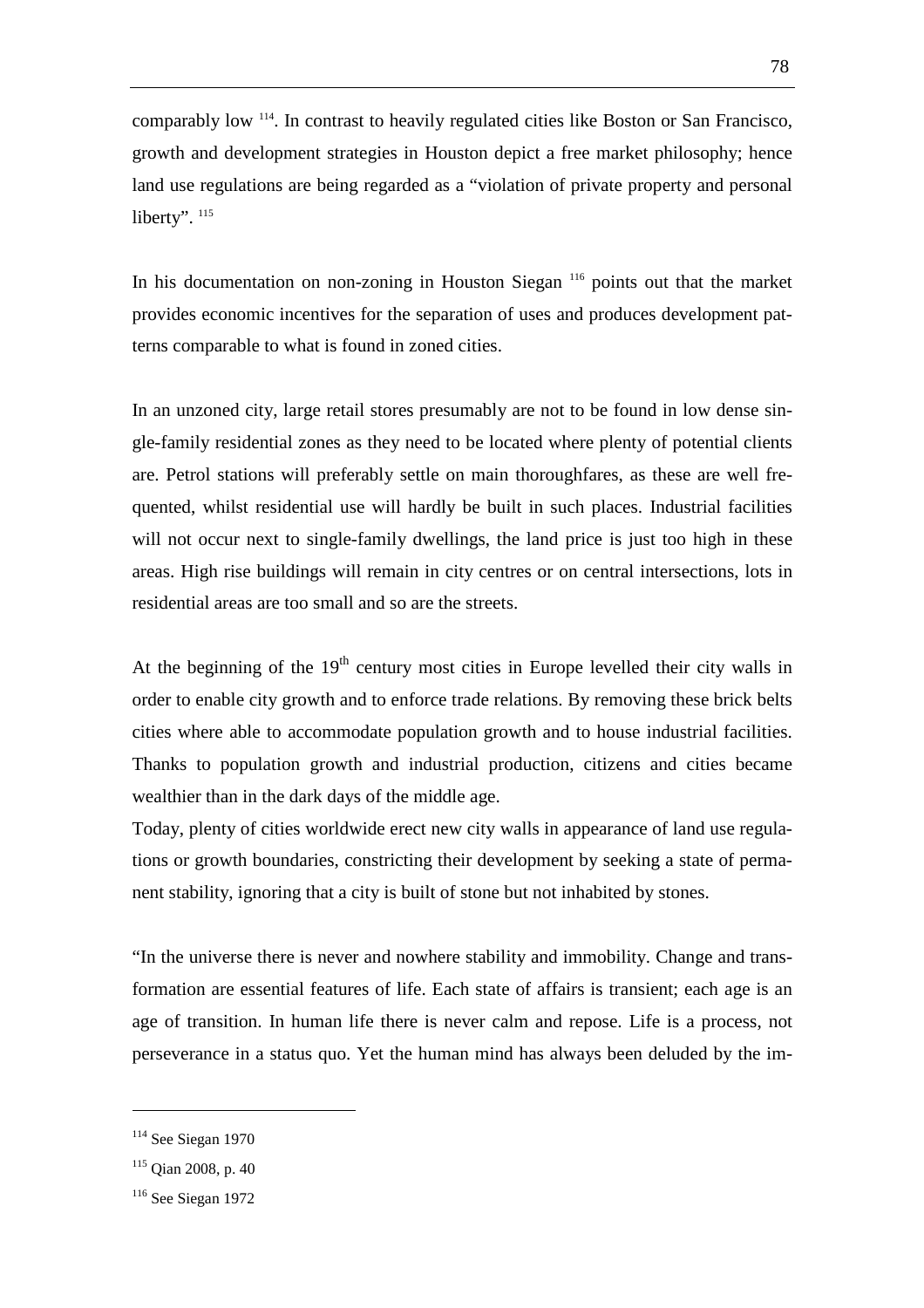comparably low [114]. In contrast to heavily regulated cities like Boston or San Francisco, growth and development strategies in Houston depict a free market philosophy; hence land use regulations are being regarded as a "violation of private property and personal liberty". [115]

In his documentation on non-zoning in Houston Siegan [116] points out that the market provides economic incentives for the separation of uses and produces development patterns comparable to what is found in zoned cities.

In an unzoned city, large retail stores presumably are not to be found in low dense single-family residential zones as they need to be located where plenty of potential clients are. Petrol stations will preferably settle on main thoroughfares, as these are well frequented, whilst residential use will hardly be built in such places. Industrial facilities will not occur next to single-family dwellings, the land price is just too high in these areas. High rise buildings will remain in city centres or on central intersections, lots in residential areas are too small and so are the streets.

At the beginning of the 19th century most cities in Europe levelled their city walls in order to enable city growth and to enforce trade relations. By removing these brick belts cities where able to accommodate population growth and to house industrial facilities. Thanks to population growth and industrial production, citizens and cities became wealthier than in the dark days of the middle age.
Today, plenty of cities worldwide erect new city walls in appearance of land use regulations or growth boundaries, constricting their development by seeking a state of permanent stability, ignoring that a city is built of stone but not inhabited by stones.

"In the universe there is never and nowhere stability and immobility. Change and transformation are essential features of life. Each state of affairs is transient; each age is an age of transition. In human life there is never calm and repose. Life is a process, not perseverance in a status quo. Yet the human mind has always been deluded by the im-

---

[114] See Siegan 1970

[115] Qian 2008, p. 40

[116] See Siegan 1972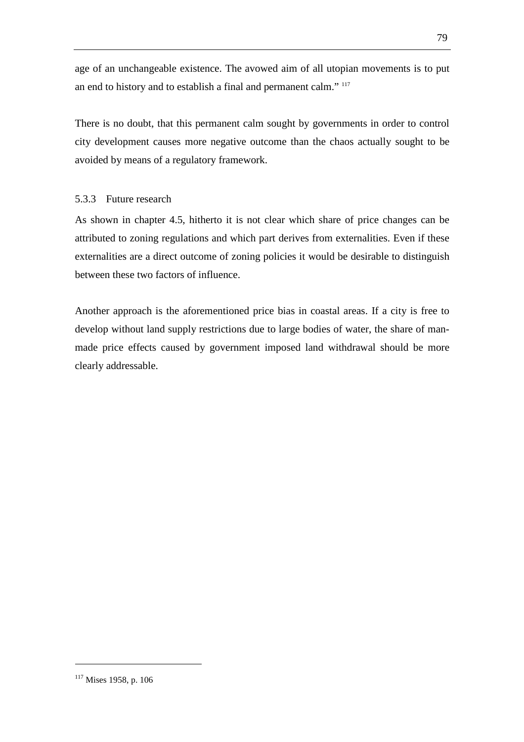age of an unchangeable existence. The avowed aim of all utopian movements is to put an end to history and to establish a final and permanent calm." [117]

There is no doubt, that this permanent calm sought by governments in order to control city development causes more negative outcome than the chaos actually sought to be avoided by means of a regulatory framework.

### 5.3.3 Future research

As shown in chapter 4.5, hitherto it is not clear which share of price changes can be attributed to zoning regulations and which part derives from externalities. Even if these externalities are a direct outcome of zoning policies it would be desirable to distinguish between these two factors of influence.

Another approach is the aforementioned price bias in coastal areas. If a city is free to develop without land supply restrictions due to large bodies of water, the share of man-made price effects caused by government imposed land withdrawal should be more clearly addressable.

[117] Mises 1958, p. 106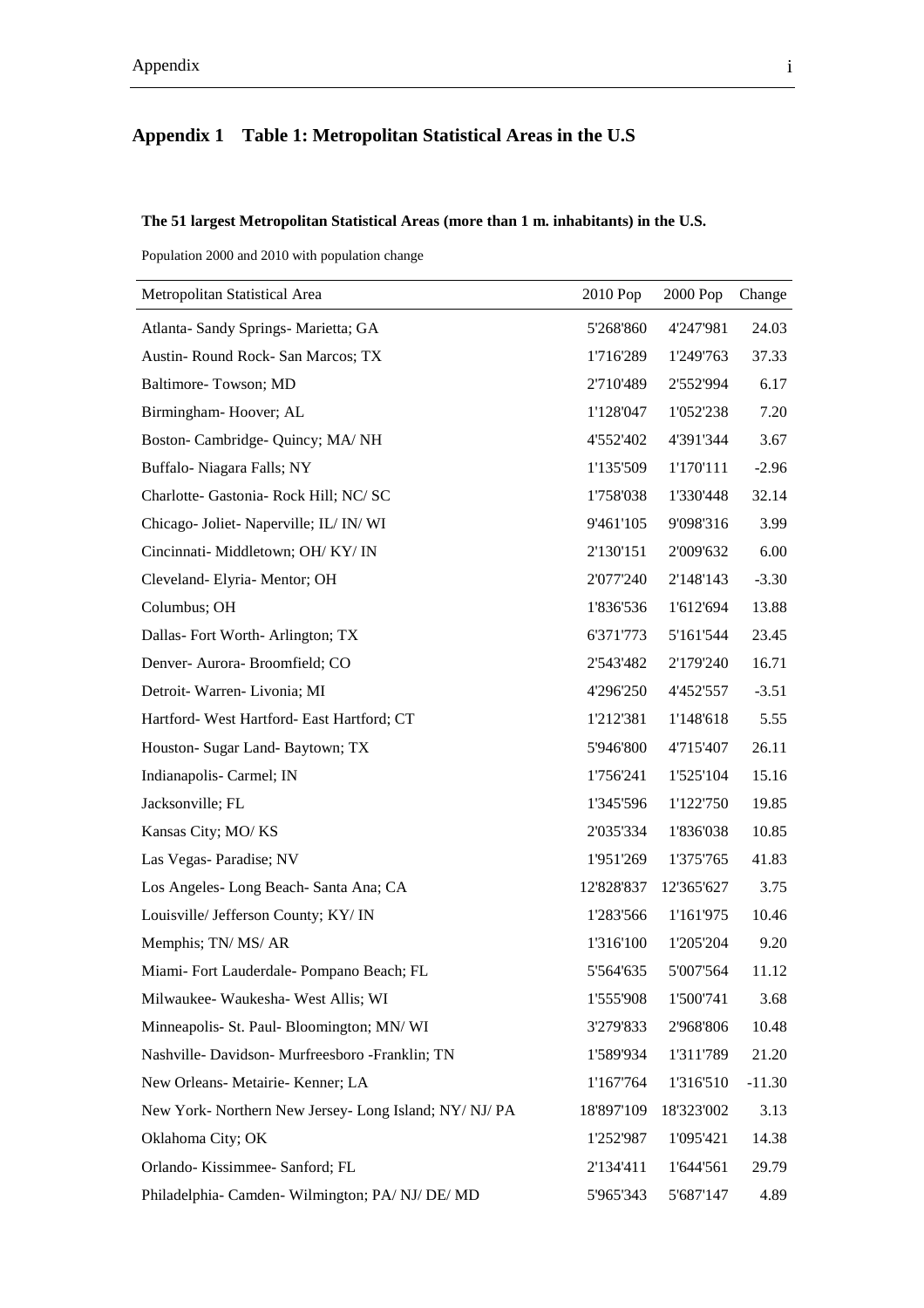## Appendix 1 Table 1: Metropolitan Statistical Areas in the U.S

**The 51 largest Metropolitan Statistical Areas (more than 1 m. inhabitants) in the U.S.**

Population 2000 and 2010 with population change

| Metropolitan Statistical Area | 2010 Pop | 2000 Pop | Change |
|---|---|---|---|
| Atlanta- Sandy Springs- Marietta; GA | 5'268'860 | 4'247'981 | 24.03 |
| Austin- Round Rock- San Marcos; TX | 1'716'289 | 1'249'763 | 37.33 |
| Baltimore- Towson; MD | 2'710'489 | 2'552'994 | 6.17 |
| Birmingham- Hoover; AL | 1'128'047 | 1'052'238 | 7.20 |
| Boston- Cambridge- Quincy; MA/ NH | 4'552'402 | 4'391'344 | 3.67 |
| Buffalo- Niagara Falls; NY | 1'135'509 | 1'170'111 | -2.96 |
| Charlotte- Gastonia- Rock Hill; NC/ SC | 1'758'038 | 1'330'448 | 32.14 |
| Chicago- Joliet- Naperville; IL/ IN/ WI | 9'461'105 | 9'098'316 | 3.99 |
| Cincinnati- Middletown; OH/ KY/ IN | 2'130'151 | 2'009'632 | 6.00 |
| Cleveland- Elyria- Mentor; OH | 2'077'240 | 2'148'143 | -3.30 |
| Columbus; OH | 1'836'536 | 1'612'694 | 13.88 |
| Dallas- Fort Worth- Arlington; TX | 6'371'773 | 5'161'544 | 23.45 |
| Denver- Aurora- Broomfield; CO | 2'543'482 | 2'179'240 | 16.71 |
| Detroit- Warren- Livonia; MI | 4'296'250 | 4'452'557 | -3.51 |
| Hartford- West Hartford- East Hartford; CT | 1'212'381 | 1'148'618 | 5.55 |
| Houston- Sugar Land- Baytown; TX | 5'946'800 | 4'715'407 | 26.11 |
| Indianapolis- Carmel; IN | 1'756'241 | 1'525'104 | 15.16 |
| Jacksonville; FL | 1'345'596 | 1'122'750 | 19.85 |
| Kansas City; MO/ KS | 2'035'334 | 1'836'038 | 10.85 |
| Las Vegas- Paradise; NV | 1'951'269 | 1'375'765 | 41.83 |
| Los Angeles- Long Beach- Santa Ana; CA | 12'828'837 | 12'365'627 | 3.75 |
| Louisville/ Jefferson County; KY/ IN | 1'283'566 | 1'161'975 | 10.46 |
| Memphis; TN/ MS/ AR | 1'316'100 | 1'205'204 | 9.20 |
| Miami- Fort Lauderdale- Pompano Beach; FL | 5'564'635 | 5'007'564 | 11.12 |
| Milwaukee- Waukesha- West Allis; WI | 1'555'908 | 1'500'741 | 3.68 |
| Minneapolis- St. Paul- Bloomington; MN/ WI | 3'279'833 | 2'968'806 | 10.48 |
| Nashville- Davidson- Murfreesboro -Franklin; TN | 1'589'934 | 1'311'789 | 21.20 |
| New Orleans- Metairie- Kenner; LA | 1'167'764 | 1'316'510 | -11.30 |
| New York- Northern New Jersey- Long Island; NY/ NJ/ PA | 18'897'109 | 18'323'002 | 3.13 |
| Oklahoma City; OK | 1'252'987 | 1'095'421 | 14.38 |
| Orlando- Kissimmee- Sanford; FL | 2'134'411 | 1'644'561 | 29.79 |
| Philadelphia- Camden- Wilmington; PA/ NJ/ DE/ MD | 5'965'343 | 5'687'147 | 4.89 |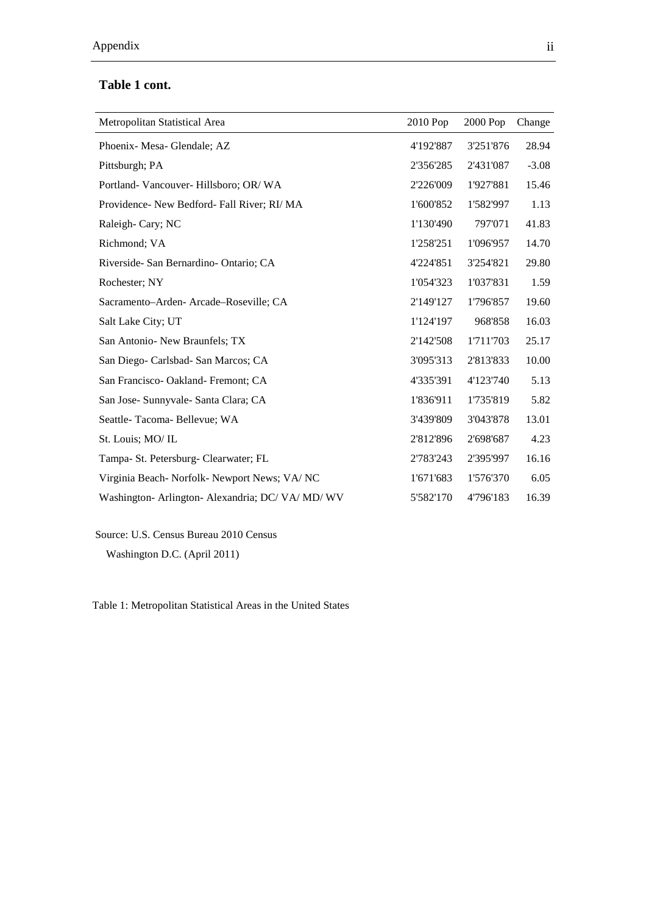**Table 1 cont.**

| Metropolitan Statistical Area | 2010 Pop | 2000 Pop | Change |
|---|---|---|---|
| Phoenix- Mesa- Glendale; AZ | 4'192'887 | 3'251'876 | 28.94 |
| Pittsburgh; PA | 2'356'285 | 2'431'087 | -3.08 |
| Portland- Vancouver- Hillsboro; OR/ WA | 2'226'009 | 1'927'881 | 15.46 |
| Providence- New Bedford- Fall River; RI/ MA | 1'600'852 | 1'582'997 | 1.13 |
| Raleigh- Cary; NC | 1'130'490 | 797'071 | 41.83 |
| Richmond; VA | 1'258'251 | 1'096'957 | 14.70 |
| Riverside- San Bernardino- Ontario; CA | 4'224'851 | 3'254'821 | 29.80 |
| Rochester; NY | 1'054'323 | 1'037'831 | 1.59 |
| Sacramento–Arden- Arcade–Roseville; CA | 2'149'127 | 1'796'857 | 19.60 |
| Salt Lake City; UT | 1'124'197 | 968'858 | 16.03 |
| San Antonio- New Braunfels; TX | 2'142'508 | 1'711'703 | 25.17 |
| San Diego- Carlsbad- San Marcos; CA | 3'095'313 | 2'813'833 | 10.00 |
| San Francisco- Oakland- Fremont; CA | 4'335'391 | 4'123'740 | 5.13 |
| San Jose- Sunnyvale- Santa Clara; CA | 1'836'911 | 1'735'819 | 5.82 |
| Seattle- Tacoma- Bellevue; WA | 3'439'809 | 3'043'878 | 13.01 |
| St. Louis; MO/ IL | 2'812'896 | 2'698'687 | 4.23 |
| Tampa- St. Petersburg- Clearwater; FL | 2'783'243 | 2'395'997 | 16.16 |
| Virginia Beach- Norfolk- Newport News; VA/ NC | 1'671'683 | 1'576'370 | 6.05 |
| Washington- Arlington- Alexandria; DC/ VA/ MD/ WV | 5'582'170 | 4'796'183 | 16.39 |

Source: U.S. Census Bureau 2010 Census
Washington D.C. (April 2011)

Table 1: Metropolitan Statistical Areas in the United States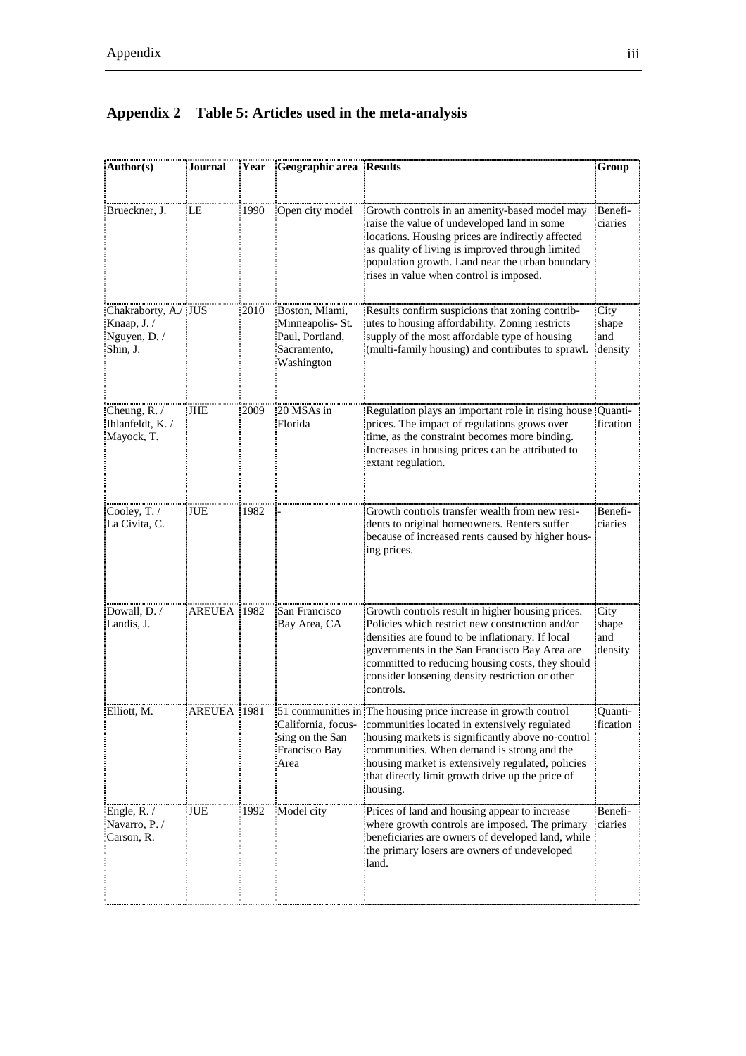## Appendix 2 Table 5: Articles used in the meta-analysis

| Author(s) | Journal | Year | Geographic area | Results | Group |
|---|---|---|---|---|---|
| | | | | | |
| Brueckner, J. | LE | 1990 | Open city model | Growth controls in an amenity-based model may raise the value of undeveloped land in some locations. Housing prices are indirectly affected as quality of living is improved through limited population growth. Land near the urban boundary rises in value when control is imposed. | Beneficiaries |
| Chakraborty, A./ Knaap, J. / Nguyen, D. / Shin, J. | JUS | 2010 | Boston, Miami, Minneapolis- St. Paul, Portland, Sacramento, Washington | Results confirm suspicions that zoning contributes to housing affordability. Zoning restricts supply of the most affordable type of housing (multi-family housing) and contributes to sprawl. | City shape and density |
| Cheung, R. / Ihlanfeldt, K. / Mayock, T. | JHE | 2009 | 20 MSAs in Florida | Regulation plays an important role in rising house prices. The impact of regulations grows over time, as the constraint becomes more binding. Increases in housing prices can be attributed to extant regulation. | Quantification |
| Cooley, T. / La Civita, C. | JUE | 1982 | - | Growth controls transfer wealth from new residents to original homeowners. Renters suffer because of increased rents caused by higher housing prices. | Beneficiaries |
| Dowall, D. / Landis, J. | AREUEA | 1982 | San Francisco Bay Area, CA | Growth controls result in higher housing prices. Policies which restrict new construction and/or densities are found to be inflationary. If local governments in the San Francisco Bay Area are committed to reducing housing costs, they should consider loosening density restriction or other controls. | City shape and density |
| Elliott, M. | AREUEA | 1981 | 51 communities in California, focussing on the San Francisco Bay Area | The housing price increase in growth control communities located in extensively regulated housing markets is significantly above no-control communities. When demand is strong and the housing market is extensively regulated, policies that directly limit growth drive up the price of housing. | Quantification |
| Engle, R. / Navarro, P. / Carson, R. | JUE | 1992 | Model city | Prices of land and housing appear to increase where growth controls are imposed. The primary beneficiaries are owners of developed land, while the primary losers are owners of undeveloped land. | Beneficiaries |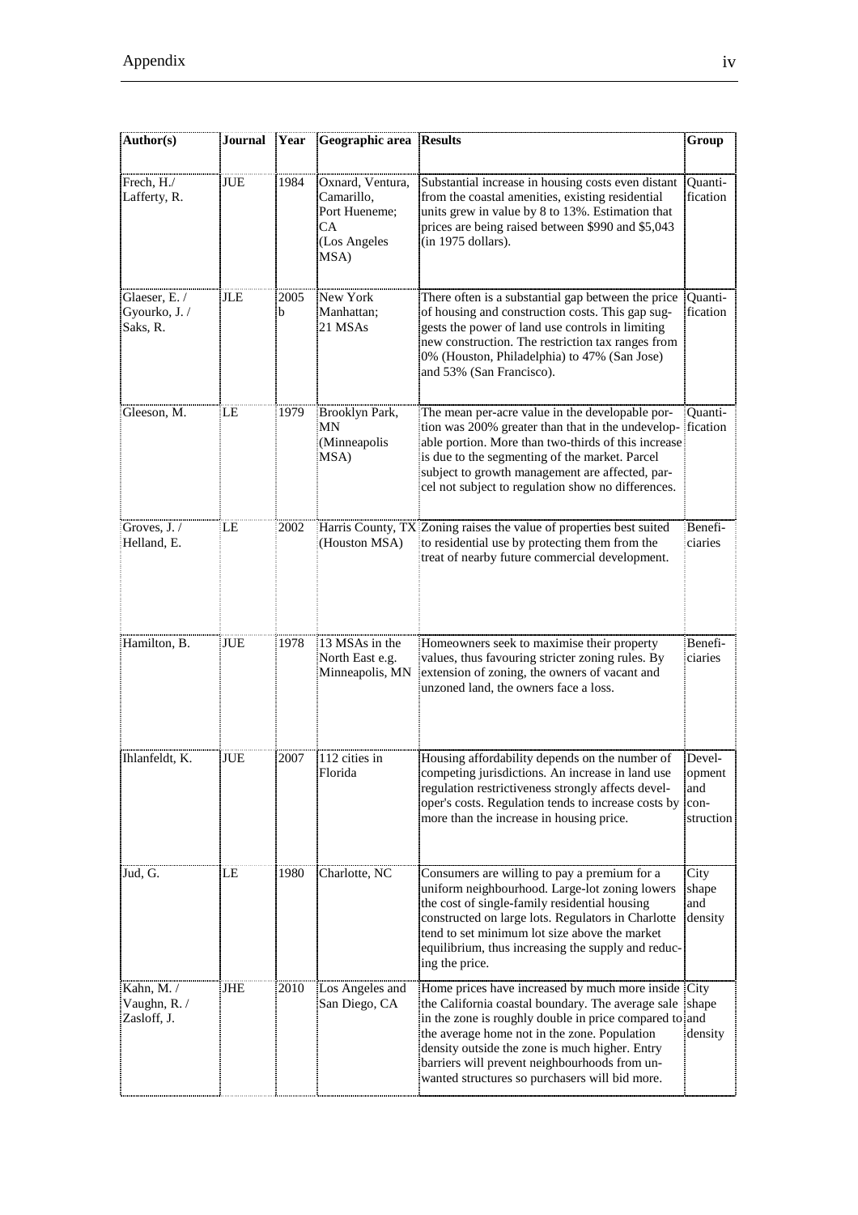| Author(s) | Journal | Year | Geographic area | Results | Group |
|---|---|---|---|---|---|
| Frech, H./ Lafferty, R. | JUE | 1984 | Oxnard, Ventura, Camarillo, Port Hueneme; CA (Los Angeles MSA) | Substantial increase in housing costs even distant from the coastal amenities, existing residential units grew in value by 8 to 13%. Estimation that prices are being raised between $990 and $5,043 (in 1975 dollars). | Quanti-fication |
| Glaeser, E. / Gyourko, J. / Saks, R. | JLE | 2005 b | New York Manhattan; 21 MSAs | There often is a substantial gap between the price of housing and construction costs. This gap suggests the power of land use controls in limiting new construction. The restriction tax ranges from 0% (Houston, Philadelphia) to 47% (San Jose) and 53% (San Francisco). | Quanti-fication |
| Gleeson, M. | LE | 1979 | Brooklyn Park, MN (Minneapolis MSA) | The mean per-acre value in the developable portion was 200% greater than that in the undevelopable portion. More than two-thirds of this increase is due to the segmenting of the market. Parcel subject to growth management are affected, parcel not subject to regulation show no differences. | Quanti-fication |
| Groves, J. / Helland, E. | LE | 2002 | Harris County, TX (Houston MSA) | Zoning raises the value of properties best suited to residential use by protecting them from the treat of nearby future commercial development. | Benefi-ciaries |
| Hamilton, B. | JUE | 1978 | 13 MSAs in the North East e.g. Minneapolis, MN | Homeowners seek to maximise their property values, thus favouring stricter zoning rules. By extension of zoning, the owners of vacant and unzoned land, the owners face a loss. | Benefi-ciaries |
| Ihlanfeldt, K. | JUE | 2007 | 112 cities in Florida | Housing affordability depends on the number of competing jurisdictions. An increase in land use regulation restrictiveness strongly affects developer's costs. Regulation tends to increase costs by more than the increase in housing price. | Devel-opment and con-struction |
| Jud, G. | LE | 1980 | Charlotte, NC | Consumers are willing to pay a premium for a uniform neighbourhood. Large-lot zoning lowers the cost of single-family residential housing constructed on large lots. Regulators in Charlotte tend to set minimum lot size above the market equilibrium, thus increasing the supply and reducing the price. | City shape and density |
| Kahn, M. / Vaughn, R. / Zasloff, J. | JHE | 2010 | Los Angeles and San Diego, CA | Home prices have increased by much more inside the California coastal boundary. The average sale in the zone is roughly double in price compared to the average home not in the zone. Population density outside the zone is much higher. Entry barriers will prevent neighbourhoods from unwanted structures so purchasers will bid more. | City shape and density |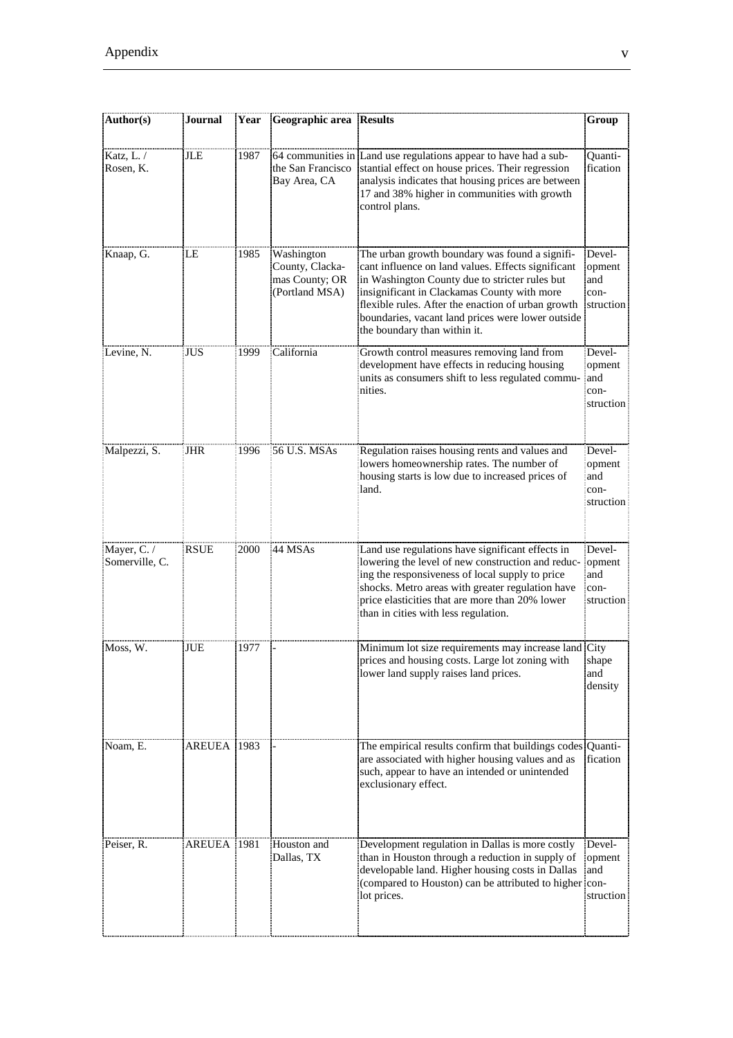| Author(s) | Journal | Year | Geographic area | Results | Group |
|---|---|---|---|---|---|
| Katz, L. / Rosen, K. | JLE | 1987 | 64 communities in the San Francisco Bay Area, CA | Land use regulations appear to have had a substantial effect on house prices. Their regression analysis indicates that housing prices are between 17 and 38% higher in communities with growth control plans. | Quantification |
| Knaap, G. | LE | 1985 | Washington County, Clackamas County; OR (Portland MSA) | The urban growth boundary was found a significant influence on land values. Effects significant in Washington County due to stricter rules but insignificant in Clackamas County with more flexible rules. After the enactment of urban growth boundaries, vacant land prices were lower outside the boundary than within it. | Development and construction |
| Levine, N. | JUS | 1999 | California | Growth control measures removing land from development have effects in reducing housing units as consumers shift to less regulated communities. | Development and construction |
| Malpezzi, S. | JHR | 1996 | 56 U.S. MSAs | Regulation raises housing rents and values and lowers homeownership rates. The number of housing starts is low due to increased prices of land. | Development and construction |
| Mayer, C. / Somerville, C. | RSUE | 2000 | 44 MSAs | Land use regulations have significant effects in lowering the level of new construction and reducing the responsiveness of local supply to price shocks. Metro areas with greater regulation have price elasticities that are more than 20% lower than in cities with less regulation. | Development and construction |
| Moss, W. | JUE | 1977 | - | Minimum lot size requirements may increase land prices and housing costs. Large lot zoning with lower land supply raises land prices. | City shape and density |
| Noam, E. | AREUEA | 1983 | - | The empirical results confirm that buildings codes are associated with higher housing values and as such, appear to have an intended or unintended exclusionary effect. | Quantification |
| Peiser, R. | AREUEA | 1981 | Houston and Dallas, TX | Development regulation in Dallas is more costly than in Houston through a reduction in supply of developable land. Higher housing costs in Dallas (compared to Houston) can be attributed to higher lot prices. | Development and construction |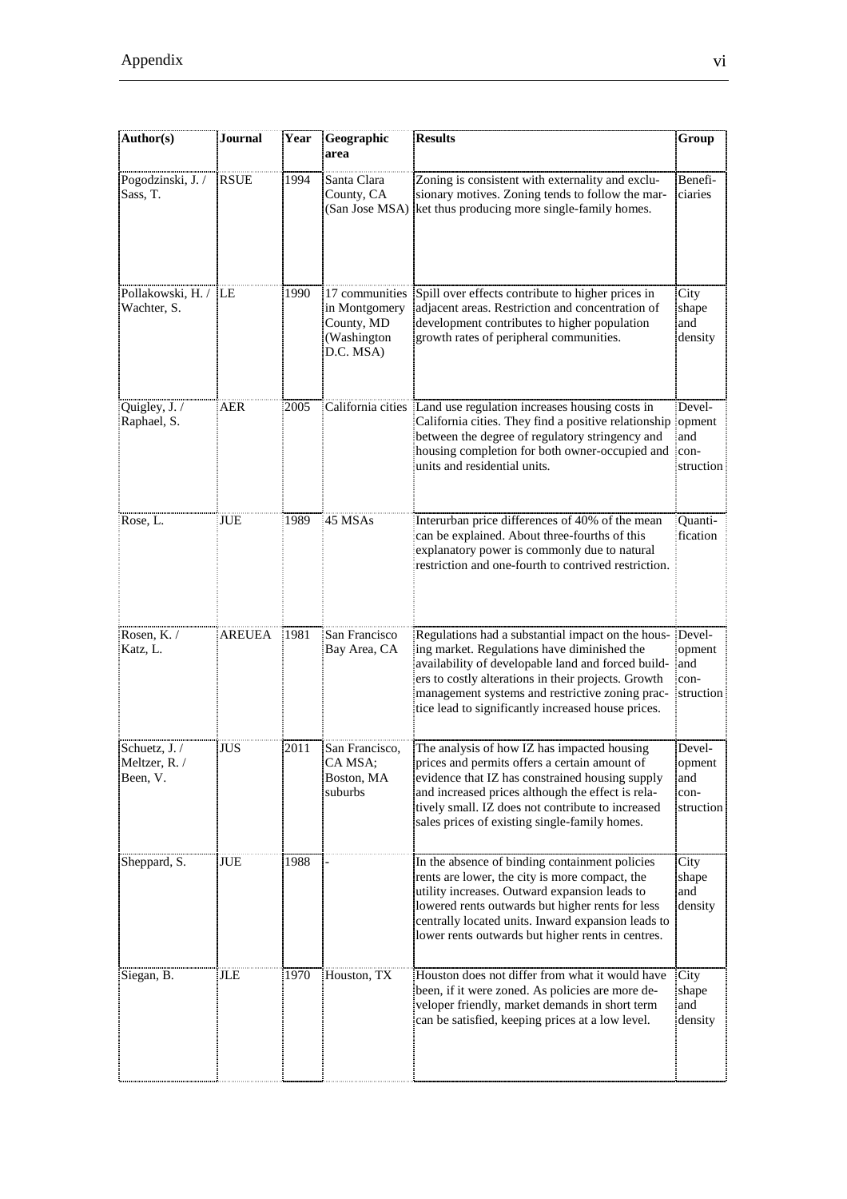| Author(s) | Journal | Year | Geographic area | Results | Group |
|---|---|---|---|---|---|
| Pogodzinski, J. / Sass, T. | RSUE | 1994 | Santa Clara County, CA (San Jose MSA) | Zoning is consistent with externality and exclusionary motives. Zoning tends to follow the market thus producing more single-family homes. | Beneficiaries |
| Pollakowski, H. / Wachter, S. | LE | 1990 | 17 communities in Montgomery County, MD (Washington D.C. MSA) | Spill over effects contribute to higher prices in adjacent areas. Restriction and concentration of development contributes to higher population growth rates of peripheral communities. | City shape and density |
| Quigley, J. / Raphael, S. | AER | 2005 | California cities | Land use regulation increases housing costs in California cities. They find a positive relationship between the degree of regulatory stringency and housing completion for both owner-occupied and units and residential units. | Development and construction |
| Rose, L. | JUE | 1989 | 45 MSAs | Interurban price differences of 40% of the mean can be explained. About three-fourths of this explanatory power is commonly due to natural restriction and one-fourth to contrived restriction. | Quantification |
| Rosen, K. / Katz, L. | AREUEA | 1981 | San Francisco Bay Area, CA | Regulations had a substantial impact on the housing market. Regulations have diminished the availability of developable land and forced builders to costly alterations in their projects. Growth management systems and restrictive zoning practice lead to significantly increased house prices. | Development and construction |
| Schuetz, J. / Meltzer, R. / Been, V. | JUS | 2011 | San Francisco, CA MSA; Boston, MA suburbs | The analysis of how IZ has impacted housing prices and permits offers a certain amount of evidence that IZ has constrained housing supply and increased prices although the effect is relatively small. IZ does not contribute to increased sales prices of existing single-family homes. | Development and construction |
| Sheppard, S. | JUE | 1988 | - | In the absence of binding containment policies rents are lower, the city is more compact, the utility increases. Outward expansion leads to lowered rents outwards but higher rents for less centrally located units. Inward expansion leads to lower rents outwards but higher rents in centres. | City shape and density |
| Siegan, B. | JLE | 1970 | Houston, TX | Houston does not differ from what it would have been, if it were zoned. As policies are more developer friendly, market demands in short term can be satisfied, keeping prices at a low level. | City shape and density |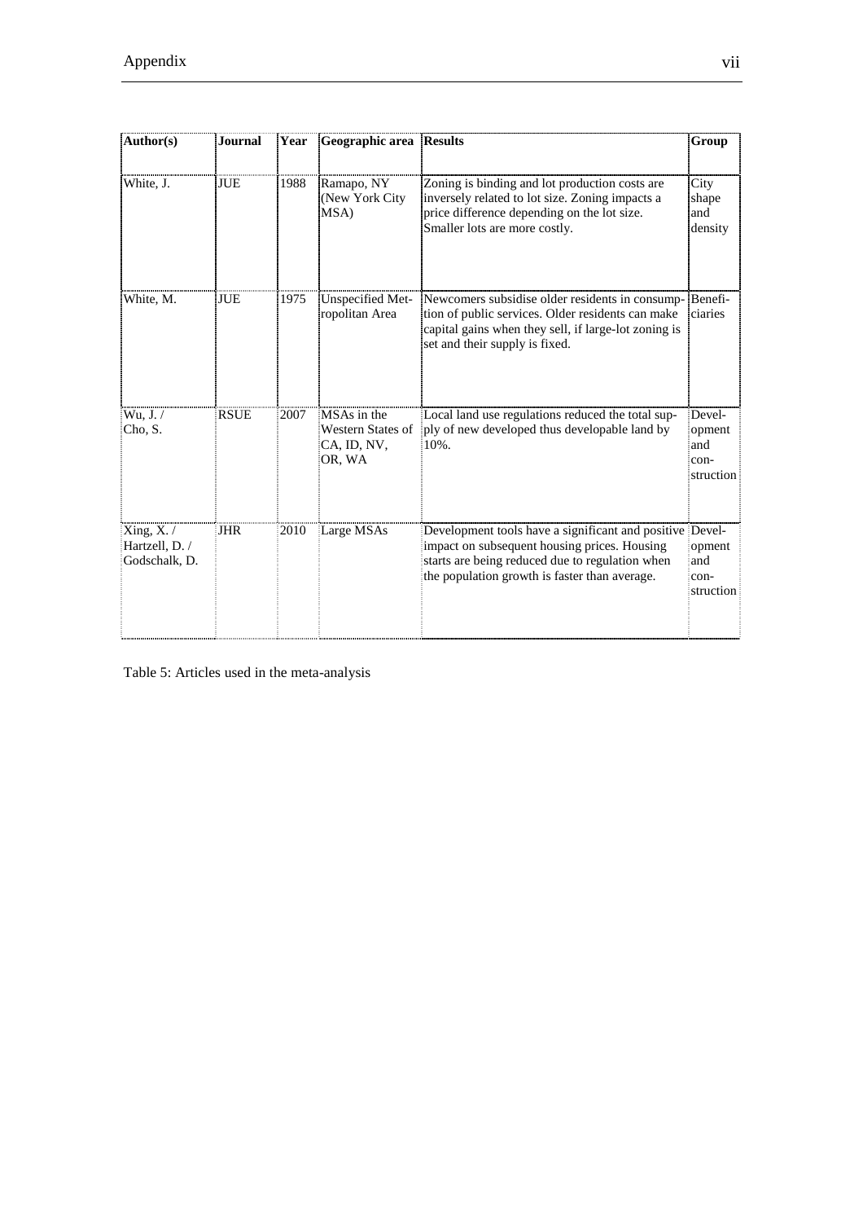| Author(s) | Journal | Year | Geographic area | Results | Group |
|---|---|---|---|---|---|
| White, J. | JUE | 1988 | Ramapo, NY (New York City MSA) | Zoning is binding and lot production costs are inversely related to lot size. Zoning impacts a price difference depending on the lot size. Smaller lots are more costly. | City shape and density |
| White, M. | JUE | 1975 | Unspecified Metropolitan Area | Newcomers subsidise older residents in consumption of public services. Older residents can make capital gains when they sell, if large-lot zoning is set and their supply is fixed. | Beneficiaries |
| Wu, J. / Cho, S. | RSUE | 2007 | MSAs in the Western States of CA, ID, NV, OR, WA | Local land use regulations reduced the total supply of new developed thus developable land by 10%. | Development and construction |
| Xing, X. / Hartzell, D. / Godschalk, D. | JHR | 2010 | Large MSAs | Development tools have a significant and positive impact on subsequent housing prices. Housing starts are being reduced due to regulation when the population growth is faster than average. | Development and construction |

Table 5: Articles used in the meta-analysis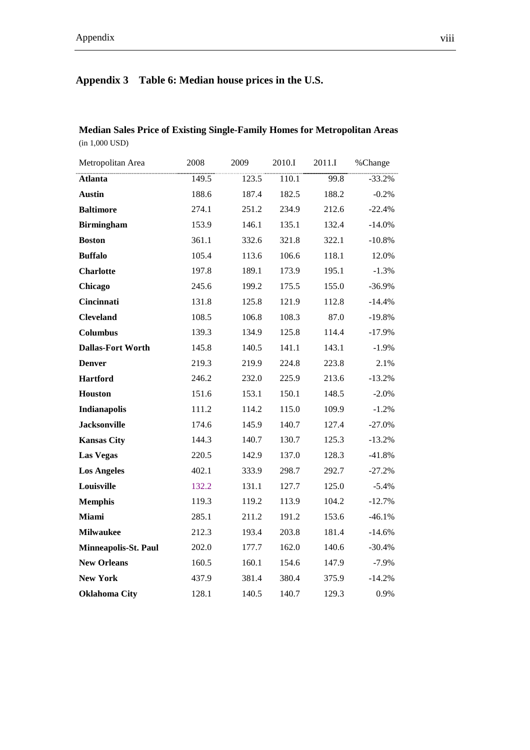## Appendix 3 Table 6: Median house prices in the U.S.

**Median Sales Price of Existing Single-Family Homes for Metropolitan Areas**
(in 1,000 USD)

| Metropolitan Area | 2008 | 2009 | 2010.I | 2011.I | %Change |
|---|---|---|---|---|---|
| **Atlanta** | 149.5 | 123.5 | 110.1 | 99.8 | -33.2% |
| **Austin** | 188.6 | 187.4 | 182.5 | 188.2 | -0.2% |
| **Baltimore** | 274.1 | 251.2 | 234.9 | 212.6 | -22.4% |
| **Birmingham** | 153.9 | 146.1 | 135.1 | 132.4 | -14.0% |
| **Boston** | 361.1 | 332.6 | 321.8 | 322.1 | -10.8% |
| **Buffalo** | 105.4 | 113.6 | 106.6 | 118.1 | 12.0% |
| **Charlotte** | 197.8 | 189.1 | 173.9 | 195.1 | -1.3% |
| **Chicago** | 245.6 | 199.2 | 175.5 | 155.0 | -36.9% |
| **Cincinnati** | 131.8 | 125.8 | 121.9 | 112.8 | -14.4% |
| **Cleveland** | 108.5 | 106.8 | 108.3 | 87.0 | -19.8% |
| **Columbus** | 139.3 | 134.9 | 125.8 | 114.4 | -17.9% |
| **Dallas-Fort Worth** | 145.8 | 140.5 | 141.1 | 143.1 | -1.9% |
| **Denver** | 219.3 | 219.9 | 224.8 | 223.8 | 2.1% |
| **Hartford** | 246.2 | 232.0 | 225.9 | 213.6 | -13.2% |
| **Houston** | 151.6 | 153.1 | 150.1 | 148.5 | -2.0% |
| **Indianapolis** | 111.2 | 114.2 | 115.0 | 109.9 | -1.2% |
| **Jacksonville** | 174.6 | 145.9 | 140.7 | 127.4 | -27.0% |
| **Kansas City** | 144.3 | 140.7 | 130.7 | 125.3 | -13.2% |
| **Las Vegas** | 220.5 | 142.9 | 137.0 | 128.3 | -41.8% |
| **Los Angeles** | 402.1 | 333.9 | 298.7 | 292.7 | -27.2% |
| **Louisville** | 132.2 | 131.1 | 127.7 | 125.0 | -5.4% |
| **Memphis** | 119.3 | 119.2 | 113.9 | 104.2 | -12.7% |
| **Miami** | 285.1 | 211.2 | 191.2 | 153.6 | -46.1% |
| **Milwaukee** | 212.3 | 193.4 | 203.8 | 181.4 | -14.6% |
| **Minneapolis-St. Paul** | 202.0 | 177.7 | 162.0 | 140.6 | -30.4% |
| **New Orleans** | 160.5 | 160.1 | 154.6 | 147.9 | -7.9% |
| **New York** | 437.9 | 381.4 | 380.4 | 375.9 | -14.2% |
| **Oklahoma City** | 128.1 | 140.5 | 140.7 | 129.3 | 0.9% |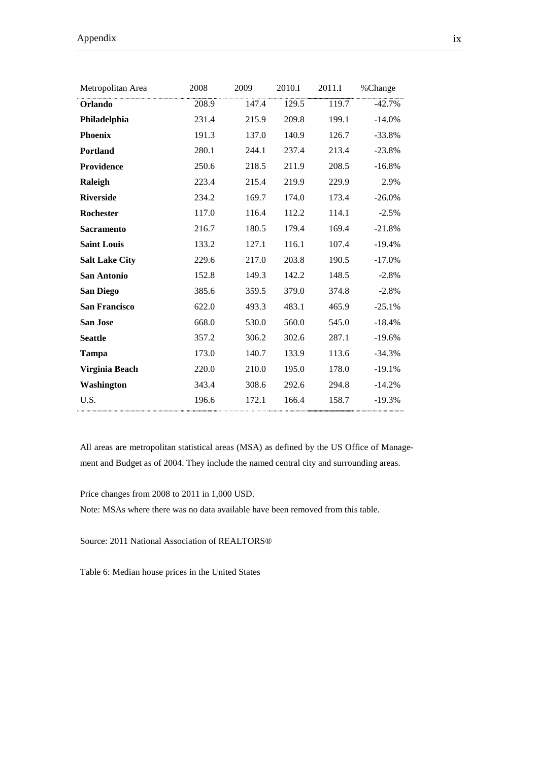| Metropolitan Area | 2008 | 2009 | 2010.I | 2011.I | %Change |
|---|---|---|---|---|---|
| **Orlando** | 208.9 | 147.4 | 129.5 | 119.7 | -42.7% |
| **Philadelphia** | 231.4 | 215.9 | 209.8 | 199.1 | -14.0% |
| **Phoenix** | 191.3 | 137.0 | 140.9 | 126.7 | -33.8% |
| **Portland** | 280.1 | 244.1 | 237.4 | 213.4 | -23.8% |
| **Providence** | 250.6 | 218.5 | 211.9 | 208.5 | -16.8% |
| **Raleigh** | 223.4 | 215.4 | 219.9 | 229.9 | 2.9% |
| **Riverside** | 234.2 | 169.7 | 174.0 | 173.4 | -26.0% |
| **Rochester** | 117.0 | 116.4 | 112.2 | 114.1 | -2.5% |
| **Sacramento** | 216.7 | 180.5 | 179.4 | 169.4 | -21.8% |
| **Saint Louis** | 133.2 | 127.1 | 116.1 | 107.4 | -19.4% |
| **Salt Lake City** | 229.6 | 217.0 | 203.8 | 190.5 | -17.0% |
| **San Antonio** | 152.8 | 149.3 | 142.2 | 148.5 | -2.8% |
| **San Diego** | 385.6 | 359.5 | 379.0 | 374.8 | -2.8% |
| **San Francisco** | 622.0 | 493.3 | 483.1 | 465.9 | -25.1% |
| **San Jose** | 668.0 | 530.0 | 560.0 | 545.0 | -18.4% |
| **Seattle** | 357.2 | 306.2 | 302.6 | 287.1 | -19.6% |
| **Tampa** | 173.0 | 140.7 | 133.9 | 113.6 | -34.3% |
| **Virginia Beach** | 220.0 | 210.0 | 195.0 | 178.0 | -19.1% |
| **Washington** | 343.4 | 308.6 | 292.6 | 294.8 | -14.2% |
| U.S. | 196.6 | 172.1 | 166.4 | 158.7 | -19.3% |

All areas are metropolitan statistical areas (MSA) as defined by the US Office of Management and Budget as of 2004. They include the named central city and surrounding areas.

Price changes from 2008 to 2011 in 1,000 USD.
Note: MSAs where there was no data available have been removed from this table.

Source: 2011 National Association of REALTORS®

Table 6: Median house prices in the United States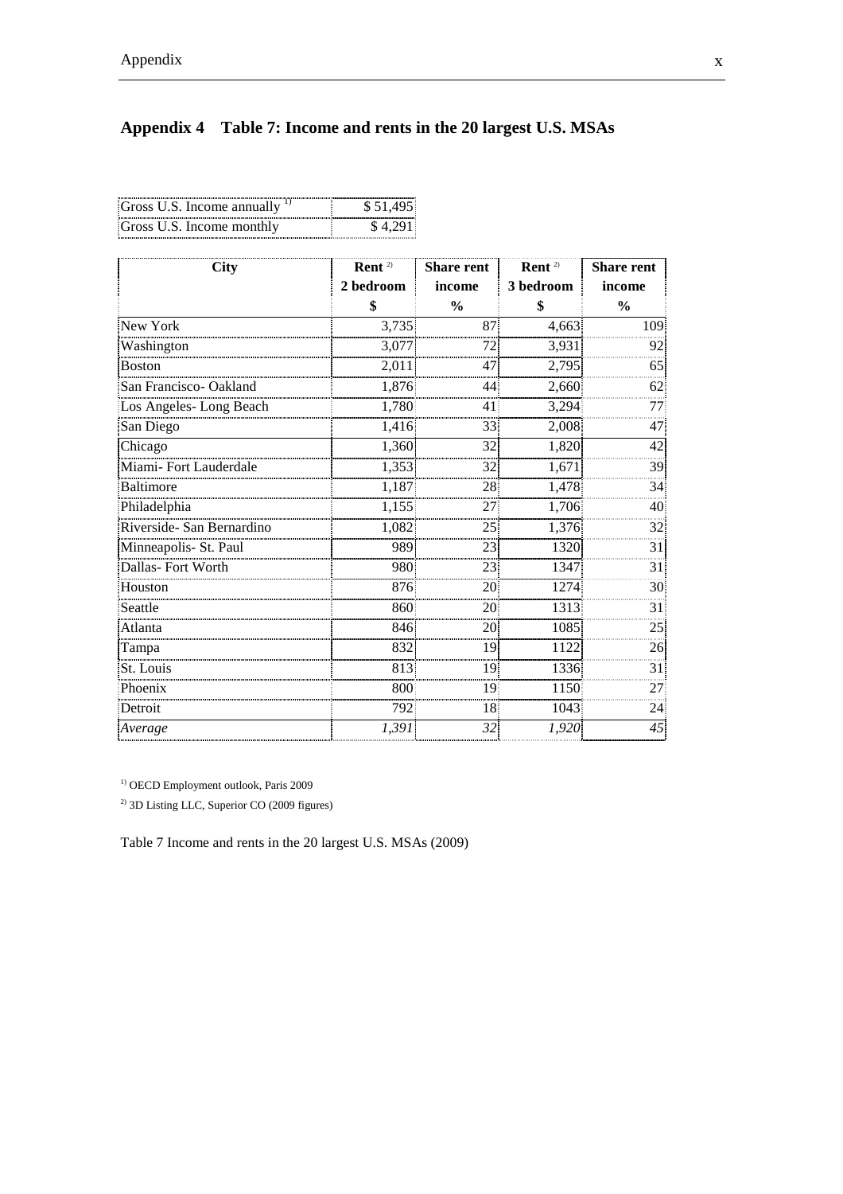## Appendix 4 Table 7: Income and rents in the 20 largest U.S. MSAs

| | |
|---|---|
| Gross U.S. Income annually [1)] | $ 51,495 |
| Gross U.S. Income monthly | $ 4,291 |

| City | Rent [2)] 2 bedroom $ | Share rent income % | Rent [2)] 3 bedroom $ | Share rent income % |
|---|---|---|---|---|
| New York | 3,735 | 87 | 4,663 | 109 |
| Washington | 3,077 | 72 | 3,931 | 92 |
| Boston | 2,011 | 47 | 2,795 | 65 |
| San Francisco- Oakland | 1,876 | 44 | 2,660 | 62 |
| Los Angeles- Long Beach | 1,780 | 41 | 3,294 | 77 |
| San Diego | 1,416 | 33 | 2,008 | 47 |
| Chicago | 1,360 | 32 | 1,820 | 42 |
| Miami- Fort Lauderdale | 1,353 | 32 | 1,671 | 39 |
| Baltimore | 1,187 | 28 | 1,478 | 34 |
| Philadelphia | 1,155 | 27 | 1,706 | 40 |
| Riverside- San Bernardino | 1,082 | 25 | 1,376 | 32 |
| Minneapolis- St. Paul | 989 | 23 | 1320 | 31 |
| Dallas- Fort Worth | 980 | 23 | 1347 | 31 |
| Houston | 876 | 20 | 1274 | 30 |
| Seattle | 860 | 20 | 1313 | 31 |
| Atlanta | 846 | 20 | 1085 | 25 |
| Tampa | 832 | 19 | 1122 | 26 |
| St. Louis | 813 | 19 | 1336 | 31 |
| Phoenix | 800 | 19 | 1150 | 27 |
| Detroit | 792 | 18 | 1043 | 24 |
| *Average* | *1,391* | *32* | *1,920* | *45* |

[1)] OECD Employment outlook, Paris 2009

[2)] 3D Listing LLC, Superior CO (2009 figures)

Table 7 Income and rents in the 20 largest U.S. MSAs (2009)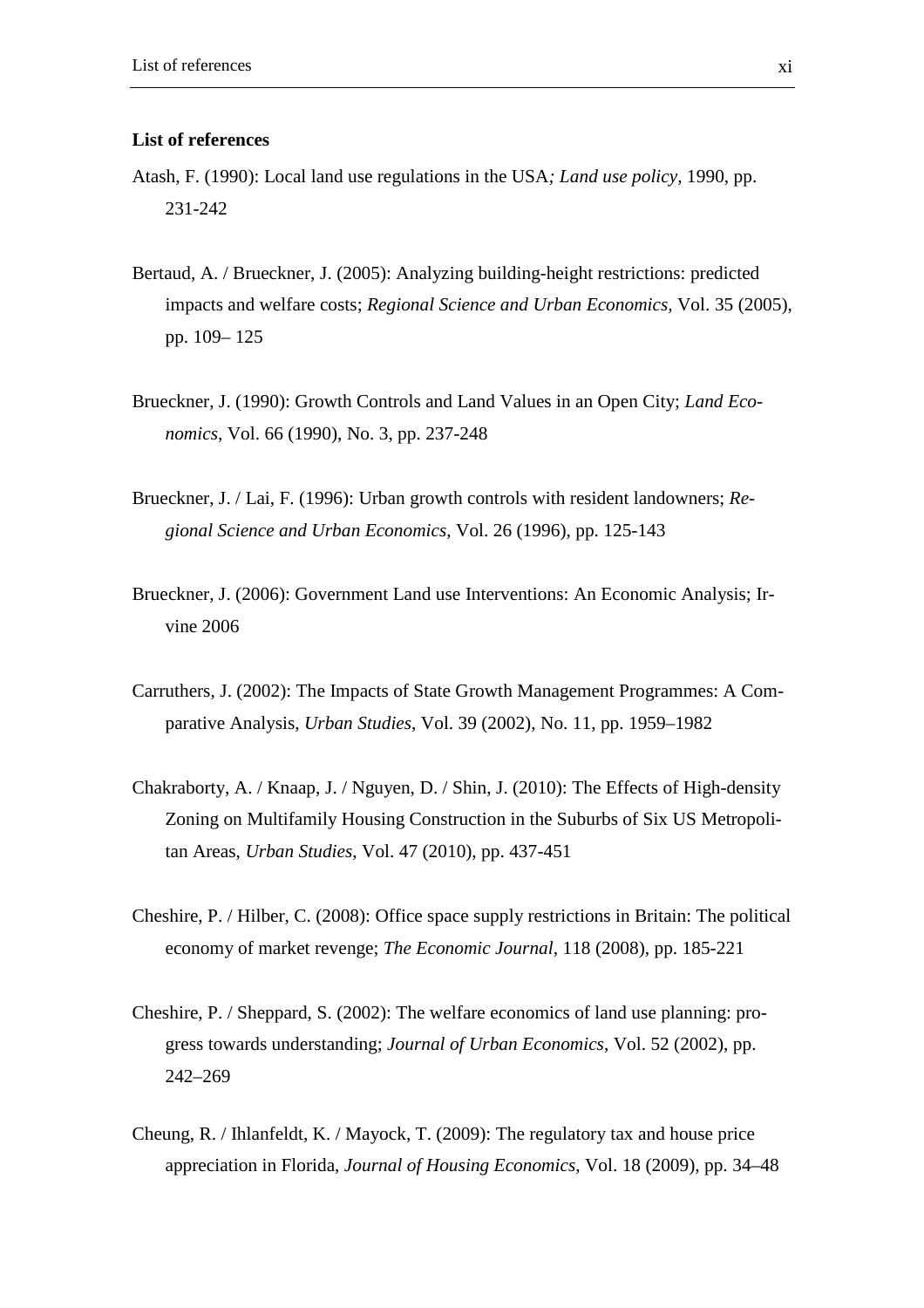**List of references**

Atash, F. (1990): Local land use regulations in the USA*; Land use policy*, 1990, pp. 231-242

Bertaud, A. / Brueckner, J. (2005): Analyzing building-height restrictions: predicted impacts and welfare costs; *Regional Science and Urban Economics*, Vol. 35 (2005), pp. 109– 125

Brueckner, J. (1990): Growth Controls and Land Values in an Open City; *Land Economics*, Vol. 66 (1990), No. 3, pp. 237-248

Brueckner, J. / Lai, F. (1996): Urban growth controls with resident landowners; *Regional Science and Urban Economics*, Vol. 26 (1996), pp. 125-143

Brueckner, J. (2006): Government Land use Interventions: An Economic Analysis; Irvine 2006

Carruthers, J. (2002): The Impacts of State Growth Management Programmes: A Comparative Analysis, *Urban Studies*, Vol. 39 (2002), No. 11, pp. 1959–1982

Chakraborty, A. / Knaap, J. / Nguyen, D. / Shin, J. (2010): The Effects of High-density Zoning on Multifamily Housing Construction in the Suburbs of Six US Metropolitan Areas, *Urban Studies*, Vol. 47 (2010), pp. 437-451

Cheshire, P. / Hilber, C. (2008): Office space supply restrictions in Britain: The political economy of market revenge; *The Economic Journal*, 118 (2008), pp. 185-221

Cheshire, P. / Sheppard, S. (2002): The welfare economics of land use planning: progress towards understanding; *Journal of Urban Economics*, Vol. 52 (2002), pp. 242–269

Cheung, R. / Ihlanfeldt, K. / Mayock, T. (2009): The regulatory tax and house price appreciation in Florida, *Journal of Housing Economics*, Vol. 18 (2009), pp. 34–48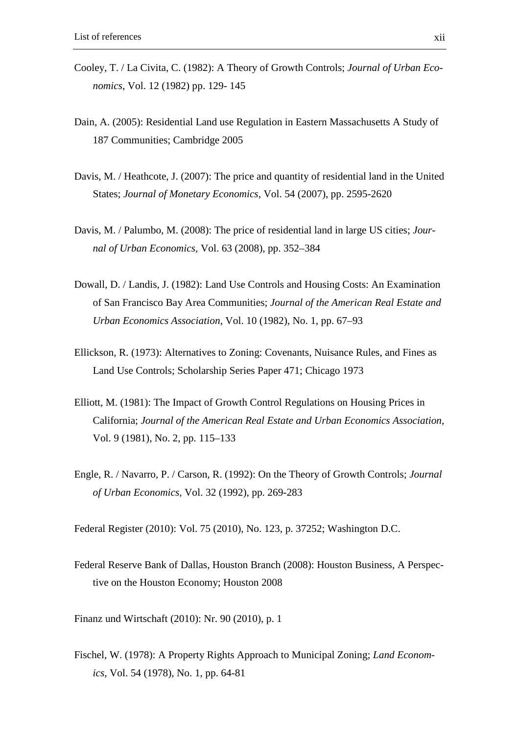Cooley, T. / La Civita, C. (1982): A Theory of Growth Controls; *Journal of Urban Economics*, Vol. 12 (1982) pp. 129- 145

Dain, A. (2005): Residential Land use Regulation in Eastern Massachusetts A Study of 187 Communities; Cambridge 2005

Davis, M. / Heathcote, J. (2007): The price and quantity of residential land in the United States; *Journal of Monetary Economics*, Vol. 54 (2007), pp. 2595-2620

Davis, M. / Palumbo, M. (2008): The price of residential land in large US cities; *Journal of Urban Economics*, Vol. 63 (2008), pp. 352–384

Dowall, D. / Landis, J. (1982): Land Use Controls and Housing Costs: An Examination of San Francisco Bay Area Communities; *Journal of the American Real Estate and Urban Economics Association*, Vol. 10 (1982), No. 1, pp. 67–93

Ellickson, R. (1973): Alternatives to Zoning: Covenants, Nuisance Rules, and Fines as Land Use Controls; Scholarship Series Paper 471; Chicago 1973

Elliott, M. (1981): The Impact of Growth Control Regulations on Housing Prices in California; *Journal of the American Real Estate and Urban Economics Association*, Vol. 9 (1981), No. 2, pp. 115–133

Engle, R. / Navarro, P. / Carson, R. (1992): On the Theory of Growth Controls; *Journal of Urban Economics*, Vol. 32 (1992), pp. 269-283

Federal Register (2010): Vol. 75 (2010), No. 123, p. 37252; Washington D.C.

Federal Reserve Bank of Dallas, Houston Branch (2008): Houston Business, A Perspective on the Houston Economy; Houston 2008

Finanz und Wirtschaft (2010): Nr. 90 (2010), p. 1

Fischel, W. (1978): A Property Rights Approach to Municipal Zoning; *Land Economics*, Vol. 54 (1978), No. 1, pp. 64-81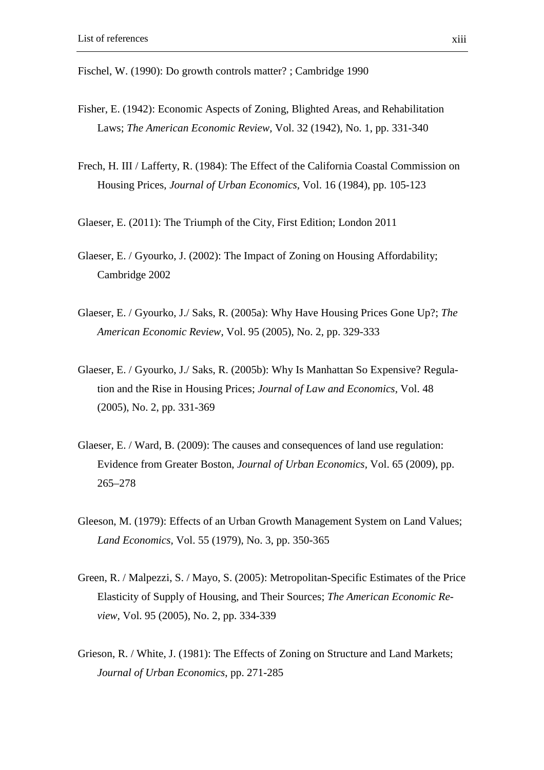Fischel, W. (1990): Do growth controls matter? ; Cambridge 1990

Fisher, E. (1942): Economic Aspects of Zoning, Blighted Areas, and Rehabilitation Laws; *The American Economic Review,* Vol. 32 (1942), No. 1, pp. 331-340

Frech, H. III / Lafferty, R. (1984): The Effect of the California Coastal Commission on Housing Prices, *Journal of Urban Economics,* Vol. 16 (1984), pp. 105-123

Glaeser, E. (2011): The Triumph of the City, First Edition; London 2011

Glaeser, E. / Gyourko, J. (2002): The Impact of Zoning on Housing Affordability; Cambridge 2002

Glaeser, E. / Gyourko, J./ Saks, R. (2005a): Why Have Housing Prices Gone Up?; *The American Economic Review*, Vol. 95 (2005), No. 2, pp. 329-333

Glaeser, E. / Gyourko, J./ Saks, R. (2005b): Why Is Manhattan So Expensive? Regulation and the Rise in Housing Prices; *Journal of Law and Economics,* Vol. 48 (2005), No. 2, pp. 331-369

Glaeser, E. / Ward, B. (2009): The causes and consequences of land use regulation: Evidence from Greater Boston, *Journal of Urban Economics*, Vol. 65 (2009), pp. 265–278

Gleeson, M. (1979): Effects of an Urban Growth Management System on Land Values; *Land Economics,* Vol. 55 (1979), No. 3, pp. 350-365

Green, R. / Malpezzi, S. / Mayo, S. (2005): Metropolitan-Specific Estimates of the Price Elasticity of Supply of Housing, and Their Sources; *The American Economic Review,* Vol. 95 (2005), No. 2, pp. 334-339

Grieson, R. / White, J. (1981): The Effects of Zoning on Structure and Land Markets; *Journal of Urban Economics,* pp. 271-285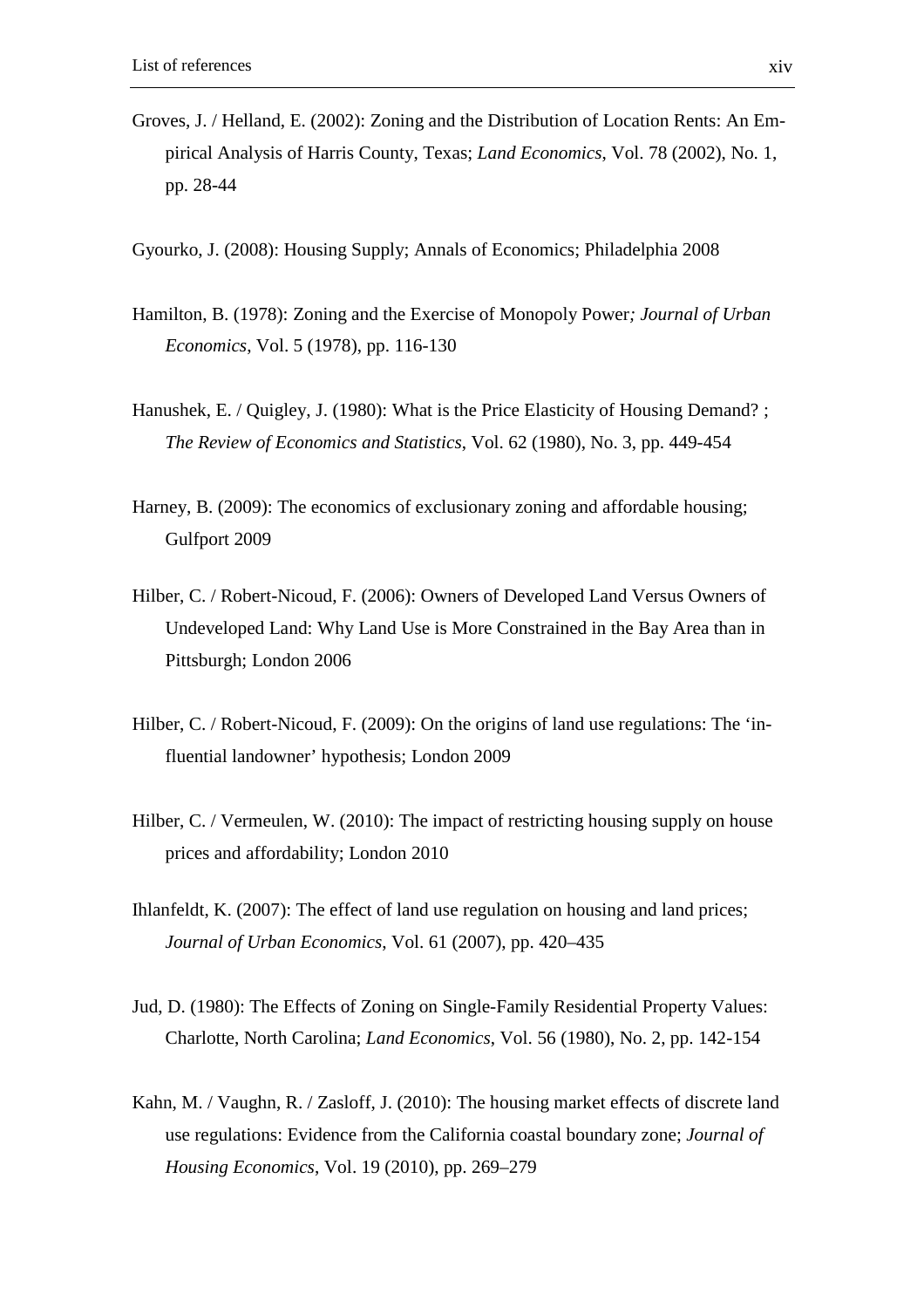Groves, J. / Helland, E. (2002): Zoning and the Distribution of Location Rents: An Empirical Analysis of Harris County, Texas; *Land Economics*, Vol. 78 (2002), No. 1, pp. 28-44

Gyourko, J. (2008): Housing Supply; Annals of Economics; Philadelphia 2008

Hamilton, B. (1978): Zoning and the Exercise of Monopoly Power*; Journal of Urban Economics*, Vol. 5 (1978), pp. 116-130

Hanushek, E. / Quigley, J. (1980): What is the Price Elasticity of Housing Demand? ; *The Review of Economics and Statistics*, Vol. 62 (1980), No. 3, pp. 449-454

Harney, B. (2009): The economics of exclusionary zoning and affordable housing; Gulfport 2009

Hilber, C. / Robert-Nicoud, F. (2006): Owners of Developed Land Versus Owners of Undeveloped Land: Why Land Use is More Constrained in the Bay Area than in Pittsburgh; London 2006

Hilber, C. / Robert-Nicoud, F. (2009): On the origins of land use regulations: The 'influential landowner' hypothesis; London 2009

Hilber, C. / Vermeulen, W. (2010): The impact of restricting housing supply on house prices and affordability; London 2010

Ihlanfeldt, K. (2007): The effect of land use regulation on housing and land prices; *Journal of Urban Economics*, Vol. 61 (2007), pp. 420–435

Jud, D. (1980): The Effects of Zoning on Single-Family Residential Property Values: Charlotte, North Carolina; *Land Economics*, Vol. 56 (1980), No. 2, pp. 142-154

Kahn, M. / Vaughn, R. / Zasloff, J. (2010): The housing market effects of discrete land use regulations: Evidence from the California coastal boundary zone; *Journal of Housing Economics*, Vol. 19 (2010), pp. 269–279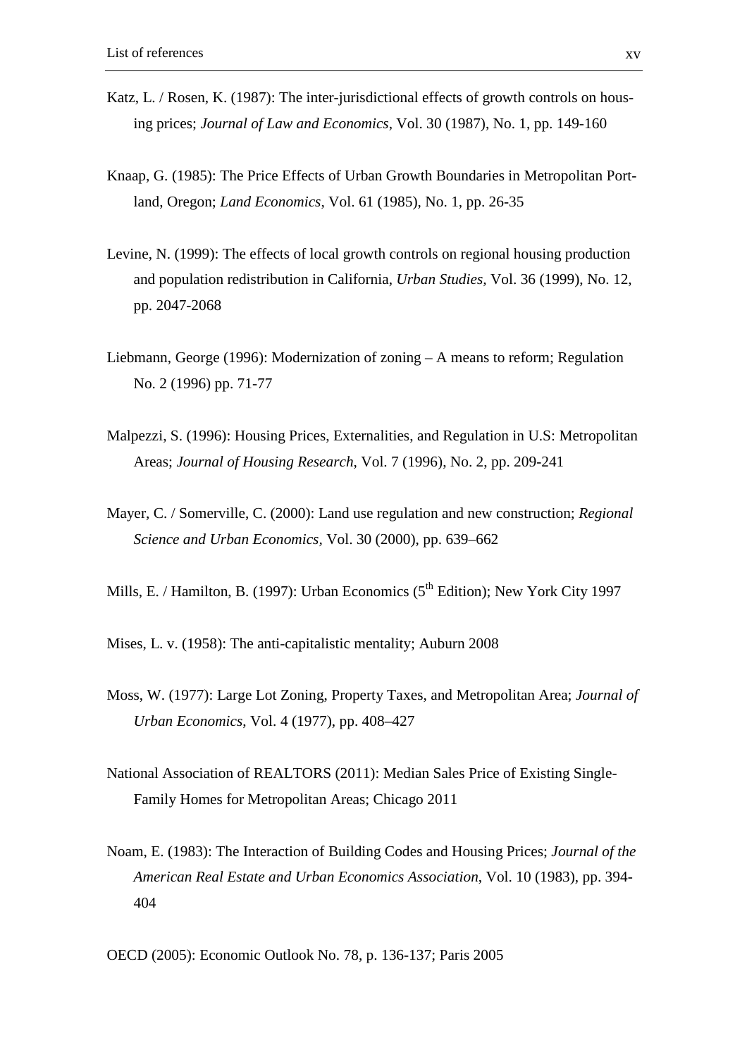Katz, L. / Rosen, K. (1987): The inter-jurisdictional effects of growth controls on housing prices; *Journal of Law and Economics*, Vol. 30 (1987), No. 1, pp. 149-160

Knaap, G. (1985): The Price Effects of Urban Growth Boundaries in Metropolitan Portland, Oregon; *Land Economics*, Vol. 61 (1985), No. 1, pp. 26-35

Levine, N. (1999): The effects of local growth controls on regional housing production and population redistribution in California, *Urban Studies*, Vol. 36 (1999), No. 12, pp. 2047-2068

Liebmann, George (1996): Modernization of zoning – A means to reform; Regulation No. 2 (1996) pp. 71-77

Malpezzi, S. (1996): Housing Prices, Externalities, and Regulation in U.S: Metropolitan Areas; *Journal of Housing Research*, Vol. 7 (1996), No. 2, pp. 209-241

Mayer, C. / Somerville, C. (2000): Land use regulation and new construction; *Regional Science and Urban Economics*, Vol. 30 (2000), pp. 639–662

Mills, E. / Hamilton, B. (1997): Urban Economics (5th Edition); New York City 1997

Mises, L. v. (1958): The anti-capitalistic mentality; Auburn 2008

Moss, W. (1977): Large Lot Zoning, Property Taxes, and Metropolitan Area; *Journal of Urban Economics*, Vol. 4 (1977), pp. 408–427

National Association of REALTORS (2011): Median Sales Price of Existing Single-Family Homes for Metropolitan Areas; Chicago 2011

Noam, E. (1983): The Interaction of Building Codes and Housing Prices; *Journal of the American Real Estate and Urban Economics Association*, Vol. 10 (1983), pp. 394-404

OECD (2005): Economic Outlook No. 78, p. 136-137; Paris 2005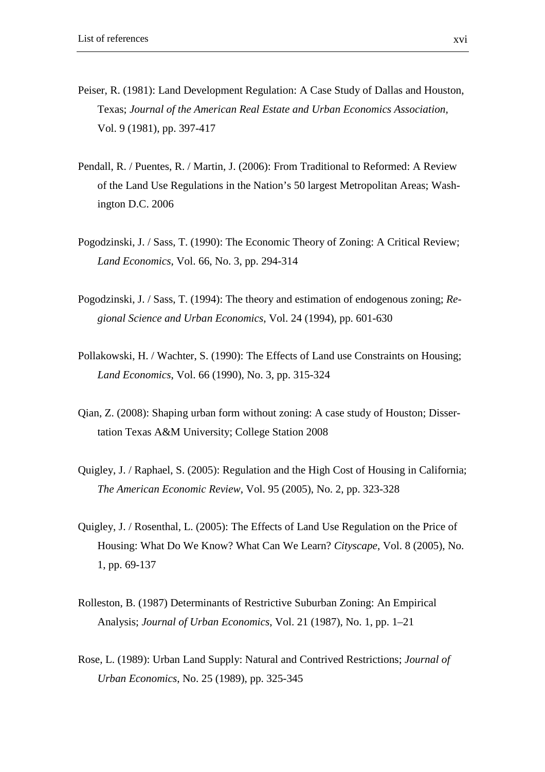Peiser, R. (1981): Land Development Regulation: A Case Study of Dallas and Houston, Texas; *Journal of the American Real Estate and Urban Economics Association*, Vol. 9 (1981), pp. 397-417

Pendall, R. / Puentes, R. / Martin, J. (2006): From Traditional to Reformed: A Review of the Land Use Regulations in the Nation's 50 largest Metropolitan Areas; Washington D.C. 2006

Pogodzinski, J. / Sass, T. (1990): The Economic Theory of Zoning: A Critical Review; *Land Economics*, Vol. 66, No. 3, pp. 294-314

Pogodzinski, J. / Sass, T. (1994): The theory and estimation of endogenous zoning; *Regional Science and Urban Economics*, Vol. 24 (1994), pp. 601-630

Pollakowski, H. / Wachter, S. (1990): The Effects of Land use Constraints on Housing; *Land Economics*, Vol. 66 (1990), No. 3, pp. 315-324

Qian, Z. (2008): Shaping urban form without zoning: A case study of Houston; Dissertation Texas A&M University; College Station 2008

Quigley, J. / Raphael, S. (2005): Regulation and the High Cost of Housing in California; *The American Economic Review*, Vol. 95 (2005), No. 2, pp. 323-328

Quigley, J. / Rosenthal, L. (2005): The Effects of Land Use Regulation on the Price of Housing: What Do We Know? What Can We Learn? *Cityscape*, Vol. 8 (2005), No. 1, pp. 69-137

Rolleston, B. (1987) Determinants of Restrictive Suburban Zoning: An Empirical Analysis; *Journal of Urban Economics*, Vol. 21 (1987), No. 1, pp. 1–21

Rose, L. (1989): Urban Land Supply: Natural and Contrived Restrictions; *Journal of Urban Economics*, No. 25 (1989), pp. 325-345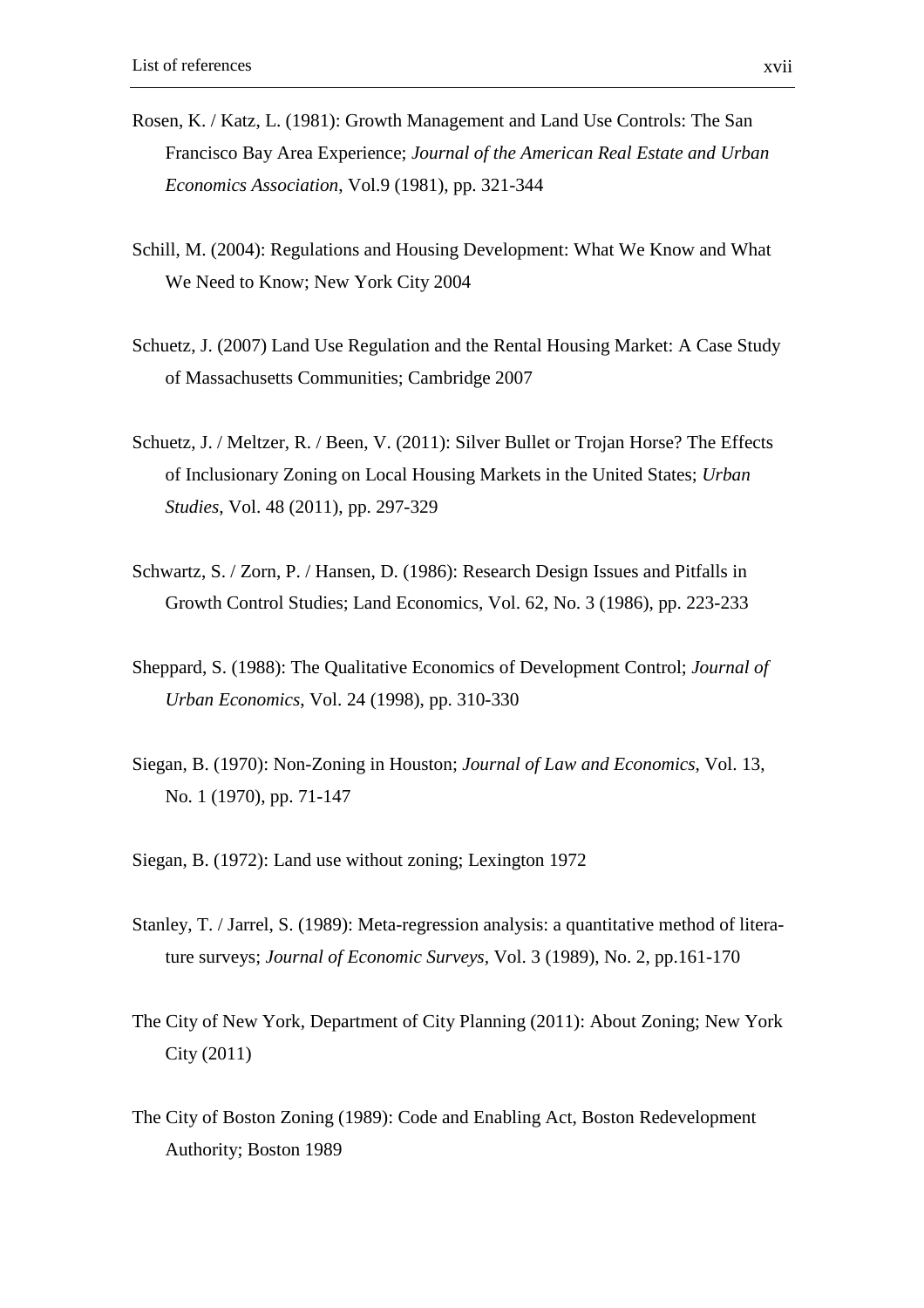Rosen, K. / Katz, L. (1981): Growth Management and Land Use Controls: The San Francisco Bay Area Experience; *Journal of the American Real Estate and Urban Economics Association*, Vol.9 (1981), pp. 321-344

Schill, M. (2004): Regulations and Housing Development: What We Know and What We Need to Know; New York City 2004

Schuetz, J. (2007) Land Use Regulation and the Rental Housing Market: A Case Study of Massachusetts Communities; Cambridge 2007

Schuetz, J. / Meltzer, R. / Been, V. (2011): Silver Bullet or Trojan Horse? The Effects of Inclusionary Zoning on Local Housing Markets in the United States; *Urban Studies*, Vol. 48 (2011), pp. 297-329

Schwartz, S. / Zorn, P. / Hansen, D. (1986): Research Design Issues and Pitfalls in Growth Control Studies; Land Economics, Vol. 62, No. 3 (1986), pp. 223-233

Sheppard, S. (1988): The Qualitative Economics of Development Control; *Journal of Urban Economics*, Vol. 24 (1998), pp. 310-330

Siegan, B. (1970): Non-Zoning in Houston; *Journal of Law and Economics*, Vol. 13, No. 1 (1970), pp. 71-147

Siegan, B. (1972): Land use without zoning; Lexington 1972

Stanley, T. / Jarrel, S. (1989): Meta-regression analysis: a quantitative method of literature surveys; *Journal of Economic Surveys*, Vol. 3 (1989), No. 2, pp.161-170

The City of New York, Department of City Planning (2011): About Zoning; New York City (2011)

The City of Boston Zoning (1989): Code and Enabling Act, Boston Redevelopment Authority; Boston 1989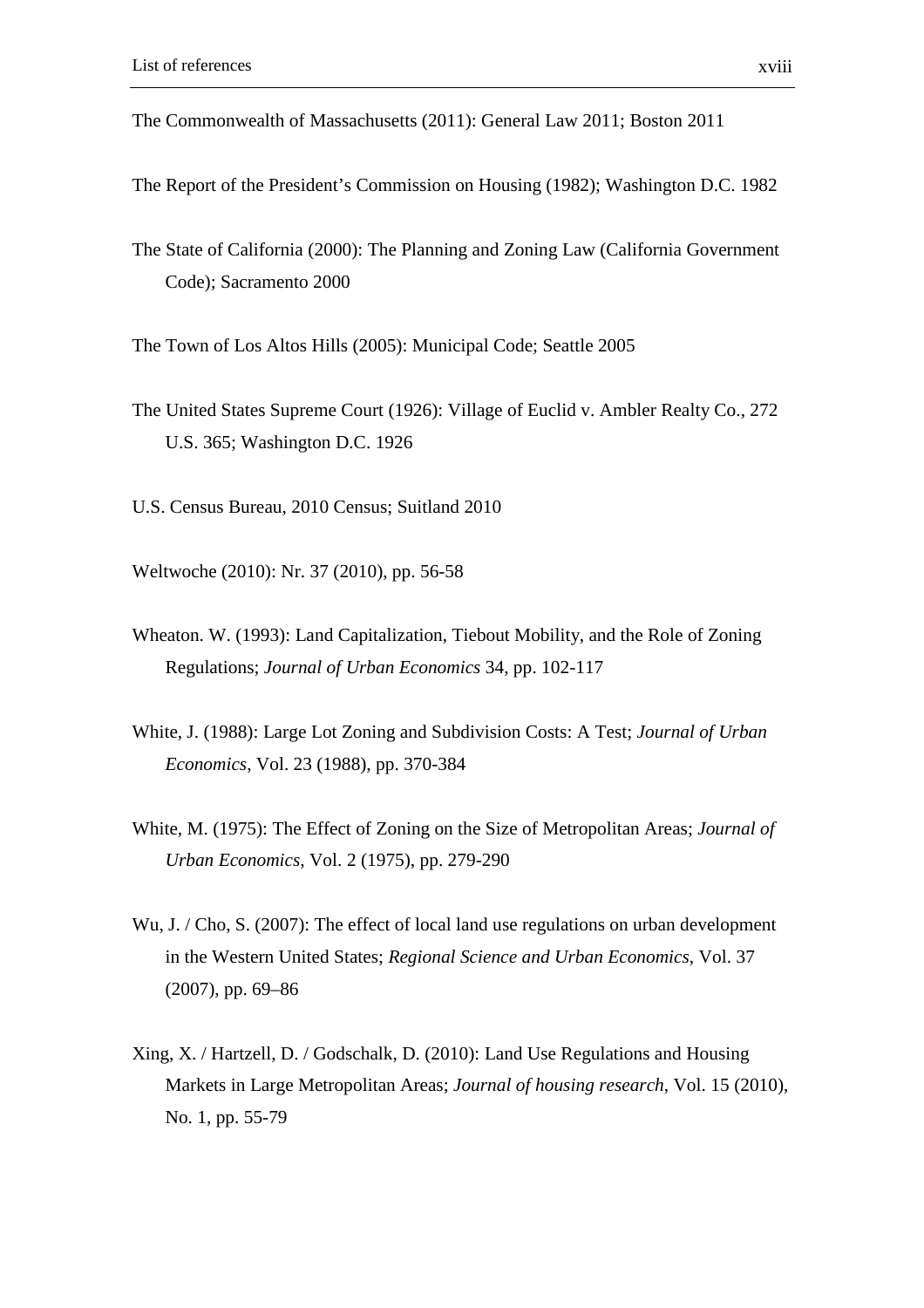The Commonwealth of Massachusetts (2011): General Law 2011; Boston 2011

The Report of the President's Commission on Housing (1982); Washington D.C. 1982

The State of California (2000): The Planning and Zoning Law (California Government Code); Sacramento 2000

The Town of Los Altos Hills (2005): Municipal Code; Seattle 2005

The United States Supreme Court (1926): Village of Euclid v. Ambler Realty Co., 272 U.S. 365; Washington D.C. 1926

U.S. Census Bureau, 2010 Census; Suitland 2010

Weltwoche (2010): Nr. 37 (2010), pp. 56-58

Wheaton. W. (1993): Land Capitalization, Tiebout Mobility, and the Role of Zoning Regulations; *Journal of Urban Economics* 34, pp. 102-117

White, J. (1988): Large Lot Zoning and Subdivision Costs: A Test; *Journal of Urban Economics*, Vol. 23 (1988), pp. 370-384

White, M. (1975): The Effect of Zoning on the Size of Metropolitan Areas; *Journal of Urban Economics*, Vol. 2 (1975), pp. 279-290

Wu, J. / Cho, S. (2007): The effect of local land use regulations on urban development in the Western United States; *Regional Science and Urban Economics*, Vol. 37 (2007), pp. 69–86

Xing, X. / Hartzell, D. / Godschalk, D. (2010): Land Use Regulations and Housing Markets in Large Metropolitan Areas; *Journal of housing research*, Vol. 15 (2010), No. 1, pp. 55-79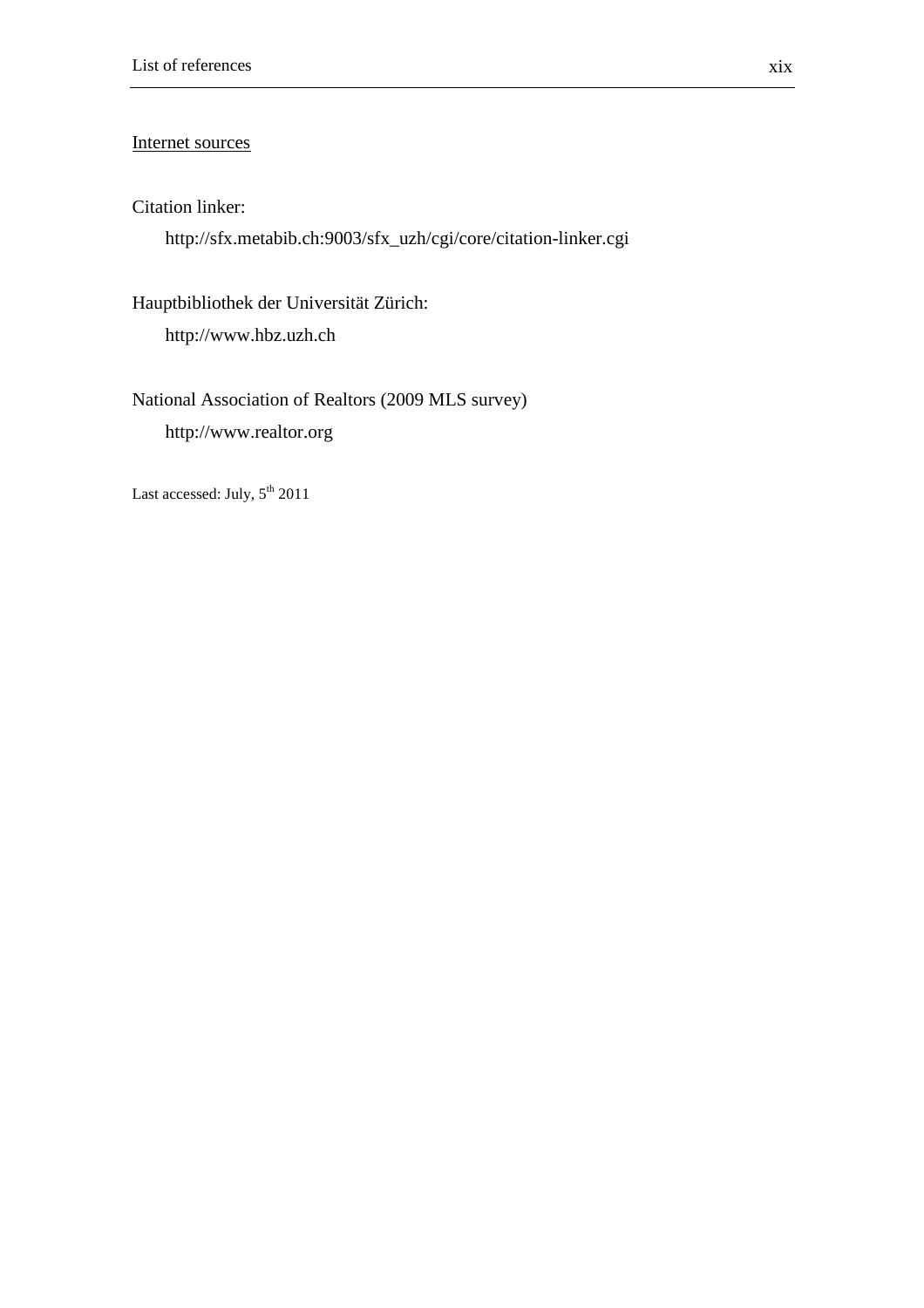Internet sources

Citation linker:

http://sfx.metabib.ch:9003/sfx_uzh/cgi/core/citation-linker.cgi

Hauptbibliothek der Universität Zürich:

http://www.hbz.uzh.ch

National Association of Realtors (2009 MLS survey)

http://www.realtor.org

Last accessed: July, 5th 2011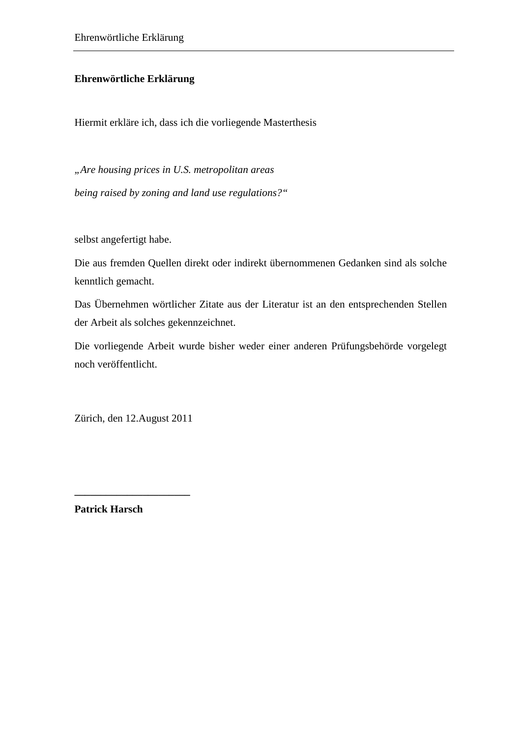**Ehrenwörtliche Erklärung**

Hiermit erkläre ich, dass ich die vorliegende Masterthesis

*„Are housing prices in U.S. metropolitan areas*

*being raised by zoning and land use regulations?“*

selbst angefertigt habe.

Die aus fremden Quellen direkt oder indirekt übernommenen Gedanken sind als solche kenntlich gemacht.

Das Übernehmen wörtlicher Zitate aus der Literatur ist an den entsprechenden Stellen der Arbeit als solches gekennzeichnet.

Die vorliegende Arbeit wurde bisher weder einer anderen Prüfungsbehörde vorgelegt noch veröffentlicht.

Zürich, den 12.August 2011

______________________

**Patrick Harsch**